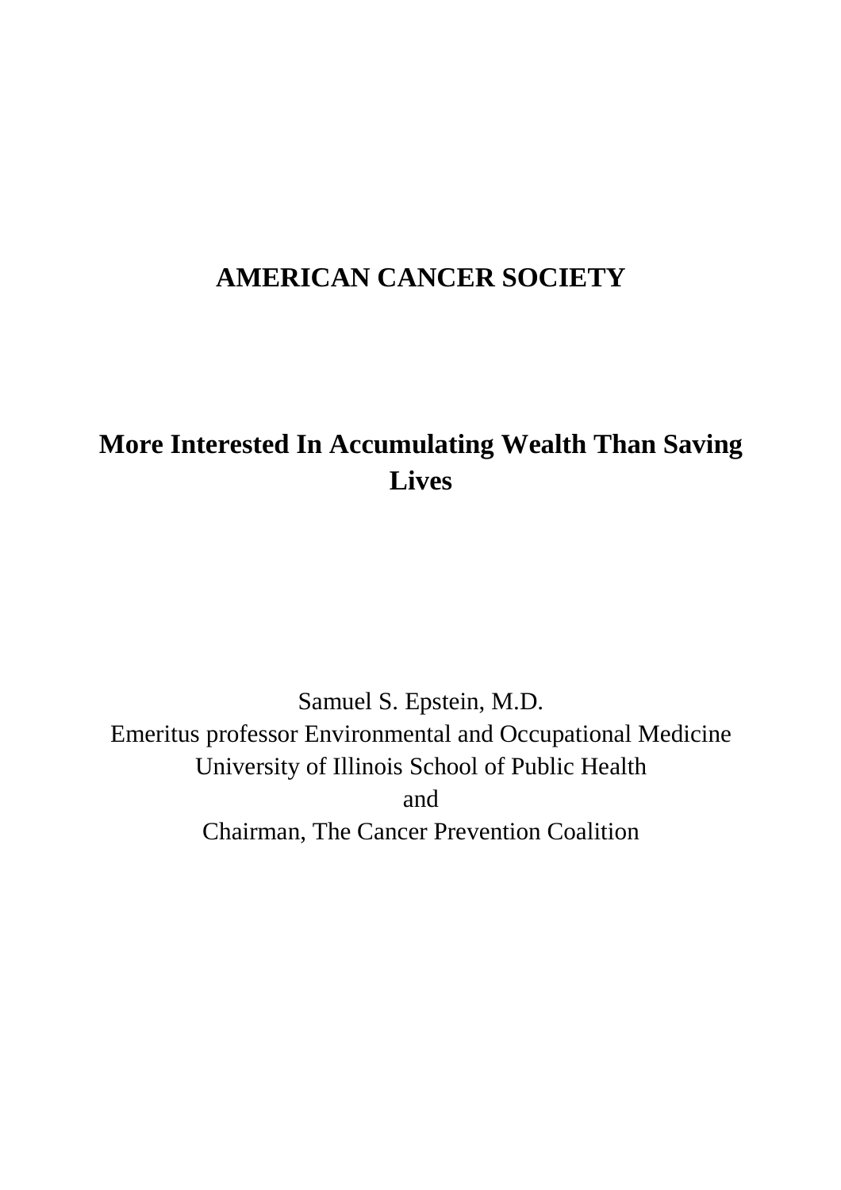# AMERICAN CANCER SOCIETY

## More Interested In Accumulating Wealth Than Saving Lives

Samuel S. Epstein, M.D.
Emeritus professor Environmental and Occupational Medicine
University of Illinois School of Public Health
and
Chairman, The Cancer Prevention Coalition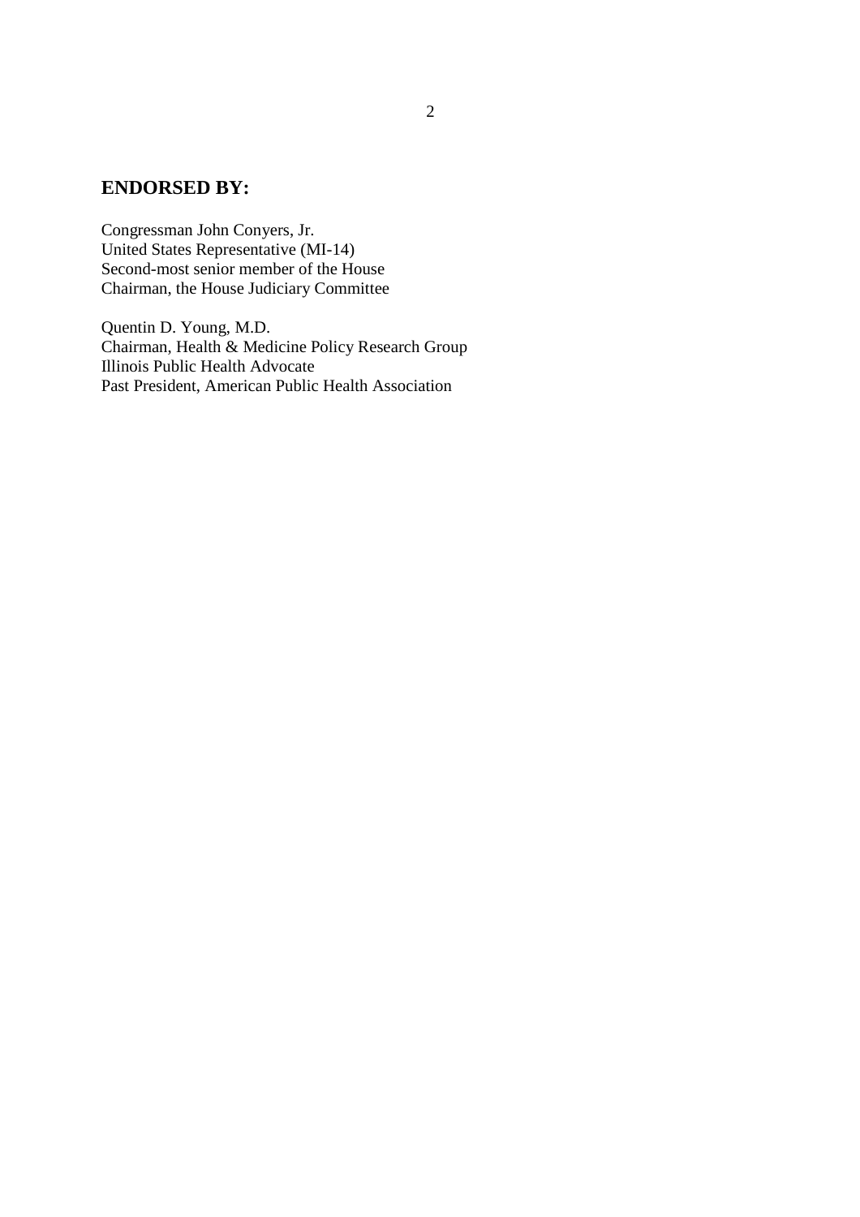## ENDORSED BY:

Congressman John Conyers, Jr.
United States Representative (MI-14)
Second-most senior member of the House
Chairman, the House Judiciary Committee

Quentin D. Young, M.D.
Chairman, Health & Medicine Policy Research Group
Illinois Public Health Advocate
Past President, American Public Health Association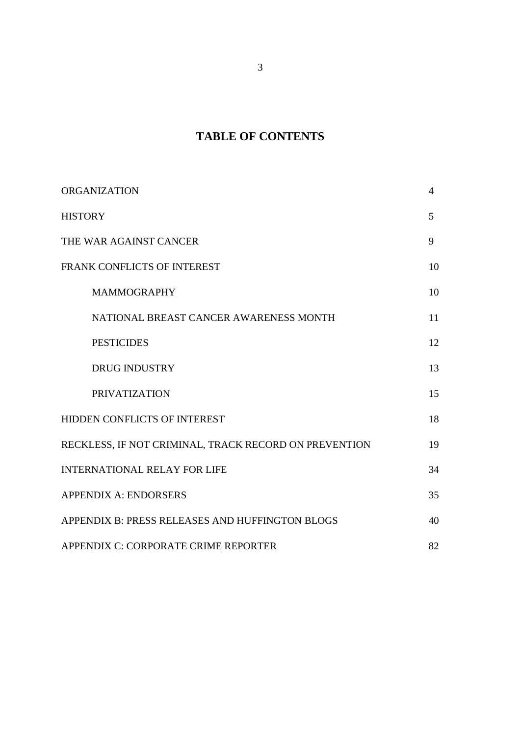# TABLE OF CONTENTS

| | |
|---|---|
| ORGANIZATION | 4 |
| HISTORY | 5 |
| THE WAR AGAINST CANCER | 9 |
| FRANK CONFLICTS OF INTEREST | 10 |
| &nbsp;&nbsp;&nbsp;&nbsp;MAMMOGRAPHY | 10 |
| &nbsp;&nbsp;&nbsp;&nbsp;NATIONAL BREAST CANCER AWARENESS MONTH | 11 |
| &nbsp;&nbsp;&nbsp;&nbsp;PESTICIDES | 12 |
| &nbsp;&nbsp;&nbsp;&nbsp;DRUG INDUSTRY | 13 |
| &nbsp;&nbsp;&nbsp;&nbsp;PRIVATIZATION | 15 |
| HIDDEN CONFLICTS OF INTEREST | 18 |
| RECKLESS, IF NOT CRIMINAL, TRACK RECORD ON PREVENTION | 19 |
| INTERNATIONAL RELAY FOR LIFE | 34 |
| APPENDIX A: ENDORSERS | 35 |
| APPENDIX B: PRESS RELEASES AND HUFFINGTON BLOGS | 40 |
| APPENDIX C: CORPORATE CRIME REPORTER | 82 |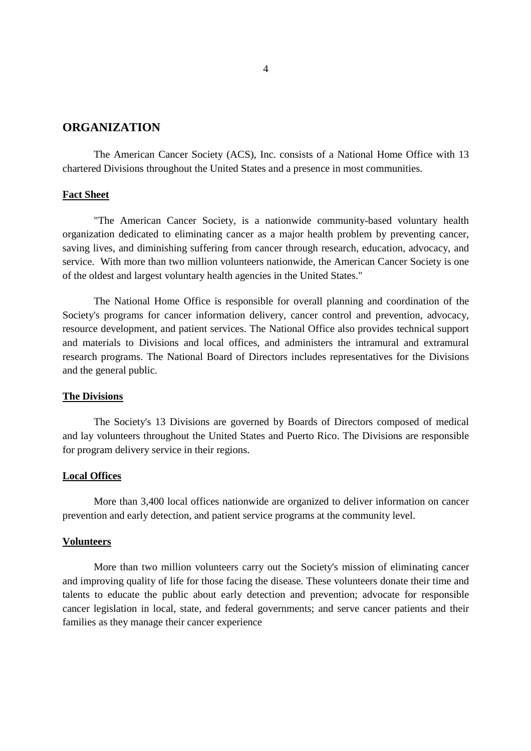## ORGANIZATION

The American Cancer Society (ACS), Inc. consists of a National Home Office with 13 chartered Divisions throughout the United States and a presence in most communities.

### Fact Sheet

"The American Cancer Society, is a nationwide community-based voluntary health organization dedicated to eliminating cancer as a major health problem by preventing cancer, saving lives, and diminishing suffering from cancer through research, education, advocacy, and service. With more than two million volunteers nationwide, the American Cancer Society is one of the oldest and largest voluntary health agencies in the United States."

The National Home Office is responsible for overall planning and coordination of the Society's programs for cancer information delivery, cancer control and prevention, advocacy, resource development, and patient services. The National Office also provides technical support and materials to Divisions and local offices, and administers the intramural and extramural research programs. The National Board of Directors includes representatives for the Divisions and the general public.

### The Divisions

The Society's 13 Divisions are governed by Boards of Directors composed of medical and lay volunteers throughout the United States and Puerto Rico. The Divisions are responsible for program delivery service in their regions.

### Local Offices

More than 3,400 local offices nationwide are organized to deliver information on cancer prevention and early detection, and patient service programs at the community level.

### Volunteers

More than two million volunteers carry out the Society's mission of eliminating cancer and improving quality of life for those facing the disease. These volunteers donate their time and talents to educate the public about early detection and prevention; advocate for responsible cancer legislation in local, state, and federal governments; and serve cancer patients and their families as they manage their cancer experience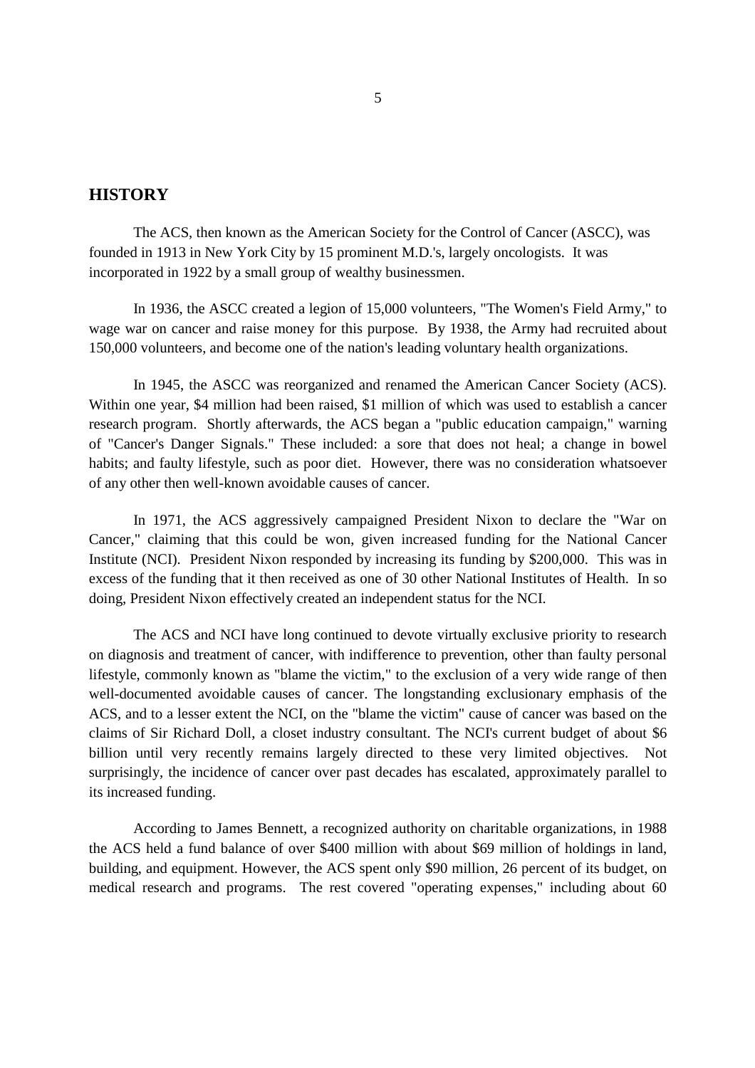## HISTORY

The ACS, then known as the American Society for the Control of Cancer (ASCC), was founded in 1913 in New York City by 15 prominent M.D.'s, largely oncologists. It was incorporated in 1922 by a small group of wealthy businessmen.

In 1936, the ASCC created a legion of 15,000 volunteers, "The Women's Field Army," to wage war on cancer and raise money for this purpose. By 1938, the Army had recruited about 150,000 volunteers, and become one of the nation's leading voluntary health organizations.

In 1945, the ASCC was reorganized and renamed the American Cancer Society (ACS). Within one year, $4 million had been raised, $1 million of which was used to establish a cancer research program. Shortly afterwards, the ACS began a "public education campaign," warning of "Cancer's Danger Signals." These included: a sore that does not heal; a change in bowel habits; and faulty lifestyle, such as poor diet. However, there was no consideration whatsoever of any other then well-known avoidable causes of cancer.

In 1971, the ACS aggressively campaigned President Nixon to declare the "War on Cancer," claiming that this could be won, given increased funding for the National Cancer Institute (NCI). President Nixon responded by increasing its funding by $200,000. This was in excess of the funding that it then received as one of 30 other National Institutes of Health. In so doing, President Nixon effectively created an independent status for the NCI.

The ACS and NCI have long continued to devote virtually exclusive priority to research on diagnosis and treatment of cancer, with indifference to prevention, other than faulty personal lifestyle, commonly known as "blame the victim," to the exclusion of a very wide range of then well-documented avoidable causes of cancer. The longstanding exclusionary emphasis of the ACS, and to a lesser extent the NCI, on the "blame the victim" cause of cancer was based on the claims of Sir Richard Doll, a closet industry consultant. The NCI's current budget of about $6 billion until very recently remains largely directed to these very limited objectives. Not surprisingly, the incidence of cancer over past decades has escalated, approximately parallel to its increased funding.

According to James Bennett, a recognized authority on charitable organizations, in 1988 the ACS held a fund balance of over $400 million with about $69 million of holdings in land, building, and equipment. However, the ACS spent only $90 million, 26 percent of its budget, on medical research and programs. The rest covered "operating expenses," including about 60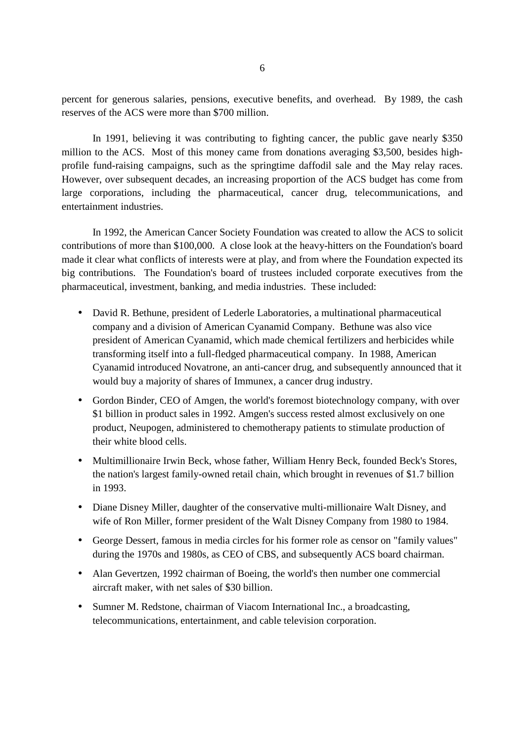percent for generous salaries, pensions, executive benefits, and overhead. By 1989, the cash reserves of the ACS were more than $700 million.

In 1991, believing it was contributing to fighting cancer, the public gave nearly $350 million to the ACS. Most of this money came from donations averaging $3,500, besides high-profile fund-raising campaigns, such as the springtime daffodil sale and the May relay races. However, over subsequent decades, an increasing proportion of the ACS budget has come from large corporations, including the pharmaceutical, cancer drug, telecommunications, and entertainment industries.

In 1992, the American Cancer Society Foundation was created to allow the ACS to solicit contributions of more than $100,000. A close look at the heavy-hitters on the Foundation's board made it clear what conflicts of interests were at play, and from where the Foundation expected its big contributions. The Foundation's board of trustees included corporate executives from the pharmaceutical, investment, banking, and media industries. These included:

- David R. Bethune, president of Lederle Laboratories, a multinational pharmaceutical company and a division of American Cyanamid Company. Bethune was also vice president of American Cyanamid, which made chemical fertilizers and herbicides while transforming itself into a full-fledged pharmaceutical company. In 1988, American Cyanamid introduced Novatrone, an anti-cancer drug, and subsequently announced that it would buy a majority of shares of Immunex, a cancer drug industry.
- Gordon Binder, CEO of Amgen, the world's foremost biotechnology company, with over $1 billion in product sales in 1992. Amgen's success rested almost exclusively on one product, Neupogen, administered to chemotherapy patients to stimulate production of their white blood cells.
- Multimillionaire Irwin Beck, whose father, William Henry Beck, founded Beck's Stores, the nation's largest family-owned retail chain, which brought in revenues of $1.7 billion in 1993.
- Diane Disney Miller, daughter of the conservative multi-millionaire Walt Disney, and wife of Ron Miller, former president of the Walt Disney Company from 1980 to 1984.
- George Dessert, famous in media circles for his former role as censor on "family values" during the 1970s and 1980s, as CEO of CBS, and subsequently ACS board chairman.
- Alan Gevertzen, 1992 chairman of Boeing, the world's then number one commercial aircraft maker, with net sales of $30 billion.
- Sumner M. Redstone, chairman of Viacom International Inc., a broadcasting, telecommunications, entertainment, and cable television corporation.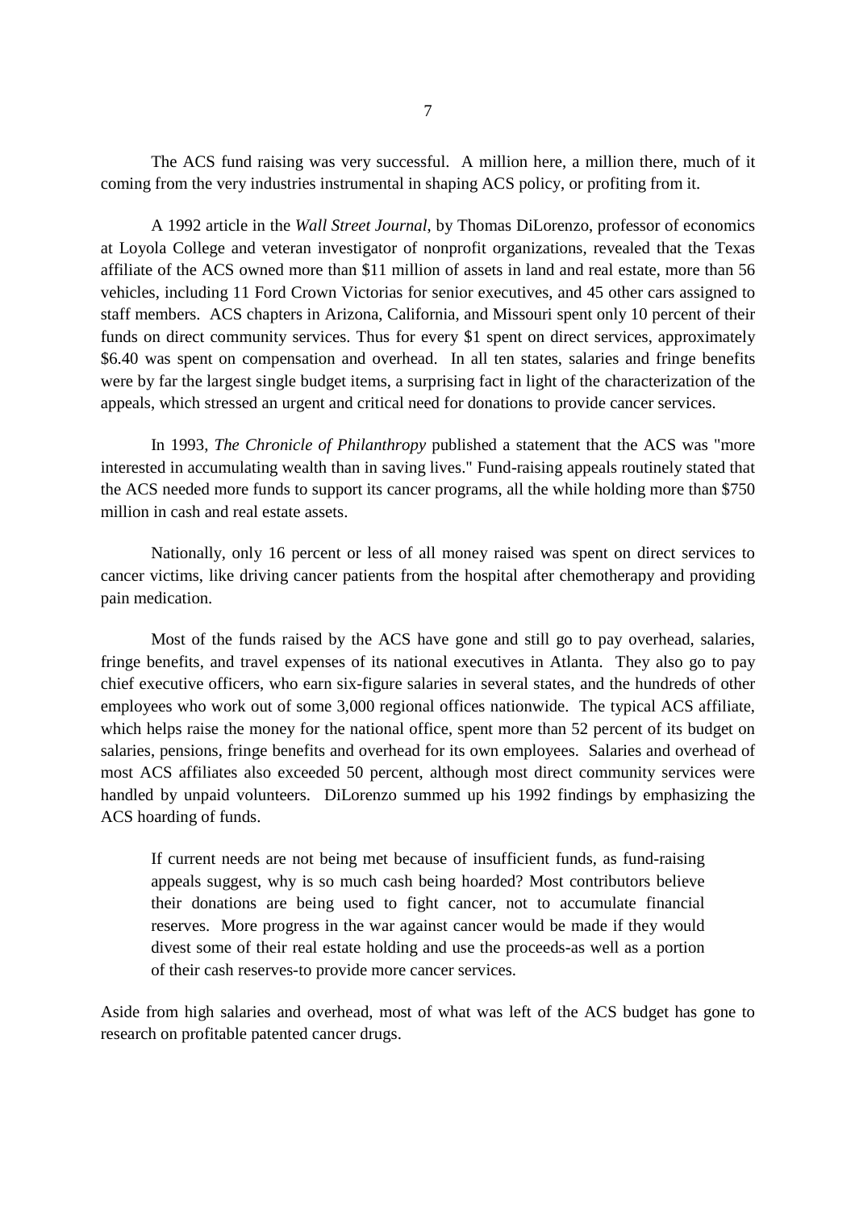The ACS fund raising was very successful. A million here, a million there, much of it coming from the very industries instrumental in shaping ACS policy, or profiting from it.

A 1992 article in the *Wall Street Journal*, by Thomas DiLorenzo, professor of economics at Loyola College and veteran investigator of nonprofit organizations, revealed that the Texas affiliate of the ACS owned more than $11 million of assets in land and real estate, more than 56 vehicles, including 11 Ford Crown Victorias for senior executives, and 45 other cars assigned to staff members. ACS chapters in Arizona, California, and Missouri spent only 10 percent of their funds on direct community services. Thus for every $1 spent on direct services, approximately $6.40 was spent on compensation and overhead. In all ten states, salaries and fringe benefits were by far the largest single budget items, a surprising fact in light of the characterization of the appeals, which stressed an urgent and critical need for donations to provide cancer services.

In 1993, *The Chronicle of Philanthropy* published a statement that the ACS was "more interested in accumulating wealth than in saving lives." Fund-raising appeals routinely stated that the ACS needed more funds to support its cancer programs, all the while holding more than $750 million in cash and real estate assets.

Nationally, only 16 percent or less of all money raised was spent on direct services to cancer victims, like driving cancer patients from the hospital after chemotherapy and providing pain medication.

Most of the funds raised by the ACS have gone and still go to pay overhead, salaries, fringe benefits, and travel expenses of its national executives in Atlanta. They also go to pay chief executive officers, who earn six-figure salaries in several states, and the hundreds of other employees who work out of some 3,000 regional offices nationwide. The typical ACS affiliate, which helps raise the money for the national office, spent more than 52 percent of its budget on salaries, pensions, fringe benefits and overhead for its own employees. Salaries and overhead of most ACS affiliates also exceeded 50 percent, although most direct community services were handled by unpaid volunteers. DiLorenzo summed up his 1992 findings by emphasizing the ACS hoarding of funds.

> If current needs are not being met because of insufficient funds, as fund-raising appeals suggest, why is so much cash being hoarded? Most contributors believe their donations are being used to fight cancer, not to accumulate financial reserves. More progress in the war against cancer would be made if they would divest some of their real estate holding and use the proceeds-as well as a portion of their cash reserves-to provide more cancer services.

Aside from high salaries and overhead, most of what was left of the ACS budget has gone to research on profitable patented cancer drugs.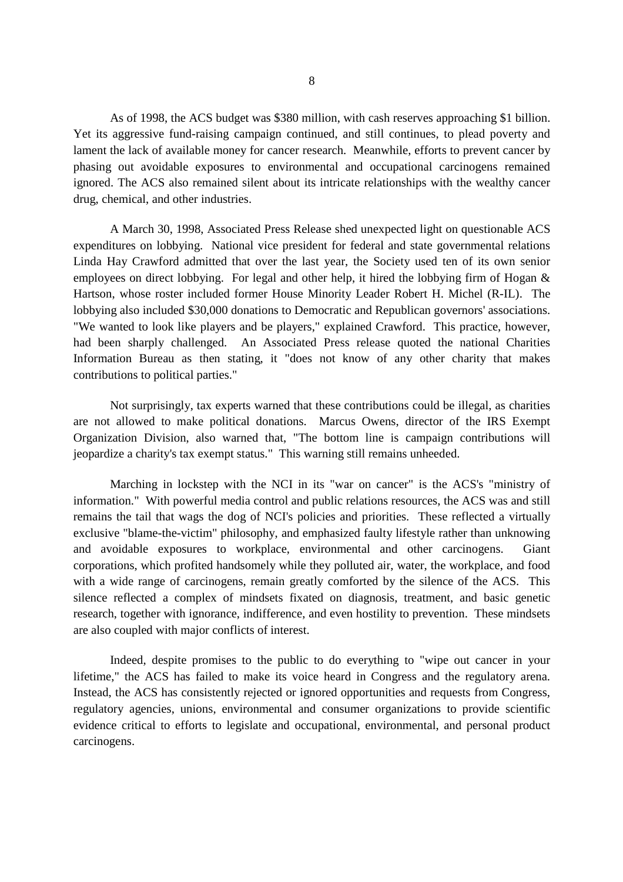As of 1998, the ACS budget was $380 million, with cash reserves approaching $1 billion. Yet its aggressive fund-raising campaign continued, and still continues, to plead poverty and lament the lack of available money for cancer research. Meanwhile, efforts to prevent cancer by phasing out avoidable exposures to environmental and occupational carcinogens remained ignored. The ACS also remained silent about its intricate relationships with the wealthy cancer drug, chemical, and other industries.

A March 30, 1998, Associated Press Release shed unexpected light on questionable ACS expenditures on lobbying. National vice president for federal and state governmental relations Linda Hay Crawford admitted that over the last year, the Society used ten of its own senior employees on direct lobbying. For legal and other help, it hired the lobbying firm of Hogan & Hartson, whose roster included former House Minority Leader Robert H. Michel (R-IL). The lobbying also included $30,000 donations to Democratic and Republican governors' associations. "We wanted to look like players and be players," explained Crawford. This practice, however, had been sharply challenged. An Associated Press release quoted the national Charities Information Bureau as then stating, it "does not know of any other charity that makes contributions to political parties."

Not surprisingly, tax experts warned that these contributions could be illegal, as charities are not allowed to make political donations. Marcus Owens, director of the IRS Exempt Organization Division, also warned that, "The bottom line is campaign contributions will jeopardize a charity's tax exempt status." This warning still remains unheeded.

Marching in lockstep with the NCI in its "war on cancer" is the ACS's "ministry of information." With powerful media control and public relations resources, the ACS was and still remains the tail that wags the dog of NCI's policies and priorities. These reflected a virtually exclusive "blame-the-victim" philosophy, and emphasized faulty lifestyle rather than unknowing and avoidable exposures to workplace, environmental and other carcinogens. Giant corporations, which profited handsomely while they polluted air, water, the workplace, and food with a wide range of carcinogens, remain greatly comforted by the silence of the ACS. This silence reflected a complex of mindsets fixated on diagnosis, treatment, and basic genetic research, together with ignorance, indifference, and even hostility to prevention. These mindsets are also coupled with major conflicts of interest.

Indeed, despite promises to the public to do everything to "wipe out cancer in your lifetime," the ACS has failed to make its voice heard in Congress and the regulatory arena. Instead, the ACS has consistently rejected or ignored opportunities and requests from Congress, regulatory agencies, unions, environmental and consumer organizations to provide scientific evidence critical to efforts to legislate and occupational, environmental, and personal product carcinogens.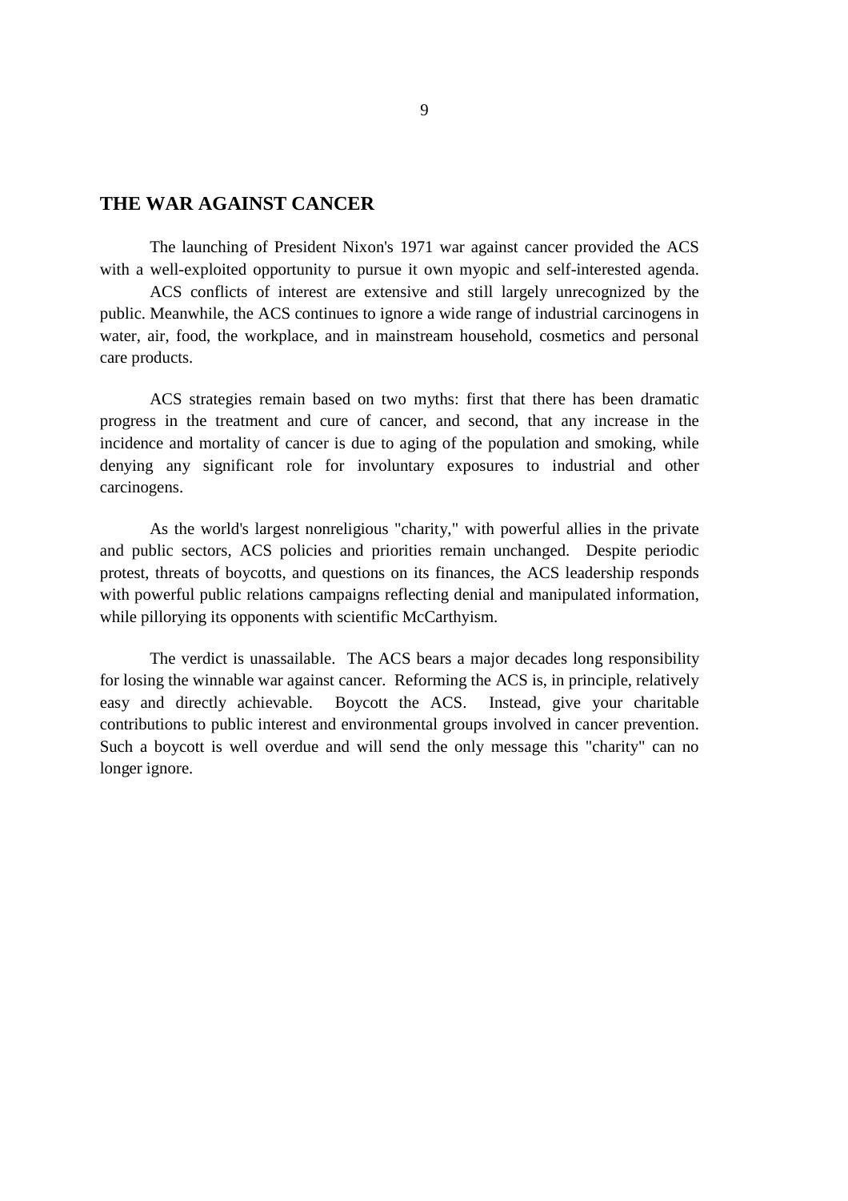## THE WAR AGAINST CANCER

The launching of President Nixon's 1971 war against cancer provided the ACS with a well-exploited opportunity to pursue it own myopic and self-interested agenda.

ACS conflicts of interest are extensive and still largely unrecognized by the public. Meanwhile, the ACS continues to ignore a wide range of industrial carcinogens in water, air, food, the workplace, and in mainstream household, cosmetics and personal care products.

ACS strategies remain based on two myths: first that there has been dramatic progress in the treatment and cure of cancer, and second, that any increase in the incidence and mortality of cancer is due to aging of the population and smoking, while denying any significant role for involuntary exposures to industrial and other carcinogens.

As the world's largest nonreligious "charity," with powerful allies in the private and public sectors, ACS policies and priorities remain unchanged. Despite periodic protest, threats of boycotts, and questions on its finances, the ACS leadership responds with powerful public relations campaigns reflecting denial and manipulated information, while pillorying its opponents with scientific McCarthyism.

The verdict is unassailable. The ACS bears a major decades long responsibility for losing the winnable war against cancer. Reforming the ACS is, in principle, relatively easy and directly achievable. Boycott the ACS. Instead, give your charitable contributions to public interest and environmental groups involved in cancer prevention. Such a boycott is well overdue and will send the only message this "charity" can no longer ignore.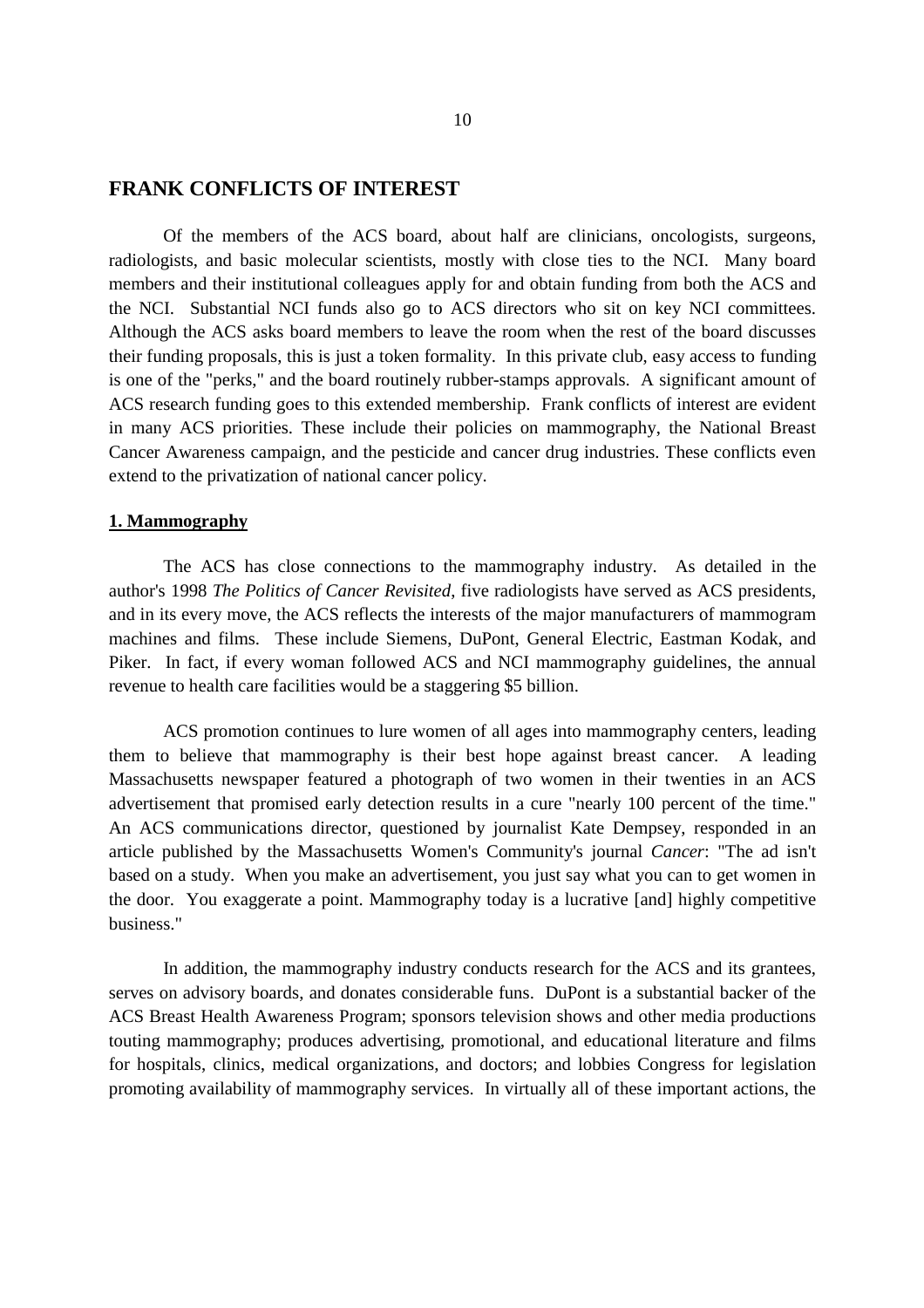## FRANK CONFLICTS OF INTEREST

Of the members of the ACS board, about half are clinicians, oncologists, surgeons, radiologists, and basic molecular scientists, mostly with close ties to the NCI. Many board members and their institutional colleagues apply for and obtain funding from both the ACS and the NCI. Substantial NCI funds also go to ACS directors who sit on key NCI committees. Although the ACS asks board members to leave the room when the rest of the board discusses their funding proposals, this is just a token formality. In this private club, easy access to funding is one of the "perks," and the board routinely rubber-stamps approvals. A significant amount of ACS research funding goes to this extended membership. Frank conflicts of interest are evident in many ACS priorities. These include their policies on mammography, the National Breast Cancer Awareness campaign, and the pesticide and cancer drug industries. These conflicts even extend to the privatization of national cancer policy.

### 1. Mammography

The ACS has close connections to the mammography industry. As detailed in the author's 1998 *The Politics of Cancer Revisited*, five radiologists have served as ACS presidents, and in its every move, the ACS reflects the interests of the major manufacturers of mammogram machines and films. These include Siemens, DuPont, General Electric, Eastman Kodak, and Piker. In fact, if every woman followed ACS and NCI mammography guidelines, the annual revenue to health care facilities would be a staggering $5 billion.

ACS promotion continues to lure women of all ages into mammography centers, leading them to believe that mammography is their best hope against breast cancer. A leading Massachusetts newspaper featured a photograph of two women in their twenties in an ACS advertisement that promised early detection results in a cure "nearly 100 percent of the time." An ACS communications director, questioned by journalist Kate Dempsey, responded in an article published by the Massachusetts Women's Community's journal *Cancer*: "The ad isn't based on a study. When you make an advertisement, you just say what you can to get women in the door. You exaggerate a point. Mammography today is a lucrative [and] highly competitive business."

In addition, the mammography industry conducts research for the ACS and its grantees, serves on advisory boards, and donates considerable funs. DuPont is a substantial backer of the ACS Breast Health Awareness Program; sponsors television shows and other media productions touting mammography; produces advertising, promotional, and educational literature and films for hospitals, clinics, medical organizations, and doctors; and lobbies Congress for legislation promoting availability of mammography services. In virtually all of these important actions, the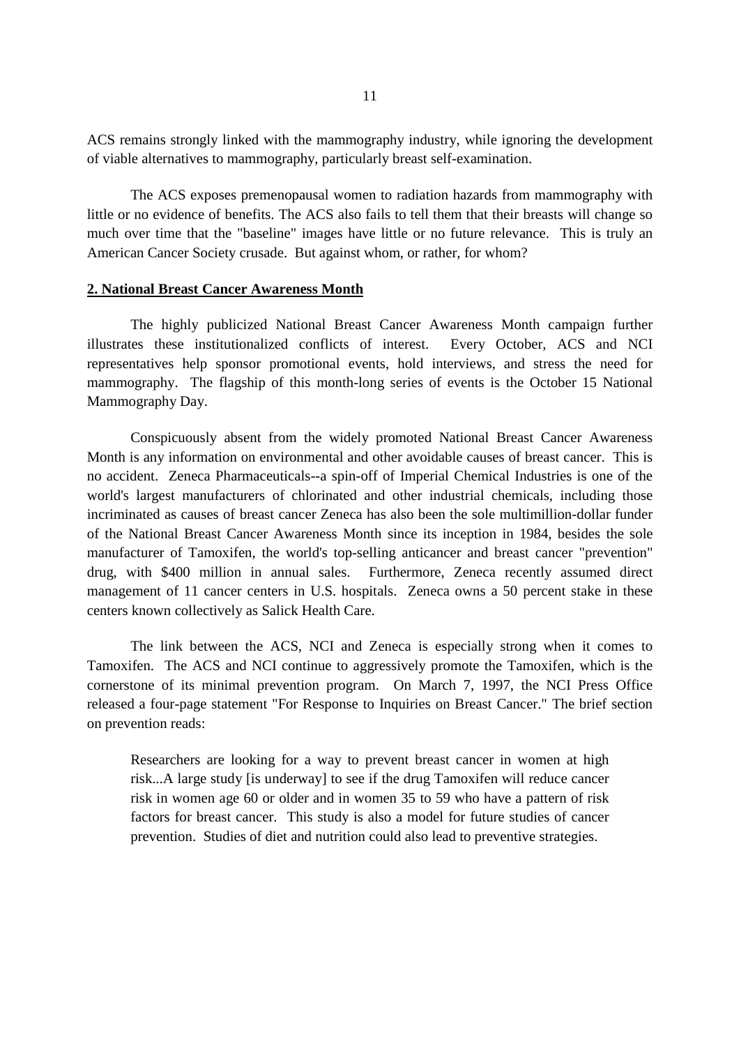ACS remains strongly linked with the mammography industry, while ignoring the development of viable alternatives to mammography, particularly breast self-examination.

The ACS exposes premenopausal women to radiation hazards from mammography with little or no evidence of benefits. The ACS also fails to tell them that their breasts will change so much over time that the "baseline" images have little or no future relevance. This is truly an American Cancer Society crusade. But against whom, or rather, for whom?

## 2. National Breast Cancer Awareness Month

The highly publicized National Breast Cancer Awareness Month campaign further illustrates these institutionalized conflicts of interest. Every October, ACS and NCI representatives help sponsor promotional events, hold interviews, and stress the need for mammography. The flagship of this month-long series of events is the October 15 National Mammography Day.

Conspicuously absent from the widely promoted National Breast Cancer Awareness Month is any information on environmental and other avoidable causes of breast cancer. This is no accident. Zeneca Pharmaceuticals--a spin-off of Imperial Chemical Industries is one of the world's largest manufacturers of chlorinated and other industrial chemicals, including those incriminated as causes of breast cancer Zeneca has also been the sole multimillion-dollar funder of the National Breast Cancer Awareness Month since its inception in 1984, besides the sole manufacturer of Tamoxifen, the world's top-selling anticancer and breast cancer "prevention" drug, with $400 million in annual sales. Furthermore, Zeneca recently assumed direct management of 11 cancer centers in U.S. hospitals. Zeneca owns a 50 percent stake in these centers known collectively as Salick Health Care.

The link between the ACS, NCI and Zeneca is especially strong when it comes to Tamoxifen. The ACS and NCI continue to aggressively promote the Tamoxifen, which is the cornerstone of its minimal prevention program. On March 7, 1997, the NCI Press Office released a four-page statement "For Response to Inquiries on Breast Cancer." The brief section on prevention reads:

> Researchers are looking for a way to prevent breast cancer in women at high risk...A large study [is underway] to see if the drug Tamoxifen will reduce cancer risk in women age 60 or older and in women 35 to 59 who have a pattern of risk factors for breast cancer. This study is also a model for future studies of cancer prevention. Studies of diet and nutrition could also lead to preventive strategies.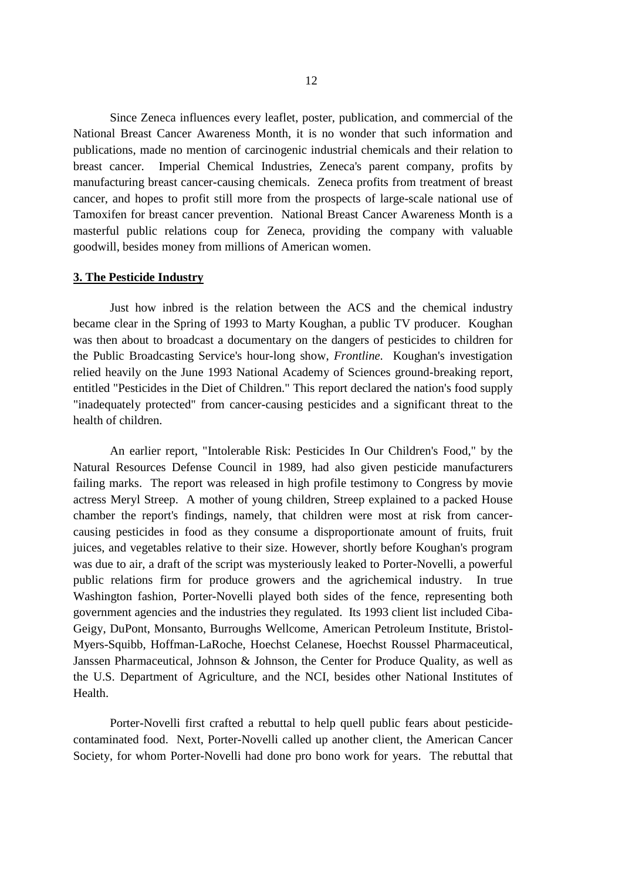Since Zeneca influences every leaflet, poster, publication, and commercial of the National Breast Cancer Awareness Month, it is no wonder that such information and publications, made no mention of carcinogenic industrial chemicals and their relation to breast cancer. Imperial Chemical Industries, Zeneca's parent company, profits by manufacturing breast cancer-causing chemicals. Zeneca profits from treatment of breast cancer, and hopes to profit still more from the prospects of large-scale national use of Tamoxifen for breast cancer prevention. National Breast Cancer Awareness Month is a masterful public relations coup for Zeneca, providing the company with valuable goodwill, besides money from millions of American women.

**3. The Pesticide Industry**

Just how inbred is the relation between the ACS and the chemical industry became clear in the Spring of 1993 to Marty Koughan, a public TV producer. Koughan was then about to broadcast a documentary on the dangers of pesticides to children for the Public Broadcasting Service's hour-long show, *Frontline*. Koughan's investigation relied heavily on the June 1993 National Academy of Sciences ground-breaking report, entitled "Pesticides in the Diet of Children." This report declared the nation's food supply "inadequately protected" from cancer-causing pesticides and a significant threat to the health of children.

An earlier report, "Intolerable Risk: Pesticides In Our Children's Food," by the Natural Resources Defense Council in 1989, had also given pesticide manufacturers failing marks. The report was released in high profile testimony to Congress by movie actress Meryl Streep. A mother of young children, Streep explained to a packed House chamber the report's findings, namely, that children were most at risk from cancer-causing pesticides in food as they consume a disproportionate amount of fruits, fruit juices, and vegetables relative to their size. However, shortly before Koughan's program was due to air, a draft of the script was mysteriously leaked to Porter-Novelli, a powerful public relations firm for produce growers and the agrichemical industry. In true Washington fashion, Porter-Novelli played both sides of the fence, representing both government agencies and the industries they regulated. Its 1993 client list included Ciba-Geigy, DuPont, Monsanto, Burroughs Wellcome, American Petroleum Institute, Bristol-Myers-Squibb, Hoffman-LaRoche, Hoechst Celanese, Hoechst Roussel Pharmaceutical, Janssen Pharmaceutical, Johnson & Johnson, the Center for Produce Quality, as well as the U.S. Department of Agriculture, and the NCI, besides other National Institutes of Health.

Porter-Novelli first crafted a rebuttal to help quell public fears about pesticide-contaminated food. Next, Porter-Novelli called up another client, the American Cancer Society, for whom Porter-Novelli had done pro bono work for years. The rebuttal that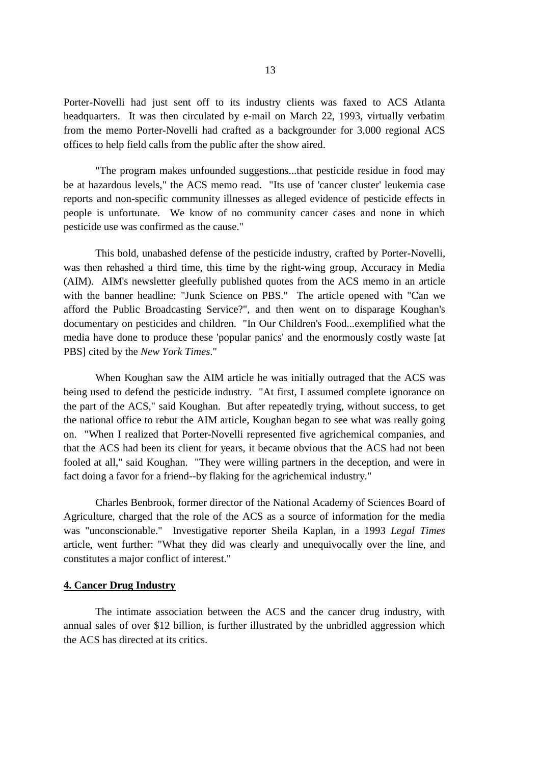Porter-Novelli had just sent off to its industry clients was faxed to ACS Atlanta headquarters. It was then circulated by e-mail on March 22, 1993, virtually verbatim from the memo Porter-Novelli had crafted as a backgrounder for 3,000 regional ACS offices to help field calls from the public after the show aired.

"The program makes unfounded suggestions...that pesticide residue in food may be at hazardous levels," the ACS memo read. "Its use of 'cancer cluster' leukemia case reports and non-specific community illnesses as alleged evidence of pesticide effects in people is unfortunate. We know of no community cancer cases and none in which pesticide use was confirmed as the cause."

This bold, unabashed defense of the pesticide industry, crafted by Porter-Novelli, was then rehashed a third time, this time by the right-wing group, Accuracy in Media (AIM). AIM's newsletter gleefully published quotes from the ACS memo in an article with the banner headline: "Junk Science on PBS." The article opened with "Can we afford the Public Broadcasting Service?", and then went on to disparage Koughan's documentary on pesticides and children. "In Our Children's Food...exemplified what the media have done to produce these 'popular panics' and the enormously costly waste [at PBS] cited by the *New York Times*."

When Koughan saw the AIM article he was initially outraged that the ACS was being used to defend the pesticide industry. "At first, I assumed complete ignorance on the part of the ACS," said Koughan. But after repeatedly trying, without success, to get the national office to rebut the AIM article, Koughan began to see what was really going on. "When I realized that Porter-Novelli represented five agrichemical companies, and that the ACS had been its client for years, it became obvious that the ACS had not been fooled at all," said Koughan. "They were willing partners in the deception, and were in fact doing a favor for a friend--by flaking for the agrichemical industry."

Charles Benbrook, former director of the National Academy of Sciences Board of Agriculture, charged that the role of the ACS as a source of information for the media was "unconscionable." Investigative reporter Sheila Kaplan, in a 1993 *Legal Times* article, went further: "What they did was clearly and unequivocally over the line, and constitutes a major conflict of interest."

## 4. Cancer Drug Industry

The intimate association between the ACS and the cancer drug industry, with annual sales of over $12 billion, is further illustrated by the unbridled aggression which the ACS has directed at its critics.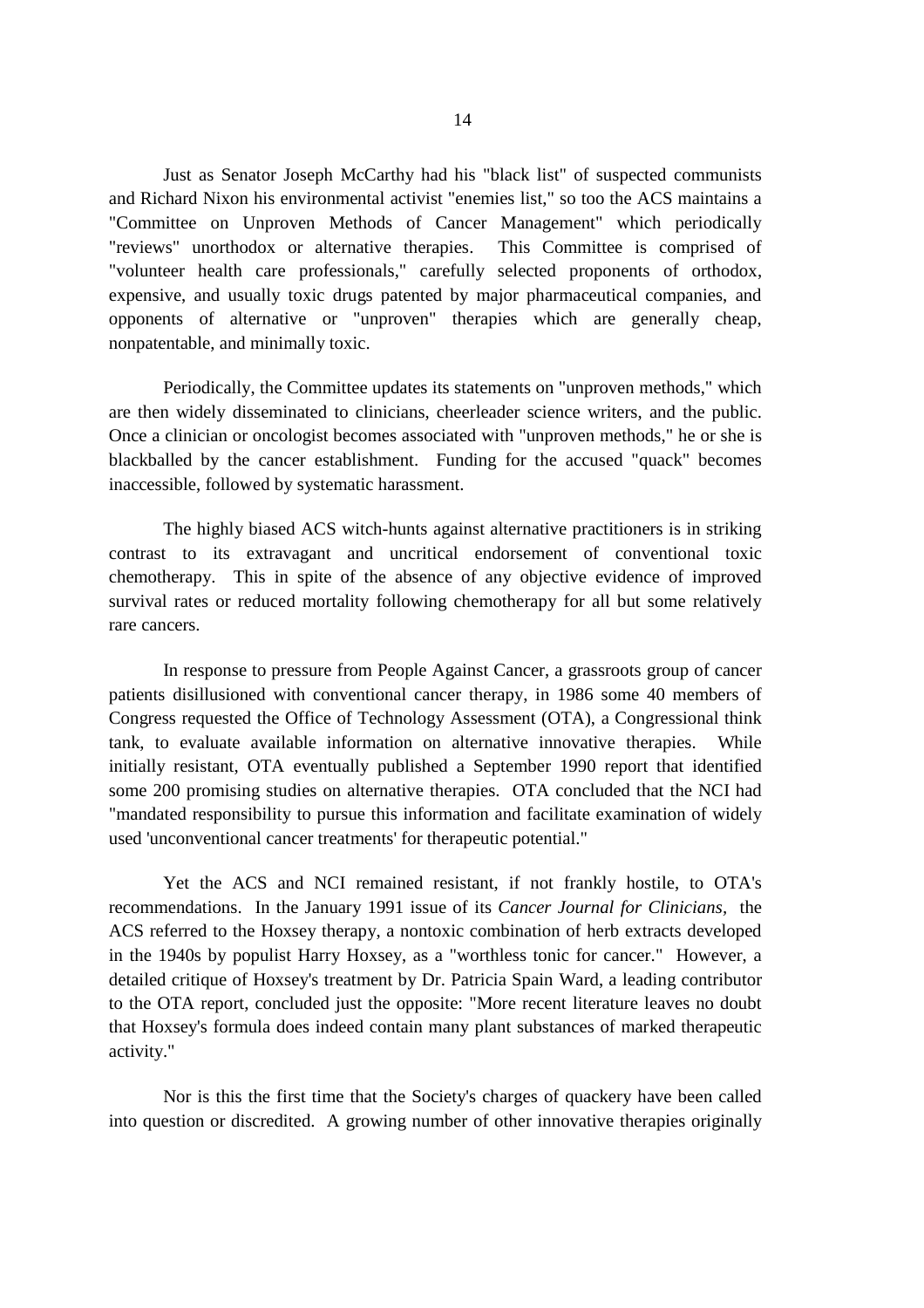Just as Senator Joseph McCarthy had his "black list" of suspected communists and Richard Nixon his environmental activist "enemies list," so too the ACS maintains a "Committee on Unproven Methods of Cancer Management" which periodically "reviews" unorthodox or alternative therapies. This Committee is comprised of "volunteer health care professionals," carefully selected proponents of orthodox, expensive, and usually toxic drugs patented by major pharmaceutical companies, and opponents of alternative or "unproven" therapies which are generally cheap, nonpatentable, and minimally toxic.

Periodically, the Committee updates its statements on "unproven methods," which are then widely disseminated to clinicians, cheerleader science writers, and the public. Once a clinician or oncologist becomes associated with "unproven methods," he or she is blackballed by the cancer establishment. Funding for the accused "quack" becomes inaccessible, followed by systematic harassment.

The highly biased ACS witch-hunts against alternative practitioners is in striking contrast to its extravagant and uncritical endorsement of conventional toxic chemotherapy. This in spite of the absence of any objective evidence of improved survival rates or reduced mortality following chemotherapy for all but some relatively rare cancers.

In response to pressure from People Against Cancer, a grassroots group of cancer patients disillusioned with conventional cancer therapy, in 1986 some 40 members of Congress requested the Office of Technology Assessment (OTA), a Congressional think tank, to evaluate available information on alternative innovative therapies. While initially resistant, OTA eventually published a September 1990 report that identified some 200 promising studies on alternative therapies. OTA concluded that the NCI had "mandated responsibility to pursue this information and facilitate examination of widely used 'unconventional cancer treatments' for therapeutic potential."

Yet the ACS and NCI remained resistant, if not frankly hostile, to OTA's recommendations. In the January 1991 issue of its *Cancer Journal for Clinicians*, the ACS referred to the Hoxsey therapy, a nontoxic combination of herb extracts developed in the 1940s by populist Harry Hoxsey, as a "worthless tonic for cancer." However, a detailed critique of Hoxsey's treatment by Dr. Patricia Spain Ward, a leading contributor to the OTA report, concluded just the opposite: "More recent literature leaves no doubt that Hoxsey's formula does indeed contain many plant substances of marked therapeutic activity."

Nor is this the first time that the Society's charges of quackery have been called into question or discredited. A growing number of other innovative therapies originally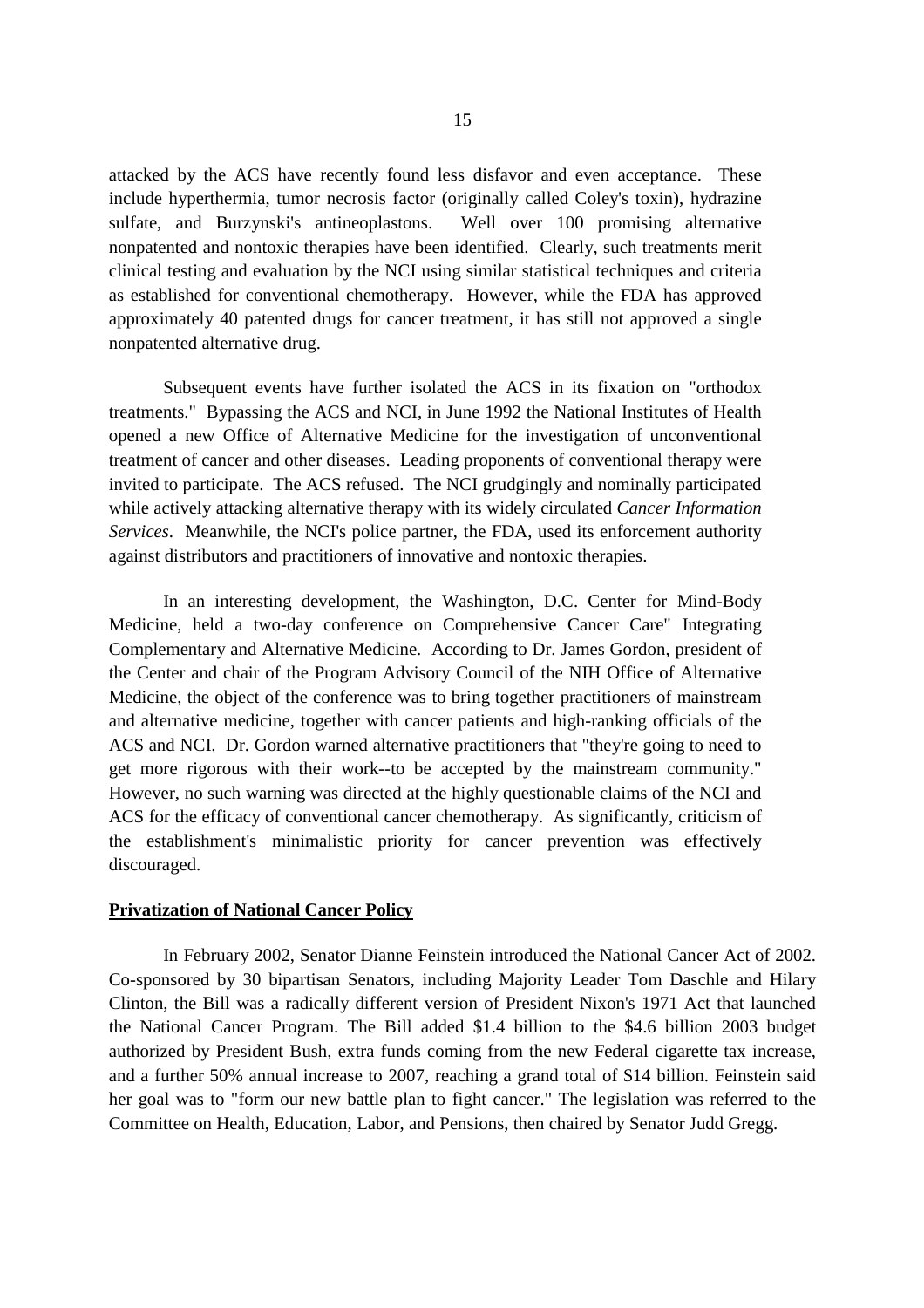attacked by the ACS have recently found less disfavor and even acceptance. These include hyperthermia, tumor necrosis factor (originally called Coley's toxin), hydrazine sulfate, and Burzynski's antineoplastons. Well over 100 promising alternative nonpatented and nontoxic therapies have been identified. Clearly, such treatments merit clinical testing and evaluation by the NCI using similar statistical techniques and criteria as established for conventional chemotherapy. However, while the FDA has approved approximately 40 patented drugs for cancer treatment, it has still not approved a single nonpatented alternative drug.

Subsequent events have further isolated the ACS in its fixation on "orthodox treatments." Bypassing the ACS and NCI, in June 1992 the National Institutes of Health opened a new Office of Alternative Medicine for the investigation of unconventional treatment of cancer and other diseases. Leading proponents of conventional therapy were invited to participate. The ACS refused. The NCI grudgingly and nominally participated while actively attacking alternative therapy with its widely circulated *Cancer Information Services*. Meanwhile, the NCI's police partner, the FDA, used its enforcement authority against distributors and practitioners of innovative and nontoxic therapies.

In an interesting development, the Washington, D.C. Center for Mind-Body Medicine, held a two-day conference on Comprehensive Cancer Care" Integrating Complementary and Alternative Medicine. According to Dr. James Gordon, president of the Center and chair of the Program Advisory Council of the NIH Office of Alternative Medicine, the object of the conference was to bring together practitioners of mainstream and alternative medicine, together with cancer patients and high-ranking officials of the ACS and NCI. Dr. Gordon warned alternative practitioners that "they're going to need to get more rigorous with their work--to be accepted by the mainstream community." However, no such warning was directed at the highly questionable claims of the NCI and ACS for the efficacy of conventional cancer chemotherapy. As significantly, criticism of the establishment's minimalistic priority for cancer prevention was effectively discouraged.

## Privatization of National Cancer Policy

In February 2002, Senator Dianne Feinstein introduced the National Cancer Act of 2002. Co-sponsored by 30 bipartisan Senators, including Majority Leader Tom Daschle and Hilary Clinton, the Bill was a radically different version of President Nixon's 1971 Act that launched the National Cancer Program. The Bill added $1.4 billion to the $4.6 billion 2003 budget authorized by President Bush, extra funds coming from the new Federal cigarette tax increase, and a further 50% annual increase to 2007, reaching a grand total of $14 billion. Feinstein said her goal was to "form our new battle plan to fight cancer." The legislation was referred to the Committee on Health, Education, Labor, and Pensions, then chaired by Senator Judd Gregg.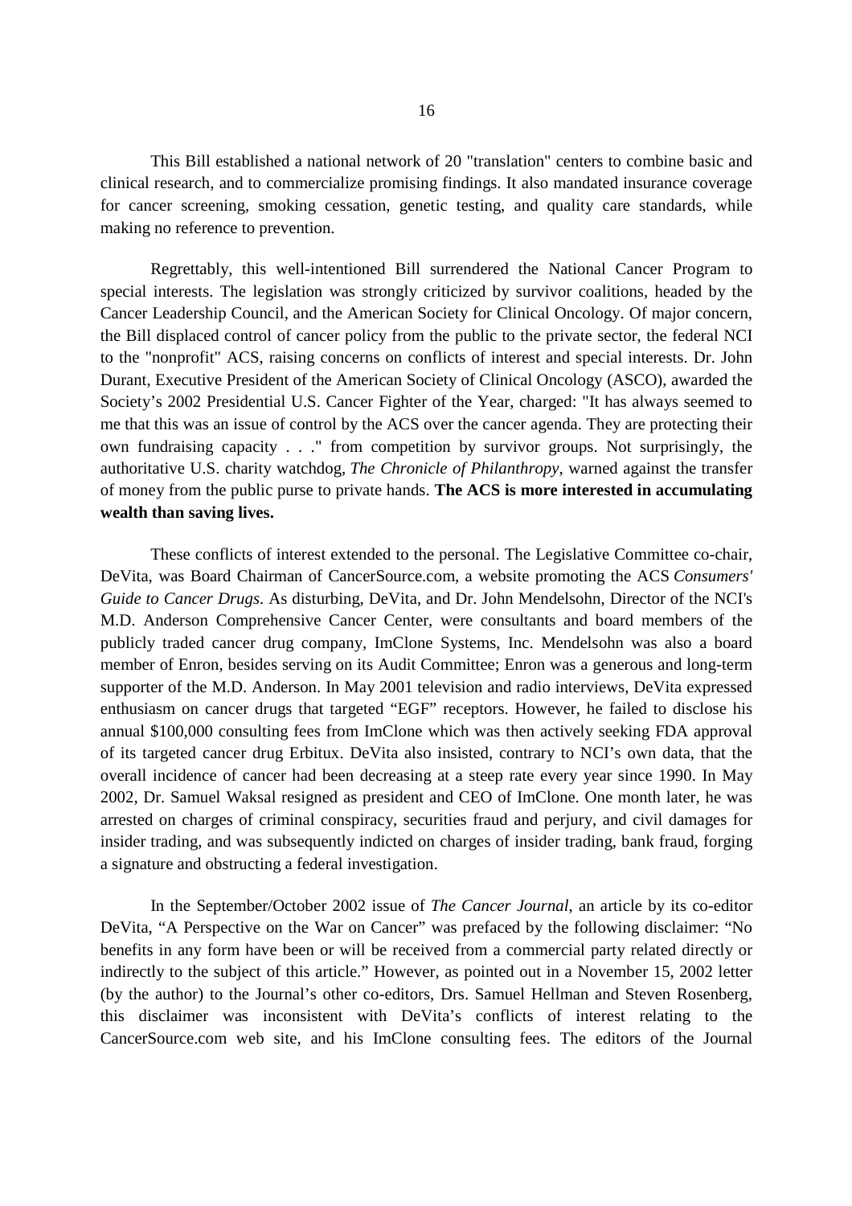This Bill established a national network of 20 "translation" centers to combine basic and clinical research, and to commercialize promising findings. It also mandated insurance coverage for cancer screening, smoking cessation, genetic testing, and quality care standards, while making no reference to prevention.

Regrettably, this well-intentioned Bill surrendered the National Cancer Program to special interests. The legislation was strongly criticized by survivor coalitions, headed by the Cancer Leadership Council, and the American Society for Clinical Oncology. Of major concern, the Bill displaced control of cancer policy from the public to the private sector, the federal NCI to the "nonprofit" ACS, raising concerns on conflicts of interest and special interests. Dr. John Durant, Executive President of the American Society of Clinical Oncology (ASCO), awarded the Society's 2002 Presidential U.S. Cancer Fighter of the Year, charged: "It has always seemed to me that this was an issue of control by the ACS over the cancer agenda. They are protecting their own fundraising capacity . . ." from competition by survivor groups. Not surprisingly, the authoritative U.S. charity watchdog, *The Chronicle of Philanthropy*, warned against the transfer of money from the public purse to private hands. **The ACS is more interested in accumulating wealth than saving lives.**

These conflicts of interest extended to the personal. The Legislative Committee co-chair, DeVita, was Board Chairman of CancerSource.com, a website promoting the ACS *Consumers' Guide to Cancer Drugs*. As disturbing, DeVita, and Dr. John Mendelsohn, Director of the NCI's M.D. Anderson Comprehensive Cancer Center, were consultants and board members of the publicly traded cancer drug company, ImClone Systems, Inc. Mendelsohn was also a board member of Enron, besides serving on its Audit Committee; Enron was a generous and long-term supporter of the M.D. Anderson. In May 2001 television and radio interviews, DeVita expressed enthusiasm on cancer drugs that targeted "EGF" receptors. However, he failed to disclose his annual $100,000 consulting fees from ImClone which was then actively seeking FDA approval of its targeted cancer drug Erbitux. DeVita also insisted, contrary to NCI's own data, that the overall incidence of cancer had been decreasing at a steep rate every year since 1990. In May 2002, Dr. Samuel Waksal resigned as president and CEO of ImClone. One month later, he was arrested on charges of criminal conspiracy, securities fraud and perjury, and civil damages for insider trading, and was subsequently indicted on charges of insider trading, bank fraud, forging a signature and obstructing a federal investigation.

In the September/October 2002 issue of *The Cancer Journal*, an article by its co-editor DeVita, "A Perspective on the War on Cancer" was prefaced by the following disclaimer: "No benefits in any form have been or will be received from a commercial party related directly or indirectly to the subject of this article." However, as pointed out in a November 15, 2002 letter (by the author) to the Journal's other co-editors, Drs. Samuel Hellman and Steven Rosenberg, this disclaimer was inconsistent with DeVita's conflicts of interest relating to the CancerSource.com web site, and his ImClone consulting fees. The editors of the Journal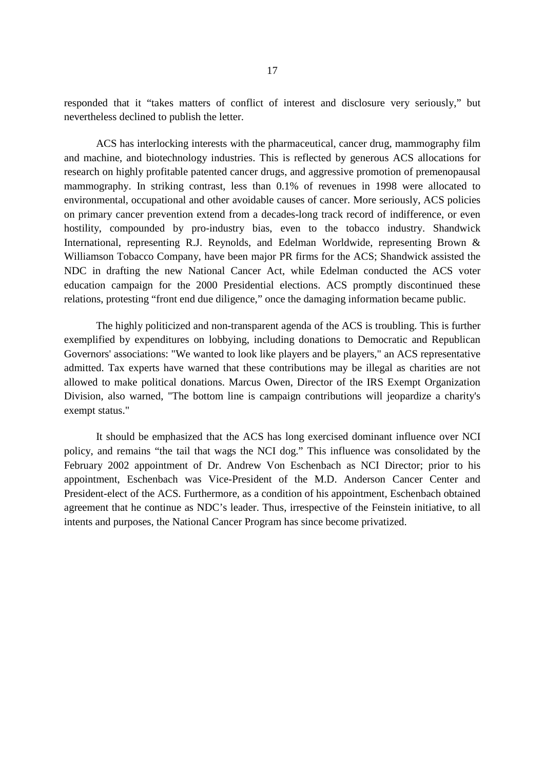responded that it "takes matters of conflict of interest and disclosure very seriously," but nevertheless declined to publish the letter.

ACS has interlocking interests with the pharmaceutical, cancer drug, mammography film and machine, and biotechnology industries. This is reflected by generous ACS allocations for research on highly profitable patented cancer drugs, and aggressive promotion of premenopausal mammography. In striking contrast, less than 0.1% of revenues in 1998 were allocated to environmental, occupational and other avoidable causes of cancer. More seriously, ACS policies on primary cancer prevention extend from a decades-long track record of indifference, or even hostility, compounded by pro-industry bias, even to the tobacco industry. Shandwick International, representing R.J. Reynolds, and Edelman Worldwide, representing Brown & Williamson Tobacco Company, have been major PR firms for the ACS; Shandwick assisted the NDC in drafting the new National Cancer Act, while Edelman conducted the ACS voter education campaign for the 2000 Presidential elections. ACS promptly discontinued these relations, protesting "front end due diligence," once the damaging information became public.

The highly politicized and non-transparent agenda of the ACS is troubling. This is further exemplified by expenditures on lobbying, including donations to Democratic and Republican Governors' associations: "We wanted to look like players and be players," an ACS representative admitted. Tax experts have warned that these contributions may be illegal as charities are not allowed to make political donations. Marcus Owen, Director of the IRS Exempt Organization Division, also warned, "The bottom line is campaign contributions will jeopardize a charity's exempt status."

It should be emphasized that the ACS has long exercised dominant influence over NCI policy, and remains "the tail that wags the NCI dog." This influence was consolidated by the February 2002 appointment of Dr. Andrew Von Eschenbach as NCI Director; prior to his appointment, Eschenbach was Vice-President of the M.D. Anderson Cancer Center and President-elect of the ACS. Furthermore, as a condition of his appointment, Eschenbach obtained agreement that he continue as NDC's leader. Thus, irrespective of the Feinstein initiative, to all intents and purposes, the National Cancer Program has since become privatized.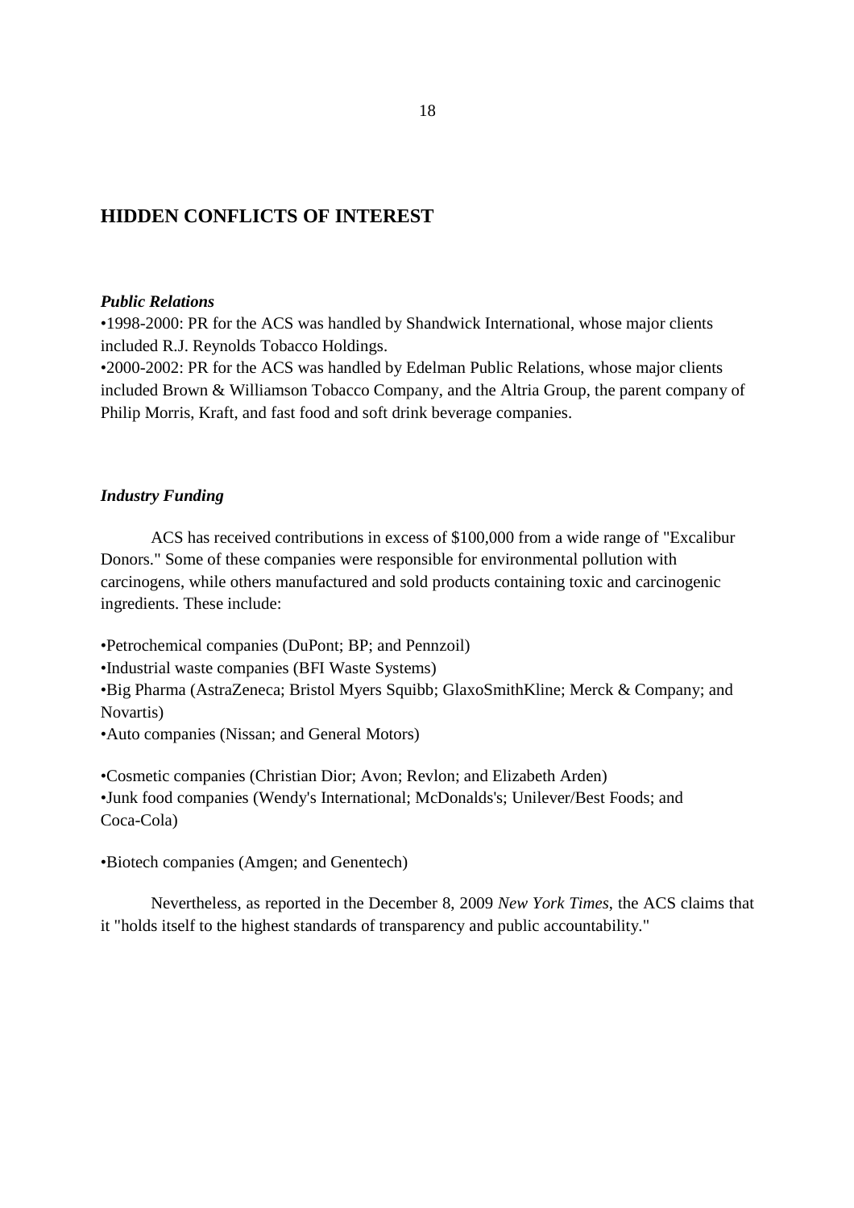## HIDDEN CONFLICTS OF INTEREST

### *Public Relations*

•1998-2000: PR for the ACS was handled by Shandwick International, whose major clients included R.J. Reynolds Tobacco Holdings.

•2000-2002: PR for the ACS was handled by Edelman Public Relations, whose major clients included Brown & Williamson Tobacco Company, and the Altria Group, the parent company of Philip Morris, Kraft, and fast food and soft drink beverage companies.

### *Industry Funding*

ACS has received contributions in excess of $100,000 from a wide range of "Excalibur Donors." Some of these companies were responsible for environmental pollution with carcinogens, while others manufactured and sold products containing toxic and carcinogenic ingredients. These include:

•Petrochemical companies (DuPont; BP; and Pennzoil)

•Industrial waste companies (BFI Waste Systems)

•Big Pharma (AstraZeneca; Bristol Myers Squibb; GlaxoSmithKline; Merck & Company; and Novartis)

•Auto companies (Nissan; and General Motors)

•Cosmetic companies (Christian Dior; Avon; Revlon; and Elizabeth Arden)

•Junk food companies (Wendy's International; McDonalds's; Unilever/Best Foods; and Coca-Cola)

•Biotech companies (Amgen; and Genentech)

Nevertheless, as reported in the December 8, 2009 *New York Times*, the ACS claims that it "holds itself to the highest standards of transparency and public accountability."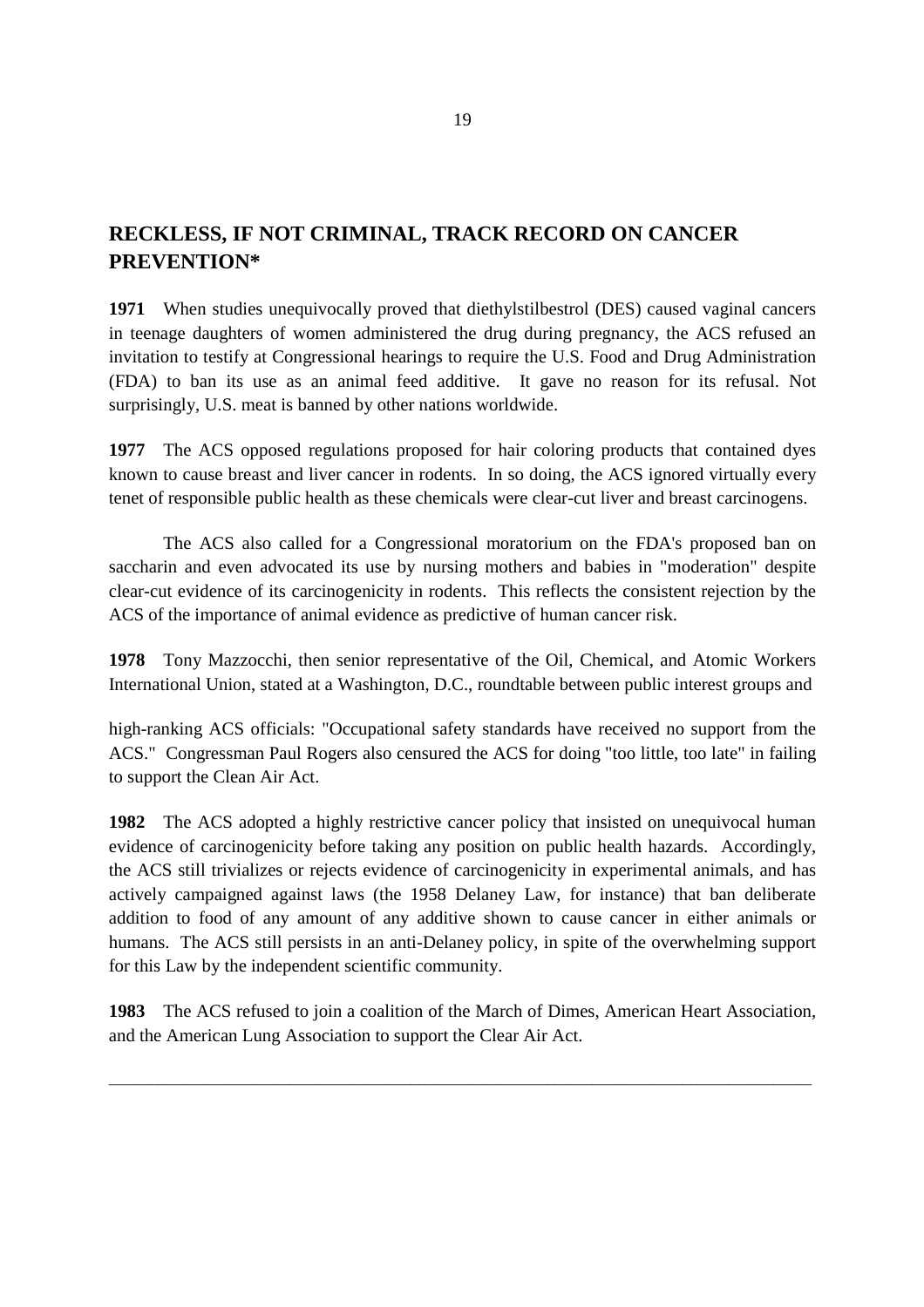## RECKLESS, IF NOT CRIMINAL, TRACK RECORD ON CANCER PREVENTION*

**1971** When studies unequivocally proved that diethylstilbestrol (DES) caused vaginal cancers in teenage daughters of women administered the drug during pregnancy, the ACS refused an invitation to testify at Congressional hearings to require the U.S. Food and Drug Administration (FDA) to ban its use as an animal feed additive. It gave no reason for its refusal. Not surprisingly, U.S. meat is banned by other nations worldwide.

**1977** The ACS opposed regulations proposed for hair coloring products that contained dyes known to cause breast and liver cancer in rodents. In so doing, the ACS ignored virtually every tenet of responsible public health as these chemicals were clear-cut liver and breast carcinogens.

The ACS also called for a Congressional moratorium on the FDA's proposed ban on saccharin and even advocated its use by nursing mothers and babies in "moderation" despite clear-cut evidence of its carcinogenicity in rodents. This reflects the consistent rejection by the ACS of the importance of animal evidence as predictive of human cancer risk.

**1978** Tony Mazzocchi, then senior representative of the Oil, Chemical, and Atomic Workers International Union, stated at a Washington, D.C., roundtable between public interest groups and high-ranking ACS officials: "Occupational safety standards have received no support from the ACS." Congressman Paul Rogers also censured the ACS for doing "too little, too late" in failing to support the Clean Air Act.

**1982** The ACS adopted a highly restrictive cancer policy that insisted on unequivocal human evidence of carcinogenicity before taking any position on public health hazards. Accordingly, the ACS still trivializes or rejects evidence of carcinogenicity in experimental animals, and has actively campaigned against laws (the 1958 Delaney Law, for instance) that ban deliberate addition to food of any amount of any additive shown to cause cancer in either animals or humans. The ACS still persists in an anti-Delaney policy, in spite of the overwhelming support for this Law by the independent scientific community.

**1983** The ACS refused to join a coalition of the March of Dimes, American Heart Association, and the American Lung Association to support the Clear Air Act.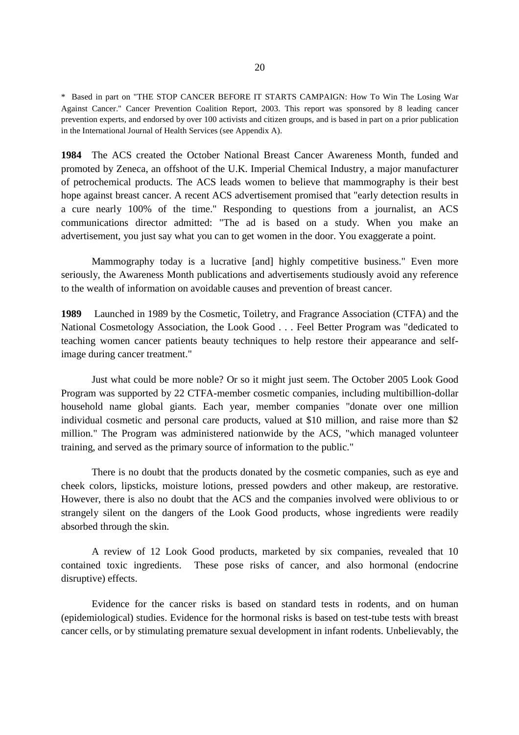\* Based in part on "THE STOP CANCER BEFORE IT STARTS CAMPAIGN: How To Win The Losing War Against Cancer." Cancer Prevention Coalition Report, 2003. This report was sponsored by 8 leading cancer prevention experts, and endorsed by over 100 activists and citizen groups, and is based in part on a prior publication in the International Journal of Health Services (see Appendix A).

**1984** The ACS created the October National Breast Cancer Awareness Month, funded and promoted by Zeneca, an offshoot of the U.K. Imperial Chemical Industry, a major manufacturer of petrochemical products. The ACS leads women to believe that mammography is their best hope against breast cancer. A recent ACS advertisement promised that "early detection results in a cure nearly 100% of the time." Responding to questions from a journalist, an ACS communications director admitted: "The ad is based on a study. When you make an advertisement, you just say what you can to get women in the door. You exaggerate a point.

Mammography today is a lucrative [and] highly competitive business." Even more seriously, the Awareness Month publications and advertisements studiously avoid any reference to the wealth of information on avoidable causes and prevention of breast cancer.

**1989** Launched in 1989 by the Cosmetic, Toiletry, and Fragrance Association (CTFA) and the National Cosmetology Association, the Look Good . . . Feel Better Program was "dedicated to teaching women cancer patients beauty techniques to help restore their appearance and self-image during cancer treatment."

Just what could be more noble? Or so it might just seem. The October 2005 Look Good Program was supported by 22 CTFA-member cosmetic companies, including multibillion-dollar household name global giants. Each year, member companies "donate over one million individual cosmetic and personal care products, valued at $10 million, and raise more than $2 million." The Program was administered nationwide by the ACS, "which managed volunteer training, and served as the primary source of information to the public."

There is no doubt that the products donated by the cosmetic companies, such as eye and cheek colors, lipsticks, moisture lotions, pressed powders and other makeup, are restorative. However, there is also no doubt that the ACS and the companies involved were oblivious to or strangely silent on the dangers of the Look Good products, whose ingredients were readily absorbed through the skin.

A review of 12 Look Good products, marketed by six companies, revealed that 10 contained toxic ingredients. These pose risks of cancer, and also hormonal (endocrine disruptive) effects.

Evidence for the cancer risks is based on standard tests in rodents, and on human (epidemiological) studies. Evidence for the hormonal risks is based on test-tube tests with breast cancer cells, or by stimulating premature sexual development in infant rodents. Unbelievably, the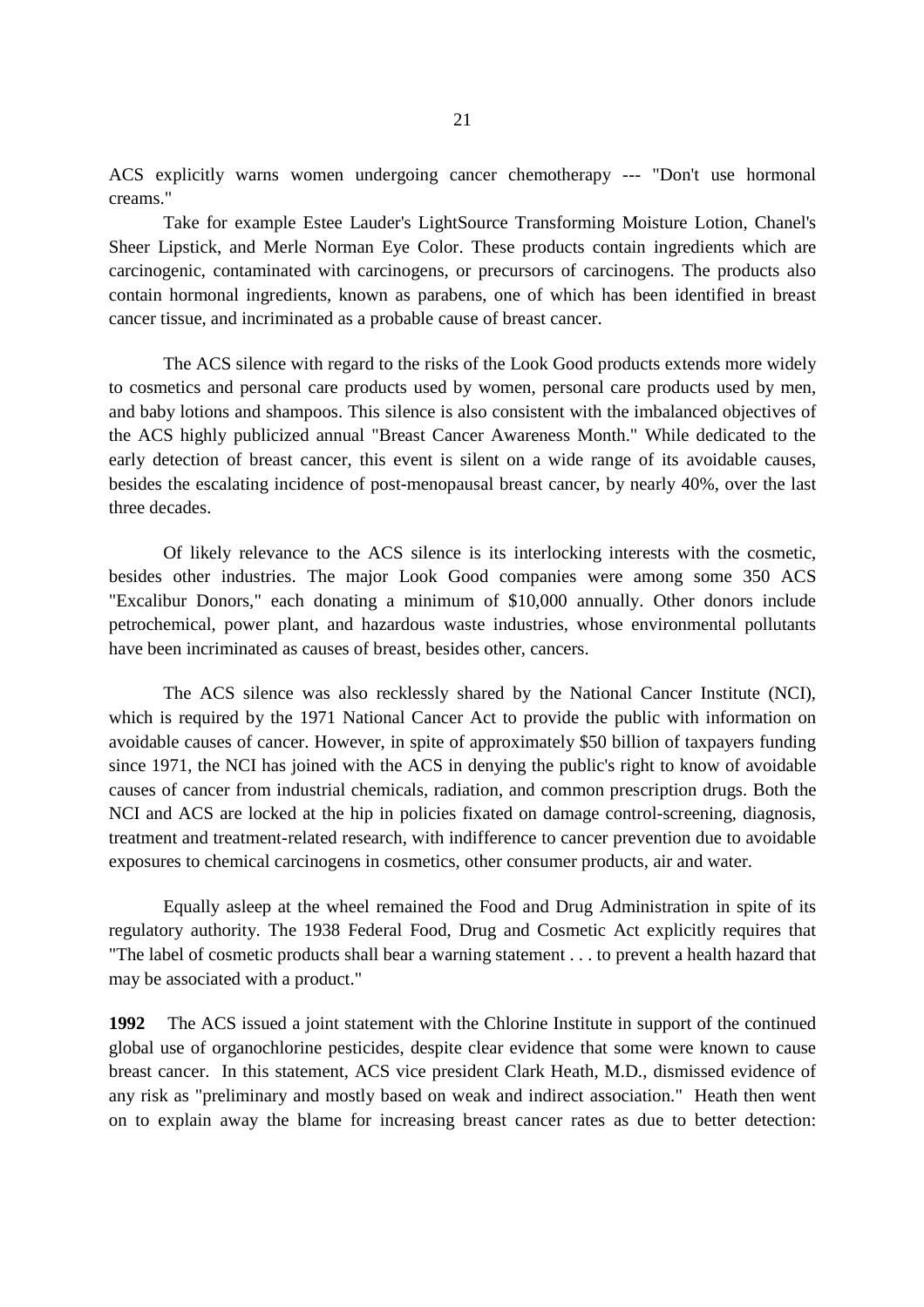ACS explicitly warns women undergoing cancer chemotherapy --- "Don't use hormonal creams."

Take for example Estee Lauder's LightSource Transforming Moisture Lotion, Chanel's Sheer Lipstick, and Merle Norman Eye Color. These products contain ingredients which are carcinogenic, contaminated with carcinogens, or precursors of carcinogens. The products also contain hormonal ingredients, known as parabens, one of which has been identified in breast cancer tissue, and incriminated as a probable cause of breast cancer.

The ACS silence with regard to the risks of the Look Good products extends more widely to cosmetics and personal care products used by women, personal care products used by men, and baby lotions and shampoos. This silence is also consistent with the imbalanced objectives of the ACS highly publicized annual "Breast Cancer Awareness Month." While dedicated to the early detection of breast cancer, this event is silent on a wide range of its avoidable causes, besides the escalating incidence of post-menopausal breast cancer, by nearly 40%, over the last three decades.

Of likely relevance to the ACS silence is its interlocking interests with the cosmetic, besides other industries. The major Look Good companies were among some 350 ACS "Excalibur Donors," each donating a minimum of $10,000 annually. Other donors include petrochemical, power plant, and hazardous waste industries, whose environmental pollutants have been incriminated as causes of breast, besides other, cancers.

The ACS silence was also recklessly shared by the National Cancer Institute (NCI), which is required by the 1971 National Cancer Act to provide the public with information on avoidable causes of cancer. However, in spite of approximately $50 billion of taxpayers funding since 1971, the NCI has joined with the ACS in denying the public's right to know of avoidable causes of cancer from industrial chemicals, radiation, and common prescription drugs. Both the NCI and ACS are locked at the hip in policies fixated on damage control-screening, diagnosis, treatment and treatment-related research, with indifference to cancer prevention due to avoidable exposures to chemical carcinogens in cosmetics, other consumer products, air and water.

Equally asleep at the wheel remained the Food and Drug Administration in spite of its regulatory authority. The 1938 Federal Food, Drug and Cosmetic Act explicitly requires that "The label of cosmetic products shall bear a warning statement . . . to prevent a health hazard that may be associated with a product."

**1992** The ACS issued a joint statement with the Chlorine Institute in support of the continued global use of organochlorine pesticides, despite clear evidence that some were known to cause breast cancer. In this statement, ACS vice president Clark Heath, M.D., dismissed evidence of any risk as "preliminary and mostly based on weak and indirect association." Heath then went on to explain away the blame for increasing breast cancer rates as due to better detection: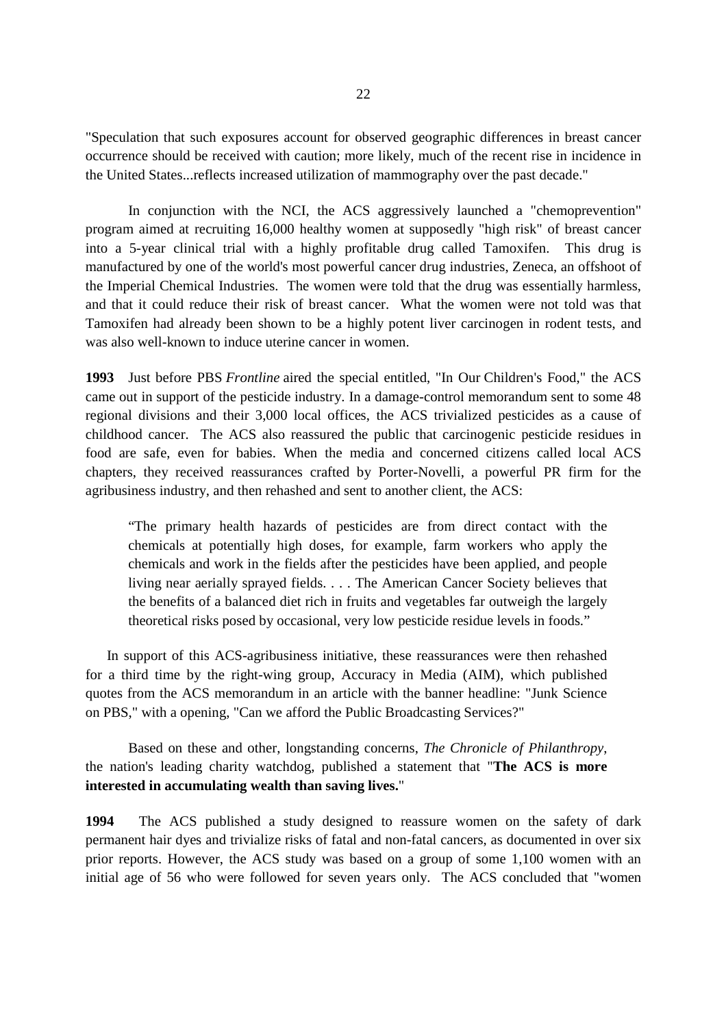"Speculation that such exposures account for observed geographic differences in breast cancer occurrence should be received with caution; more likely, much of the recent rise in incidence in the United States...reflects increased utilization of mammography over the past decade."

In conjunction with the NCI, the ACS aggressively launched a "chemoprevention" program aimed at recruiting 16,000 healthy women at supposedly "high risk" of breast cancer into a 5-year clinical trial with a highly profitable drug called Tamoxifen. This drug is manufactured by one of the world's most powerful cancer drug industries, Zeneca, an offshoot of the Imperial Chemical Industries. The women were told that the drug was essentially harmless, and that it could reduce their risk of breast cancer. What the women were not told was that Tamoxifen had already been shown to be a highly potent liver carcinogen in rodent tests, and was also well-known to induce uterine cancer in women.

**1993** Just before PBS *Frontline* aired the special entitled, "In Our Children's Food," the ACS came out in support of the pesticide industry. In a damage-control memorandum sent to some 48 regional divisions and their 3,000 local offices, the ACS trivialized pesticides as a cause of childhood cancer. The ACS also reassured the public that carcinogenic pesticide residues in food are safe, even for babies. When the media and concerned citizens called local ACS chapters, they received reassurances crafted by Porter-Novelli, a powerful PR firm for the agribusiness industry, and then rehashed and sent to another client, the ACS:

> "The primary health hazards of pesticides are from direct contact with the chemicals at potentially high doses, for example, farm workers who apply the chemicals and work in the fields after the pesticides have been applied, and people living near aerially sprayed fields. . . . The American Cancer Society believes that the benefits of a balanced diet rich in fruits and vegetables far outweigh the largely theoretical risks posed by occasional, very low pesticide residue levels in foods."

In support of this ACS-agribusiness initiative, these reassurances were then rehashed for a third time by the right-wing group, Accuracy in Media (AIM), which published quotes from the ACS memorandum in an article with the banner headline: "Junk Science on PBS," with a opening, "Can we afford the Public Broadcasting Services?"

Based on these and other, longstanding concerns, *The Chronicle of Philanthropy*, the nation's leading charity watchdog, published a statement that "**The ACS is more interested in accumulating wealth than saving lives.**"

**1994** The ACS published a study designed to reassure women on the safety of dark permanent hair dyes and trivialize risks of fatal and non-fatal cancers, as documented in over six prior reports. However, the ACS study was based on a group of some 1,100 women with an initial age of 56 who were followed for seven years only. The ACS concluded that "women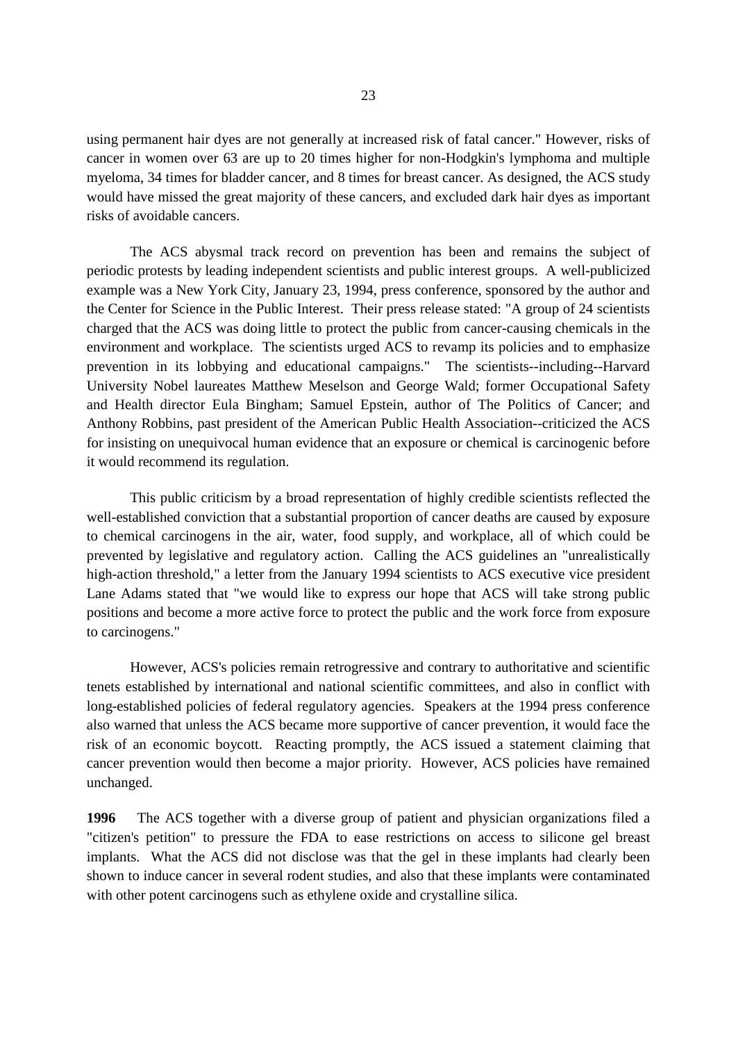using permanent hair dyes are not generally at increased risk of fatal cancer." However, risks of cancer in women over 63 are up to 20 times higher for non-Hodgkin's lymphoma and multiple myeloma, 34 times for bladder cancer, and 8 times for breast cancer. As designed, the ACS study would have missed the great majority of these cancers, and excluded dark hair dyes as important risks of avoidable cancers.

The ACS abysmal track record on prevention has been and remains the subject of periodic protests by leading independent scientists and public interest groups. A well-publicized example was a New York City, January 23, 1994, press conference, sponsored by the author and the Center for Science in the Public Interest. Their press release stated: "A group of 24 scientists charged that the ACS was doing little to protect the public from cancer-causing chemicals in the environment and workplace. The scientists urged ACS to revamp its policies and to emphasize prevention in its lobbying and educational campaigns." The scientists--including--Harvard University Nobel laureates Matthew Meselson and George Wald; former Occupational Safety and Health director Eula Bingham; Samuel Epstein, author of The Politics of Cancer; and Anthony Robbins, past president of the American Public Health Association--criticized the ACS for insisting on unequivocal human evidence that an exposure or chemical is carcinogenic before it would recommend its regulation.

This public criticism by a broad representation of highly credible scientists reflected the well-established conviction that a substantial proportion of cancer deaths are caused by exposure to chemical carcinogens in the air, water, food supply, and workplace, all of which could be prevented by legislative and regulatory action. Calling the ACS guidelines an "unrealistically high-action threshold," a letter from the January 1994 scientists to ACS executive vice president Lane Adams stated that "we would like to express our hope that ACS will take strong public positions and become a more active force to protect the public and the work force from exposure to carcinogens."

However, ACS's policies remain retrogressive and contrary to authoritative and scientific tenets established by international and national scientific committees, and also in conflict with long-established policies of federal regulatory agencies. Speakers at the 1994 press conference also warned that unless the ACS became more supportive of cancer prevention, it would face the risk of an economic boycott. Reacting promptly, the ACS issued a statement claiming that cancer prevention would then become a major priority. However, ACS policies have remained unchanged.

**1996** The ACS together with a diverse group of patient and physician organizations filed a "citizen's petition" to pressure the FDA to ease restrictions on access to silicone gel breast implants. What the ACS did not disclose was that the gel in these implants had clearly been shown to induce cancer in several rodent studies, and also that these implants were contaminated with other potent carcinogens such as ethylene oxide and crystalline silica.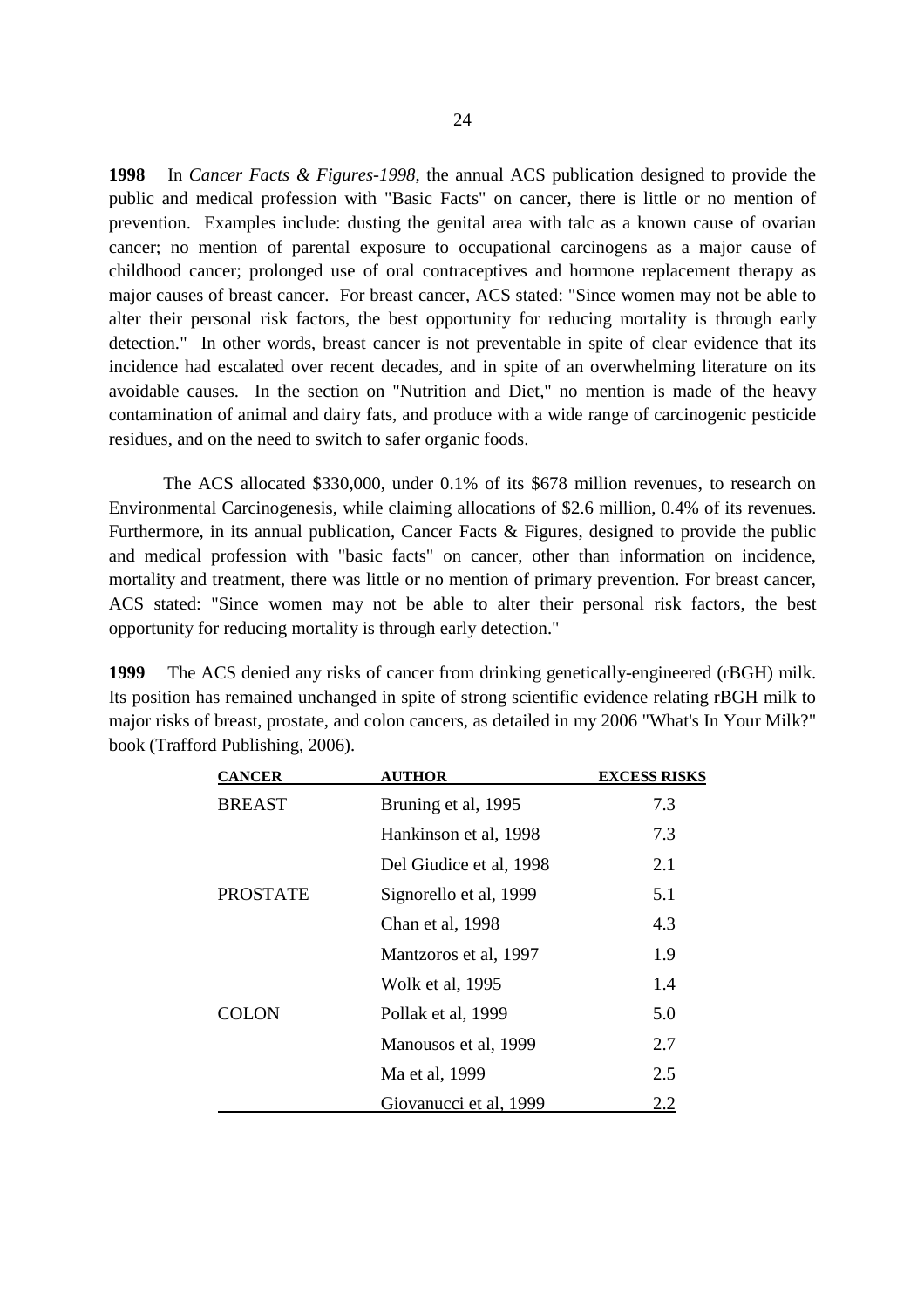**1998** In *Cancer Facts & Figures-1998*, the annual ACS publication designed to provide the public and medical profession with "Basic Facts" on cancer, there is little or no mention of prevention. Examples include: dusting the genital area with talc as a known cause of ovarian cancer; no mention of parental exposure to occupational carcinogens as a major cause of childhood cancer; prolonged use of oral contraceptives and hormone replacement therapy as major causes of breast cancer. For breast cancer, ACS stated: "Since women may not be able to alter their personal risk factors, the best opportunity for reducing mortality is through early detection." In other words, breast cancer is not preventable in spite of clear evidence that its incidence had escalated over recent decades, and in spite of an overwhelming literature on its avoidable causes. In the section on "Nutrition and Diet," no mention is made of the heavy contamination of animal and dairy fats, and produce with a wide range of carcinogenic pesticide residues, and on the need to switch to safer organic foods.

The ACS allocated $330,000, under 0.1% of its $678 million revenues, to research on Environmental Carcinogenesis, while claiming allocations of $2.6 million, 0.4% of its revenues. Furthermore, in its annual publication, Cancer Facts & Figures, designed to provide the public and medical profession with "basic facts" on cancer, other than information on incidence, mortality and treatment, there was little or no mention of primary prevention. For breast cancer, ACS stated: "Since women may not be able to alter their personal risk factors, the best opportunity for reducing mortality is through early detection."

**1999** The ACS denied any risks of cancer from drinking genetically-engineered (rBGH) milk. Its position has remained unchanged in spite of strong scientific evidence relating rBGH milk to major risks of breast, prostate, and colon cancers, as detailed in my 2006 "What's In Your Milk?" book (Trafford Publishing, 2006).

| CANCER | AUTHOR | EXCESS RISKS |
|---|---|---|
| BREAST | Bruning et al, 1995 | 7.3 |
| | Hankinson et al, 1998 | 7.3 |
| | Del Giudice et al, 1998 | 2.1 |
| PROSTATE | Signorello et al, 1999 | 5.1 |
| | Chan et al, 1998 | 4.3 |
| | Mantzoros et al, 1997 | 1.9 |
| | Wolk et al, 1995 | 1.4 |
| COLON | Pollak et al, 1999 | 5.0 |
| | Manousos et al, 1999 | 2.7 |
| | Ma et al, 1999 | 2.5 |
| | Giovanucci et al, 1999 | 2.2 |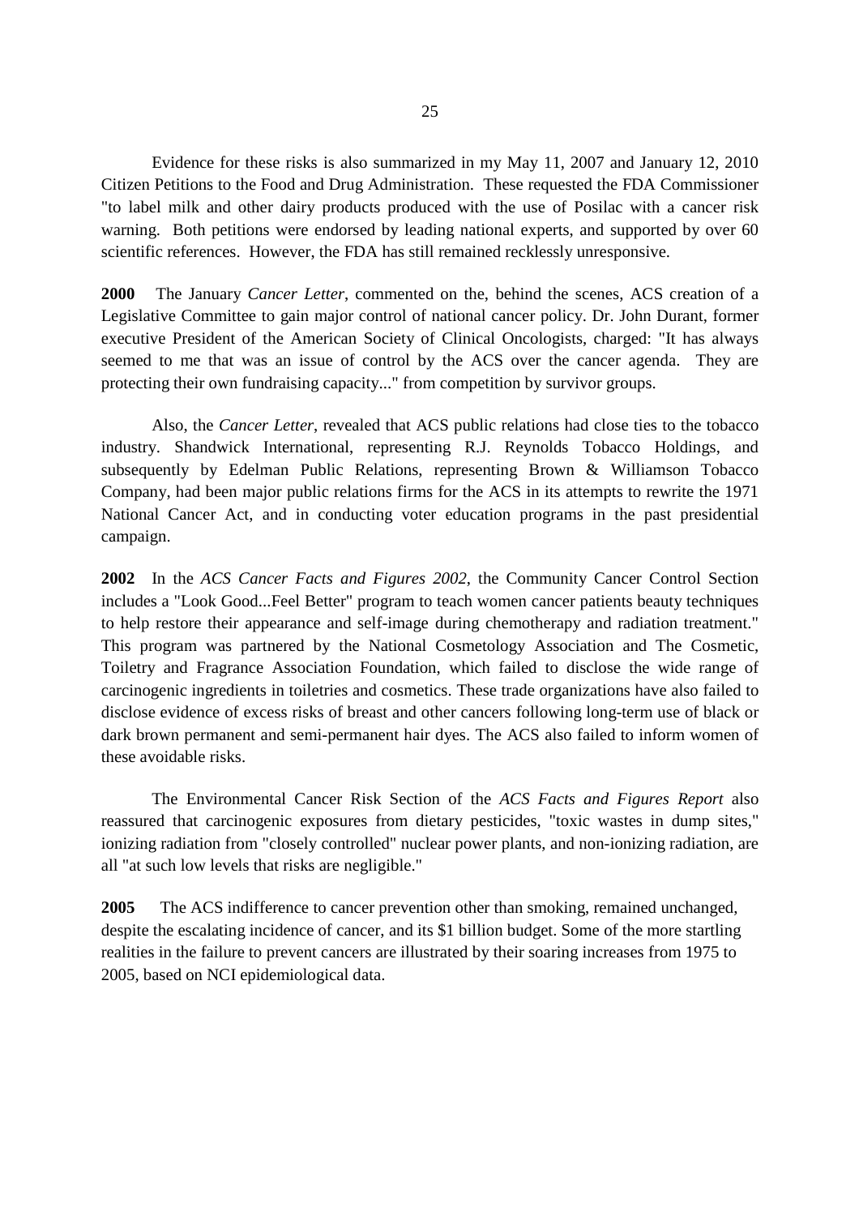Evidence for these risks is also summarized in my May 11, 2007 and January 12, 2010 Citizen Petitions to the Food and Drug Administration. These requested the FDA Commissioner "to label milk and other dairy products produced with the use of Posilac with a cancer risk warning. Both petitions were endorsed by leading national experts, and supported by over 60 scientific references. However, the FDA has still remained recklessly unresponsive.

**2000** The January *Cancer Letter*, commented on the, behind the scenes, ACS creation of a Legislative Committee to gain major control of national cancer policy. Dr. John Durant, former executive President of the American Society of Clinical Oncologists, charged: "It has always seemed to me that was an issue of control by the ACS over the cancer agenda. They are protecting their own fundraising capacity..." from competition by survivor groups.

Also, the *Cancer Letter*, revealed that ACS public relations had close ties to the tobacco industry. Shandwick International, representing R.J. Reynolds Tobacco Holdings, and subsequently by Edelman Public Relations, representing Brown & Williamson Tobacco Company, had been major public relations firms for the ACS in its attempts to rewrite the 1971 National Cancer Act, and in conducting voter education programs in the past presidential campaign.

**2002** In the *ACS Cancer Facts and Figures 2002*, the Community Cancer Control Section includes a "Look Good...Feel Better" program to teach women cancer patients beauty techniques to help restore their appearance and self-image during chemotherapy and radiation treatment." This program was partnered by the National Cosmetology Association and The Cosmetic, Toiletry and Fragrance Association Foundation, which failed to disclose the wide range of carcinogenic ingredients in toiletries and cosmetics. These trade organizations have also failed to disclose evidence of excess risks of breast and other cancers following long-term use of black or dark brown permanent and semi-permanent hair dyes. The ACS also failed to inform women of these avoidable risks.

The Environmental Cancer Risk Section of the *ACS Facts and Figures Report* also reassured that carcinogenic exposures from dietary pesticides, "toxic wastes in dump sites," ionizing radiation from "closely controlled" nuclear power plants, and non-ionizing radiation, are all "at such low levels that risks are negligible."

**2005** The ACS indifference to cancer prevention other than smoking, remained unchanged, despite the escalating incidence of cancer, and its $1 billion budget. Some of the more startling realities in the failure to prevent cancers are illustrated by their soaring increases from 1975 to 2005, based on NCI epidemiological data.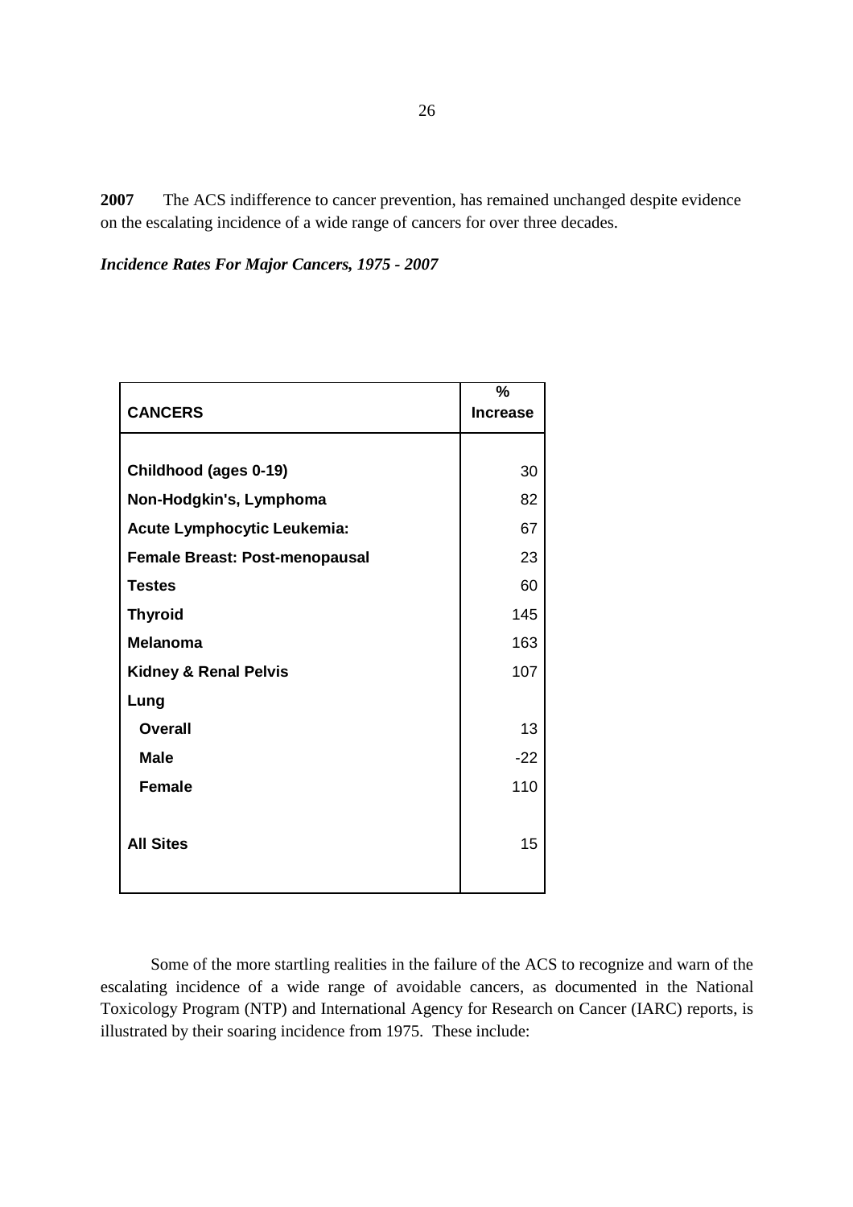**2007** The ACS indifference to cancer prevention, has remained unchanged despite evidence on the escalating incidence of a wide range of cancers for over three decades.

***Incidence Rates For Major Cancers, 1975 - 2007***

| CANCERS | % Increase |
|---|---|
| **Childhood (ages 0-19)** | 30 |
| **Non-Hodgkin's, Lymphoma** | 82 |
| **Acute Lymphocytic Leukemia:** | 67 |
| **Female Breast: Post-menopausal** | 23 |
| **Testes** | 60 |
| **Thyroid** | 145 |
| **Melanoma** | 163 |
| **Kidney & Renal Pelvis** | 107 |
| **Lung** | |
| **Overall** | 13 |
| **Male** | -22 |
| **Female** | 110 |
| **All Sites** | 15 |

Some of the more startling realities in the failure of the ACS to recognize and warn of the escalating incidence of a wide range of avoidable cancers, as documented in the National Toxicology Program (NTP) and International Agency for Research on Cancer (IARC) reports, is illustrated by their soaring incidence from 1975. These include: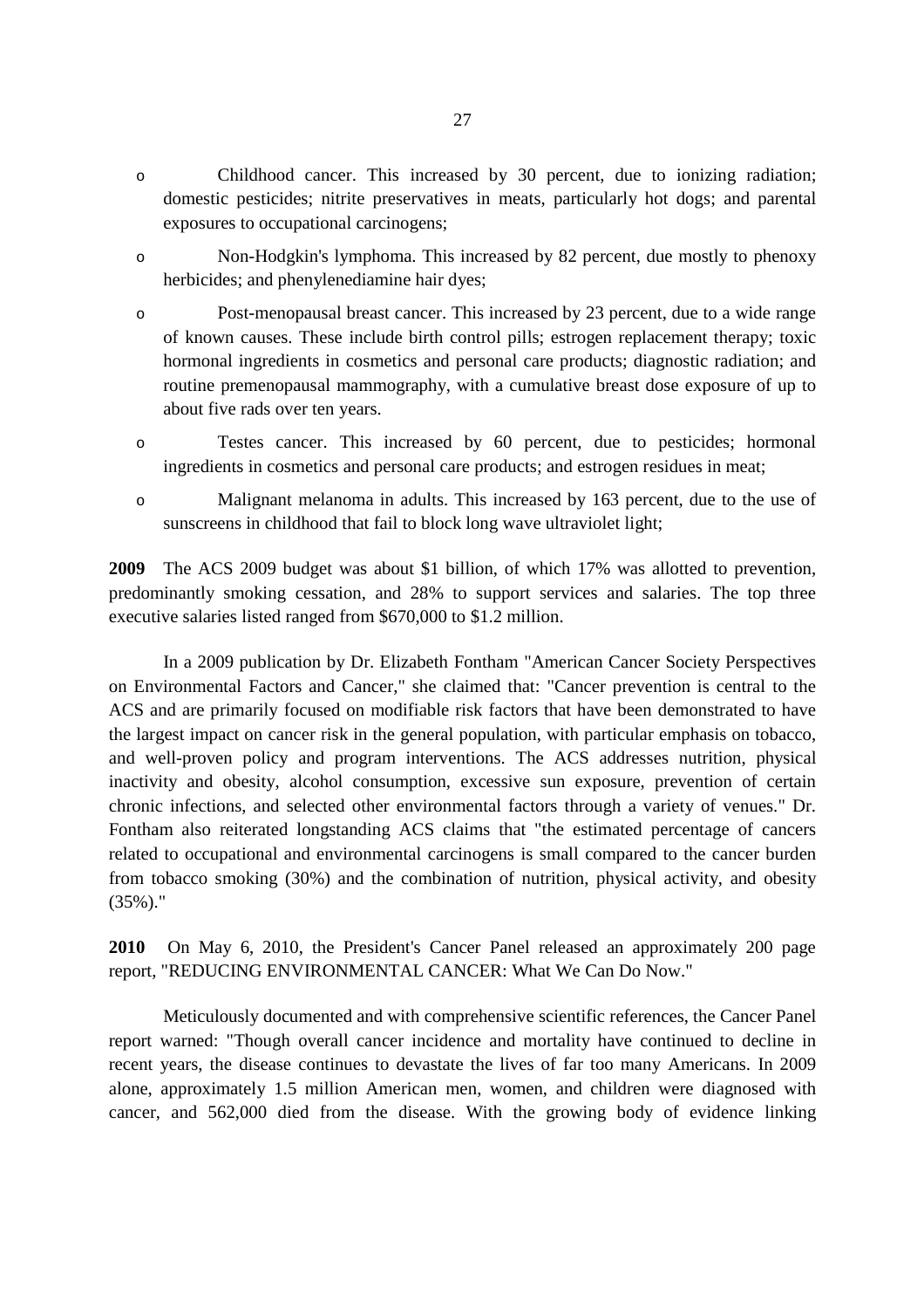- Childhood cancer. This increased by 30 percent, due to ionizing radiation; domestic pesticides; nitrite preservatives in meats, particularly hot dogs; and parental exposures to occupational carcinogens;
- Non-Hodgkin's lymphoma. This increased by 82 percent, due mostly to phenoxy herbicides; and phenylenediamine hair dyes;
- Post-menopausal breast cancer. This increased by 23 percent, due to a wide range of known causes. These include birth control pills; estrogen replacement therapy; toxic hormonal ingredients in cosmetics and personal care products; diagnostic radiation; and routine premenopausal mammography, with a cumulative breast dose exposure of up to about five rads over ten years.
- Testes cancer. This increased by 60 percent, due to pesticides; hormonal ingredients in cosmetics and personal care products; and estrogen residues in meat;
- Malignant melanoma in adults. This increased by 163 percent, due to the use of sunscreens in childhood that fail to block long wave ultraviolet light;

**2009** The ACS 2009 budget was about $1 billion, of which 17% was allotted to prevention, predominantly smoking cessation, and 28% to support services and salaries. The top three executive salaries listed ranged from $670,000 to $1.2 million.

In a 2009 publication by Dr. Elizabeth Fontham "American Cancer Society Perspectives on Environmental Factors and Cancer," she claimed that: "Cancer prevention is central to the ACS and are primarily focused on modifiable risk factors that have been demonstrated to have the largest impact on cancer risk in the general population, with particular emphasis on tobacco, and well-proven policy and program interventions. The ACS addresses nutrition, physical inactivity and obesity, alcohol consumption, excessive sun exposure, prevention of certain chronic infections, and selected other environmental factors through a variety of venues." Dr. Fontham also reiterated longstanding ACS claims that "the estimated percentage of cancers related to occupational and environmental carcinogens is small compared to the cancer burden from tobacco smoking (30%) and the combination of nutrition, physical activity, and obesity (35%)."

**2010** On May 6, 2010, the President's Cancer Panel released an approximately 200 page report, "REDUCING ENVIRONMENTAL CANCER: What We Can Do Now."

Meticulously documented and with comprehensive scientific references, the Cancer Panel report warned: "Though overall cancer incidence and mortality have continued to decline in recent years, the disease continues to devastate the lives of far too many Americans. In 2009 alone, approximately 1.5 million American men, women, and children were diagnosed with cancer, and 562,000 died from the disease. With the growing body of evidence linking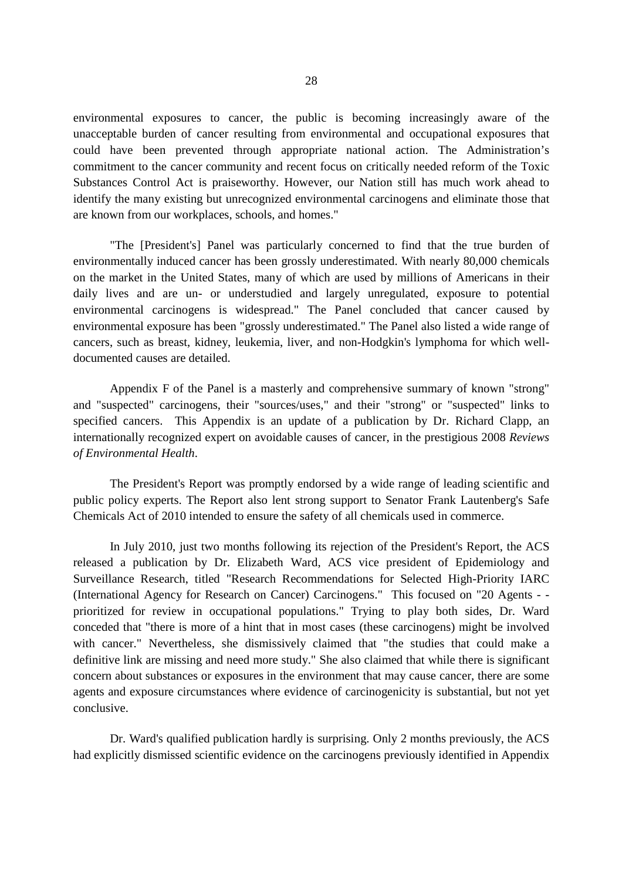environmental exposures to cancer, the public is becoming increasingly aware of the unacceptable burden of cancer resulting from environmental and occupational exposures that could have been prevented through appropriate national action. The Administration's commitment to the cancer community and recent focus on critically needed reform of the Toxic Substances Control Act is praiseworthy. However, our Nation still has much work ahead to identify the many existing but unrecognized environmental carcinogens and eliminate those that are known from our workplaces, schools, and homes."

"The [President's] Panel was particularly concerned to find that the true burden of environmentally induced cancer has been grossly underestimated. With nearly 80,000 chemicals on the market in the United States, many of which are used by millions of Americans in their daily lives and are un- or understudied and largely unregulated, exposure to potential environmental carcinogens is widespread." The Panel concluded that cancer caused by environmental exposure has been "grossly underestimated." The Panel also listed a wide range of cancers, such as breast, kidney, leukemia, liver, and non-Hodgkin's lymphoma for which well-documented causes are detailed.

Appendix F of the Panel is a masterly and comprehensive summary of known "strong" and "suspected" carcinogens, their "sources/uses," and their "strong" or "suspected" links to specified cancers. This Appendix is an update of a publication by Dr. Richard Clapp, an internationally recognized expert on avoidable causes of cancer, in the prestigious 2008 *Reviews of Environmental Health*.

The President's Report was promptly endorsed by a wide range of leading scientific and public policy experts. The Report also lent strong support to Senator Frank Lautenberg's Safe Chemicals Act of 2010 intended to ensure the safety of all chemicals used in commerce.

In July 2010, just two months following its rejection of the President's Report, the ACS released a publication by Dr. Elizabeth Ward, ACS vice president of Epidemiology and Surveillance Research, titled "Research Recommendations for Selected High-Priority IARC (International Agency for Research on Cancer) Carcinogens." This focused on "20 Agents - - prioritized for review in occupational populations." Trying to play both sides, Dr. Ward conceded that "there is more of a hint that in most cases (these carcinogens) might be involved with cancer." Nevertheless, she dismissively claimed that "the studies that could make a definitive link are missing and need more study." She also claimed that while there is significant concern about substances or exposures in the environment that may cause cancer, there are some agents and exposure circumstances where evidence of carcinogenicity is substantial, but not yet conclusive.

Dr. Ward's qualified publication hardly is surprising. Only 2 months previously, the ACS had explicitly dismissed scientific evidence on the carcinogens previously identified in Appendix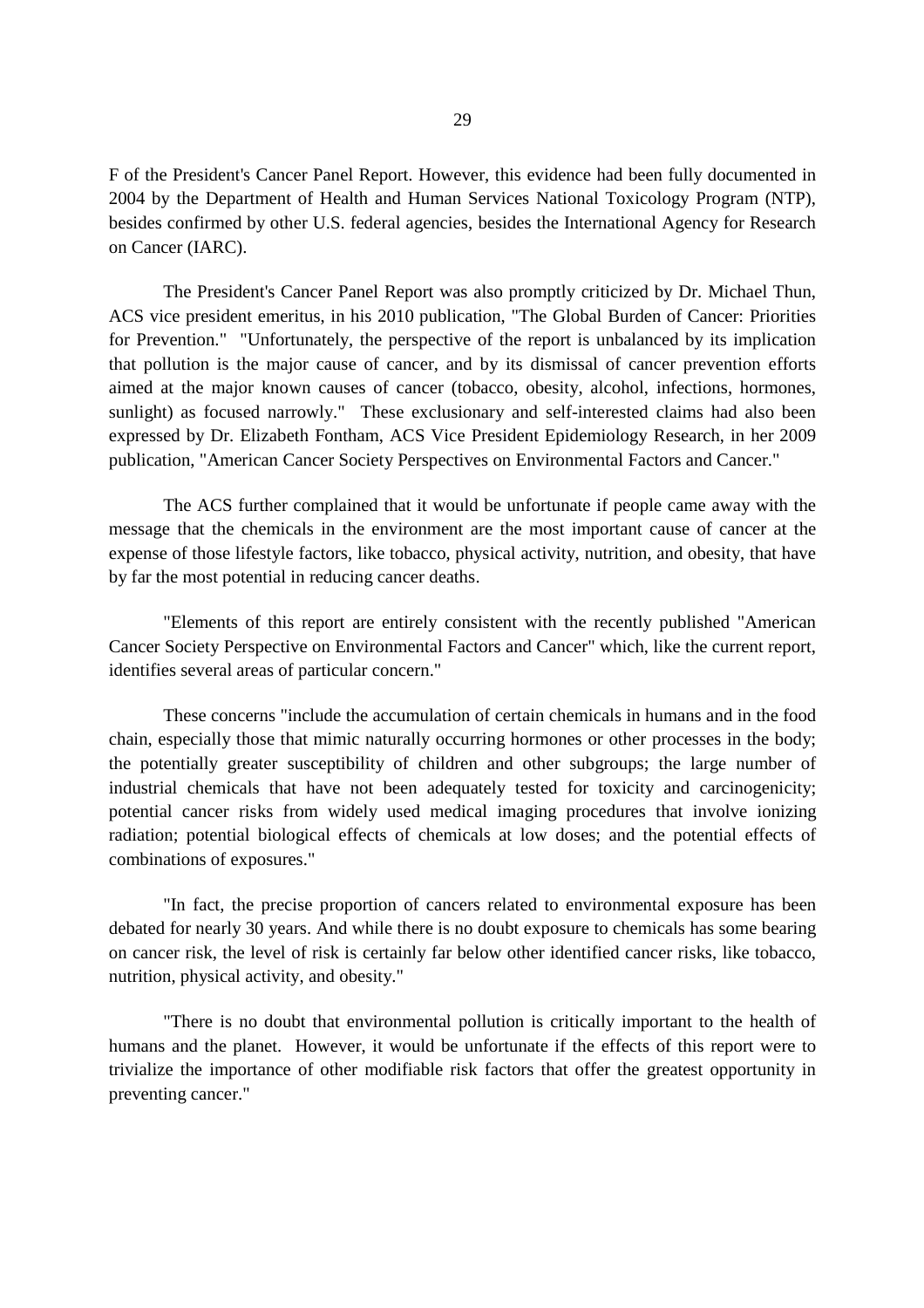F of the President's Cancer Panel Report. However, this evidence had been fully documented in 2004 by the Department of Health and Human Services National Toxicology Program (NTP), besides confirmed by other U.S. federal agencies, besides the International Agency for Research on Cancer (IARC).

The President's Cancer Panel Report was also promptly criticized by Dr. Michael Thun, ACS vice president emeritus, in his 2010 publication, "The Global Burden of Cancer: Priorities for Prevention." "Unfortunately, the perspective of the report is unbalanced by its implication that pollution is the major cause of cancer, and by its dismissal of cancer prevention efforts aimed at the major known causes of cancer (tobacco, obesity, alcohol, infections, hormones, sunlight) as focused narrowly." These exclusionary and self-interested claims had also been expressed by Dr. Elizabeth Fontham, ACS Vice President Epidemiology Research, in her 2009 publication, "American Cancer Society Perspectives on Environmental Factors and Cancer."

The ACS further complained that it would be unfortunate if people came away with the message that the chemicals in the environment are the most important cause of cancer at the expense of those lifestyle factors, like tobacco, physical activity, nutrition, and obesity, that have by far the most potential in reducing cancer deaths.

"Elements of this report are entirely consistent with the recently published "American Cancer Society Perspective on Environmental Factors and Cancer" which, like the current report, identifies several areas of particular concern."

These concerns "include the accumulation of certain chemicals in humans and in the food chain, especially those that mimic naturally occurring hormones or other processes in the body; the potentially greater susceptibility of children and other subgroups; the large number of industrial chemicals that have not been adequately tested for toxicity and carcinogenicity; potential cancer risks from widely used medical imaging procedures that involve ionizing radiation; potential biological effects of chemicals at low doses; and the potential effects of combinations of exposures."

"In fact, the precise proportion of cancers related to environmental exposure has been debated for nearly 30 years. And while there is no doubt exposure to chemicals has some bearing on cancer risk, the level of risk is certainly far below other identified cancer risks, like tobacco, nutrition, physical activity, and obesity."

"There is no doubt that environmental pollution is critically important to the health of humans and the planet. However, it would be unfortunate if the effects of this report were to trivialize the importance of other modifiable risk factors that offer the greatest opportunity in preventing cancer."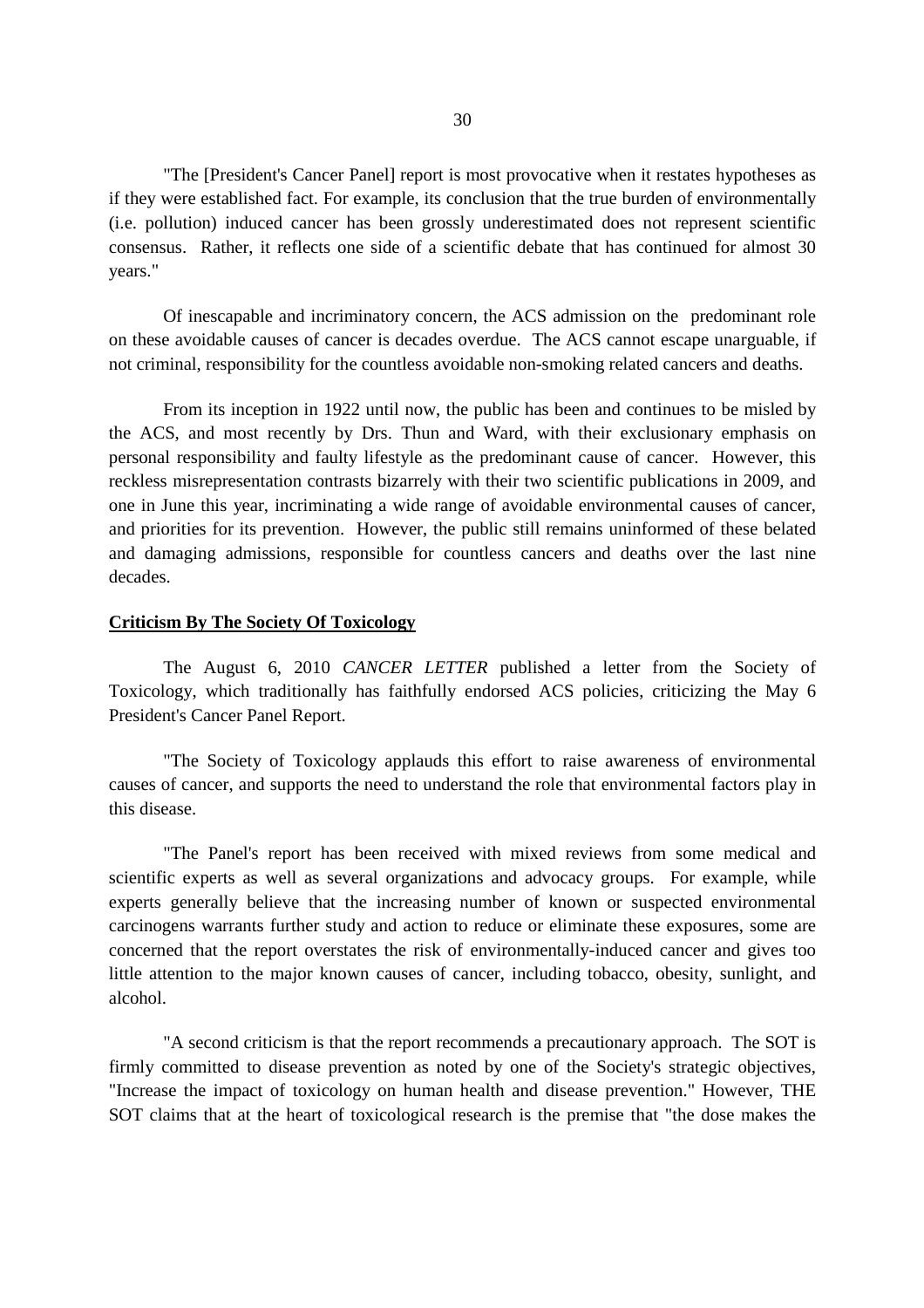"The [President's Cancer Panel] report is most provocative when it restates hypotheses as if they were established fact. For example, its conclusion that the true burden of environmentally (i.e. pollution) induced cancer has been grossly underestimated does not represent scientific consensus. Rather, it reflects one side of a scientific debate that has continued for almost 30 years."

Of inescapable and incriminatory concern, the ACS admission on the predominant role on these avoidable causes of cancer is decades overdue. The ACS cannot escape unarguable, if not criminal, responsibility for the countless avoidable non-smoking related cancers and deaths.

From its inception in 1922 until now, the public has been and continues to be misled by the ACS, and most recently by Drs. Thun and Ward, with their exclusionary emphasis on personal responsibility and faulty lifestyle as the predominant cause of cancer. However, this reckless misrepresentation contrasts bizarrely with their two scientific publications in 2009, and one in June this year, incriminating a wide range of avoidable environmental causes of cancer, and priorities for its prevention. However, the public still remains uninformed of these belated and damaging admissions, responsible for countless cancers and deaths over the last nine decades.

**Criticism By The Society Of Toxicology**

The August 6, 2010 *CANCER LETTER* published a letter from the Society of Toxicology, which traditionally has faithfully endorsed ACS policies, criticizing the May 6 President's Cancer Panel Report.

"The Society of Toxicology applauds this effort to raise awareness of environmental causes of cancer, and supports the need to understand the role that environmental factors play in this disease.

"The Panel's report has been received with mixed reviews from some medical and scientific experts as well as several organizations and advocacy groups. For example, while experts generally believe that the increasing number of known or suspected environmental carcinogens warrants further study and action to reduce or eliminate these exposures, some are concerned that the report overstates the risk of environmentally-induced cancer and gives too little attention to the major known causes of cancer, including tobacco, obesity, sunlight, and alcohol.

"A second criticism is that the report recommends a precautionary approach. The SOT is firmly committed to disease prevention as noted by one of the Society's strategic objectives, "Increase the impact of toxicology on human health and disease prevention." However, THE SOT claims that at the heart of toxicological research is the premise that "the dose makes the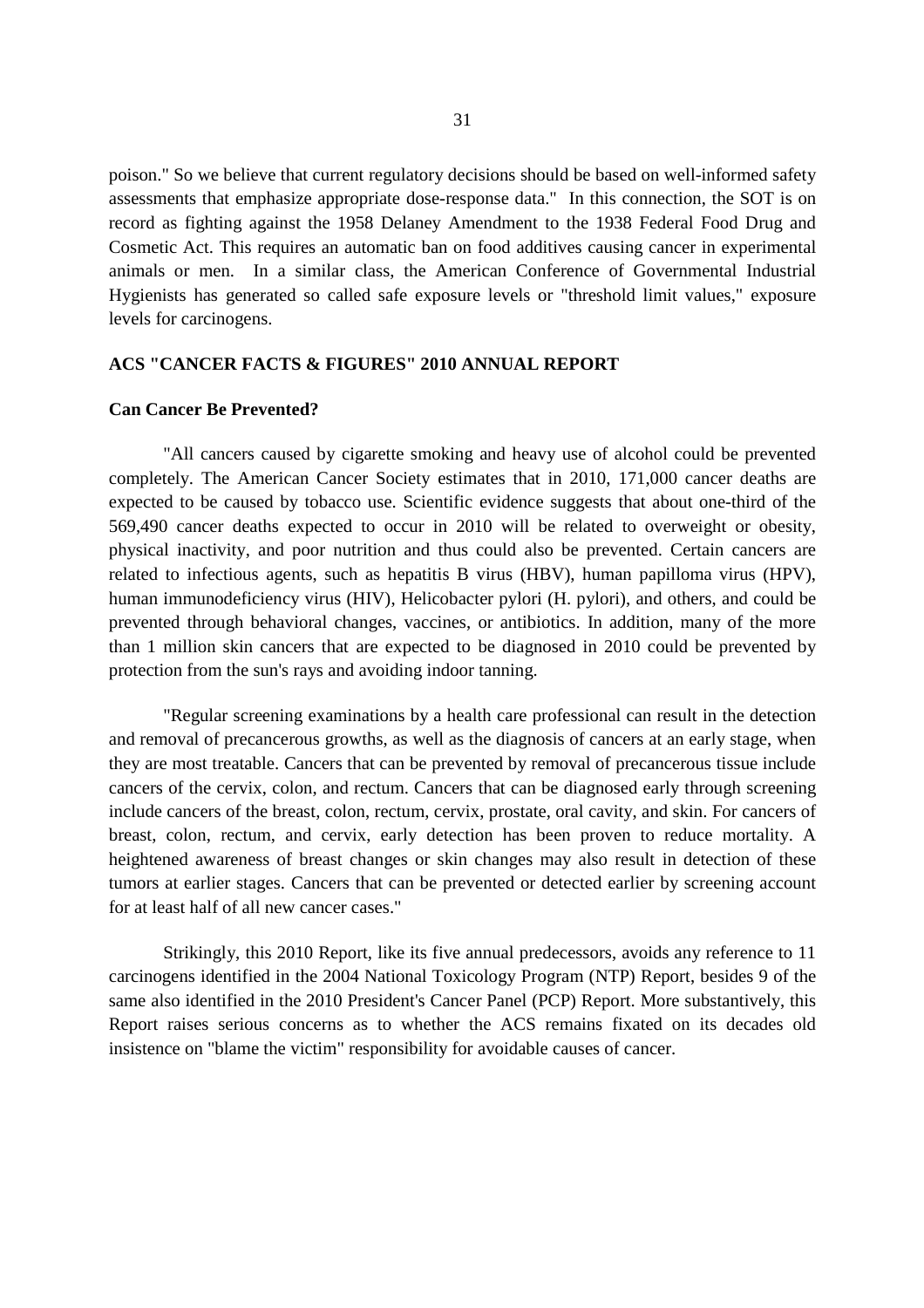poison." So we believe that current regulatory decisions should be based on well-informed safety assessments that emphasize appropriate dose-response data." In this connection, the SOT is on record as fighting against the 1958 Delaney Amendment to the 1938 Federal Food Drug and Cosmetic Act. This requires an automatic ban on food additives causing cancer in experimental animals or men. In a similar class, the American Conference of Governmental Industrial Hygienists has generated so called safe exposure levels or "threshold limit values," exposure levels for carcinogens.

## ACS "CANCER FACTS & FIGURES" 2010 ANNUAL REPORT

### Can Cancer Be Prevented?

"All cancers caused by cigarette smoking and heavy use of alcohol could be prevented completely. The American Cancer Society estimates that in 2010, 171,000 cancer deaths are expected to be caused by tobacco use. Scientific evidence suggests that about one-third of the 569,490 cancer deaths expected to occur in 2010 will be related to overweight or obesity, physical inactivity, and poor nutrition and thus could also be prevented. Certain cancers are related to infectious agents, such as hepatitis B virus (HBV), human papilloma virus (HPV), human immunodeficiency virus (HIV), Helicobacter pylori (H. pylori), and others, and could be prevented through behavioral changes, vaccines, or antibiotics. In addition, many of the more than 1 million skin cancers that are expected to be diagnosed in 2010 could be prevented by protection from the sun's rays and avoiding indoor tanning.

"Regular screening examinations by a health care professional can result in the detection and removal of precancerous growths, as well as the diagnosis of cancers at an early stage, when they are most treatable. Cancers that can be prevented by removal of precancerous tissue include cancers of the cervix, colon, and rectum. Cancers that can be diagnosed early through screening include cancers of the breast, colon, rectum, cervix, prostate, oral cavity, and skin. For cancers of breast, colon, rectum, and cervix, early detection has been proven to reduce mortality. A heightened awareness of breast changes or skin changes may also result in detection of these tumors at earlier stages. Cancers that can be prevented or detected earlier by screening account for at least half of all new cancer cases."

Strikingly, this 2010 Report, like its five annual predecessors, avoids any reference to 11 carcinogens identified in the 2004 National Toxicology Program (NTP) Report, besides 9 of the same also identified in the 2010 President's Cancer Panel (PCP) Report. More substantively, this Report raises serious concerns as to whether the ACS remains fixated on its decades old insistence on "blame the victim" responsibility for avoidable causes of cancer.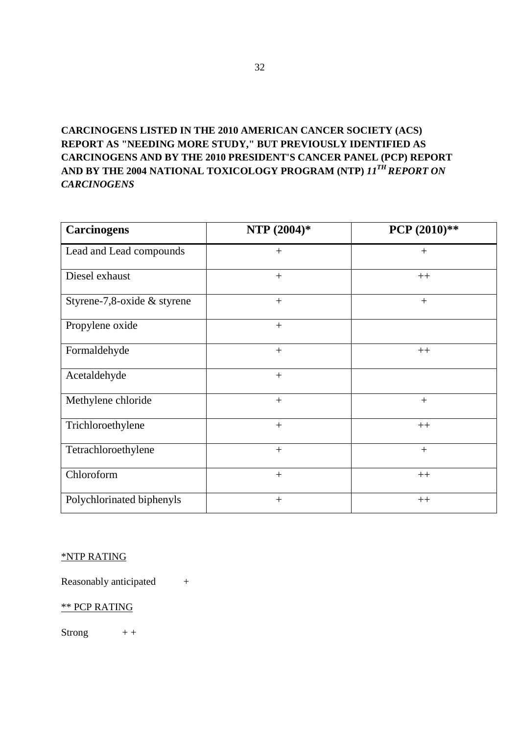**CARCINOGENS LISTED IN THE 2010 AMERICAN CANCER SOCIETY (ACS) REPORT AS "NEEDING MORE STUDY," BUT PREVIOUSLY IDENTIFIED AS CARCINOGENS AND BY THE 2010 PRESIDENT'S CANCER PANEL (PCP) REPORT AND BY THE 2004 NATIONAL TOXICOLOGY PROGRAM (NTP) *11TH REPORT ON CARCINOGENS***

| Carcinogens | NTP (2004)* | PCP (2010)** |
|---|---|---|
| Lead and Lead compounds | + | + |
| Diesel exhaust | + | ++ |
| Styrene-7,8-oxide & styrene | + | + |
| Propylene oxide | + | |
| Formaldehyde | + | ++ |
| Acetaldehyde | + | |
| Methylene chloride | + | + |
| Trichloroethylene | + | ++ |
| Tetrachloroethylene | + | + |
| Chloroform | + | ++ |
| Polychlorinated biphenyls | + | ++ |

*NTP RATING

Reasonably anticipated +

** PCP RATING

Strong + +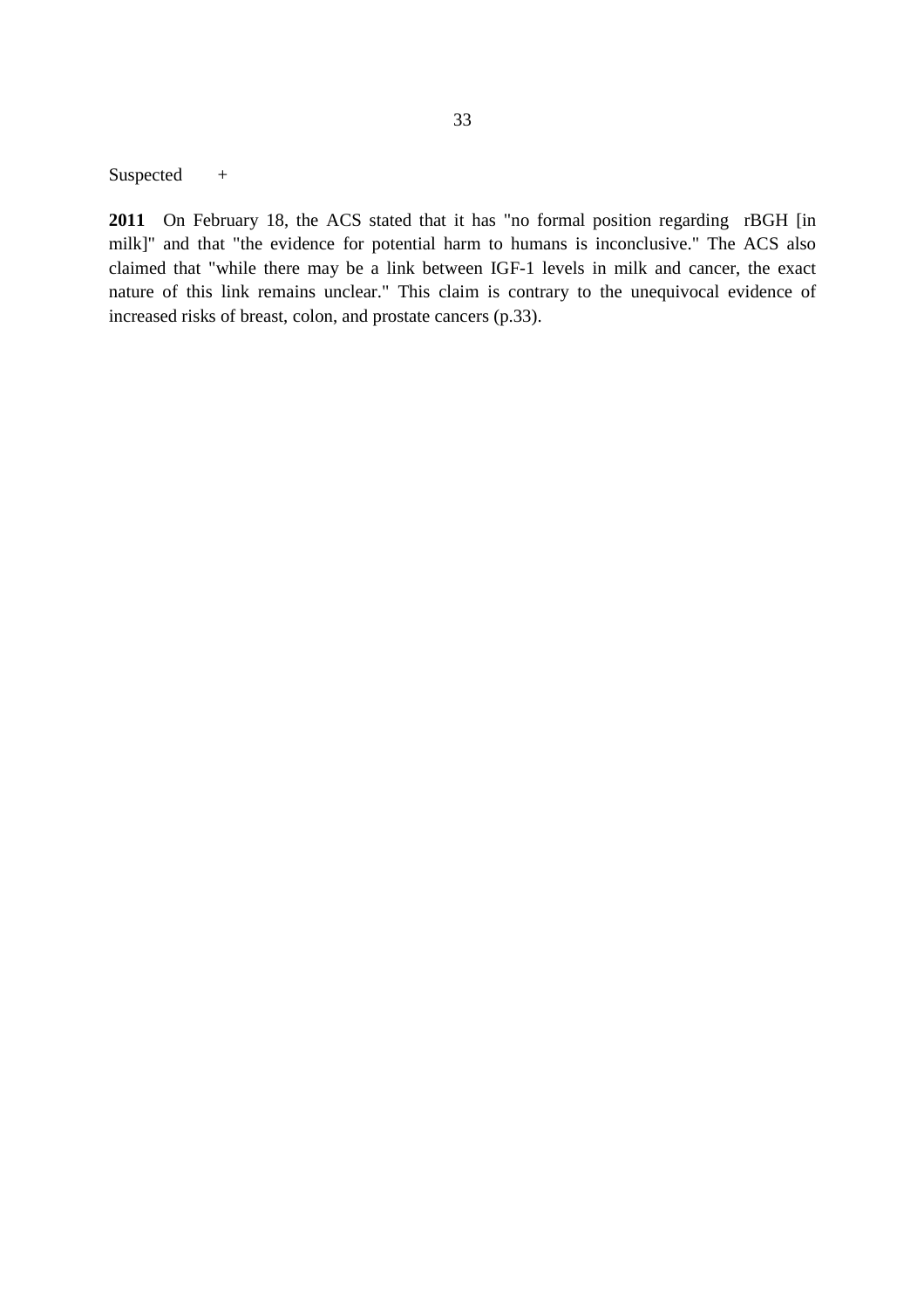Suspected +

**2011** On February 18, the ACS stated that it has "no formal position regarding rBGH [in milk]" and that "the evidence for potential harm to humans is inconclusive." The ACS also claimed that "while there may be a link between IGF-1 levels in milk and cancer, the exact nature of this link remains unclear." This claim is contrary to the unequivocal evidence of increased risks of breast, colon, and prostate cancers (p.33).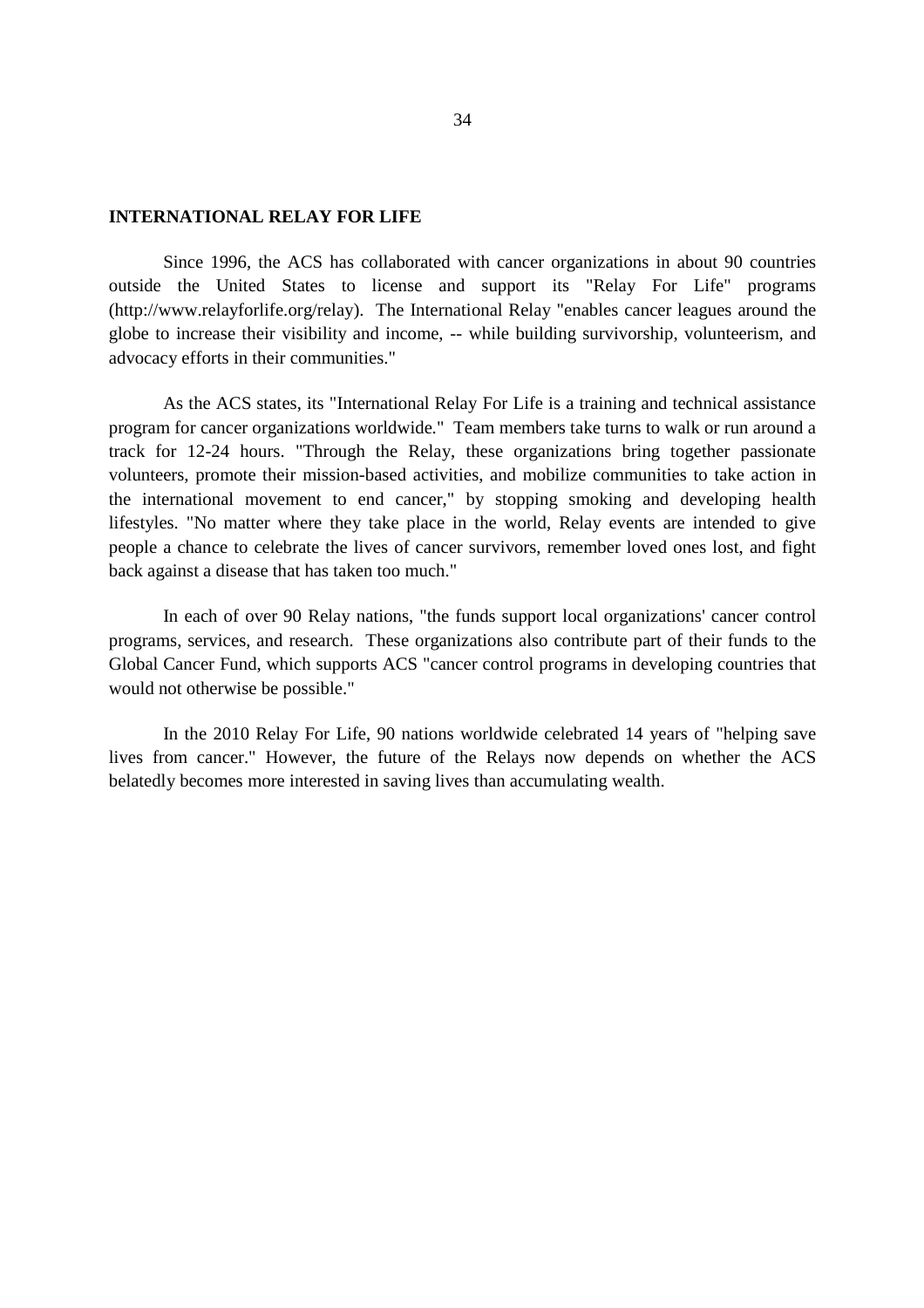**INTERNATIONAL RELAY FOR LIFE**

Since 1996, the ACS has collaborated with cancer organizations in about 90 countries outside the United States to license and support its "Relay For Life" programs (http://www.relayforlife.org/relay). The International Relay "enables cancer leagues around the globe to increase their visibility and income, -- while building survivorship, volunteerism, and advocacy efforts in their communities."

As the ACS states, its "International Relay For Life is a training and technical assistance program for cancer organizations worldwide." Team members take turns to walk or run around a track for 12-24 hours. "Through the Relay, these organizations bring together passionate volunteers, promote their mission-based activities, and mobilize communities to take action in the international movement to end cancer," by stopping smoking and developing health lifestyles. "No matter where they take place in the world, Relay events are intended to give people a chance to celebrate the lives of cancer survivors, remember loved ones lost, and fight back against a disease that has taken too much."

In each of over 90 Relay nations, "the funds support local organizations' cancer control programs, services, and research. These organizations also contribute part of their funds to the Global Cancer Fund, which supports ACS "cancer control programs in developing countries that would not otherwise be possible."

In the 2010 Relay For Life, 90 nations worldwide celebrated 14 years of "helping save lives from cancer." However, the future of the Relays now depends on whether the ACS belatedly becomes more interested in saving lives than accumulating wealth.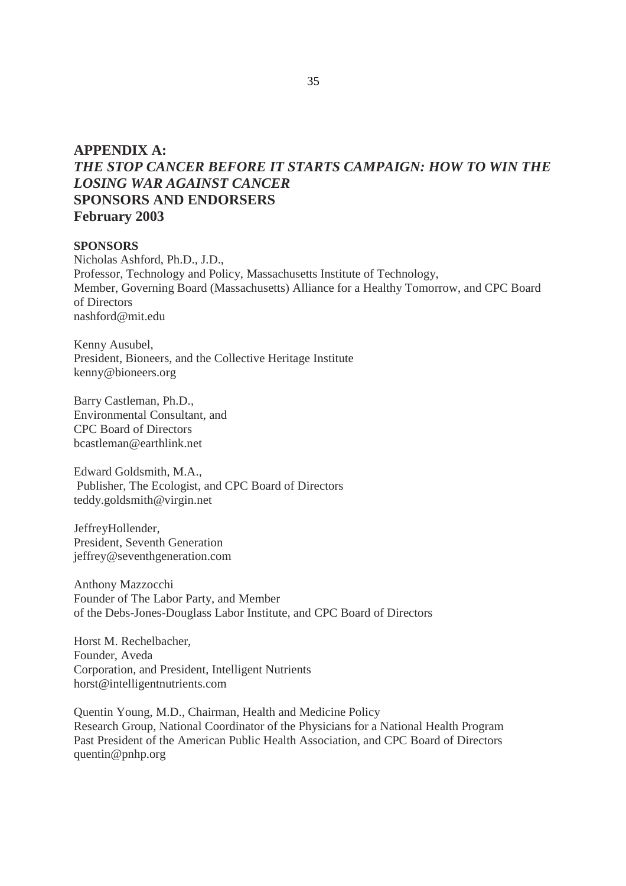## APPENDIX A:
## *THE STOP CANCER BEFORE IT STARTS CAMPAIGN: HOW TO WIN THE LOSING WAR AGAINST CANCER*
## SPONSORS AND ENDORSERS
## February 2003

**SPONSORS**

Nicholas Ashford, Ph.D., J.D.,
Professor, Technology and Policy, Massachusetts Institute of Technology,
Member, Governing Board (Massachusetts) Alliance for a Healthy Tomorrow, and CPC Board of Directors
nashford@mit.edu

Kenny Ausubel,
President, Bioneers, and the Collective Heritage Institute
kenny@bioneers.org

Barry Castleman, Ph.D.,
Environmental Consultant, and
CPC Board of Directors
bcastleman@earthlink.net

Edward Goldsmith, M.A.,
Publisher, The Ecologist, and CPC Board of Directors
teddy.goldsmith@virgin.net

JeffreyHollender,
President, Seventh Generation
jeffrey@seventhgeneration.com

Anthony Mazzocchi
Founder of The Labor Party, and Member
of the Debs-Jones-Douglass Labor Institute, and CPC Board of Directors

Horst M. Rechelbacher,
Founder, Aveda
Corporation, and President, Intelligent Nutrients
horst@intelligentnutrients.com

Quentin Young, M.D., Chairman, Health and Medicine Policy
Research Group, National Coordinator of the Physicians for a National Health Program
Past President of the American Public Health Association, and CPC Board of Directors
quentin@pnhp.org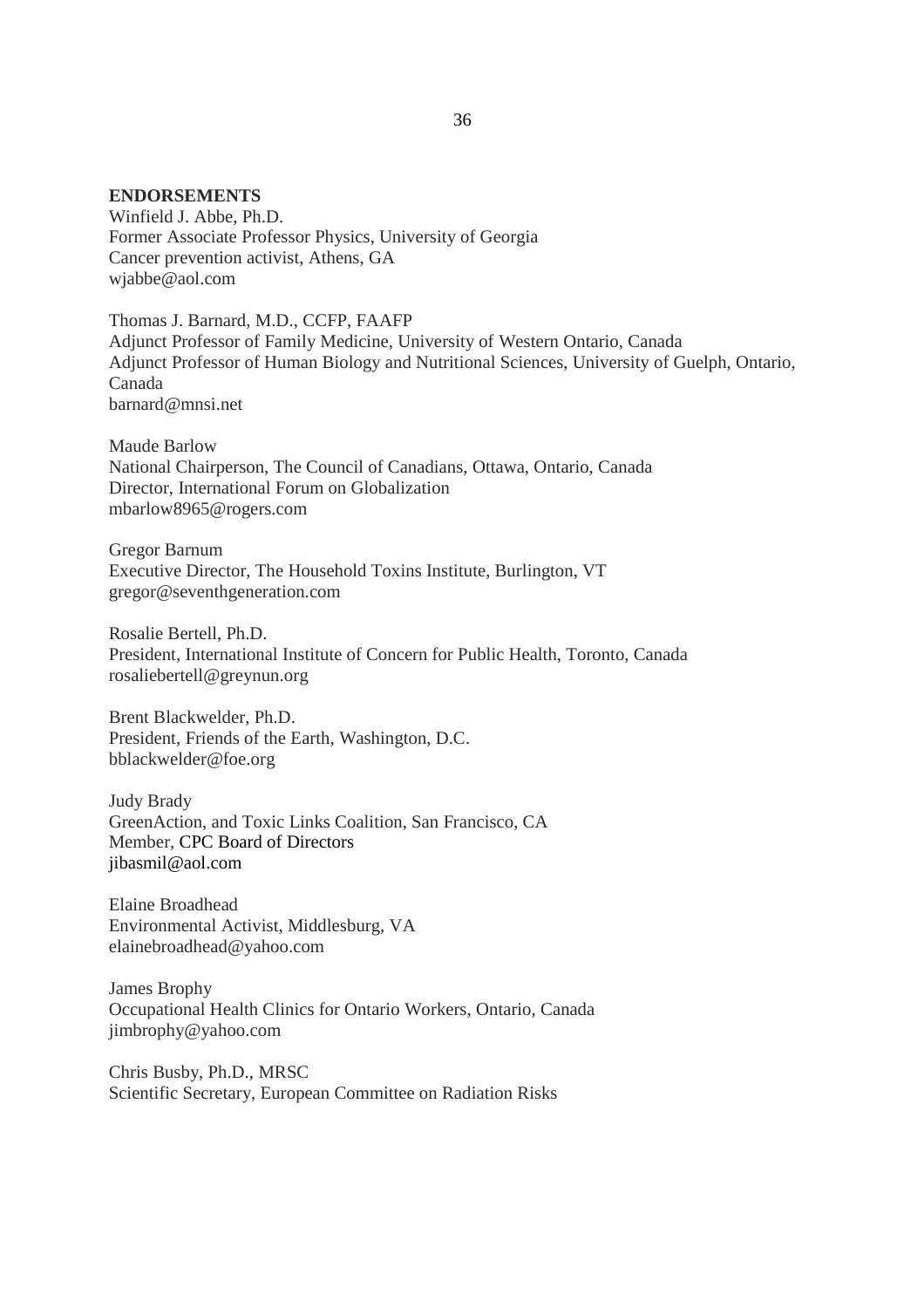**ENDORSEMENTS**

Winfield J. Abbe, Ph.D.
Former Associate Professor Physics, University of Georgia
Cancer prevention activist, Athens, GA
wjabbe@aol.com

Thomas J. Barnard, M.D., CCFP, FAAFP
Adjunct Professor of Family Medicine, University of Western Ontario, Canada
Adjunct Professor of Human Biology and Nutritional Sciences, University of Guelph, Ontario, Canada
barnard@mnsi.net

Maude Barlow
National Chairperson, The Council of Canadians, Ottawa, Ontario, Canada
Director, International Forum on Globalization
mbarlow8965@rogers.com

Gregor Barnum
Executive Director, The Household Toxins Institute, Burlington, VT
gregor@seventhgeneration.com

Rosalie Bertell, Ph.D.
President, International Institute of Concern for Public Health, Toronto, Canada
rosaliebertell@greynun.org

Brent Blackwelder, Ph.D.
President, Friends of the Earth, Washington, D.C.
bblackwelder@foe.org

Judy Brady
GreenAction, and Toxic Links Coalition, San Francisco, CA
Member, CPC Board of Directors
jibasmil@aol.com

Elaine Broadhead
Environmental Activist, Middlesburg, VA
elainebroadhead@yahoo.com

James Brophy
Occupational Health Clinics for Ontario Workers, Ontario, Canada
jimbrophy@yahoo.com

Chris Busby, Ph.D., MRSC
Scientific Secretary, European Committee on Radiation Risks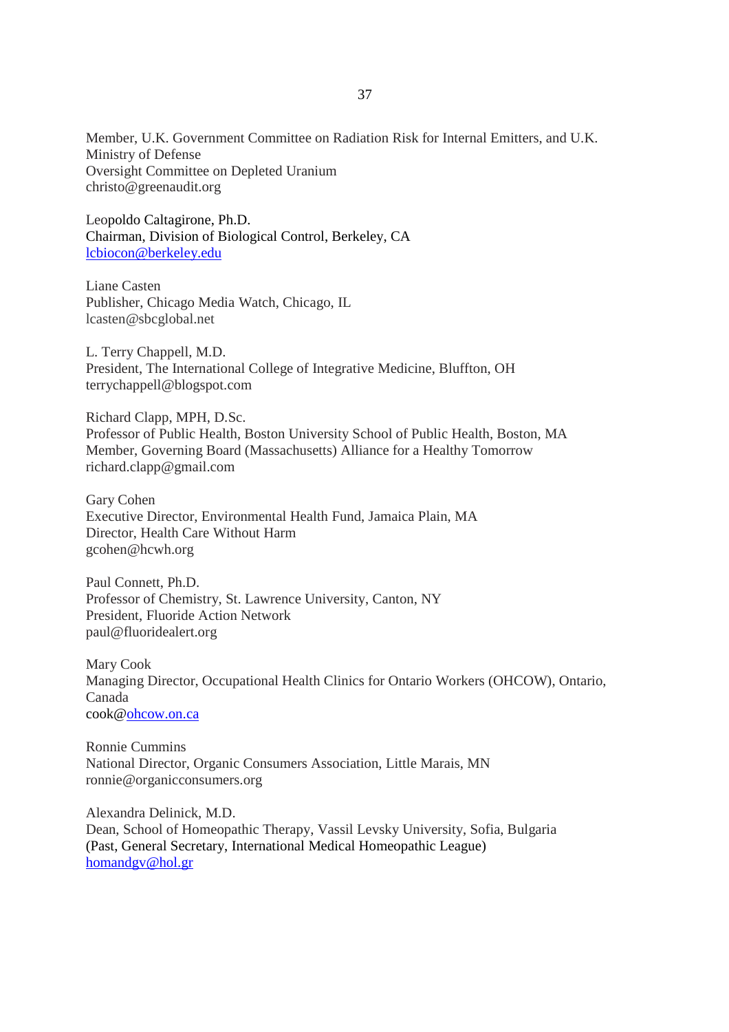Member, U.K. Government Committee on Radiation Risk for Internal Emitters, and U.K. Ministry of Defense
Oversight Committee on Depleted Uranium
christo@greenaudit.org

Leopoldo Caltagirone, Ph.D.
Chairman, Division of Biological Control, Berkeley, CA
lcbiocon@berkeley.edu

Liane Casten
Publisher, Chicago Media Watch, Chicago, IL
lcasten@sbcglobal.net

L. Terry Chappell, M.D.
President, The International College of Integrative Medicine, Bluffton, OH
terrychappell@blogspot.com

Richard Clapp, MPH, D.Sc.
Professor of Public Health, Boston University School of Public Health, Boston, MA
Member, Governing Board (Massachusetts) Alliance for a Healthy Tomorrow
richard.clapp@gmail.com

Gary Cohen
Executive Director, Environmental Health Fund, Jamaica Plain, MA
Director, Health Care Without Harm
gcohen@hcwh.org

Paul Connett, Ph.D.
Professor of Chemistry, St. Lawrence University, Canton, NY
President, Fluoride Action Network
paul@fluoridealert.org

Mary Cook
Managing Director, Occupational Health Clinics for Ontario Workers (OHCOW), Ontario, Canada
cook@ohcow.on.ca

Ronnie Cummins
National Director, Organic Consumers Association, Little Marais, MN
ronnie@organicconsumers.org

Alexandra Delinick, M.D.
Dean, School of Homeopathic Therapy, Vassil Levsky University, Sofia, Bulgaria
(Past, General Secretary, International Medical Homeopathic League)
homandgv@hol.gr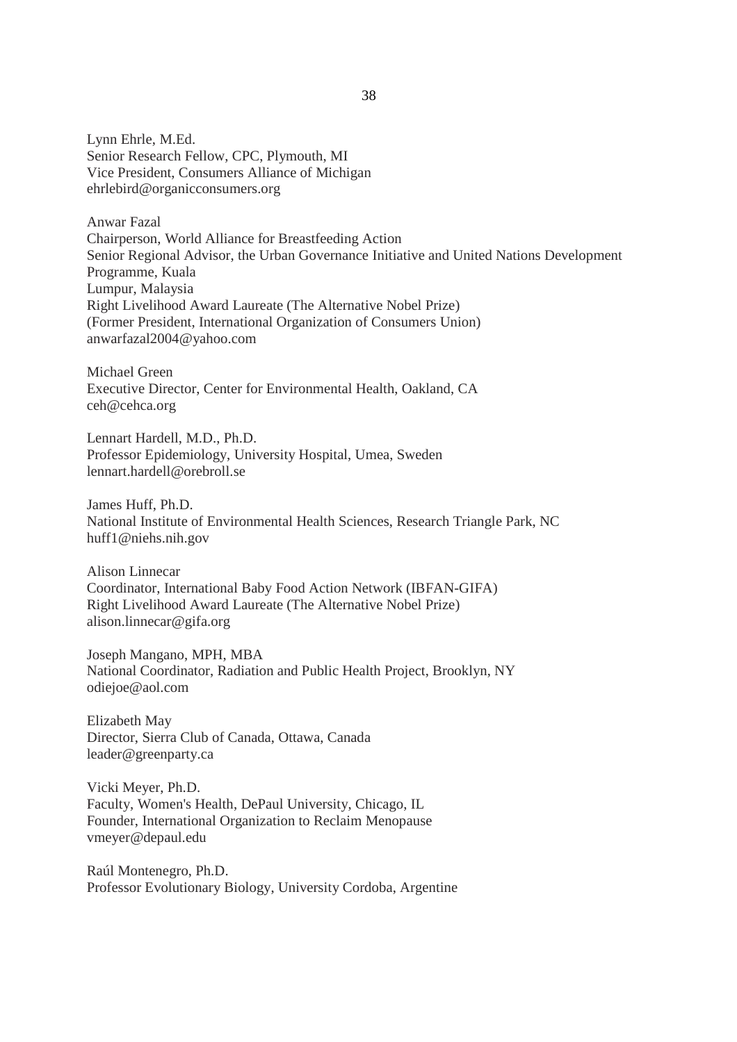Lynn Ehrle, M.Ed.
Senior Research Fellow, CPC, Plymouth, MI
Vice President, Consumers Alliance of Michigan
ehrlebird@organicconsumers.org

Anwar Fazal
Chairperson, World Alliance for Breastfeeding Action
Senior Regional Advisor, the Urban Governance Initiative and United Nations Development Programme, Kuala
Lumpur, Malaysia
Right Livelihood Award Laureate (The Alternative Nobel Prize)
(Former President, International Organization of Consumers Union)
anwarfazal2004@yahoo.com

Michael Green
Executive Director, Center for Environmental Health, Oakland, CA
ceh@cehca.org

Lennart Hardell, M.D., Ph.D.
Professor Epidemiology, University Hospital, Umea, Sweden
lennart.hardell@orebroll.se

James Huff, Ph.D.
National Institute of Environmental Health Sciences, Research Triangle Park, NC
huff1@niehs.nih.gov

Alison Linnecar
Coordinator, International Baby Food Action Network (IBFAN-GIFA)
Right Livelihood Award Laureate (The Alternative Nobel Prize)
alison.linnecar@gifa.org

Joseph Mangano, MPH, MBA
National Coordinator, Radiation and Public Health Project, Brooklyn, NY
odiejoe@aol.com

Elizabeth May
Director, Sierra Club of Canada, Ottawa, Canada
leader@greenparty.ca

Vicki Meyer, Ph.D.
Faculty, Women's Health, DePaul University, Chicago, IL
Founder, International Organization to Reclaim Menopause
vmeyer@depaul.edu

Raúl Montenegro, Ph.D.
Professor Evolutionary Biology, University Cordoba, Argentine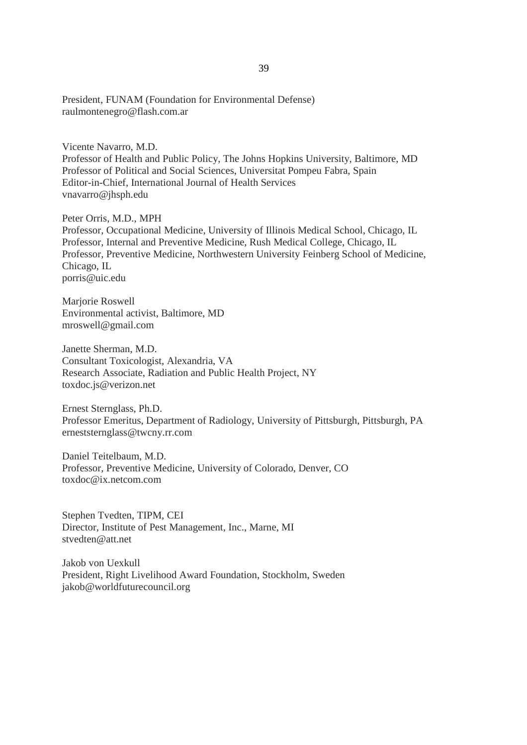President, FUNAM (Foundation for Environmental Defense)
raulmontenegro@flash.com.ar

Vicente Navarro, M.D.
Professor of Health and Public Policy, The Johns Hopkins University, Baltimore, MD
Professor of Political and Social Sciences, Universitat Pompeu Fabra, Spain
Editor-in-Chief, International Journal of Health Services
vnavarro@jhsph.edu

Peter Orris, M.D., MPH
Professor, Occupational Medicine, University of Illinois Medical School, Chicago, IL
Professor, Internal and Preventive Medicine, Rush Medical College, Chicago, IL
Professor, Preventive Medicine, Northwestern University Feinberg School of Medicine, Chicago, IL
porris@uic.edu

Marjorie Roswell
Environmental activist, Baltimore, MD
mroswell@gmail.com

Janette Sherman, M.D.
Consultant Toxicologist, Alexandria, VA
Research Associate, Radiation and Public Health Project, NY
toxdoc.js@verizon.net

Ernest Sternglass, Ph.D.
Professor Emeritus, Department of Radiology, University of Pittsburgh, Pittsburgh, PA
erneststernglass@twcny.rr.com

Daniel Teitelbaum, M.D.
Professor, Preventive Medicine, University of Colorado, Denver, CO
toxdoc@ix.netcom.com

Stephen Tvedten, TIPM, CEI
Director, Institute of Pest Management, Inc., Marne, MI
stvedten@att.net

Jakob von Uexkull
President, Right Livelihood Award Foundation, Stockholm, Sweden
jakob@worldfuturecouncil.org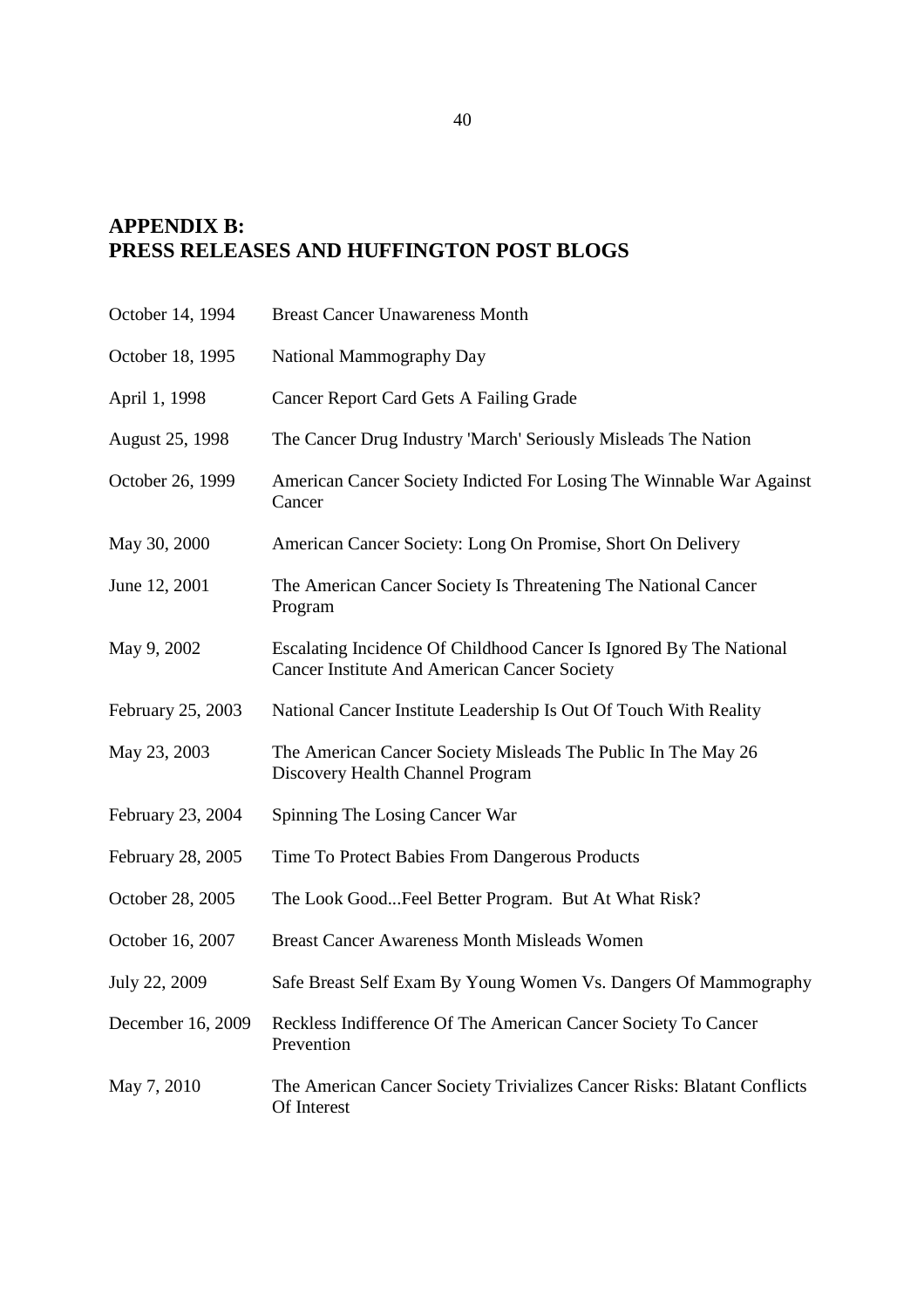# APPENDIX B:
# PRESS RELEASES AND HUFFINGTON POST BLOGS

| | |
|---|---|
| October 14, 1994 | Breast Cancer Unawareness Month |
| October 18, 1995 | National Mammography Day |
| April 1, 1998 | Cancer Report Card Gets A Failing Grade |
| August 25, 1998 | The Cancer Drug Industry 'March' Seriously Misleads The Nation |
| October 26, 1999 | American Cancer Society Indicted For Losing The Winnable War Against Cancer |
| May 30, 2000 | American Cancer Society: Long On Promise, Short On Delivery |
| June 12, 2001 | The American Cancer Society Is Threatening The National Cancer Program |
| May 9, 2002 | Escalating Incidence Of Childhood Cancer Is Ignored By The National Cancer Institute And American Cancer Society |
| February 25, 2003 | National Cancer Institute Leadership Is Out Of Touch With Reality |
| May 23, 2003 | The American Cancer Society Misleads The Public In The May 26 Discovery Health Channel Program |
| February 23, 2004 | Spinning The Losing Cancer War |
| February 28, 2005 | Time To Protect Babies From Dangerous Products |
| October 28, 2005 | The Look Good...Feel Better Program. But At What Risk? |
| October 16, 2007 | Breast Cancer Awareness Month Misleads Women |
| July 22, 2009 | Safe Breast Self Exam By Young Women Vs. Dangers Of Mammography |
| December 16, 2009 | Reckless Indifference Of The American Cancer Society To Cancer Prevention |
| May 7, 2010 | The American Cancer Society Trivializes Cancer Risks: Blatant Conflicts Of Interest |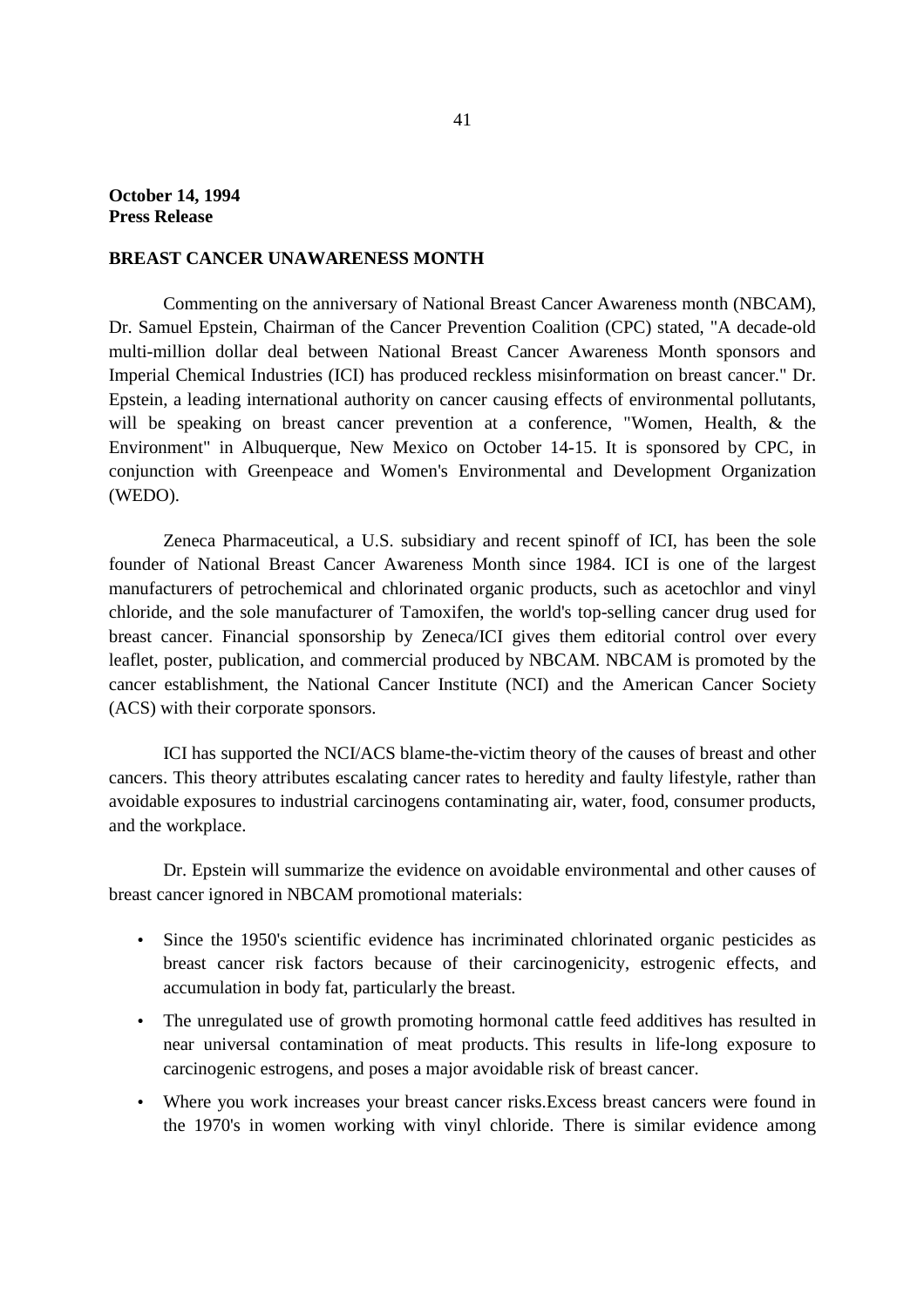**October 14, 1994**
**Press Release**

**BREAST CANCER UNAWARENESS MONTH**

Commenting on the anniversary of National Breast Cancer Awareness month (NBCAM), Dr. Samuel Epstein, Chairman of the Cancer Prevention Coalition (CPC) stated, "A decade-old multi-million dollar deal between National Breast Cancer Awareness Month sponsors and Imperial Chemical Industries (ICI) has produced reckless misinformation on breast cancer." Dr. Epstein, a leading international authority on cancer causing effects of environmental pollutants, will be speaking on breast cancer prevention at a conference, "Women, Health, & the Environment" in Albuquerque, New Mexico on October 14-15. It is sponsored by CPC, in conjunction with Greenpeace and Women's Environmental and Development Organization (WEDO).

Zeneca Pharmaceutical, a U.S. subsidiary and recent spinoff of ICI, has been the sole founder of National Breast Cancer Awareness Month since 1984. ICI is one of the largest manufacturers of petrochemical and chlorinated organic products, such as acetochlor and vinyl chloride, and the sole manufacturer of Tamoxifen, the world's top-selling cancer drug used for breast cancer. Financial sponsorship by Zeneca/ICI gives them editorial control over every leaflet, poster, publication, and commercial produced by NBCAM. NBCAM is promoted by the cancer establishment, the National Cancer Institute (NCI) and the American Cancer Society (ACS) with their corporate sponsors.

ICI has supported the NCI/ACS blame-the-victim theory of the causes of breast and other cancers. This theory attributes escalating cancer rates to heredity and faulty lifestyle, rather than avoidable exposures to industrial carcinogens contaminating air, water, food, consumer products, and the workplace.

Dr. Epstein will summarize the evidence on avoidable environmental and other causes of breast cancer ignored in NBCAM promotional materials:

- Since the 1950's scientific evidence has incriminated chlorinated organic pesticides as breast cancer risk factors because of their carcinogenicity, estrogenic effects, and accumulation in body fat, particularly the breast.
- The unregulated use of growth promoting hormonal cattle feed additives has resulted in near universal contamination of meat products. This results in life-long exposure to carcinogenic estrogens, and poses a major avoidable risk of breast cancer.
- Where you work increases your breast cancer risks.Excess breast cancers were found in the 1970's in women working with vinyl chloride. There is similar evidence among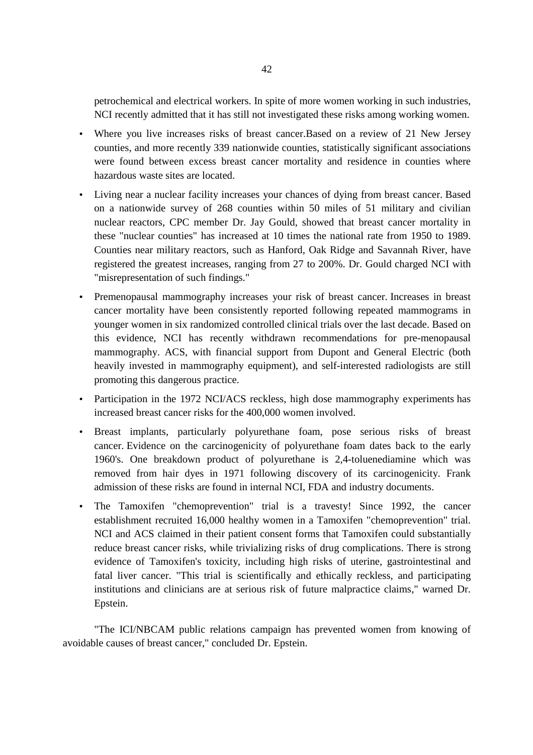petrochemical and electrical workers. In spite of more women working in such industries, NCI recently admitted that it has still not investigated these risks among working women.

- Where you live increases risks of breast cancer.Based on a review of 21 New Jersey counties, and more recently 339 nationwide counties, statistically significant associations were found between excess breast cancer mortality and residence in counties where hazardous waste sites are located.
- Living near a nuclear facility increases your chances of dying from breast cancer. Based on a nationwide survey of 268 counties within 50 miles of 51 military and civilian nuclear reactors, CPC member Dr. Jay Gould, showed that breast cancer mortality in these "nuclear counties" has increased at 10 times the national rate from 1950 to 1989. Counties near military reactors, such as Hanford, Oak Ridge and Savannah River, have registered the greatest increases, ranging from 27 to 200%. Dr. Gould charged NCI with "misrepresentation of such findings."
- Premenopausal mammography increases your risk of breast cancer. Increases in breast cancer mortality have been consistently reported following repeated mammograms in younger women in six randomized controlled clinical trials over the last decade. Based on this evidence, NCI has recently withdrawn recommendations for pre-menopausal mammography. ACS, with financial support from Dupont and General Electric (both heavily invested in mammography equipment), and self-interested radiologists are still promoting this dangerous practice.
- Participation in the 1972 NCI/ACS reckless, high dose mammography experiments has increased breast cancer risks for the 400,000 women involved.
- Breast implants, particularly polyurethane foam, pose serious risks of breast cancer. Evidence on the carcinogenicity of polyurethane foam dates back to the early 1960's. One breakdown product of polyurethane is 2,4-toluenediamine which was removed from hair dyes in 1971 following discovery of its carcinogenicity. Frank admission of these risks are found in internal NCI, FDA and industry documents.
- The Tamoxifen "chemoprevention" trial is a travesty! Since 1992, the cancer establishment recruited 16,000 healthy women in a Tamoxifen "chemoprevention" trial. NCI and ACS claimed in their patient consent forms that Tamoxifen could substantially reduce breast cancer risks, while trivializing risks of drug complications. There is strong evidence of Tamoxifen's toxicity, including high risks of uterine, gastrointestinal and fatal liver cancer. "This trial is scientifically and ethically reckless, and participating institutions and clinicians are at serious risk of future malpractice claims," warned Dr. Epstein.

"The ICI/NBCAM public relations campaign has prevented women from knowing of avoidable causes of breast cancer," concluded Dr. Epstein.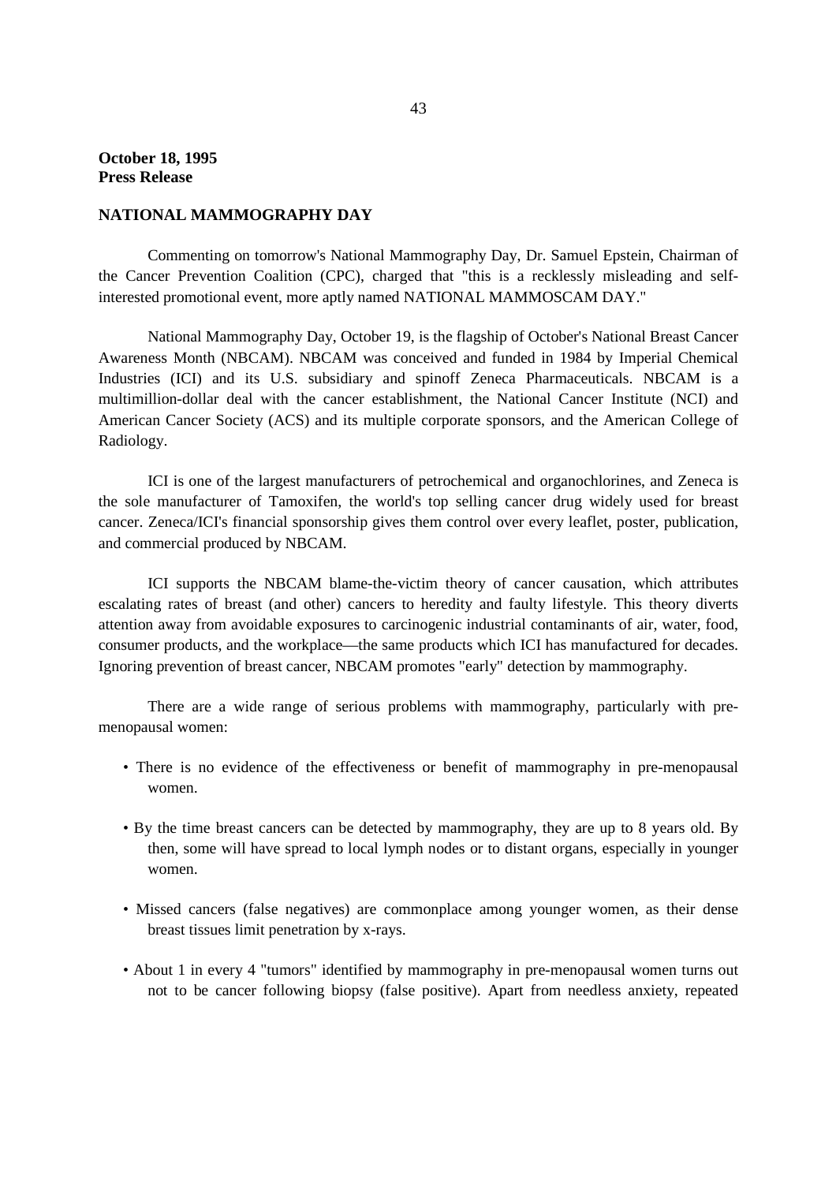**October 18, 1995**
**Press Release**

**NATIONAL MAMMOGRAPHY DAY**

Commenting on tomorrow's National Mammography Day, Dr. Samuel Epstein, Chairman of the Cancer Prevention Coalition (CPC), charged that "this is a recklessly misleading and self-interested promotional event, more aptly named NATIONAL MAMMOSCAM DAY."

National Mammography Day, October 19, is the flagship of October's National Breast Cancer Awareness Month (NBCAM). NBCAM was conceived and funded in 1984 by Imperial Chemical Industries (ICI) and its U.S. subsidiary and spinoff Zeneca Pharmaceuticals. NBCAM is a multimillion-dollar deal with the cancer establishment, the National Cancer Institute (NCI) and American Cancer Society (ACS) and its multiple corporate sponsors, and the American College of Radiology.

ICI is one of the largest manufacturers of petrochemical and organochlorines, and Zeneca is the sole manufacturer of Tamoxifen, the world's top selling cancer drug widely used for breast cancer. Zeneca/ICI's financial sponsorship gives them control over every leaflet, poster, publication, and commercial produced by NBCAM.

ICI supports the NBCAM blame-the-victim theory of cancer causation, which attributes escalating rates of breast (and other) cancers to heredity and faulty lifestyle. This theory diverts attention away from avoidable exposures to carcinogenic industrial contaminants of air, water, food, consumer products, and the workplace—the same products which ICI has manufactured for decades. Ignoring prevention of breast cancer, NBCAM promotes "early" detection by mammography.

There are a wide range of serious problems with mammography, particularly with pre-menopausal women:

- There is no evidence of the effectiveness or benefit of mammography in pre-menopausal women.
- By the time breast cancers can be detected by mammography, they are up to 8 years old. By then, some will have spread to local lymph nodes or to distant organs, especially in younger women.
- Missed cancers (false negatives) are commonplace among younger women, as their dense breast tissues limit penetration by x-rays.
- About 1 in every 4 "tumors" identified by mammography in pre-menopausal women turns out not to be cancer following biopsy (false positive). Apart from needless anxiety, repeated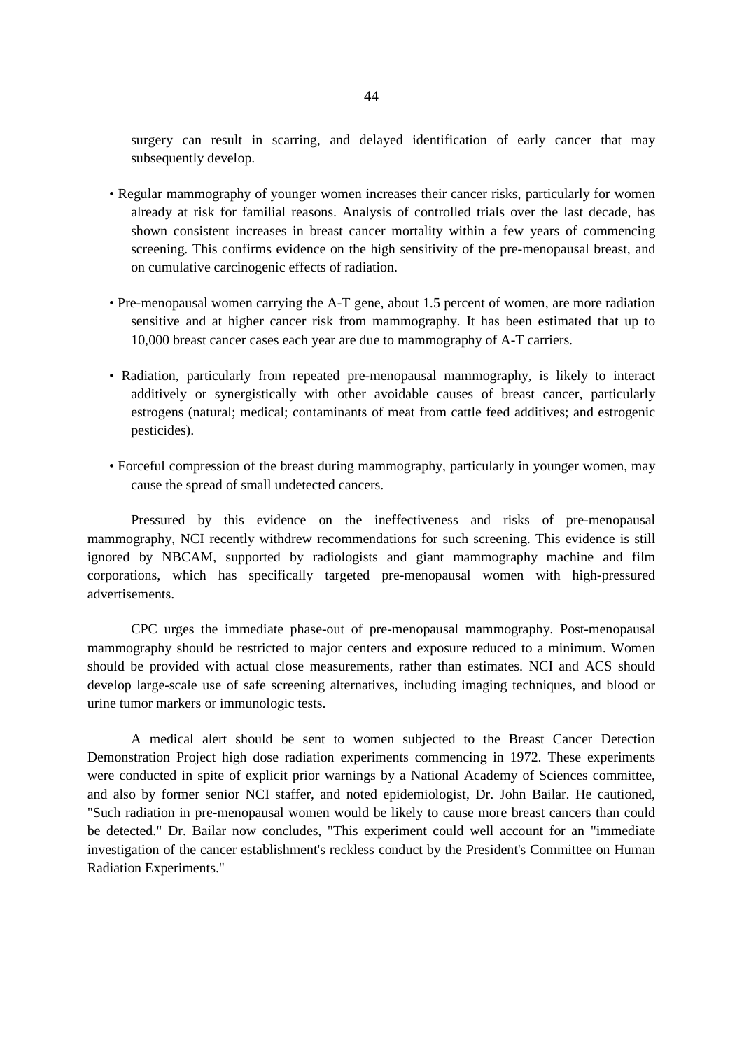surgery can result in scarring, and delayed identification of early cancer that may subsequently develop.

- Regular mammography of younger women increases their cancer risks, particularly for women already at risk for familial reasons. Analysis of controlled trials over the last decade, has shown consistent increases in breast cancer mortality within a few years of commencing screening. This confirms evidence on the high sensitivity of the pre-menopausal breast, and on cumulative carcinogenic effects of radiation.

- Pre-menopausal women carrying the A-T gene, about 1.5 percent of women, are more radiation sensitive and at higher cancer risk from mammography. It has been estimated that up to 10,000 breast cancer cases each year are due to mammography of A-T carriers.

- Radiation, particularly from repeated pre-menopausal mammography, is likely to interact additively or synergistically with other avoidable causes of breast cancer, particularly estrogens (natural; medical; contaminants of meat from cattle feed additives; and estrogenic pesticides).

- Forceful compression of the breast during mammography, particularly in younger women, may cause the spread of small undetected cancers.

Pressured by this evidence on the ineffectiveness and risks of pre-menopausal mammography, NCI recently withdrew recommendations for such screening. This evidence is still ignored by NBCAM, supported by radiologists and giant mammography machine and film corporations, which has specifically targeted pre-menopausal women with high-pressured advertisements.

CPC urges the immediate phase-out of pre-menopausal mammography. Post-menopausal mammography should be restricted to major centers and exposure reduced to a minimum. Women should be provided with actual close measurements, rather than estimates. NCI and ACS should develop large-scale use of safe screening alternatives, including imaging techniques, and blood or urine tumor markers or immunologic tests.

A medical alert should be sent to women subjected to the Breast Cancer Detection Demonstration Project high dose radiation experiments commencing in 1972. These experiments were conducted in spite of explicit prior warnings by a National Academy of Sciences committee, and also by former senior NCI staffer, and noted epidemiologist, Dr. John Bailar. He cautioned, "Such radiation in pre-menopausal women would be likely to cause more breast cancers than could be detected." Dr. Bailar now concludes, "This experiment could well account for an "immediate investigation of the cancer establishment's reckless conduct by the President's Committee on Human Radiation Experiments."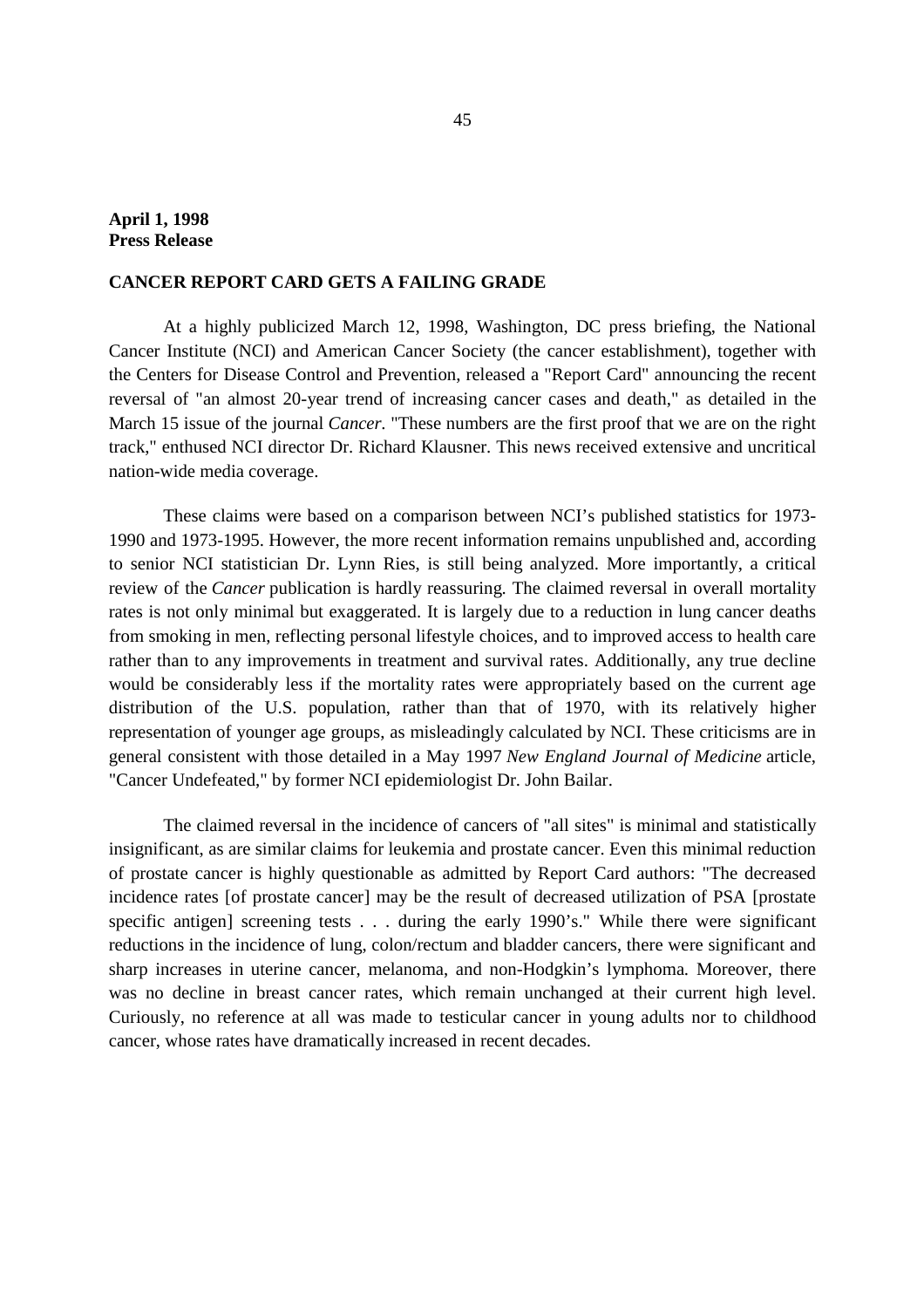**April 1, 1998**
**Press Release**

**CANCER REPORT CARD GETS A FAILING GRADE**

At a highly publicized March 12, 1998, Washington, DC press briefing, the National Cancer Institute (NCI) and American Cancer Society (the cancer establishment), together with the Centers for Disease Control and Prevention, released a "Report Card" announcing the recent reversal of "an almost 20-year trend of increasing cancer cases and death," as detailed in the March 15 issue of the journal *Cancer*. "These numbers are the first proof that we are on the right track," enthused NCI director Dr. Richard Klausner. This news received extensive and uncritical nation-wide media coverage.

These claims were based on a comparison between NCI's published statistics for 1973-1990 and 1973-1995. However, the more recent information remains unpublished and, according to senior NCI statistician Dr. Lynn Ries, is still being analyzed. More importantly, a critical review of the *Cancer* publication is hardly reassuring. The claimed reversal in overall mortality rates is not only minimal but exaggerated. It is largely due to a reduction in lung cancer deaths from smoking in men, reflecting personal lifestyle choices, and to improved access to health care rather than to any improvements in treatment and survival rates. Additionally, any true decline would be considerably less if the mortality rates were appropriately based on the current age distribution of the U.S. population, rather than that of 1970, with its relatively higher representation of younger age groups, as misleadingly calculated by NCI. These criticisms are in general consistent with those detailed in a May 1997 *New England Journal of Medicine* article, "Cancer Undefeated," by former NCI epidemiologist Dr. John Bailar.

The claimed reversal in the incidence of cancers of "all sites" is minimal and statistically insignificant, as are similar claims for leukemia and prostate cancer. Even this minimal reduction of prostate cancer is highly questionable as admitted by Report Card authors: "The decreased incidence rates [of prostate cancer] may be the result of decreased utilization of PSA [prostate specific antigen] screening tests . . . during the early 1990's." While there were significant reductions in the incidence of lung, colon/rectum and bladder cancers, there were significant and sharp increases in uterine cancer, melanoma, and non-Hodgkin's lymphoma. Moreover, there was no decline in breast cancer rates, which remain unchanged at their current high level. Curiously, no reference at all was made to testicular cancer in young adults nor to childhood cancer, whose rates have dramatically increased in recent decades.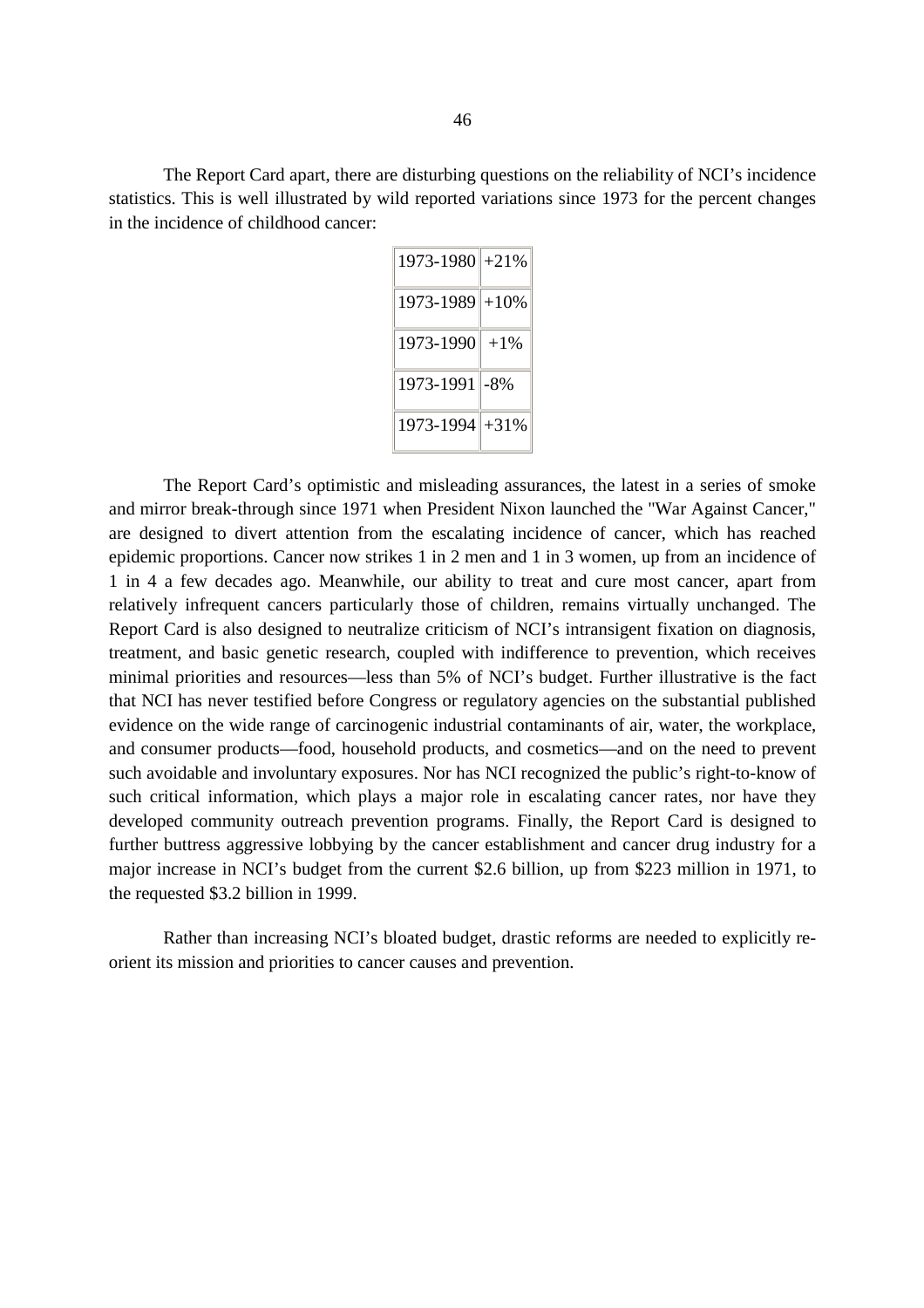The Report Card apart, there are disturbing questions on the reliability of NCI's incidence statistics. This is well illustrated by wild reported variations since 1973 for the percent changes in the incidence of childhood cancer:

| | |
|---|---|
| 1973-1980 | +21% |
| 1973-1989 | +10% |
| 1973-1990 | +1% |
| 1973-1991 | -8% |
| 1973-1994 | +31% |

The Report Card's optimistic and misleading assurances, the latest in a series of smoke and mirror break-through since 1971 when President Nixon launched the "War Against Cancer," are designed to divert attention from the escalating incidence of cancer, which has reached epidemic proportions. Cancer now strikes 1 in 2 men and 1 in 3 women, up from an incidence of 1 in 4 a few decades ago. Meanwhile, our ability to treat and cure most cancer, apart from relatively infrequent cancers particularly those of children, remains virtually unchanged. The Report Card is also designed to neutralize criticism of NCI's intransigent fixation on diagnosis, treatment, and basic genetic research, coupled with indifference to prevention, which receives minimal priorities and resources—less than 5% of NCI's budget. Further illustrative is the fact that NCI has never testified before Congress or regulatory agencies on the substantial published evidence on the wide range of carcinogenic industrial contaminants of air, water, the workplace, and consumer products—food, household products, and cosmetics—and on the need to prevent such avoidable and involuntary exposures. Nor has NCI recognized the public's right-to-know of such critical information, which plays a major role in escalating cancer rates, nor have they developed community outreach prevention programs. Finally, the Report Card is designed to further buttress aggressive lobbying by the cancer establishment and cancer drug industry for a major increase in NCI's budget from the current $2.6 billion, up from $223 million in 1971, to the requested $3.2 billion in 1999.

Rather than increasing NCI's bloated budget, drastic reforms are needed to explicitly re-orient its mission and priorities to cancer causes and prevention.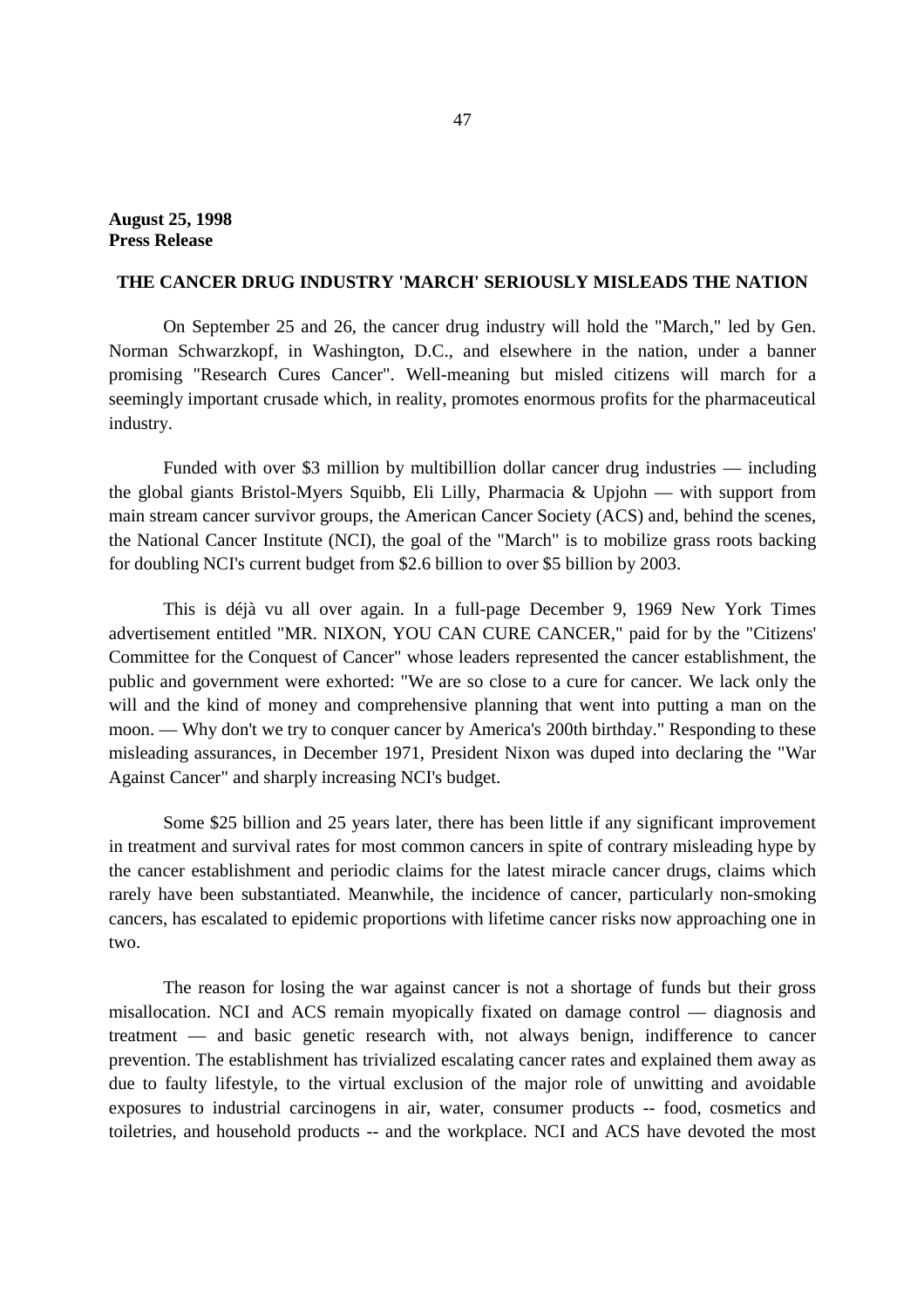**August 25, 1998**
**Press Release**

## THE CANCER DRUG INDUSTRY 'MARCH' SERIOUSLY MISLEADS THE NATION

On September 25 and 26, the cancer drug industry will hold the "March," led by Gen. Norman Schwarzkopf, in Washington, D.C., and elsewhere in the nation, under a banner promising "Research Cures Cancer". Well-meaning but misled citizens will march for a seemingly important crusade which, in reality, promotes enormous profits for the pharmaceutical industry.

Funded with over $3 million by multibillion dollar cancer drug industries — including the global giants Bristol-Myers Squibb, Eli Lilly, Pharmacia & Upjohn — with support from main stream cancer survivor groups, the American Cancer Society (ACS) and, behind the scenes, the National Cancer Institute (NCI), the goal of the "March" is to mobilize grass roots backing for doubling NCI's current budget from $2.6 billion to over $5 billion by 2003.

This is déjà vu all over again. In a full-page December 9, 1969 New York Times advertisement entitled "MR. NIXON, YOU CAN CURE CANCER," paid for by the "Citizens' Committee for the Conquest of Cancer" whose leaders represented the cancer establishment, the public and government were exhorted: "We are so close to a cure for cancer. We lack only the will and the kind of money and comprehensive planning that went into putting a man on the moon. — Why don't we try to conquer cancer by America's 200th birthday." Responding to these misleading assurances, in December 1971, President Nixon was duped into declaring the "War Against Cancer" and sharply increasing NCI's budget.

Some $25 billion and 25 years later, there has been little if any significant improvement in treatment and survival rates for most common cancers in spite of contrary misleading hype by the cancer establishment and periodic claims for the latest miracle cancer drugs, claims which rarely have been substantiated. Meanwhile, the incidence of cancer, particularly non-smoking cancers, has escalated to epidemic proportions with lifetime cancer risks now approaching one in two.

The reason for losing the war against cancer is not a shortage of funds but their gross misallocation. NCI and ACS remain myopically fixated on damage control — diagnosis and treatment — and basic genetic research with, not always benign, indifference to cancer prevention. The establishment has trivialized escalating cancer rates and explained them away as due to faulty lifestyle, to the virtual exclusion of the major role of unwitting and avoidable exposures to industrial carcinogens in air, water, consumer products -- food, cosmetics and toiletries, and household products -- and the workplace. NCI and ACS have devoted the most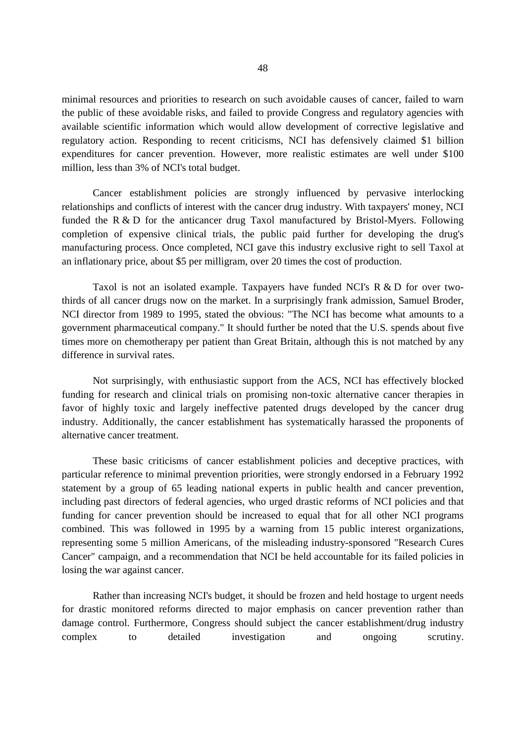minimal resources and priorities to research on such avoidable causes of cancer, failed to warn the public of these avoidable risks, and failed to provide Congress and regulatory agencies with available scientific information which would allow development of corrective legislative and regulatory action. Responding to recent criticisms, NCI has defensively claimed $1 billion expenditures for cancer prevention. However, more realistic estimates are well under $100 million, less than 3% of NCI's total budget.

Cancer establishment policies are strongly influenced by pervasive interlocking relationships and conflicts of interest with the cancer drug industry. With taxpayers' money, NCI funded the R & D for the anticancer drug Taxol manufactured by Bristol-Myers. Following completion of expensive clinical trials, the public paid further for developing the drug's manufacturing process. Once completed, NCI gave this industry exclusive right to sell Taxol at an inflationary price, about $5 per milligram, over 20 times the cost of production.

Taxol is not an isolated example. Taxpayers have funded NCI's R & D for over two-thirds of all cancer drugs now on the market. In a surprisingly frank admission, Samuel Broder, NCI director from 1989 to 1995, stated the obvious: "The NCI has become what amounts to a government pharmaceutical company." It should further be noted that the U.S. spends about five times more on chemotherapy per patient than Great Britain, although this is not matched by any difference in survival rates.

Not surprisingly, with enthusiastic support from the ACS, NCI has effectively blocked funding for research and clinical trials on promising non-toxic alternative cancer therapies in favor of highly toxic and largely ineffective patented drugs developed by the cancer drug industry. Additionally, the cancer establishment has systematically harassed the proponents of alternative cancer treatment.

These basic criticisms of cancer establishment policies and deceptive practices, with particular reference to minimal prevention priorities, were strongly endorsed in a February 1992 statement by a group of 65 leading national experts in public health and cancer prevention, including past directors of federal agencies, who urged drastic reforms of NCI policies and that funding for cancer prevention should be increased to equal that for all other NCI programs combined. This was followed in 1995 by a warning from 15 public interest organizations, representing some 5 million Americans, of the misleading industry-sponsored "Research Cures Cancer" campaign, and a recommendation that NCI be held accountable for its failed policies in losing the war against cancer.

Rather than increasing NCI's budget, it should be frozen and held hostage to urgent needs for drastic monitored reforms directed to major emphasis on cancer prevention rather than damage control. Furthermore, Congress should subject the cancer establishment/drug industry complex to detailed investigation and ongoing scrutiny.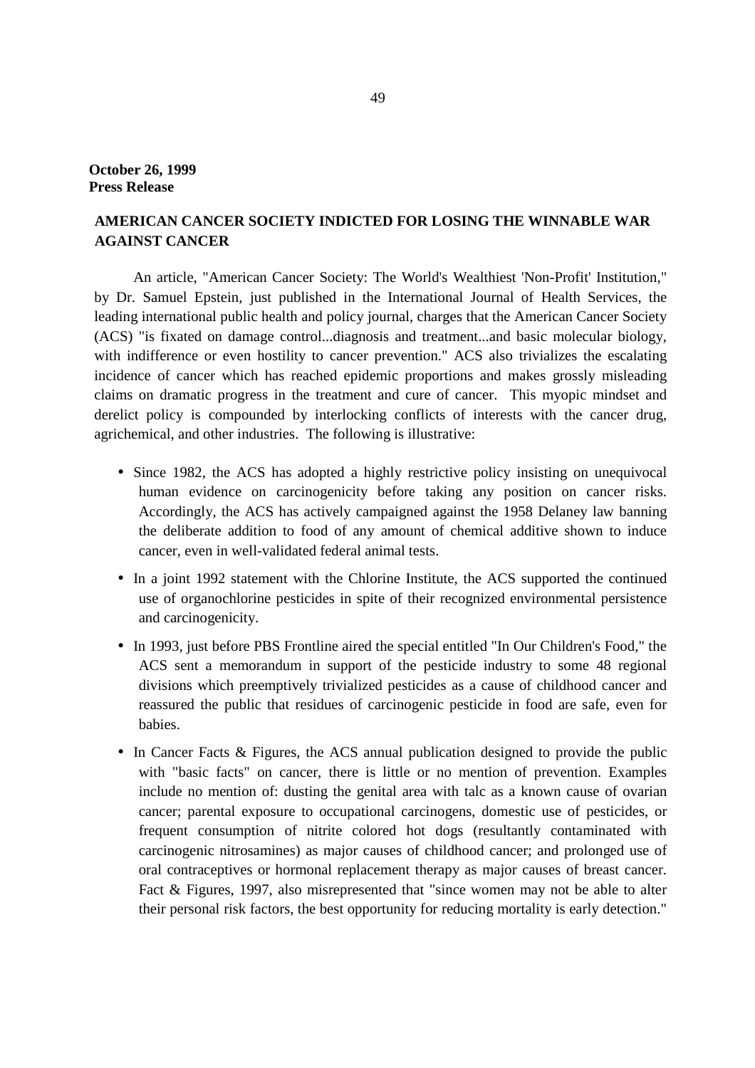**October 26, 1999**
**Press Release**

## AMERICAN CANCER SOCIETY INDICTED FOR LOSING THE WINNABLE WAR AGAINST CANCER

An article, "American Cancer Society: The World's Wealthiest 'Non-Profit' Institution," by Dr. Samuel Epstein, just published in the International Journal of Health Services, the leading international public health and policy journal, charges that the American Cancer Society (ACS) "is fixated on damage control...diagnosis and treatment...and basic molecular biology, with indifference or even hostility to cancer prevention." ACS also trivializes the escalating incidence of cancer which has reached epidemic proportions and makes grossly misleading claims on dramatic progress in the treatment and cure of cancer. This myopic mindset and derelict policy is compounded by interlocking conflicts of interests with the cancer drug, agrichemical, and other industries. The following is illustrative:

- Since 1982, the ACS has adopted a highly restrictive policy insisting on unequivocal human evidence on carcinogenicity before taking any position on cancer risks. Accordingly, the ACS has actively campaigned against the 1958 Delaney law banning the deliberate addition to food of any amount of chemical additive shown to induce cancer, even in well-validated federal animal tests.
- In a joint 1992 statement with the Chlorine Institute, the ACS supported the continued use of organochlorine pesticides in spite of their recognized environmental persistence and carcinogenicity.
- In 1993, just before PBS Frontline aired the special entitled "In Our Children's Food," the ACS sent a memorandum in support of the pesticide industry to some 48 regional divisions which preemptively trivialized pesticides as a cause of childhood cancer and reassured the public that residues of carcinogenic pesticide in food are safe, even for babies.
- In Cancer Facts & Figures, the ACS annual publication designed to provide the public with "basic facts" on cancer, there is little or no mention of prevention. Examples include no mention of: dusting the genital area with talc as a known cause of ovarian cancer; parental exposure to occupational carcinogens, domestic use of pesticides, or frequent consumption of nitrite colored hot dogs (resultantly contaminated with carcinogenic nitrosamines) as major causes of childhood cancer; and prolonged use of oral contraceptives or hormonal replacement therapy as major causes of breast cancer. Fact & Figures, 1997, also misrepresented that "since women may not be able to alter their personal risk factors, the best opportunity for reducing mortality is early detection."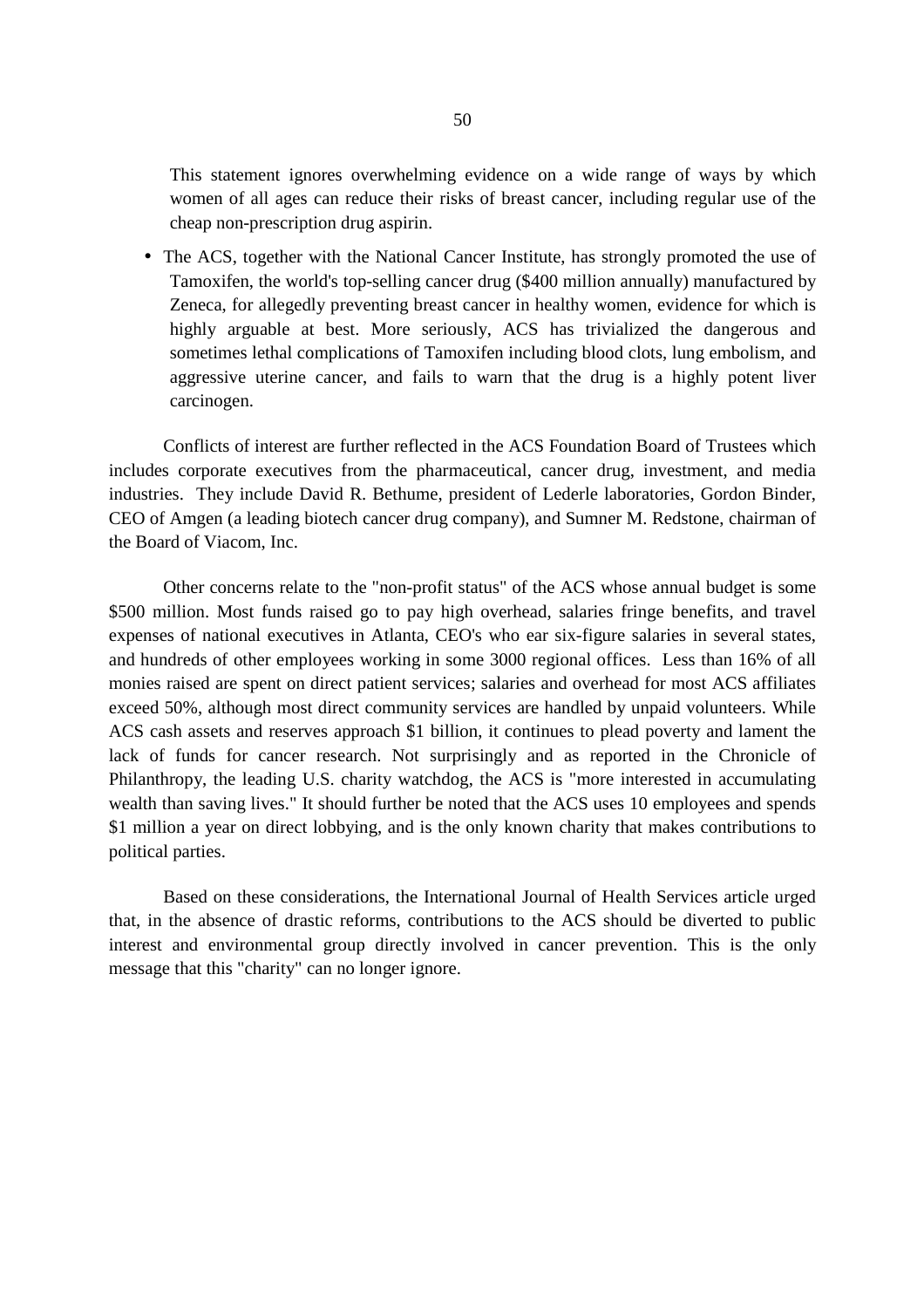This statement ignores overwhelming evidence on a wide range of ways by which women of all ages can reduce their risks of breast cancer, including regular use of the cheap non-prescription drug aspirin.

- The ACS, together with the National Cancer Institute, has strongly promoted the use of Tamoxifen, the world's top-selling cancer drug ($400 million annually) manufactured by Zeneca, for allegedly preventing breast cancer in healthy women, evidence for which is highly arguable at best. More seriously, ACS has trivialized the dangerous and sometimes lethal complications of Tamoxifen including blood clots, lung embolism, and aggressive uterine cancer, and fails to warn that the drug is a highly potent liver carcinogen.

Conflicts of interest are further reflected in the ACS Foundation Board of Trustees which includes corporate executives from the pharmaceutical, cancer drug, investment, and media industries. They include David R. Bethume, president of Lederle laboratories, Gordon Binder, CEO of Amgen (a leading biotech cancer drug company), and Sumner M. Redstone, chairman of the Board of Viacom, Inc.

Other concerns relate to the "non-profit status" of the ACS whose annual budget is some $500 million. Most funds raised go to pay high overhead, salaries fringe benefits, and travel expenses of national executives in Atlanta, CEO's who ear six-figure salaries in several states, and hundreds of other employees working in some 3000 regional offices. Less than 16% of all monies raised are spent on direct patient services; salaries and overhead for most ACS affiliates exceed 50%, although most direct community services are handled by unpaid volunteers. While ACS cash assets and reserves approach $1 billion, it continues to plead poverty and lament the lack of funds for cancer research. Not surprisingly and as reported in the Chronicle of Philanthropy, the leading U.S. charity watchdog, the ACS is "more interested in accumulating wealth than saving lives." It should further be noted that the ACS uses 10 employees and spends $1 million a year on direct lobbying, and is the only known charity that makes contributions to political parties.

Based on these considerations, the International Journal of Health Services article urged that, in the absence of drastic reforms, contributions to the ACS should be diverted to public interest and environmental group directly involved in cancer prevention. This is the only message that this "charity" can no longer ignore.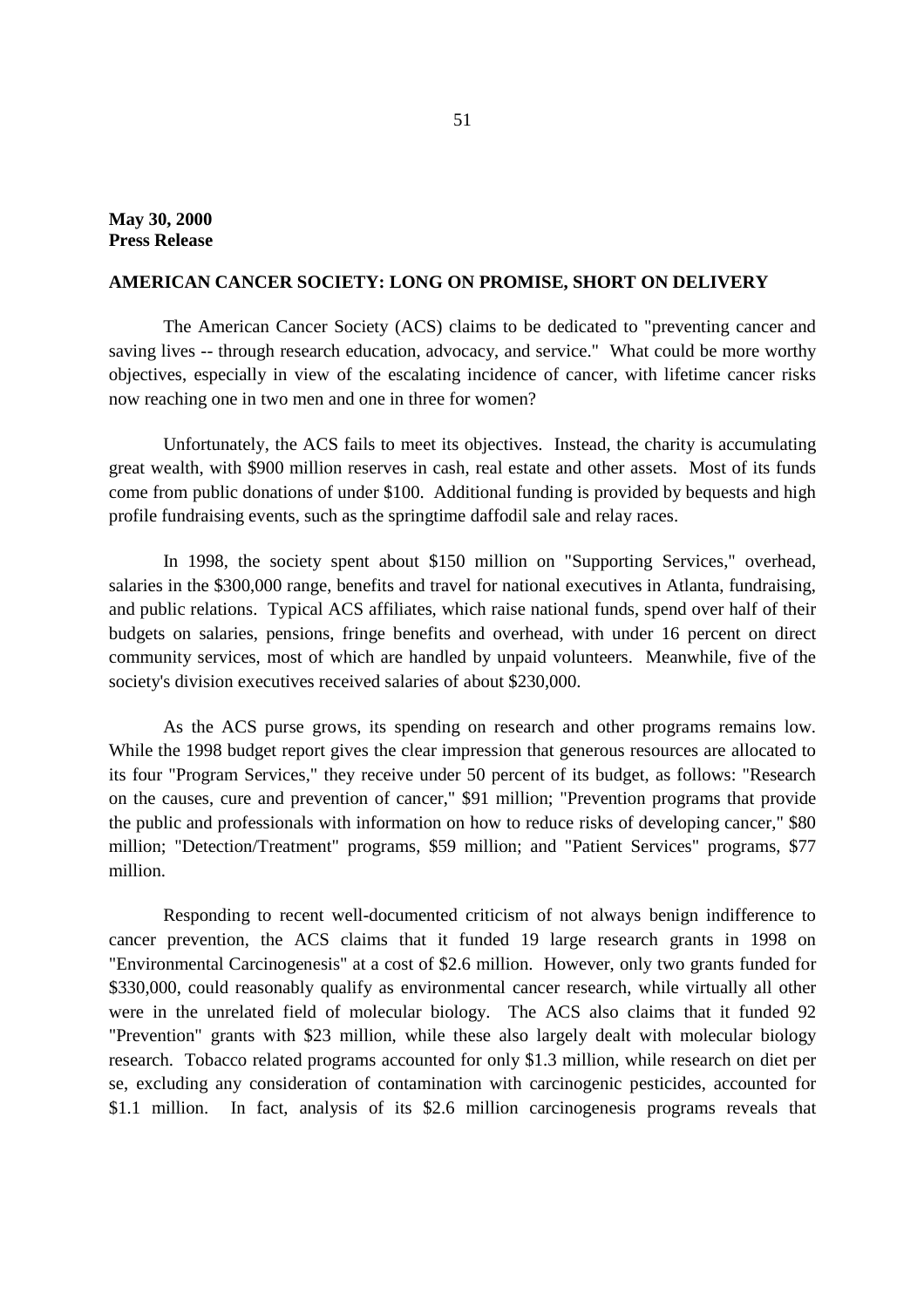**May 30, 2000**
**Press Release**

**AMERICAN CANCER SOCIETY: LONG ON PROMISE, SHORT ON DELIVERY**

The American Cancer Society (ACS) claims to be dedicated to "preventing cancer and saving lives -- through research education, advocacy, and service." What could be more worthy objectives, especially in view of the escalating incidence of cancer, with lifetime cancer risks now reaching one in two men and one in three for women?

Unfortunately, the ACS fails to meet its objectives. Instead, the charity is accumulating great wealth, with $900 million reserves in cash, real estate and other assets. Most of its funds come from public donations of under $100. Additional funding is provided by bequests and high profile fundraising events, such as the springtime daffodil sale and relay races.

In 1998, the society spent about $150 million on "Supporting Services," overhead, salaries in the $300,000 range, benefits and travel for national executives in Atlanta, fundraising, and public relations. Typical ACS affiliates, which raise national funds, spend over half of their budgets on salaries, pensions, fringe benefits and overhead, with under 16 percent on direct community services, most of which are handled by unpaid volunteers. Meanwhile, five of the society's division executives received salaries of about $230,000.

As the ACS purse grows, its spending on research and other programs remains low. While the 1998 budget report gives the clear impression that generous resources are allocated to its four "Program Services," they receive under 50 percent of its budget, as follows: "Research on the causes, cure and prevention of cancer," $91 million; "Prevention programs that provide the public and professionals with information on how to reduce risks of developing cancer," $80 million; "Detection/Treatment" programs, $59 million; and "Patient Services" programs, $77 million.

Responding to recent well-documented criticism of not always benign indifference to cancer prevention, the ACS claims that it funded 19 large research grants in 1998 on "Environmental Carcinogenesis" at a cost of $2.6 million. However, only two grants funded for $330,000, could reasonably qualify as environmental cancer research, while virtually all other were in the unrelated field of molecular biology. The ACS also claims that it funded 92 "Prevention" grants with $23 million, while these also largely dealt with molecular biology research. Tobacco related programs accounted for only $1.3 million, while research on diet per se, excluding any consideration of contamination with carcinogenic pesticides, accounted for $1.1 million. In fact, analysis of its $2.6 million carcinogenesis programs reveals that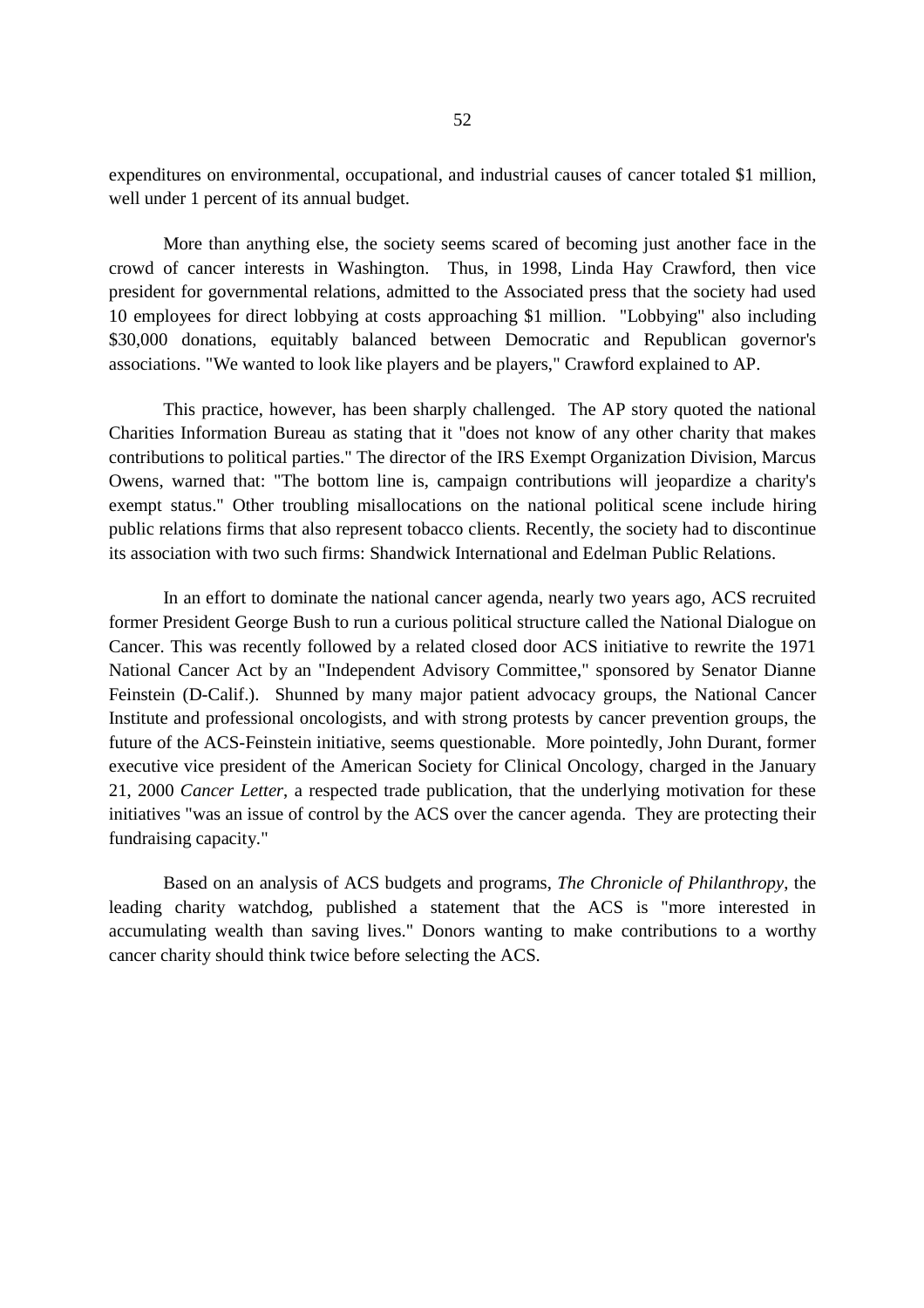expenditures on environmental, occupational, and industrial causes of cancer totaled $1 million, well under 1 percent of its annual budget.

More than anything else, the society seems scared of becoming just another face in the crowd of cancer interests in Washington. Thus, in 1998, Linda Hay Crawford, then vice president for governmental relations, admitted to the Associated press that the society had used 10 employees for direct lobbying at costs approaching $1 million. "Lobbying" also including $30,000 donations, equitably balanced between Democratic and Republican governor's associations. "We wanted to look like players and be players," Crawford explained to AP.

This practice, however, has been sharply challenged. The AP story quoted the national Charities Information Bureau as stating that it "does not know of any other charity that makes contributions to political parties." The director of the IRS Exempt Organization Division, Marcus Owens, warned that: "The bottom line is, campaign contributions will jeopardize a charity's exempt status." Other troubling misallocations on the national political scene include hiring public relations firms that also represent tobacco clients. Recently, the society had to discontinue its association with two such firms: Shandwick International and Edelman Public Relations.

In an effort to dominate the national cancer agenda, nearly two years ago, ACS recruited former President George Bush to run a curious political structure called the National Dialogue on Cancer. This was recently followed by a related closed door ACS initiative to rewrite the 1971 National Cancer Act by an "Independent Advisory Committee," sponsored by Senator Dianne Feinstein (D-Calif.). Shunned by many major patient advocacy groups, the National Cancer Institute and professional oncologists, and with strong protests by cancer prevention groups, the future of the ACS-Feinstein initiative, seems questionable. More pointedly, John Durant, former executive vice president of the American Society for Clinical Oncology, charged in the January 21, 2000 *Cancer Letter*, a respected trade publication, that the underlying motivation for these initiatives "was an issue of control by the ACS over the cancer agenda. They are protecting their fundraising capacity."

Based on an analysis of ACS budgets and programs, *The Chronicle of Philanthropy*, the leading charity watchdog, published a statement that the ACS is "more interested in accumulating wealth than saving lives." Donors wanting to make contributions to a worthy cancer charity should think twice before selecting the ACS.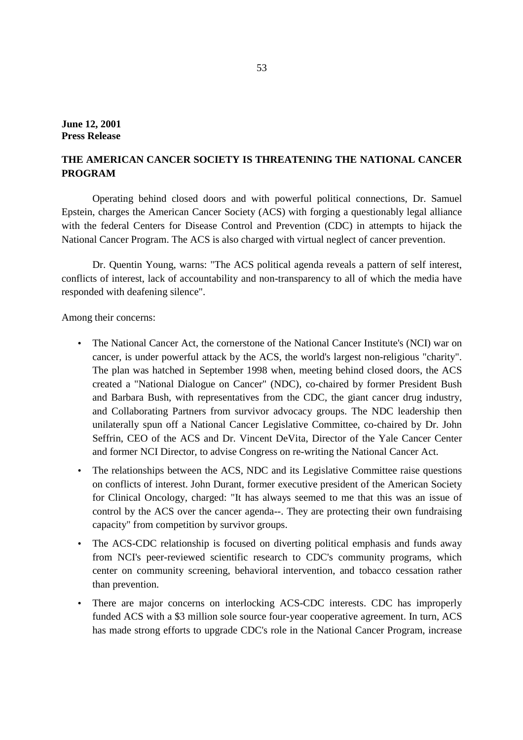**June 12, 2001**
**Press Release**

## THE AMERICAN CANCER SOCIETY IS THREATENING THE NATIONAL CANCER PROGRAM

Operating behind closed doors and with powerful political connections, Dr. Samuel Epstein, charges the American Cancer Society (ACS) with forging a questionably legal alliance with the federal Centers for Disease Control and Prevention (CDC) in attempts to hijack the National Cancer Program. The ACS is also charged with virtual neglect of cancer prevention.

Dr. Quentin Young, warns: "The ACS political agenda reveals a pattern of self interest, conflicts of interest, lack of accountability and non-transparency to all of which the media have responded with deafening silence".

Among their concerns:

- The National Cancer Act, the cornerstone of the National Cancer Institute's (NCI) war on cancer, is under powerful attack by the ACS, the world's largest non-religious "charity". The plan was hatched in September 1998 when, meeting behind closed doors, the ACS created a "National Dialogue on Cancer" (NDC), co-chaired by former President Bush and Barbara Bush, with representatives from the CDC, the giant cancer drug industry, and Collaborating Partners from survivor advocacy groups. The NDC leadership then unilaterally spun off a National Cancer Legislative Committee, co-chaired by Dr. John Seffrin, CEO of the ACS and Dr. Vincent DeVita, Director of the Yale Cancer Center and former NCI Director, to advise Congress on re-writing the National Cancer Act.
- The relationships between the ACS, NDC and its Legislative Committee raise questions on conflicts of interest. John Durant, former executive president of the American Society for Clinical Oncology, charged: "It has always seemed to me that this was an issue of control by the ACS over the cancer agenda--. They are protecting their own fundraising capacity" from competition by survivor groups.
- The ACS-CDC relationship is focused on diverting political emphasis and funds away from NCI's peer-reviewed scientific research to CDC's community programs, which center on community screening, behavioral intervention, and tobacco cessation rather than prevention.
- There are major concerns on interlocking ACS-CDC interests. CDC has improperly funded ACS with a $3 million sole source four-year cooperative agreement. In turn, ACS has made strong efforts to upgrade CDC's role in the National Cancer Program, increase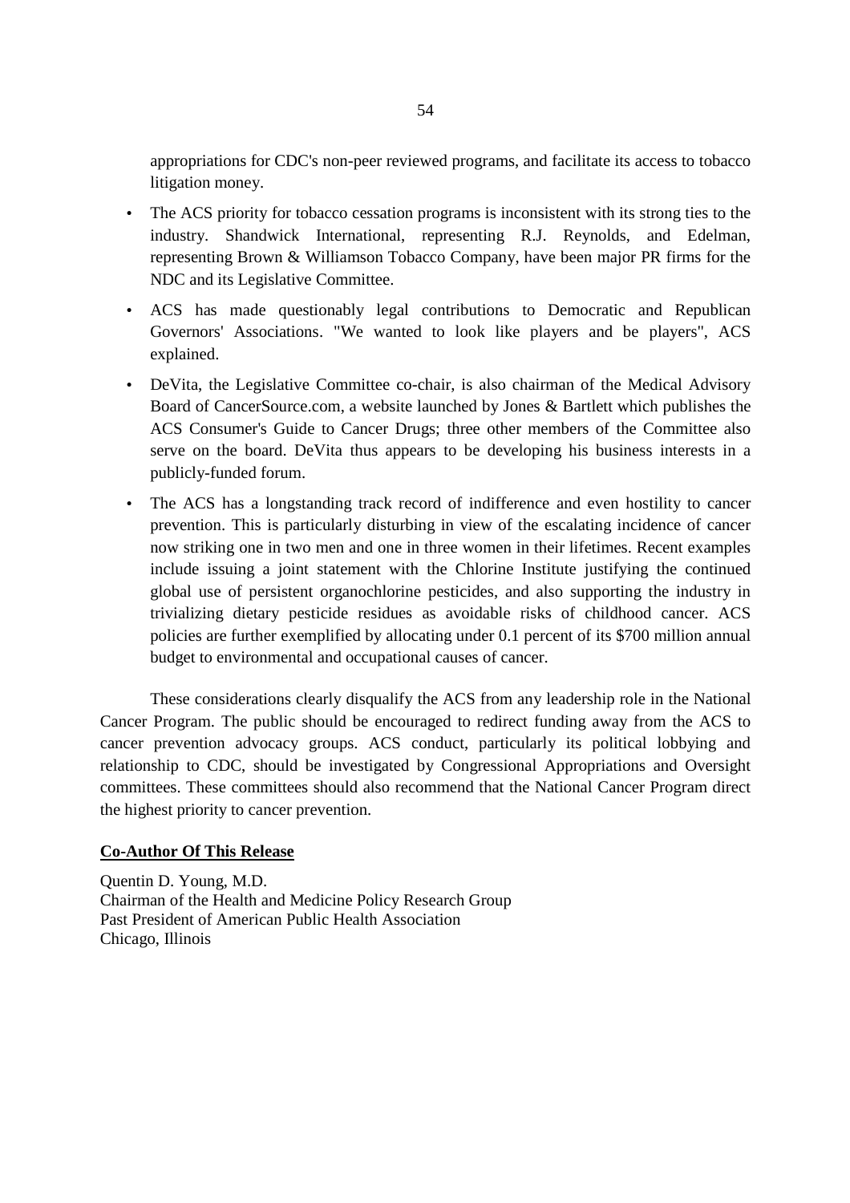appropriations for CDC's non-peer reviewed programs, and facilitate its access to tobacco litigation money.

- The ACS priority for tobacco cessation programs is inconsistent with its strong ties to the industry. Shandwick International, representing R.J. Reynolds, and Edelman, representing Brown & Williamson Tobacco Company, have been major PR firms for the NDC and its Legislative Committee.
- ACS has made questionably legal contributions to Democratic and Republican Governors' Associations. "We wanted to look like players and be players", ACS explained.
- DeVita, the Legislative Committee co-chair, is also chairman of the Medical Advisory Board of CancerSource.com, a website launched by Jones & Bartlett which publishes the ACS Consumer's Guide to Cancer Drugs; three other members of the Committee also serve on the board. DeVita thus appears to be developing his business interests in a publicly-funded forum.
- The ACS has a longstanding track record of indifference and even hostility to cancer prevention. This is particularly disturbing in view of the escalating incidence of cancer now striking one in two men and one in three women in their lifetimes. Recent examples include issuing a joint statement with the Chlorine Institute justifying the continued global use of persistent organochlorine pesticides, and also supporting the industry in trivializing dietary pesticide residues as avoidable risks of childhood cancer. ACS policies are further exemplified by allocating under 0.1 percent of its $700 million annual budget to environmental and occupational causes of cancer.

These considerations clearly disqualify the ACS from any leadership role in the National Cancer Program. The public should be encouraged to redirect funding away from the ACS to cancer prevention advocacy groups. ACS conduct, particularly its political lobbying and relationship to CDC, should be investigated by Congressional Appropriations and Oversight committees. These committees should also recommend that the National Cancer Program direct the highest priority to cancer prevention.

**Co-Author Of This Release**

Quentin D. Young, M.D.
Chairman of the Health and Medicine Policy Research Group
Past President of American Public Health Association
Chicago, Illinois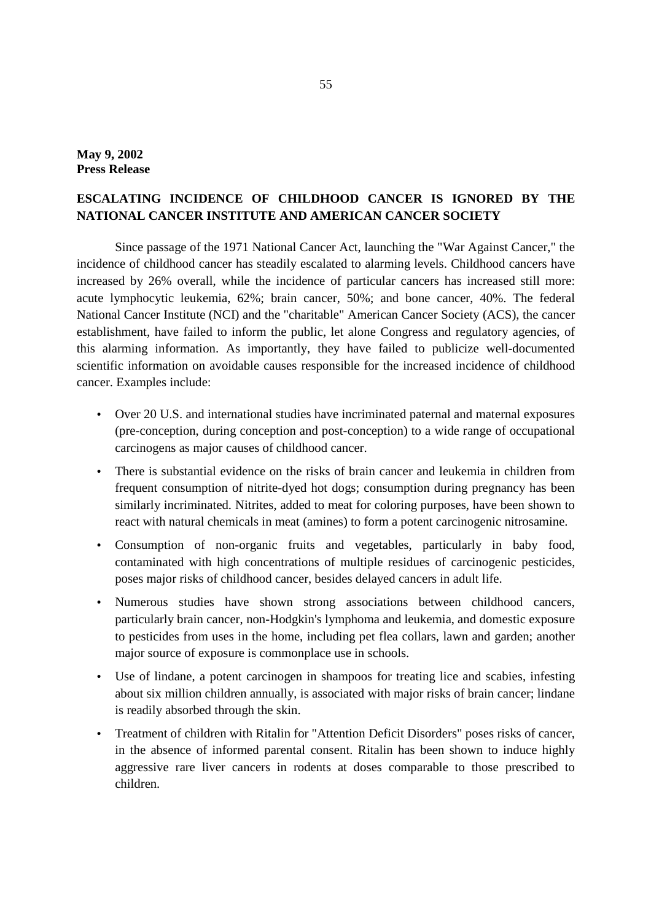**May 9, 2002**
**Press Release**

## ESCALATING INCIDENCE OF CHILDHOOD CANCER IS IGNORED BY THE NATIONAL CANCER INSTITUTE AND AMERICAN CANCER SOCIETY

Since passage of the 1971 National Cancer Act, launching the "War Against Cancer," the incidence of childhood cancer has steadily escalated to alarming levels. Childhood cancers have increased by 26% overall, while the incidence of particular cancers has increased still more: acute lymphocytic leukemia, 62%; brain cancer, 50%; and bone cancer, 40%. The federal National Cancer Institute (NCI) and the "charitable" American Cancer Society (ACS), the cancer establishment, have failed to inform the public, let alone Congress and regulatory agencies, of this alarming information. As importantly, they have failed to publicize well-documented scientific information on avoidable causes responsible for the increased incidence of childhood cancer. Examples include:

- Over 20 U.S. and international studies have incriminated paternal and maternal exposures (pre-conception, during conception and post-conception) to a wide range of occupational carcinogens as major causes of childhood cancer.
- There is substantial evidence on the risks of brain cancer and leukemia in children from frequent consumption of nitrite-dyed hot dogs; consumption during pregnancy has been similarly incriminated. Nitrites, added to meat for coloring purposes, have been shown to react with natural chemicals in meat (amines) to form a potent carcinogenic nitrosamine.
- Consumption of non-organic fruits and vegetables, particularly in baby food, contaminated with high concentrations of multiple residues of carcinogenic pesticides, poses major risks of childhood cancer, besides delayed cancers in adult life.
- Numerous studies have shown strong associations between childhood cancers, particularly brain cancer, non-Hodgkin's lymphoma and leukemia, and domestic exposure to pesticides from uses in the home, including pet flea collars, lawn and garden; another major source of exposure is commonplace use in schools.
- Use of lindane, a potent carcinogen in shampoos for treating lice and scabies, infesting about six million children annually, is associated with major risks of brain cancer; lindane is readily absorbed through the skin.
- Treatment of children with Ritalin for "Attention Deficit Disorders" poses risks of cancer, in the absence of informed parental consent. Ritalin has been shown to induce highly aggressive rare liver cancers in rodents at doses comparable to those prescribed to children.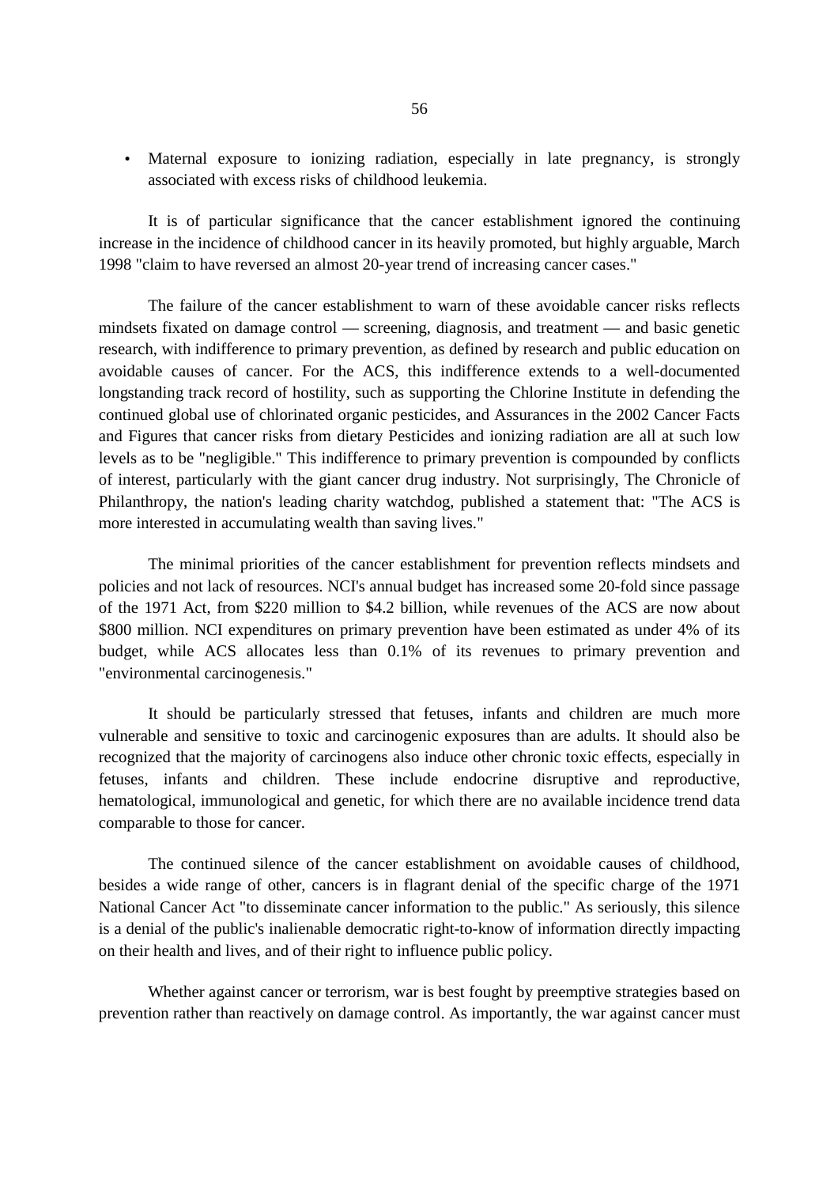- Maternal exposure to ionizing radiation, especially in late pregnancy, is strongly associated with excess risks of childhood leukemia.

It is of particular significance that the cancer establishment ignored the continuing increase in the incidence of childhood cancer in its heavily promoted, but highly arguable, March 1998 "claim to have reversed an almost 20-year trend of increasing cancer cases."

The failure of the cancer establishment to warn of these avoidable cancer risks reflects mindsets fixated on damage control — screening, diagnosis, and treatment — and basic genetic research, with indifference to primary prevention, as defined by research and public education on avoidable causes of cancer. For the ACS, this indifference extends to a well-documented longstanding track record of hostility, such as supporting the Chlorine Institute in defending the continued global use of chlorinated organic pesticides, and Assurances in the 2002 Cancer Facts and Figures that cancer risks from dietary Pesticides and ionizing radiation are all at such low levels as to be "negligible." This indifference to primary prevention is compounded by conflicts of interest, particularly with the giant cancer drug industry. Not surprisingly, The Chronicle of Philanthropy, the nation's leading charity watchdog, published a statement that: "The ACS is more interested in accumulating wealth than saving lives."

The minimal priorities of the cancer establishment for prevention reflects mindsets and policies and not lack of resources. NCI's annual budget has increased some 20-fold since passage of the 1971 Act, from \$220 million to \$4.2 billion, while revenues of the ACS are now about \$800 million. NCI expenditures on primary prevention have been estimated as under 4% of its budget, while ACS allocates less than 0.1% of its revenues to primary prevention and "environmental carcinogenesis."

It should be particularly stressed that fetuses, infants and children are much more vulnerable and sensitive to toxic and carcinogenic exposures than are adults. It should also be recognized that the majority of carcinogens also induce other chronic toxic effects, especially in fetuses, infants and children. These include endocrine disruptive and reproductive, hematological, immunological and genetic, for which there are no available incidence trend data comparable to those for cancer.

The continued silence of the cancer establishment on avoidable causes of childhood, besides a wide range of other, cancers is in flagrant denial of the specific charge of the 1971 National Cancer Act "to disseminate cancer information to the public." As seriously, this silence is a denial of the public's inalienable democratic right-to-know of information directly impacting on their health and lives, and of their right to influence public policy.

Whether against cancer or terrorism, war is best fought by preemptive strategies based on prevention rather than reactively on damage control. As importantly, the war against cancer must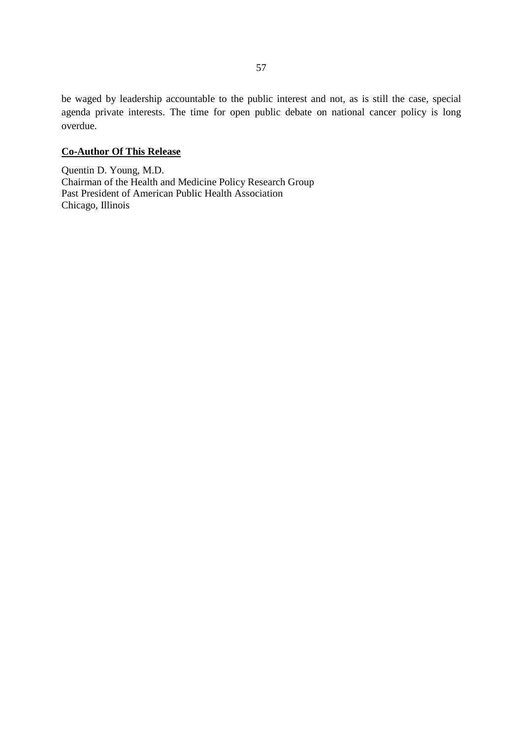be waged by leadership accountable to the public interest and not, as is still the case, special agenda private interests. The time for open public debate on national cancer policy is long overdue.

**Co-Author Of This Release**

Quentin D. Young, M.D.
Chairman of the Health and Medicine Policy Research Group
Past President of American Public Health Association
Chicago, Illinois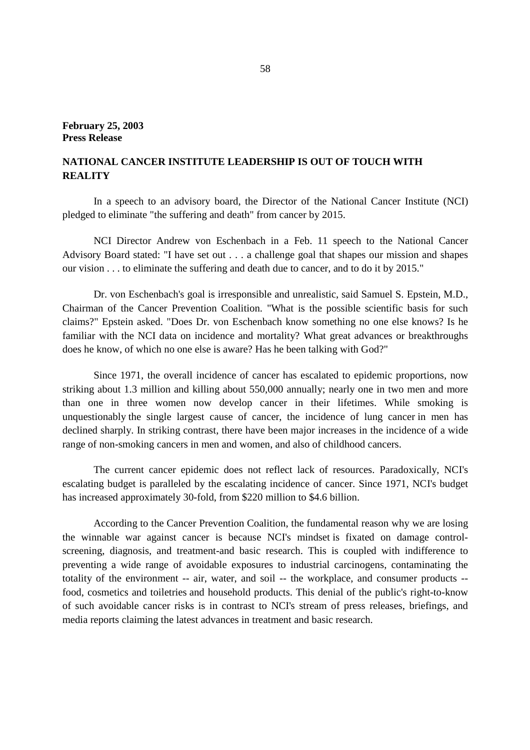**February 25, 2003**
**Press Release**

## NATIONAL CANCER INSTITUTE LEADERSHIP IS OUT OF TOUCH WITH REALITY

In a speech to an advisory board, the Director of the National Cancer Institute (NCI) pledged to eliminate "the suffering and death" from cancer by 2015.

NCI Director Andrew von Eschenbach in a Feb. 11 speech to the National Cancer Advisory Board stated: "I have set out . . . a challenge goal that shapes our mission and shapes our vision . . . to eliminate the suffering and death due to cancer, and to do it by 2015."

Dr. von Eschenbach's goal is irresponsible and unrealistic, said Samuel S. Epstein, M.D., Chairman of the Cancer Prevention Coalition. "What is the possible scientific basis for such claims?" Epstein asked. "Does Dr. von Eschenbach know something no one else knows? Is he familiar with the NCI data on incidence and mortality? What great advances or breakthroughs does he know, of which no one else is aware? Has he been talking with God?"

Since 1971, the overall incidence of cancer has escalated to epidemic proportions, now striking about 1.3 million and killing about 550,000 annually; nearly one in two men and more than one in three women now develop cancer in their lifetimes. While smoking is unquestionably the single largest cause of cancer, the incidence of lung cancer in men has declined sharply. In striking contrast, there have been major increases in the incidence of a wide range of non-smoking cancers in men and women, and also of childhood cancers.

The current cancer epidemic does not reflect lack of resources. Paradoxically, NCI's escalating budget is paralleled by the escalating incidence of cancer. Since 1971, NCI's budget has increased approximately 30-fold, from $220 million to $4.6 billion.

According to the Cancer Prevention Coalition, the fundamental reason why we are losing the winnable war against cancer is because NCI's mindset is fixated on damage control-screening, diagnosis, and treatment-and basic research. This is coupled with indifference to preventing a wide range of avoidable exposures to industrial carcinogens, contaminating the totality of the environment -- air, water, and soil -- the workplace, and consumer products -- food, cosmetics and toiletries and household products. This denial of the public's right-to-know of such avoidable cancer risks is in contrast to NCI's stream of press releases, briefings, and media reports claiming the latest advances in treatment and basic research.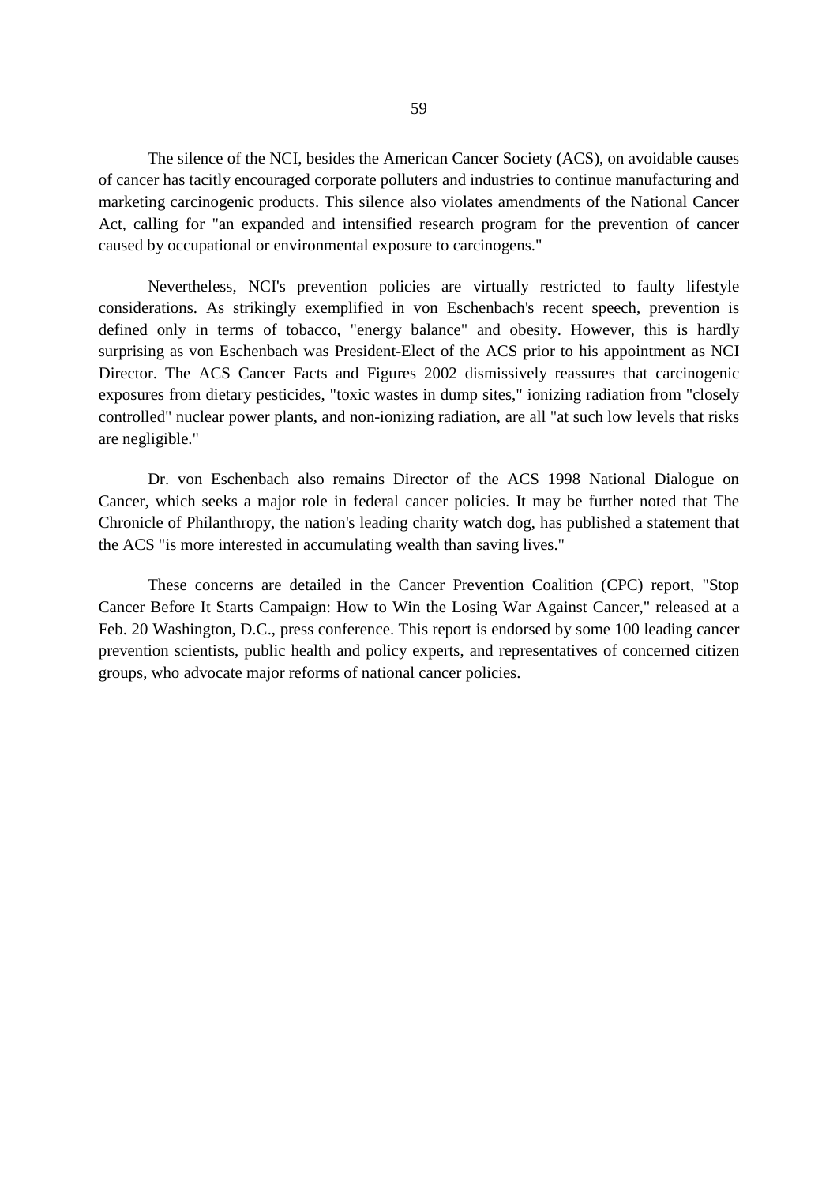The silence of the NCI, besides the American Cancer Society (ACS), on avoidable causes of cancer has tacitly encouraged corporate polluters and industries to continue manufacturing and marketing carcinogenic products. This silence also violates amendments of the National Cancer Act, calling for "an expanded and intensified research program for the prevention of cancer caused by occupational or environmental exposure to carcinogens."

Nevertheless, NCI's prevention policies are virtually restricted to faulty lifestyle considerations. As strikingly exemplified in von Eschenbach's recent speech, prevention is defined only in terms of tobacco, "energy balance" and obesity. However, this is hardly surprising as von Eschenbach was President-Elect of the ACS prior to his appointment as NCI Director. The ACS Cancer Facts and Figures 2002 dismissively reassures that carcinogenic exposures from dietary pesticides, "toxic wastes in dump sites," ionizing radiation from "closely controlled" nuclear power plants, and non-ionizing radiation, are all "at such low levels that risks are negligible."

Dr. von Eschenbach also remains Director of the ACS 1998 National Dialogue on Cancer, which seeks a major role in federal cancer policies. It may be further noted that The Chronicle of Philanthropy, the nation's leading charity watch dog, has published a statement that the ACS "is more interested in accumulating wealth than saving lives."

These concerns are detailed in the Cancer Prevention Coalition (CPC) report, "Stop Cancer Before It Starts Campaign: How to Win the Losing War Against Cancer," released at a Feb. 20 Washington, D.C., press conference. This report is endorsed by some 100 leading cancer prevention scientists, public health and policy experts, and representatives of concerned citizen groups, who advocate major reforms of national cancer policies.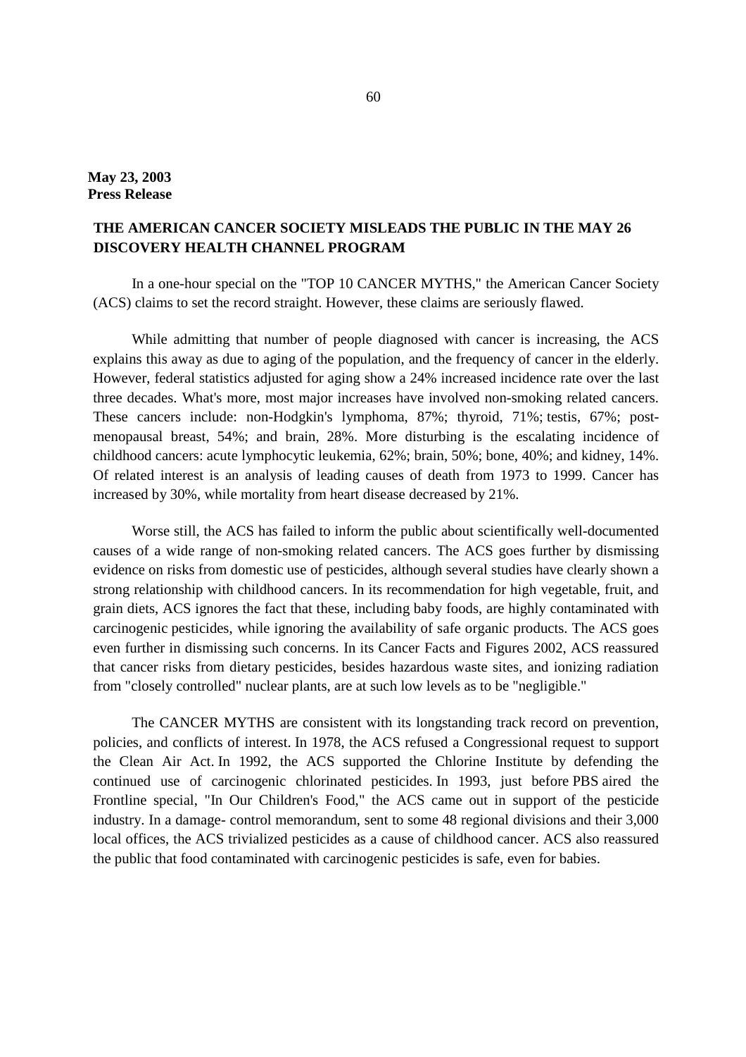**May 23, 2003**
**Press Release**

## THE AMERICAN CANCER SOCIETY MISLEADS THE PUBLIC IN THE MAY 26 DISCOVERY HEALTH CHANNEL PROGRAM

In a one-hour special on the "TOP 10 CANCER MYTHS," the American Cancer Society (ACS) claims to set the record straight. However, these claims are seriously flawed.

While admitting that number of people diagnosed with cancer is increasing, the ACS explains this away as due to aging of the population, and the frequency of cancer in the elderly. However, federal statistics adjusted for aging show a 24% increased incidence rate over the last three decades. What's more, most major increases have involved non-smoking related cancers. These cancers include: non-Hodgkin's lymphoma, 87%; thyroid, 71%; testis, 67%; post-menopausal breast, 54%; and brain, 28%. More disturbing is the escalating incidence of childhood cancers: acute lymphocytic leukemia, 62%; brain, 50%; bone, 40%; and kidney, 14%. Of related interest is an analysis of leading causes of death from 1973 to 1999. Cancer has increased by 30%, while mortality from heart disease decreased by 21%.

Worse still, the ACS has failed to inform the public about scientifically well-documented causes of a wide range of non-smoking related cancers. The ACS goes further by dismissing evidence on risks from domestic use of pesticides, although several studies have clearly shown a strong relationship with childhood cancers. In its recommendation for high vegetable, fruit, and grain diets, ACS ignores the fact that these, including baby foods, are highly contaminated with carcinogenic pesticides, while ignoring the availability of safe organic products. The ACS goes even further in dismissing such concerns. In its Cancer Facts and Figures 2002, ACS reassured that cancer risks from dietary pesticides, besides hazardous waste sites, and ionizing radiation from "closely controlled" nuclear plants, are at such low levels as to be "negligible."

The CANCER MYTHS are consistent with its longstanding track record on prevention, policies, and conflicts of interest. In 1978, the ACS refused a Congressional request to support the Clean Air Act. In 1992, the ACS supported the Chlorine Institute by defending the continued use of carcinogenic chlorinated pesticides. In 1993, just before PBS aired the Frontline special, "In Our Children's Food," the ACS came out in support of the pesticide industry. In a damage- control memorandum, sent to some 48 regional divisions and their 3,000 local offices, the ACS trivialized pesticides as a cause of childhood cancer. ACS also reassured the public that food contaminated with carcinogenic pesticides is safe, even for babies.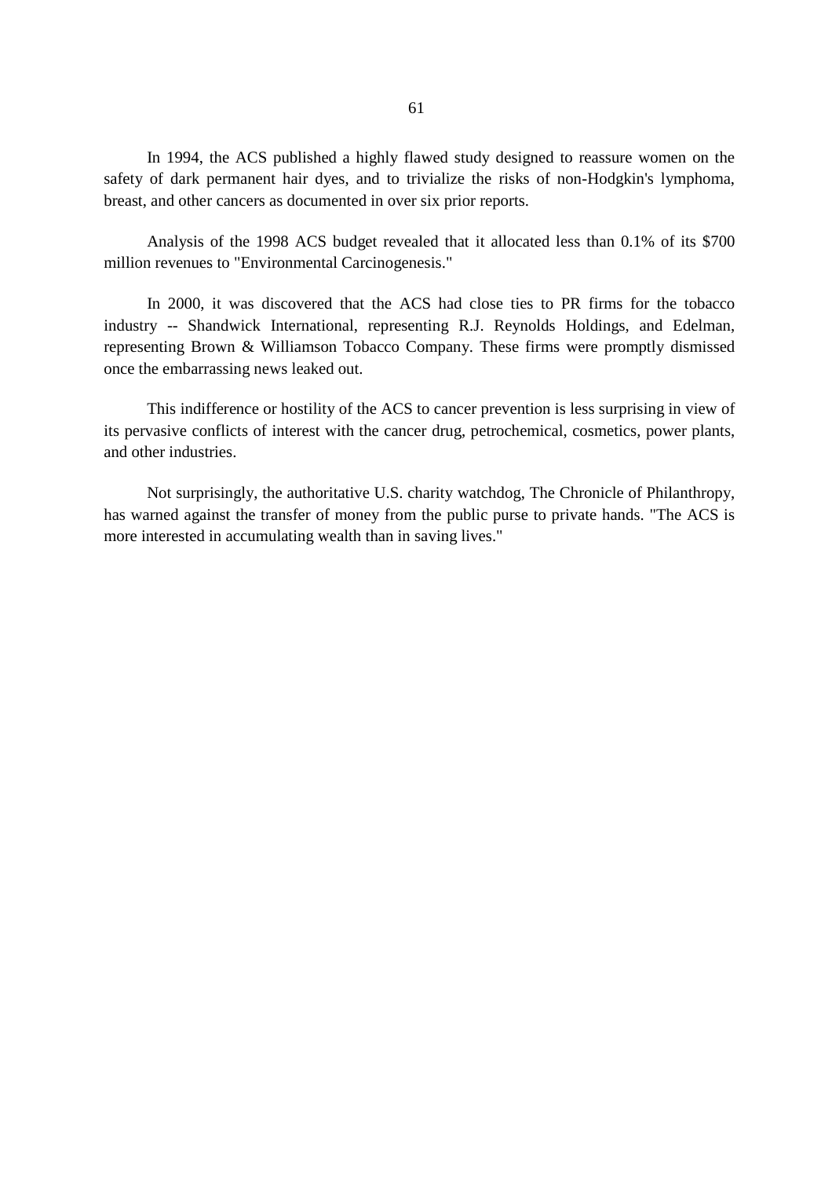In 1994, the ACS published a highly flawed study designed to reassure women on the safety of dark permanent hair dyes, and to trivialize the risks of non-Hodgkin's lymphoma, breast, and other cancers as documented in over six prior reports.

Analysis of the 1998 ACS budget revealed that it allocated less than 0.1% of its $700 million revenues to "Environmental Carcinogenesis."

In 2000, it was discovered that the ACS had close ties to PR firms for the tobacco industry -- Shandwick International, representing R.J. Reynolds Holdings, and Edelman, representing Brown & Williamson Tobacco Company. These firms were promptly dismissed once the embarrassing news leaked out.

This indifference or hostility of the ACS to cancer prevention is less surprising in view of its pervasive conflicts of interest with the cancer drug, petrochemical, cosmetics, power plants, and other industries.

Not surprisingly, the authoritative U.S. charity watchdog, The Chronicle of Philanthropy, has warned against the transfer of money from the public purse to private hands. "The ACS is more interested in accumulating wealth than in saving lives."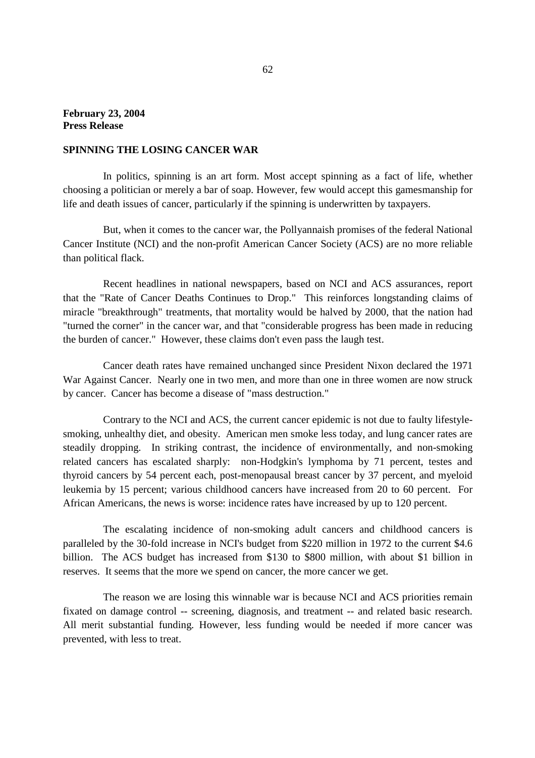**February 23, 2004**
**Press Release**

**SPINNING THE LOSING CANCER WAR**

In politics, spinning is an art form. Most accept spinning as a fact of life, whether choosing a politician or merely a bar of soap. However, few would accept this gamesmanship for life and death issues of cancer, particularly if the spinning is underwritten by taxpayers.

But, when it comes to the cancer war, the Pollyannaish promises of the federal National Cancer Institute (NCI) and the non-profit American Cancer Society (ACS) are no more reliable than political flack.

Recent headlines in national newspapers, based on NCI and ACS assurances, report that the "Rate of Cancer Deaths Continues to Drop." This reinforces longstanding claims of miracle "breakthrough" treatments, that mortality would be halved by 2000, that the nation had "turned the corner" in the cancer war, and that "considerable progress has been made in reducing the burden of cancer." However, these claims don't even pass the laugh test.

Cancer death rates have remained unchanged since President Nixon declared the 1971 War Against Cancer. Nearly one in two men, and more than one in three women are now struck by cancer. Cancer has become a disease of "mass destruction."

Contrary to the NCI and ACS, the current cancer epidemic is not due to faulty lifestyle-smoking, unhealthy diet, and obesity. American men smoke less today, and lung cancer rates are steadily dropping. In striking contrast, the incidence of environmentally, and non-smoking related cancers has escalated sharply: non-Hodgkin's lymphoma by 71 percent, testes and thyroid cancers by 54 percent each, post-menopausal breast cancer by 37 percent, and myeloid leukemia by 15 percent; various childhood cancers have increased from 20 to 60 percent. For African Americans, the news is worse: incidence rates have increased by up to 120 percent.

The escalating incidence of non-smoking adult cancers and childhood cancers is paralleled by the 30-fold increase in NCI's budget from $220 million in 1972 to the current $4.6 billion. The ACS budget has increased from $130 to $800 million, with about $1 billion in reserves. It seems that the more we spend on cancer, the more cancer we get.

The reason we are losing this winnable war is because NCI and ACS priorities remain fixated on damage control -- screening, diagnosis, and treatment -- and related basic research. All merit substantial funding. However, less funding would be needed if more cancer was prevented, with less to treat.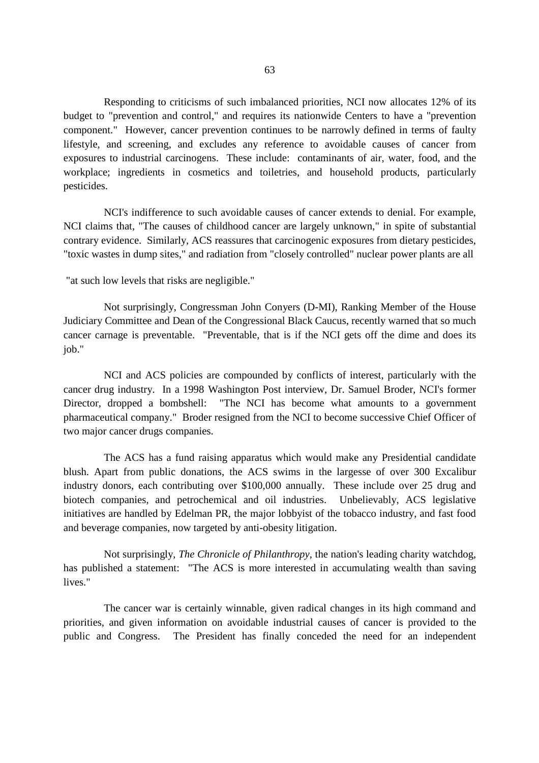Responding to criticisms of such imbalanced priorities, NCI now allocates 12% of its budget to "prevention and control," and requires its nationwide Centers to have a "prevention component." However, cancer prevention continues to be narrowly defined in terms of faulty lifestyle, and screening, and excludes any reference to avoidable causes of cancer from exposures to industrial carcinogens. These include: contaminants of air, water, food, and the workplace; ingredients in cosmetics and toiletries, and household products, particularly pesticides.

NCI's indifference to such avoidable causes of cancer extends to denial. For example, NCI claims that, "The causes of childhood cancer are largely unknown," in spite of substantial contrary evidence. Similarly, ACS reassures that carcinogenic exposures from dietary pesticides, "toxic wastes in dump sites," and radiation from "closely controlled" nuclear power plants are all

"at such low levels that risks are negligible."

Not surprisingly, Congressman John Conyers (D-MI), Ranking Member of the House Judiciary Committee and Dean of the Congressional Black Caucus, recently warned that so much cancer carnage is preventable. "Preventable, that is if the NCI gets off the dime and does its job."

NCI and ACS policies are compounded by conflicts of interest, particularly with the cancer drug industry. In a 1998 Washington Post interview, Dr. Samuel Broder, NCI's former Director, dropped a bombshell: "The NCI has become what amounts to a government pharmaceutical company." Broder resigned from the NCI to become successive Chief Officer of two major cancer drugs companies.

The ACS has a fund raising apparatus which would make any Presidential candidate blush. Apart from public donations, the ACS swims in the largesse of over 300 Excalibur industry donors, each contributing over $100,000 annually. These include over 25 drug and biotech companies, and petrochemical and oil industries. Unbelievably, ACS legislative initiatives are handled by Edelman PR, the major lobbyist of the tobacco industry, and fast food and beverage companies, now targeted by anti-obesity litigation.

Not surprisingly, *The Chronicle of Philanthropy*, the nation's leading charity watchdog, has published a statement: "The ACS is more interested in accumulating wealth than saving lives."

The cancer war is certainly winnable, given radical changes in its high command and priorities, and given information on avoidable industrial causes of cancer is provided to the public and Congress. The President has finally conceded the need for an independent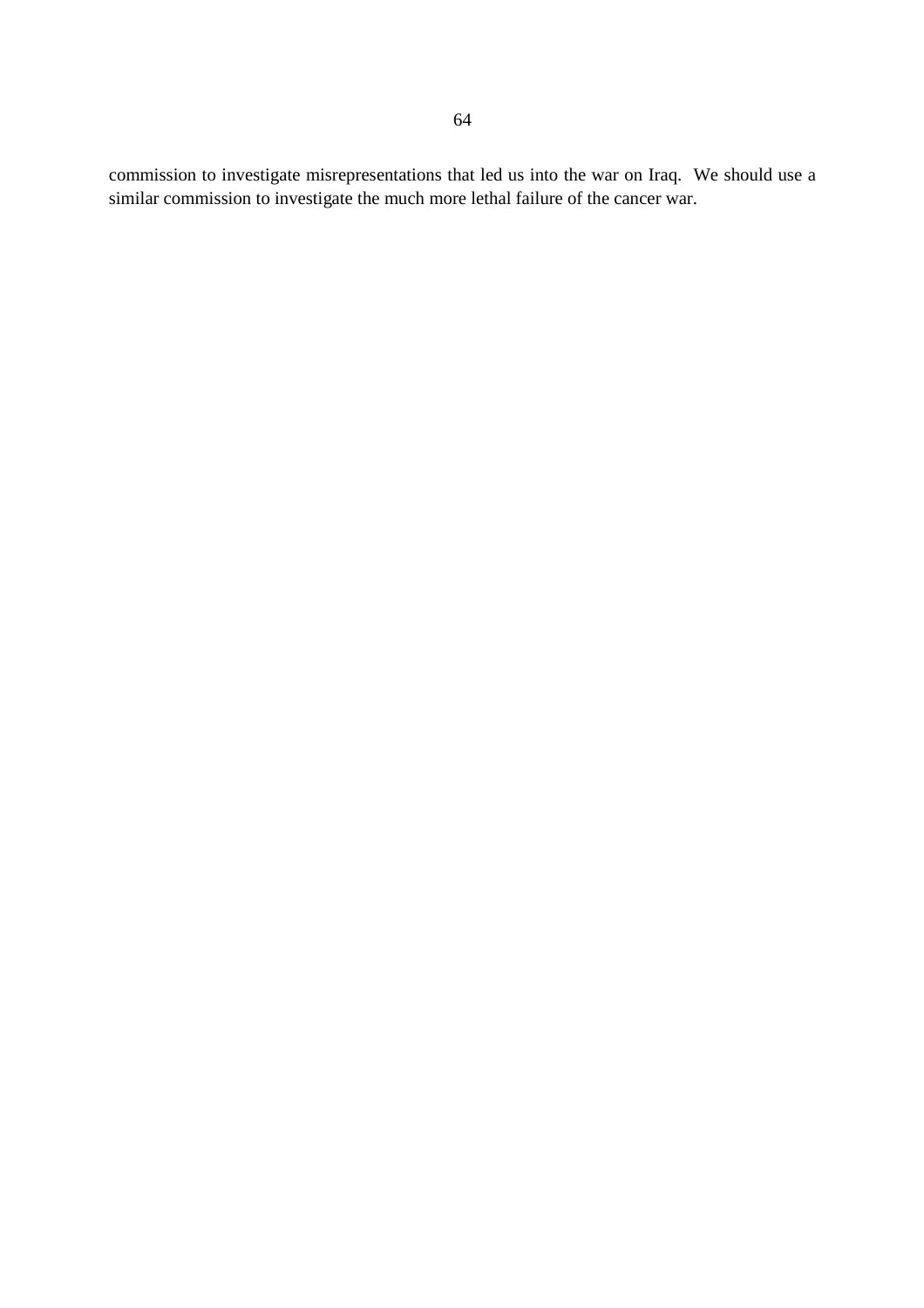commission to investigate misrepresentations that led us into the war on Iraq. We should use a similar commission to investigate the much more lethal failure of the cancer war.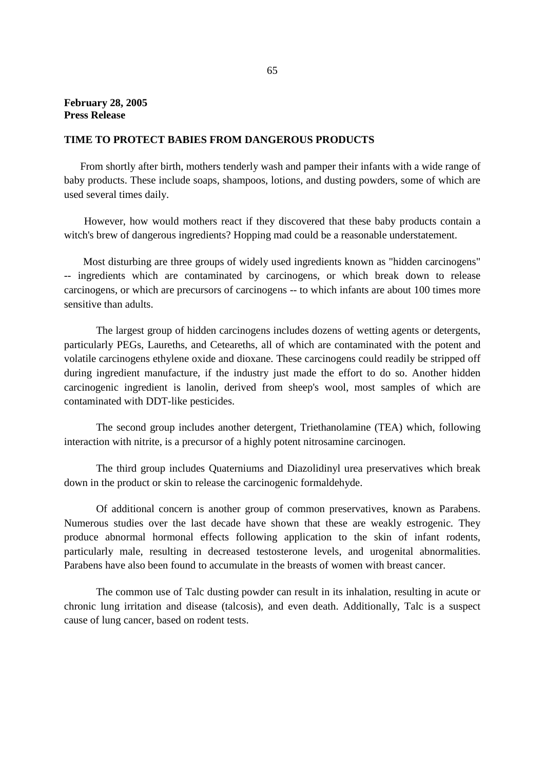**February 28, 2005**
**Press Release**

## TIME TO PROTECT BABIES FROM DANGEROUS PRODUCTS

From shortly after birth, mothers tenderly wash and pamper their infants with a wide range of baby products. These include soaps, shampoos, lotions, and dusting powders, some of which are used several times daily.

However, how would mothers react if they discovered that these baby products contain a witch's brew of dangerous ingredients? Hopping mad could be a reasonable understatement.

Most disturbing are three groups of widely used ingredients known as "hidden carcinogens" -- ingredients which are contaminated by carcinogens, or which break down to release carcinogens, or which are precursors of carcinogens -- to which infants are about 100 times more sensitive than adults.

The largest group of hidden carcinogens includes dozens of wetting agents or detergents, particularly PEGs, Laureths, and Ceteareths, all of which are contaminated with the potent and volatile carcinogens ethylene oxide and dioxane. These carcinogens could readily be stripped off during ingredient manufacture, if the industry just made the effort to do so. Another hidden carcinogenic ingredient is lanolin, derived from sheep's wool, most samples of which are contaminated with DDT-like pesticides.

The second group includes another detergent, Triethanolamine (TEA) which, following interaction with nitrite, is a precursor of a highly potent nitrosamine carcinogen.

The third group includes Quaterniums and Diazolidinyl urea preservatives which break down in the product or skin to release the carcinogenic formaldehyde.

Of additional concern is another group of common preservatives, known as Parabens. Numerous studies over the last decade have shown that these are weakly estrogenic. They produce abnormal hormonal effects following application to the skin of infant rodents, particularly male, resulting in decreased testosterone levels, and urogenital abnormalities. Parabens have also been found to accumulate in the breasts of women with breast cancer.

The common use of Talc dusting powder can result in its inhalation, resulting in acute or chronic lung irritation and disease (talcosis), and even death. Additionally, Talc is a suspect cause of lung cancer, based on rodent tests.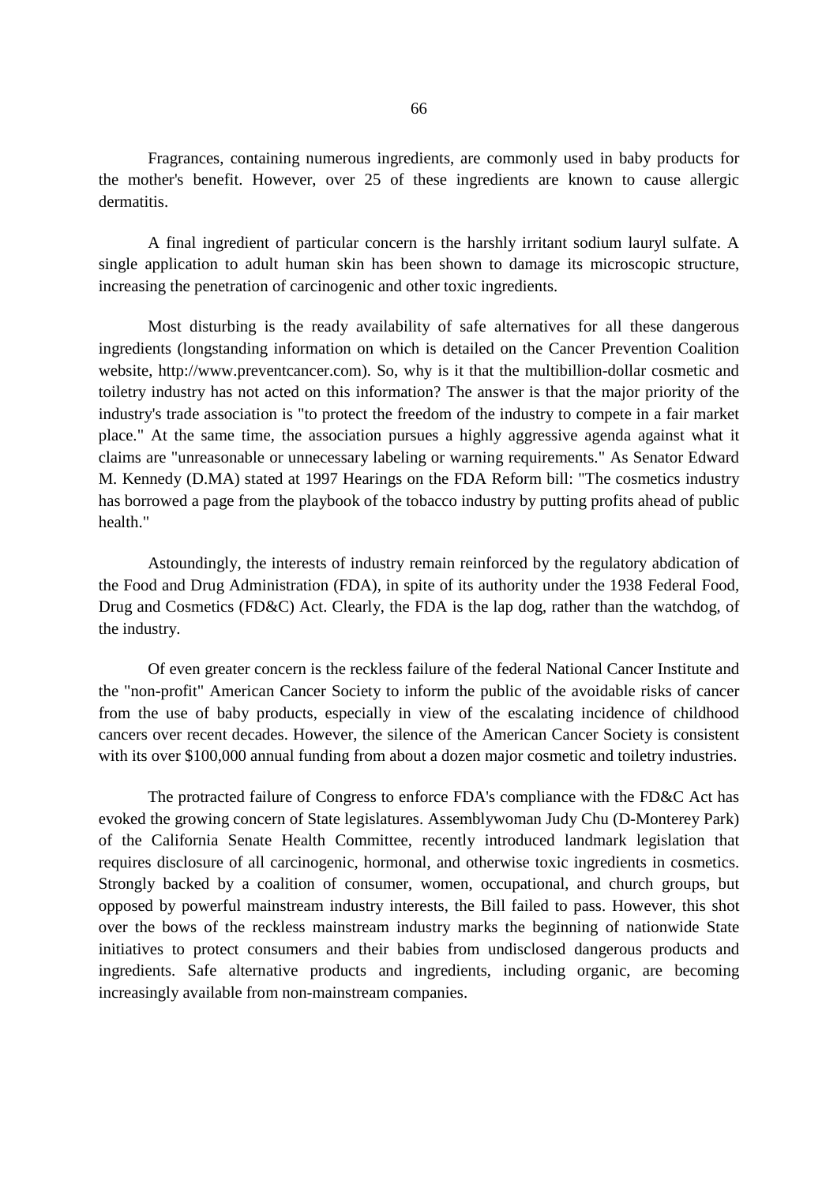Fragrances, containing numerous ingredients, are commonly used in baby products for the mother's benefit. However, over 25 of these ingredients are known to cause allergic dermatitis.

A final ingredient of particular concern is the harshly irritant sodium lauryl sulfate. A single application to adult human skin has been shown to damage its microscopic structure, increasing the penetration of carcinogenic and other toxic ingredients.

Most disturbing is the ready availability of safe alternatives for all these dangerous ingredients (longstanding information on which is detailed on the Cancer Prevention Coalition website, http://www.preventcancer.com). So, why is it that the multibillion-dollar cosmetic and toiletry industry has not acted on this information? The answer is that the major priority of the industry's trade association is "to protect the freedom of the industry to compete in a fair market place." At the same time, the association pursues a highly aggressive agenda against what it claims are "unreasonable or unnecessary labeling or warning requirements." As Senator Edward M. Kennedy (D.MA) stated at 1997 Hearings on the FDA Reform bill: "The cosmetics industry has borrowed a page from the playbook of the tobacco industry by putting profits ahead of public health."

Astoundingly, the interests of industry remain reinforced by the regulatory abdication of the Food and Drug Administration (FDA), in spite of its authority under the 1938 Federal Food, Drug and Cosmetics (FD&C) Act. Clearly, the FDA is the lap dog, rather than the watchdog, of the industry.

Of even greater concern is the reckless failure of the federal National Cancer Institute and the "non-profit" American Cancer Society to inform the public of the avoidable risks of cancer from the use of baby products, especially in view of the escalating incidence of childhood cancers over recent decades. However, the silence of the American Cancer Society is consistent with its over $100,000 annual funding from about a dozen major cosmetic and toiletry industries.

The protracted failure of Congress to enforce FDA's compliance with the FD&C Act has evoked the growing concern of State legislatures. Assemblywoman Judy Chu (D-Monterey Park) of the California Senate Health Committee, recently introduced landmark legislation that requires disclosure of all carcinogenic, hormonal, and otherwise toxic ingredients in cosmetics. Strongly backed by a coalition of consumer, women, occupational, and church groups, but opposed by powerful mainstream industry interests, the Bill failed to pass. However, this shot over the bows of the reckless mainstream industry marks the beginning of nationwide State initiatives to protect consumers and their babies from undisclosed dangerous products and ingredients. Safe alternative products and ingredients, including organic, are becoming increasingly available from non-mainstream companies.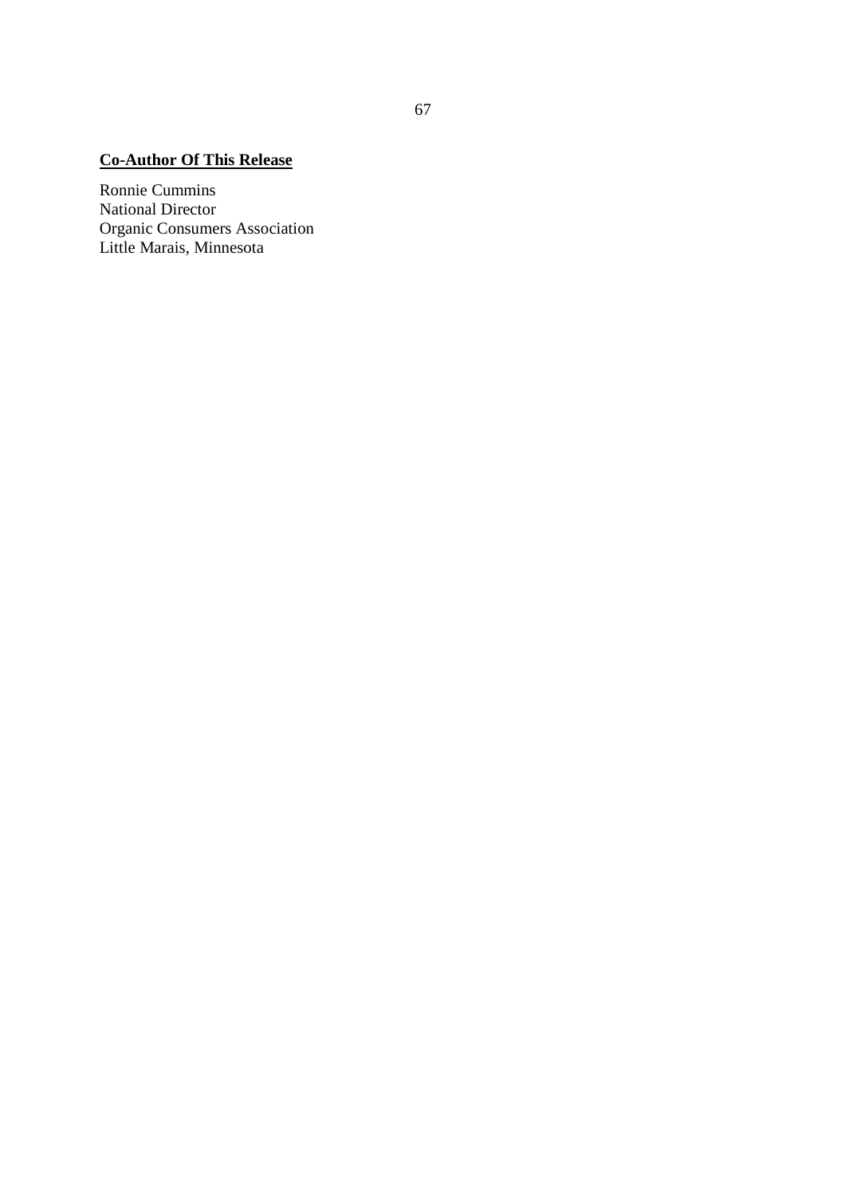**Co-Author Of This Release**

Ronnie Cummins
National Director
Organic Consumers Association
Little Marais, Minnesota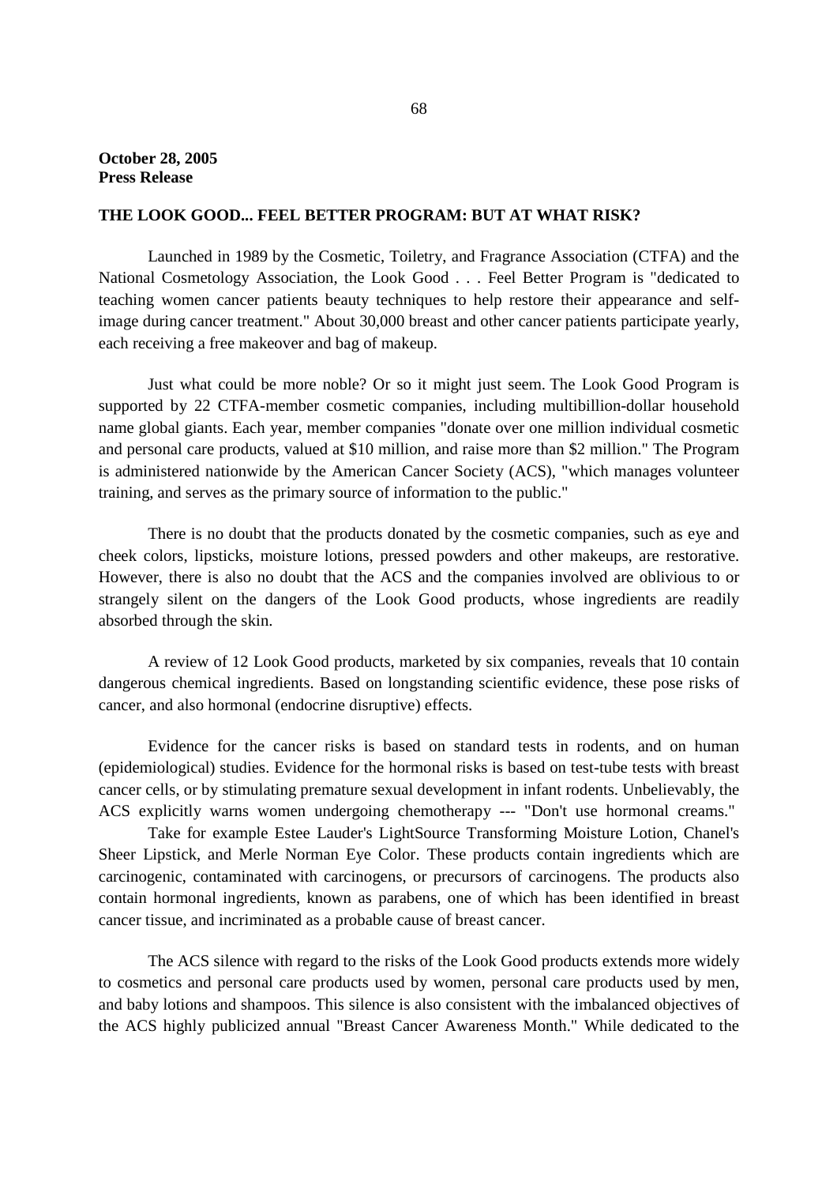**October 28, 2005**
**Press Release**

**THE LOOK GOOD... FEEL BETTER PROGRAM: BUT AT WHAT RISK?**

Launched in 1989 by the Cosmetic, Toiletry, and Fragrance Association (CTFA) and the National Cosmetology Association, the Look Good . . . Feel Better Program is "dedicated to teaching women cancer patients beauty techniques to help restore their appearance and self-image during cancer treatment." About 30,000 breast and other cancer patients participate yearly, each receiving a free makeover and bag of makeup.

Just what could be more noble? Or so it might just seem. The Look Good Program is supported by 22 CTFA-member cosmetic companies, including multibillion-dollar household name global giants. Each year, member companies "donate over one million individual cosmetic and personal care products, valued at $10 million, and raise more than $2 million." The Program is administered nationwide by the American Cancer Society (ACS), "which manages volunteer training, and serves as the primary source of information to the public."

There is no doubt that the products donated by the cosmetic companies, such as eye and cheek colors, lipsticks, moisture lotions, pressed powders and other makeups, are restorative. However, there is also no doubt that the ACS and the companies involved are oblivious to or strangely silent on the dangers of the Look Good products, whose ingredients are readily absorbed through the skin.

A review of 12 Look Good products, marketed by six companies, reveals that 10 contain dangerous chemical ingredients. Based on longstanding scientific evidence, these pose risks of cancer, and also hormonal (endocrine disruptive) effects.

Evidence for the cancer risks is based on standard tests in rodents, and on human (epidemiological) studies. Evidence for the hormonal risks is based on test-tube tests with breast cancer cells, or by stimulating premature sexual development in infant rodents. Unbelievably, the ACS explicitly warns women undergoing chemotherapy --- "Don't use hormonal creams."

Take for example Estee Lauder's LightSource Transforming Moisture Lotion, Chanel's Sheer Lipstick, and Merle Norman Eye Color. These products contain ingredients which are carcinogenic, contaminated with carcinogens, or precursors of carcinogens. The products also contain hormonal ingredients, known as parabens, one of which has been identified in breast cancer tissue, and incriminated as a probable cause of breast cancer.

The ACS silence with regard to the risks of the Look Good products extends more widely to cosmetics and personal care products used by women, personal care products used by men, and baby lotions and shampoos. This silence is also consistent with the imbalanced objectives of the ACS highly publicized annual "Breast Cancer Awareness Month." While dedicated to the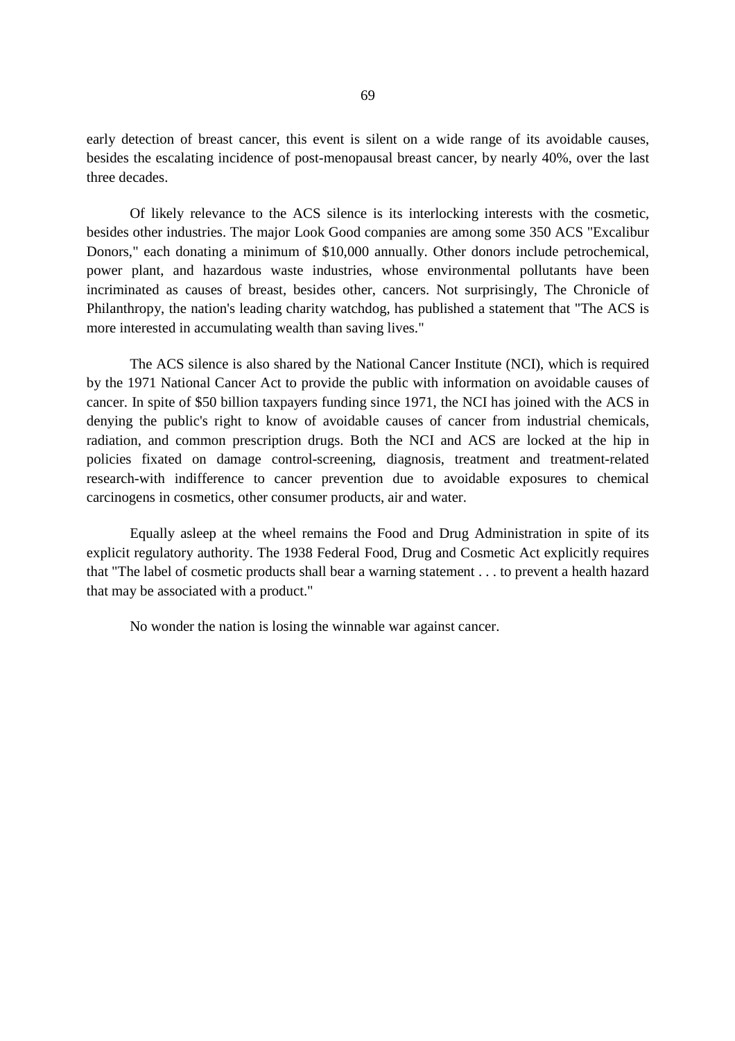early detection of breast cancer, this event is silent on a wide range of its avoidable causes, besides the escalating incidence of post-menopausal breast cancer, by nearly 40%, over the last three decades.

Of likely relevance to the ACS silence is its interlocking interests with the cosmetic, besides other industries. The major Look Good companies are among some 350 ACS "Excalibur Donors," each donating a minimum of $10,000 annually. Other donors include petrochemical, power plant, and hazardous waste industries, whose environmental pollutants have been incriminated as causes of breast, besides other, cancers. Not surprisingly, The Chronicle of Philanthropy, the nation's leading charity watchdog, has published a statement that "The ACS is more interested in accumulating wealth than saving lives."

The ACS silence is also shared by the National Cancer Institute (NCI), which is required by the 1971 National Cancer Act to provide the public with information on avoidable causes of cancer. In spite of $50 billion taxpayers funding since 1971, the NCI has joined with the ACS in denying the public's right to know of avoidable causes of cancer from industrial chemicals, radiation, and common prescription drugs. Both the NCI and ACS are locked at the hip in policies fixated on damage control-screening, diagnosis, treatment and treatment-related research-with indifference to cancer prevention due to avoidable exposures to chemical carcinogens in cosmetics, other consumer products, air and water.

Equally asleep at the wheel remains the Food and Drug Administration in spite of its explicit regulatory authority. The 1938 Federal Food, Drug and Cosmetic Act explicitly requires that "The label of cosmetic products shall bear a warning statement . . . to prevent a health hazard that may be associated with a product."

No wonder the nation is losing the winnable war against cancer.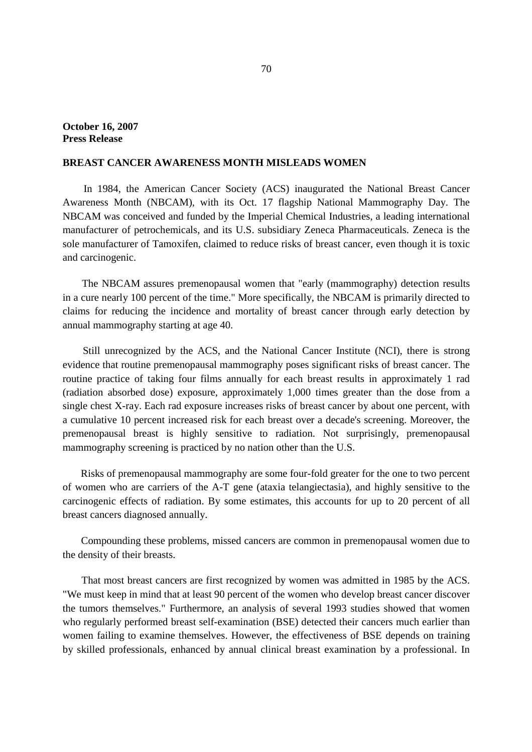**October 16, 2007**
**Press Release**

**BREAST CANCER AWARENESS MONTH MISLEADS WOMEN**

In 1984, the American Cancer Society (ACS) inaugurated the National Breast Cancer Awareness Month (NBCAM), with its Oct. 17 flagship National Mammography Day. The NBCAM was conceived and funded by the Imperial Chemical Industries, a leading international manufacturer of petrochemicals, and its U.S. subsidiary Zeneca Pharmaceuticals. Zeneca is the sole manufacturer of Tamoxifen, claimed to reduce risks of breast cancer, even though it is toxic and carcinogenic.

The NBCAM assures premenopausal women that "early (mammography) detection results in a cure nearly 100 percent of the time." More specifically, the NBCAM is primarily directed to claims for reducing the incidence and mortality of breast cancer through early detection by annual mammography starting at age 40.

Still unrecognized by the ACS, and the National Cancer Institute (NCI), there is strong evidence that routine premenopausal mammography poses significant risks of breast cancer. The routine practice of taking four films annually for each breast results in approximately 1 rad (radiation absorbed dose) exposure, approximately 1,000 times greater than the dose from a single chest X-ray. Each rad exposure increases risks of breast cancer by about one percent, with a cumulative 10 percent increased risk for each breast over a decade's screening. Moreover, the premenopausal breast is highly sensitive to radiation. Not surprisingly, premenopausal mammography screening is practiced by no nation other than the U.S.

Risks of premenopausal mammography are some four-fold greater for the one to two percent of women who are carriers of the A-T gene (ataxia telangiectasia), and highly sensitive to the carcinogenic effects of radiation. By some estimates, this accounts for up to 20 percent of all breast cancers diagnosed annually.

Compounding these problems, missed cancers are common in premenopausal women due to the density of their breasts.

That most breast cancers are first recognized by women was admitted in 1985 by the ACS. "We must keep in mind that at least 90 percent of the women who develop breast cancer discover the tumors themselves." Furthermore, an analysis of several 1993 studies showed that women who regularly performed breast self-examination (BSE) detected their cancers much earlier than women failing to examine themselves. However, the effectiveness of BSE depends on training by skilled professionals, enhanced by annual clinical breast examination by a professional. In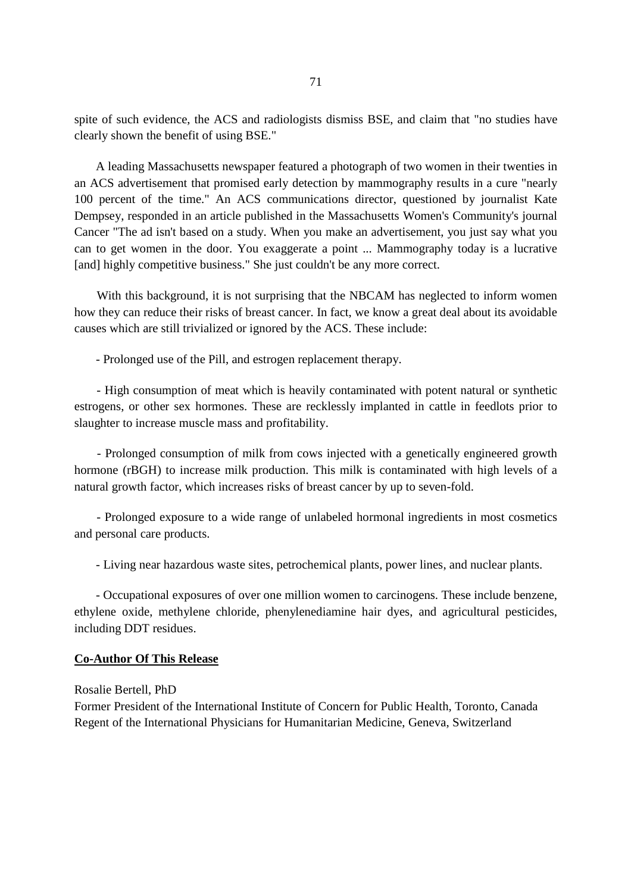spite of such evidence, the ACS and radiologists dismiss BSE, and claim that "no studies have clearly shown the benefit of using BSE."

A leading Massachusetts newspaper featured a photograph of two women in their twenties in an ACS advertisement that promised early detection by mammography results in a cure "nearly 100 percent of the time." An ACS communications director, questioned by journalist Kate Dempsey, responded in an article published in the Massachusetts Women's Community's journal Cancer "The ad isn't based on a study. When you make an advertisement, you just say what you can to get women in the door. You exaggerate a point ... Mammography today is a lucrative [and] highly competitive business." She just couldn't be any more correct.

With this background, it is not surprising that the NBCAM has neglected to inform women how they can reduce their risks of breast cancer. In fact, we know a great deal about its avoidable causes which are still trivialized or ignored by the ACS. These include:

- Prolonged use of the Pill, and estrogen replacement therapy.

- High consumption of meat which is heavily contaminated with potent natural or synthetic estrogens, or other sex hormones. These are recklessly implanted in cattle in feedlots prior to slaughter to increase muscle mass and profitability.

- Prolonged consumption of milk from cows injected with a genetically engineered growth hormone (rBGH) to increase milk production. This milk is contaminated with high levels of a natural growth factor, which increases risks of breast cancer by up to seven-fold.

- Prolonged exposure to a wide range of unlabeled hormonal ingredients in most cosmetics and personal care products.

- Living near hazardous waste sites, petrochemical plants, power lines, and nuclear plants.

- Occupational exposures of over one million women to carcinogens. These include benzene, ethylene oxide, methylene chloride, phenylenediamine hair dyes, and agricultural pesticides, including DDT residues.

**Co-Author Of This Release**

Rosalie Bertell, PhD
Former President of the International Institute of Concern for Public Health, Toronto, Canada
Regent of the International Physicians for Humanitarian Medicine, Geneva, Switzerland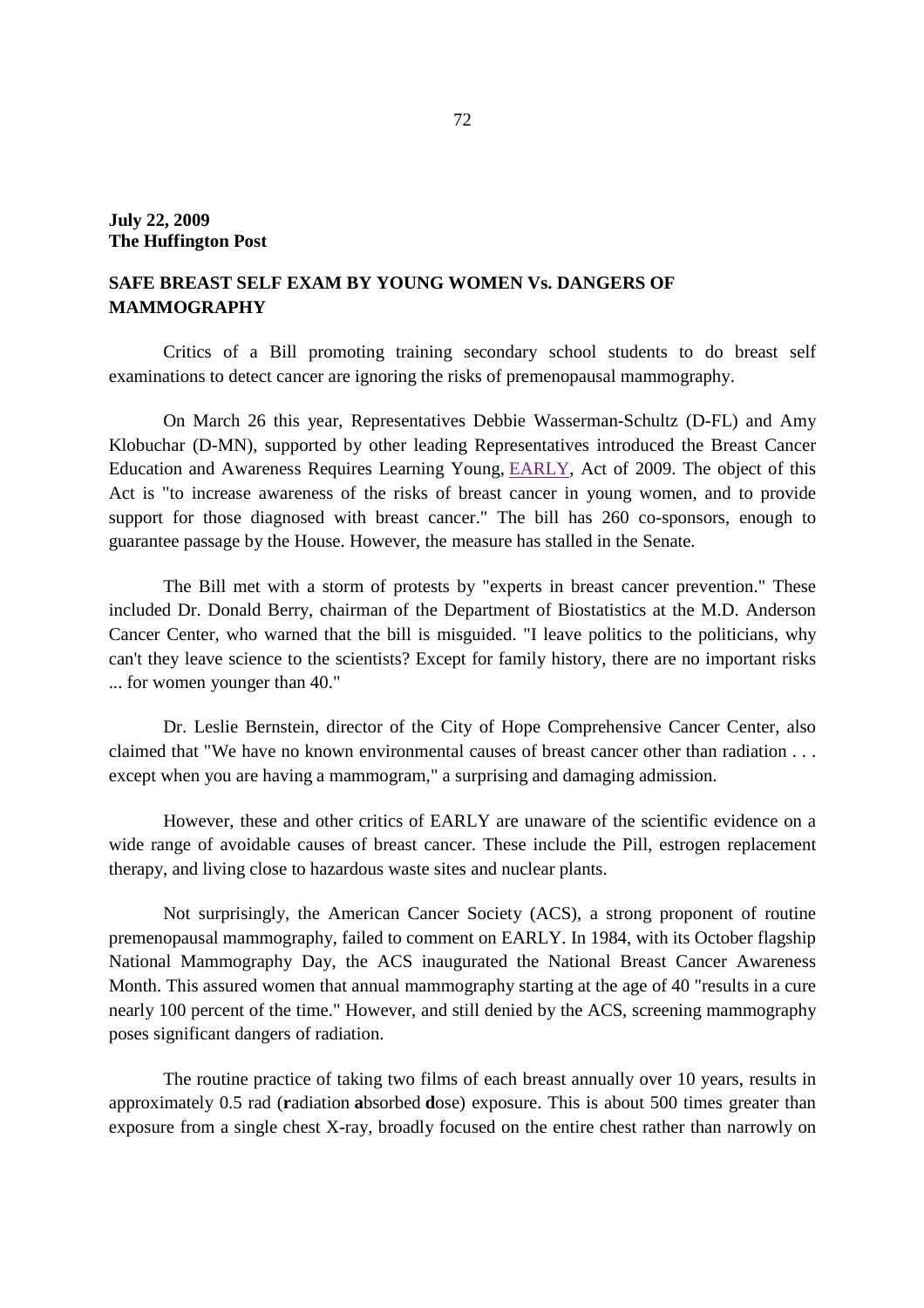**July 22, 2009**
**The Huffington Post**

## SAFE BREAST SELF EXAM BY YOUNG WOMEN Vs. DANGERS OF MAMMOGRAPHY

Critics of a Bill promoting training secondary school students to do breast self examinations to detect cancer are ignoring the risks of premenopausal mammography.

On March 26 this year, Representatives Debbie Wasserman-Schultz (D-FL) and Amy Klobuchar (D-MN), supported by other leading Representatives introduced the Breast Cancer Education and Awareness Requires Learning Young, EARLY, Act of 2009. The object of this Act is "to increase awareness of the risks of breast cancer in young women, and to provide support for those diagnosed with breast cancer." The bill has 260 co-sponsors, enough to guarantee passage by the House. However, the measure has stalled in the Senate.

The Bill met with a storm of protests by "experts in breast cancer prevention." These included Dr. Donald Berry, chairman of the Department of Biostatistics at the M.D. Anderson Cancer Center, who warned that the bill is misguided. "I leave politics to the politicians, why can't they leave science to the scientists? Except for family history, there are no important risks ... for women younger than 40."

Dr. Leslie Bernstein, director of the City of Hope Comprehensive Cancer Center, also claimed that "We have no known environmental causes of breast cancer other than radiation . . . except when you are having a mammogram," a surprising and damaging admission.

However, these and other critics of EARLY are unaware of the scientific evidence on a wide range of avoidable causes of breast cancer. These include the Pill, estrogen replacement therapy, and living close to hazardous waste sites and nuclear plants.

Not surprisingly, the American Cancer Society (ACS), a strong proponent of routine premenopausal mammography, failed to comment on EARLY. In 1984, with its October flagship National Mammography Day, the ACS inaugurated the National Breast Cancer Awareness Month. This assured women that annual mammography starting at the age of 40 "results in a cure nearly 100 percent of the time." However, and still denied by the ACS, screening mammography poses significant dangers of radiation.

The routine practice of taking two films of each breast annually over 10 years, results in approximately 0.5 rad (**r**adiation **a**bsorbed **d**ose) exposure. This is about 500 times greater than exposure from a single chest X-ray, broadly focused on the entire chest rather than narrowly on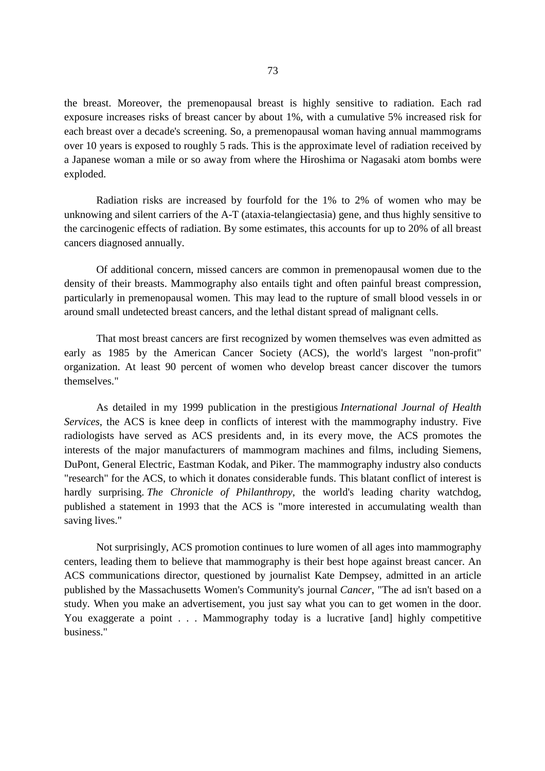the breast. Moreover, the premenopausal breast is highly sensitive to radiation. Each rad exposure increases risks of breast cancer by about 1%, with a cumulative 5% increased risk for each breast over a decade's screening. So, a premenopausal woman having annual mammograms over 10 years is exposed to roughly 5 rads. This is the approximate level of radiation received by a Japanese woman a mile or so away from where the Hiroshima or Nagasaki atom bombs were exploded.

Radiation risks are increased by fourfold for the 1% to 2% of women who may be unknowing and silent carriers of the A-T (ataxia-telangiectasia) gene, and thus highly sensitive to the carcinogenic effects of radiation. By some estimates, this accounts for up to 20% of all breast cancers diagnosed annually.

Of additional concern, missed cancers are common in premenopausal women due to the density of their breasts. Mammography also entails tight and often painful breast compression, particularly in premenopausal women. This may lead to the rupture of small blood vessels in or around small undetected breast cancers, and the lethal distant spread of malignant cells.

That most breast cancers are first recognized by women themselves was even admitted as early as 1985 by the American Cancer Society (ACS), the world's largest "non-profit" organization. At least 90 percent of women who develop breast cancer discover the tumors themselves."

As detailed in my 1999 publication in the prestigious *International Journal of Health Services*, the ACS is knee deep in conflicts of interest with the mammography industry. Five radiologists have served as ACS presidents and, in its every move, the ACS promotes the interests of the major manufacturers of mammogram machines and films, including Siemens, DuPont, General Electric, Eastman Kodak, and Piker. The mammography industry also conducts "research" for the ACS, to which it donates considerable funds. This blatant conflict of interest is hardly surprising. *The Chronicle of Philanthropy*, the world's leading charity watchdog, published a statement in 1993 that the ACS is "more interested in accumulating wealth than saving lives."

Not surprisingly, ACS promotion continues to lure women of all ages into mammography centers, leading them to believe that mammography is their best hope against breast cancer. An ACS communications director, questioned by journalist Kate Dempsey, admitted in an article published by the Massachusetts Women's Community's journal *Cancer*, "The ad isn't based on a study. When you make an advertisement, you just say what you can to get women in the door. You exaggerate a point . . . Mammography today is a lucrative [and] highly competitive business."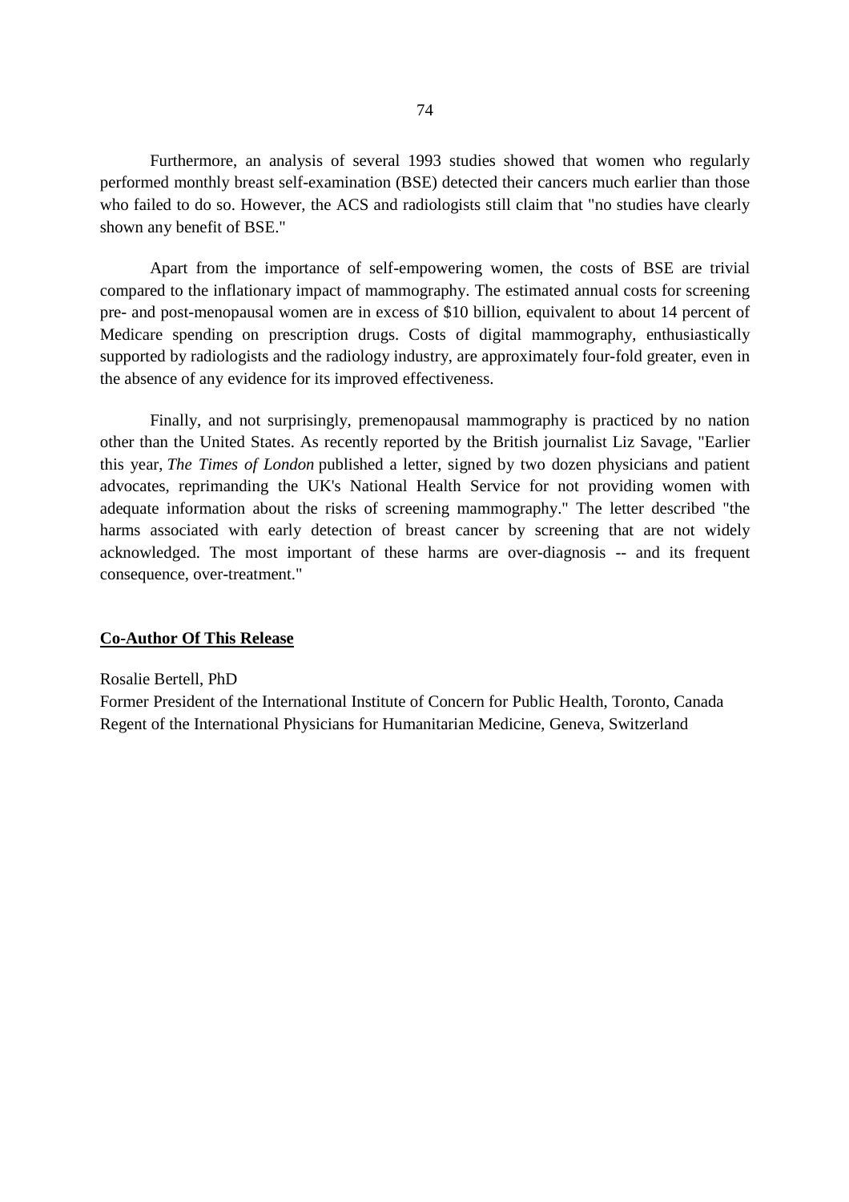Furthermore, an analysis of several 1993 studies showed that women who regularly performed monthly breast self-examination (BSE) detected their cancers much earlier than those who failed to do so. However, the ACS and radiologists still claim that "no studies have clearly shown any benefit of BSE."

Apart from the importance of self-empowering women, the costs of BSE are trivial compared to the inflationary impact of mammography. The estimated annual costs for screening pre- and post-menopausal women are in excess of $10 billion, equivalent to about 14 percent of Medicare spending on prescription drugs. Costs of digital mammography, enthusiastically supported by radiologists and the radiology industry, are approximately four-fold greater, even in the absence of any evidence for its improved effectiveness.

Finally, and not surprisingly, premenopausal mammography is practiced by no nation other than the United States. As recently reported by the British journalist Liz Savage, "Earlier this year, *The Times of London* published a letter, signed by two dozen physicians and patient advocates, reprimanding the UK's National Health Service for not providing women with adequate information about the risks of screening mammography." The letter described "the harms associated with early detection of breast cancer by screening that are not widely acknowledged. The most important of these harms are over-diagnosis -- and its frequent consequence, over-treatment."

**Co-Author Of This Release**

Rosalie Bertell, PhD
Former President of the International Institute of Concern for Public Health, Toronto, Canada
Regent of the International Physicians for Humanitarian Medicine, Geneva, Switzerland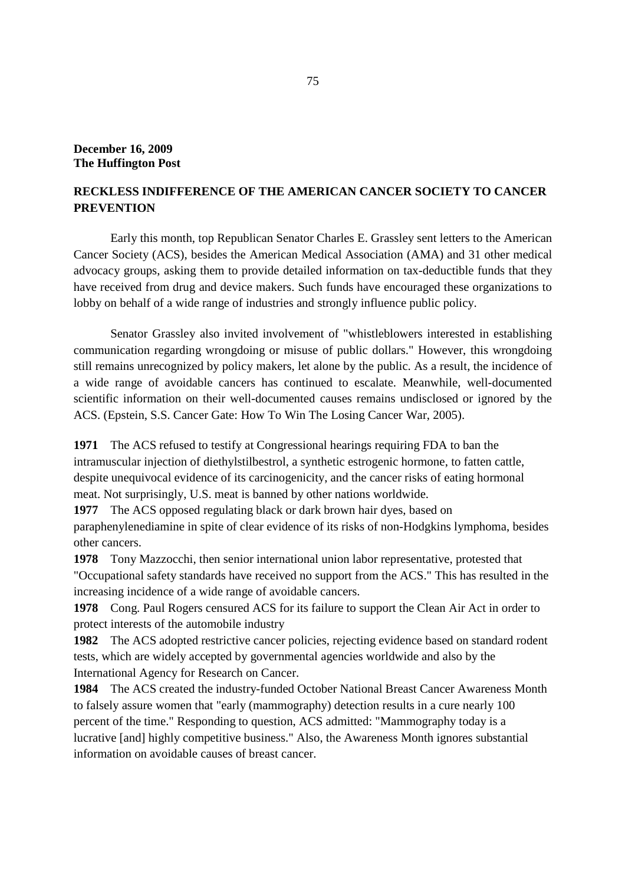**December 16, 2009**
**The Huffington Post**

## RECKLESS INDIFFERENCE OF THE AMERICAN CANCER SOCIETY TO CANCER PREVENTION

Early this month, top Republican Senator Charles E. Grassley sent letters to the American Cancer Society (ACS), besides the American Medical Association (AMA) and 31 other medical advocacy groups, asking them to provide detailed information on tax-deductible funds that they have received from drug and device makers. Such funds have encouraged these organizations to lobby on behalf of a wide range of industries and strongly influence public policy.

Senator Grassley also invited involvement of "whistleblowers interested in establishing communication regarding wrongdoing or misuse of public dollars." However, this wrongdoing still remains unrecognized by policy makers, let alone by the public. As a result, the incidence of a wide range of avoidable cancers has continued to escalate. Meanwhile, well-documented scientific information on their well-documented causes remains undisclosed or ignored by the ACS. (Epstein, S.S. Cancer Gate: How To Win The Losing Cancer War, 2005).

**1971** The ACS refused to testify at Congressional hearings requiring FDA to ban the intramuscular injection of diethylstilbestrol, a synthetic estrogenic hormone, to fatten cattle, despite unequivocal evidence of its carcinogenicity, and the cancer risks of eating hormonal meat. Not surprisingly, U.S. meat is banned by other nations worldwide.

**1977** The ACS opposed regulating black or dark brown hair dyes, based on paraphenylenediamine in spite of clear evidence of its risks of non-Hodgkins lymphoma, besides other cancers.

**1978** Tony Mazzocchi, then senior international union labor representative, protested that "Occupational safety standards have received no support from the ACS." This has resulted in the increasing incidence of a wide range of avoidable cancers.

**1978** Cong. Paul Rogers censured ACS for its failure to support the Clean Air Act in order to protect interests of the automobile industry

**1982** The ACS adopted restrictive cancer policies, rejecting evidence based on standard rodent tests, which are widely accepted by governmental agencies worldwide and also by the International Agency for Research on Cancer.

**1984** The ACS created the industry-funded October National Breast Cancer Awareness Month to falsely assure women that "early (mammography) detection results in a cure nearly 100 percent of the time." Responding to question, ACS admitted: "Mammography today is a lucrative [and] highly competitive business." Also, the Awareness Month ignores substantial information on avoidable causes of breast cancer.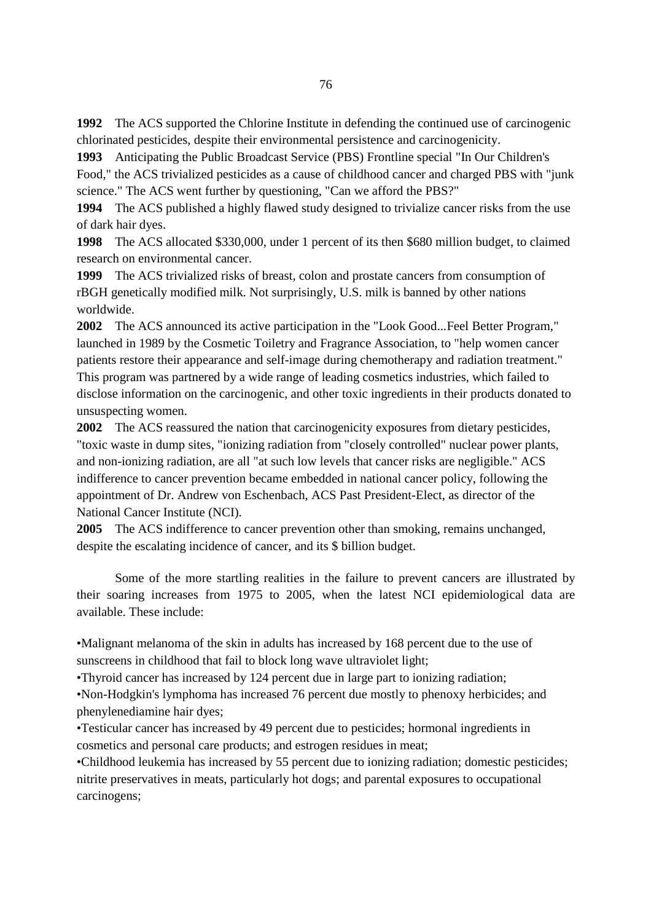**1992** The ACS supported the Chlorine Institute in defending the continued use of carcinogenic chlorinated pesticides, despite their environmental persistence and carcinogenicity.

**1993** Anticipating the Public Broadcast Service (PBS) Frontline special "In Our Children's Food," the ACS trivialized pesticides as a cause of childhood cancer and charged PBS with "junk science." The ACS went further by questioning, "Can we afford the PBS?"

**1994** The ACS published a highly flawed study designed to trivialize cancer risks from the use of dark hair dyes.

**1998** The ACS allocated $330,000, under 1 percent of its then $680 million budget, to claimed research on environmental cancer.

**1999** The ACS trivialized risks of breast, colon and prostate cancers from consumption of rBGH genetically modified milk. Not surprisingly, U.S. milk is banned by other nations worldwide.

**2002** The ACS announced its active participation in the "Look Good...Feel Better Program," launched in 1989 by the Cosmetic Toiletry and Fragrance Association, to "help women cancer patients restore their appearance and self-image during chemotherapy and radiation treatment." This program was partnered by a wide range of leading cosmetics industries, which failed to disclose information on the carcinogenic, and other toxic ingredients in their products donated to unsuspecting women.

**2002** The ACS reassured the nation that carcinogenicity exposures from dietary pesticides, "toxic waste in dump sites, "ionizing radiation from "closely controlled" nuclear power plants, and non-ionizing radiation, are all "at such low levels that cancer risks are negligible." ACS indifference to cancer prevention became embedded in national cancer policy, following the appointment of Dr. Andrew von Eschenbach, ACS Past President-Elect, as director of the National Cancer Institute (NCI).

**2005** The ACS indifference to cancer prevention other than smoking, remains unchanged, despite the escalating incidence of cancer, and its $ billion budget.

Some of the more startling realities in the failure to prevent cancers are illustrated by their soaring increases from 1975 to 2005, when the latest NCI epidemiological data are available. These include:

- Malignant melanoma of the skin in adults has increased by 168 percent due to the use of sunscreens in childhood that fail to block long wave ultraviolet light;
- Thyroid cancer has increased by 124 percent due in large part to ionizing radiation;
- Non-Hodgkin's lymphoma has increased 76 percent due mostly to phenoxy herbicides; and phenylenediamine hair dyes;
- Testicular cancer has increased by 49 percent due to pesticides; hormonal ingredients in cosmetics and personal care products; and estrogen residues in meat;
- Childhood leukemia has increased by 55 percent due to ionizing radiation; domestic pesticides; nitrite preservatives in meats, particularly hot dogs; and parental exposures to occupational carcinogens;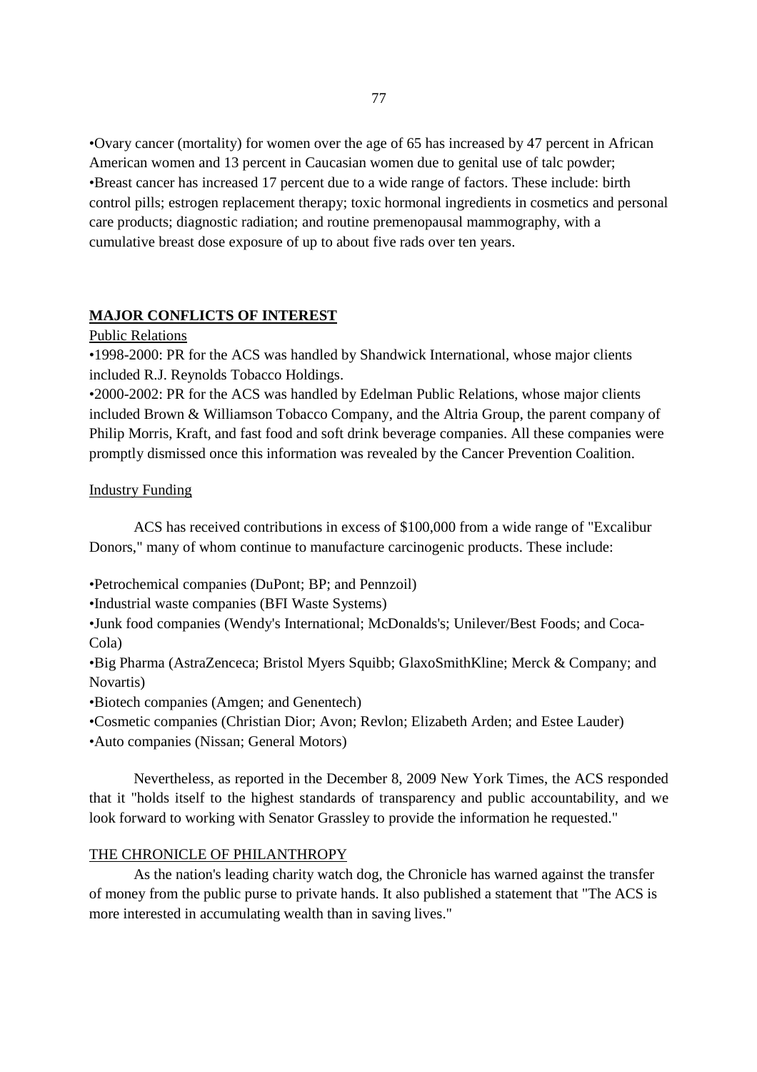•Ovary cancer (mortality) for women over the age of 65 has increased by 47 percent in African American women and 13 percent in Caucasian women due to genital use of talc powder;
•Breast cancer has increased 17 percent due to a wide range of factors. These include: birth control pills; estrogen replacement therapy; toxic hormonal ingredients in cosmetics and personal care products; diagnostic radiation; and routine premenopausal mammography, with a cumulative breast dose exposure of up to about five rads over ten years.

## **MAJOR CONFLICTS OF INTEREST**

### Public Relations

•1998-2000: PR for the ACS was handled by Shandwick International, whose major clients included R.J. Reynolds Tobacco Holdings.
•2000-2002: PR for the ACS was handled by Edelman Public Relations, whose major clients included Brown & Williamson Tobacco Company, and the Altria Group, the parent company of Philip Morris, Kraft, and fast food and soft drink beverage companies. All these companies were promptly dismissed once this information was revealed by the Cancer Prevention Coalition.

### Industry Funding

ACS has received contributions in excess of $100,000 from a wide range of "Excalibur Donors," many of whom continue to manufacture carcinogenic products. These include:

•Petrochemical companies (DuPont; BP; and Pennzoil)
•Industrial waste companies (BFI Waste Systems)
•Junk food companies (Wendy's International; McDonalds's; Unilever/Best Foods; and Coca-Cola)
•Big Pharma (AstraZenceca; Bristol Myers Squibb; GlaxoSmithKline; Merck & Company; and Novartis)
•Biotech companies (Amgen; and Genentech)
•Cosmetic companies (Christian Dior; Avon; Revlon; Elizabeth Arden; and Estee Lauder)
•Auto companies (Nissan; General Motors)

Nevertheless, as reported in the December 8, 2009 New York Times, the ACS responded that it "holds itself to the highest standards of transparency and public accountability, and we look forward to working with Senator Grassley to provide the information he requested."

### THE CHRONICLE OF PHILANTHROPY

As the nation's leading charity watch dog, the Chronicle has warned against the transfer of money from the public purse to private hands. It also published a statement that "The ACS is more interested in accumulating wealth than in saving lives."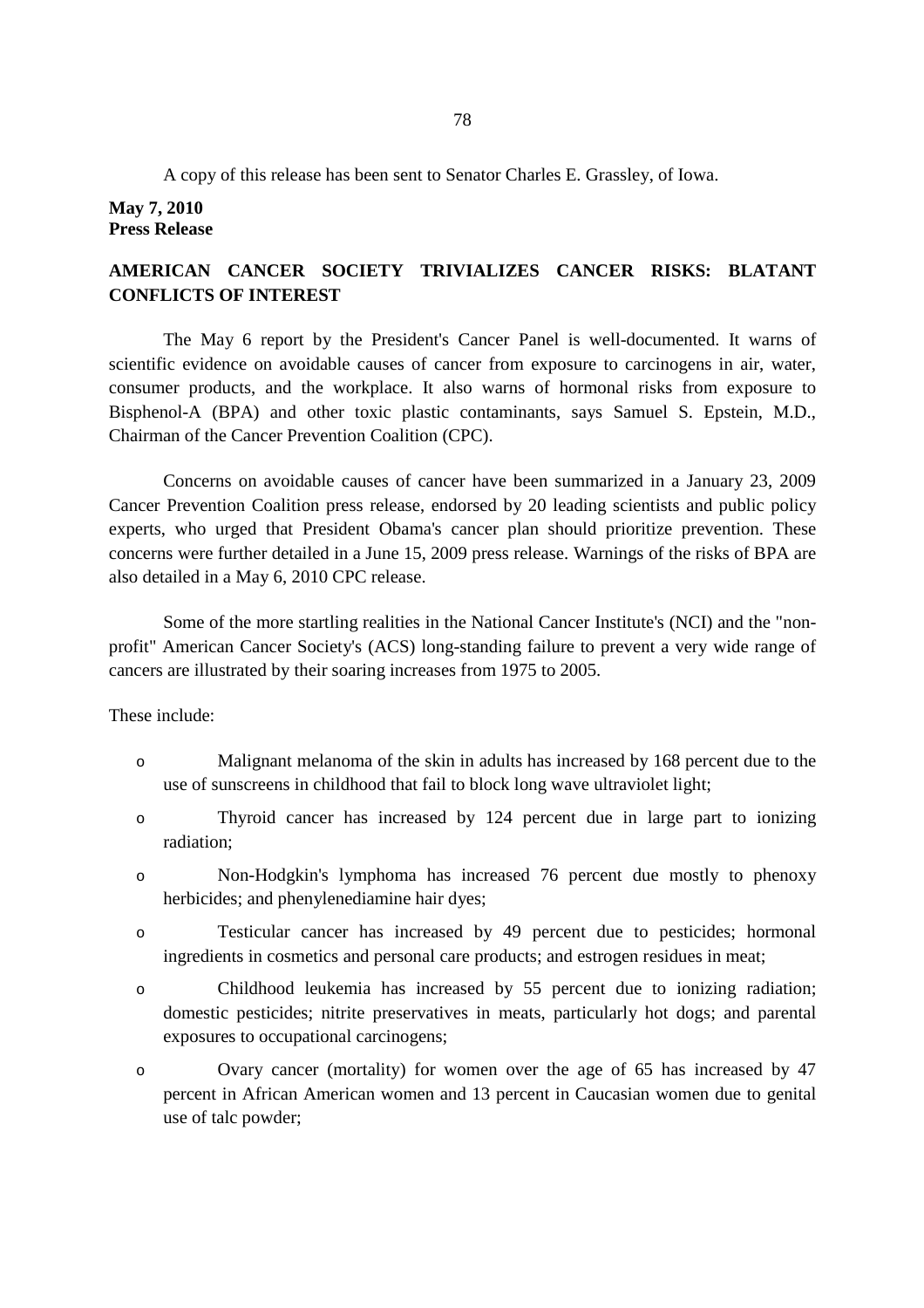A copy of this release has been sent to Senator Charles E. Grassley, of Iowa.

**May 7, 2010**
**Press Release**

**AMERICAN CANCER SOCIETY TRIVIALIZES CANCER RISKS: BLATANT CONFLICTS OF INTEREST**

The May 6 report by the President's Cancer Panel is well-documented. It warns of scientific evidence on avoidable causes of cancer from exposure to carcinogens in air, water, consumer products, and the workplace. It also warns of hormonal risks from exposure to Bisphenol-A (BPA) and other toxic plastic contaminants, says Samuel S. Epstein, M.D., Chairman of the Cancer Prevention Coalition (CPC).

Concerns on avoidable causes of cancer have been summarized in a January 23, 2009 Cancer Prevention Coalition press release, endorsed by 20 leading scientists and public policy experts, who urged that President Obama's cancer plan should prioritize prevention. These concerns were further detailed in a June 15, 2009 press release. Warnings of the risks of BPA are also detailed in a May 6, 2010 CPC release.

Some of the more startling realities in the National Cancer Institute's (NCI) and the "non-profit" American Cancer Society's (ACS) long-standing failure to prevent a very wide range of cancers are illustrated by their soaring increases from 1975 to 2005.

These include:

- Malignant melanoma of the skin in adults has increased by 168 percent due to the use of sunscreens in childhood that fail to block long wave ultraviolet light;
- Thyroid cancer has increased by 124 percent due in large part to ionizing radiation;
- Non-Hodgkin's lymphoma has increased 76 percent due mostly to phenoxy herbicides; and phenylenediamine hair dyes;
- Testicular cancer has increased by 49 percent due to pesticides; hormonal ingredients in cosmetics and personal care products; and estrogen residues in meat;
- Childhood leukemia has increased by 55 percent due to ionizing radiation; domestic pesticides; nitrite preservatives in meats, particularly hot dogs; and parental exposures to occupational carcinogens;
- Ovary cancer (mortality) for women over the age of 65 has increased by 47 percent in African American women and 13 percent in Caucasian women due to genital use of talc powder;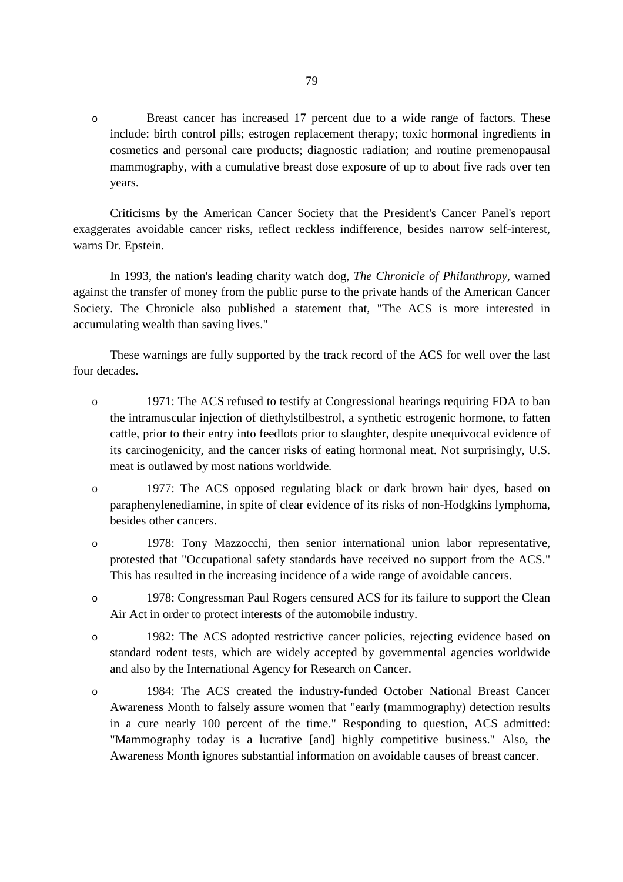- Breast cancer has increased 17 percent due to a wide range of factors. These include: birth control pills; estrogen replacement therapy; toxic hormonal ingredients in cosmetics and personal care products; diagnostic radiation; and routine premenopausal mammography, with a cumulative breast dose exposure of up to about five rads over ten years.

Criticisms by the American Cancer Society that the President's Cancer Panel's report exaggerates avoidable cancer risks, reflect reckless indifference, besides narrow self-interest, warns Dr. Epstein.

In 1993, the nation's leading charity watch dog, *The Chronicle of Philanthropy*, warned against the transfer of money from the public purse to the private hands of the American Cancer Society. The Chronicle also published a statement that, "The ACS is more interested in accumulating wealth than saving lives."

These warnings are fully supported by the track record of the ACS for well over the last four decades.

- 1971: The ACS refused to testify at Congressional hearings requiring FDA to ban the intramuscular injection of diethylstilbestrol, a synthetic estrogenic hormone, to fatten cattle, prior to their entry into feedlots prior to slaughter, despite unequivocal evidence of its carcinogenicity, and the cancer risks of eating hormonal meat. Not surprisingly, U.S. meat is outlawed by most nations worldwide.
- 1977: The ACS opposed regulating black or dark brown hair dyes, based on paraphenylenediamine, in spite of clear evidence of its risks of non-Hodgkins lymphoma, besides other cancers.
- 1978: Tony Mazzocchi, then senior international union labor representative, protested that "Occupational safety standards have received no support from the ACS." This has resulted in the increasing incidence of a wide range of avoidable cancers.
- 1978: Congressman Paul Rogers censured ACS for its failure to support the Clean Air Act in order to protect interests of the automobile industry.
- 1982: The ACS adopted restrictive cancer policies, rejecting evidence based on standard rodent tests, which are widely accepted by governmental agencies worldwide and also by the International Agency for Research on Cancer.
- 1984: The ACS created the industry-funded October National Breast Cancer Awareness Month to falsely assure women that "early (mammography) detection results in a cure nearly 100 percent of the time." Responding to question, ACS admitted: "Mammography today is a lucrative [and] highly competitive business." Also, the Awareness Month ignores substantial information on avoidable causes of breast cancer.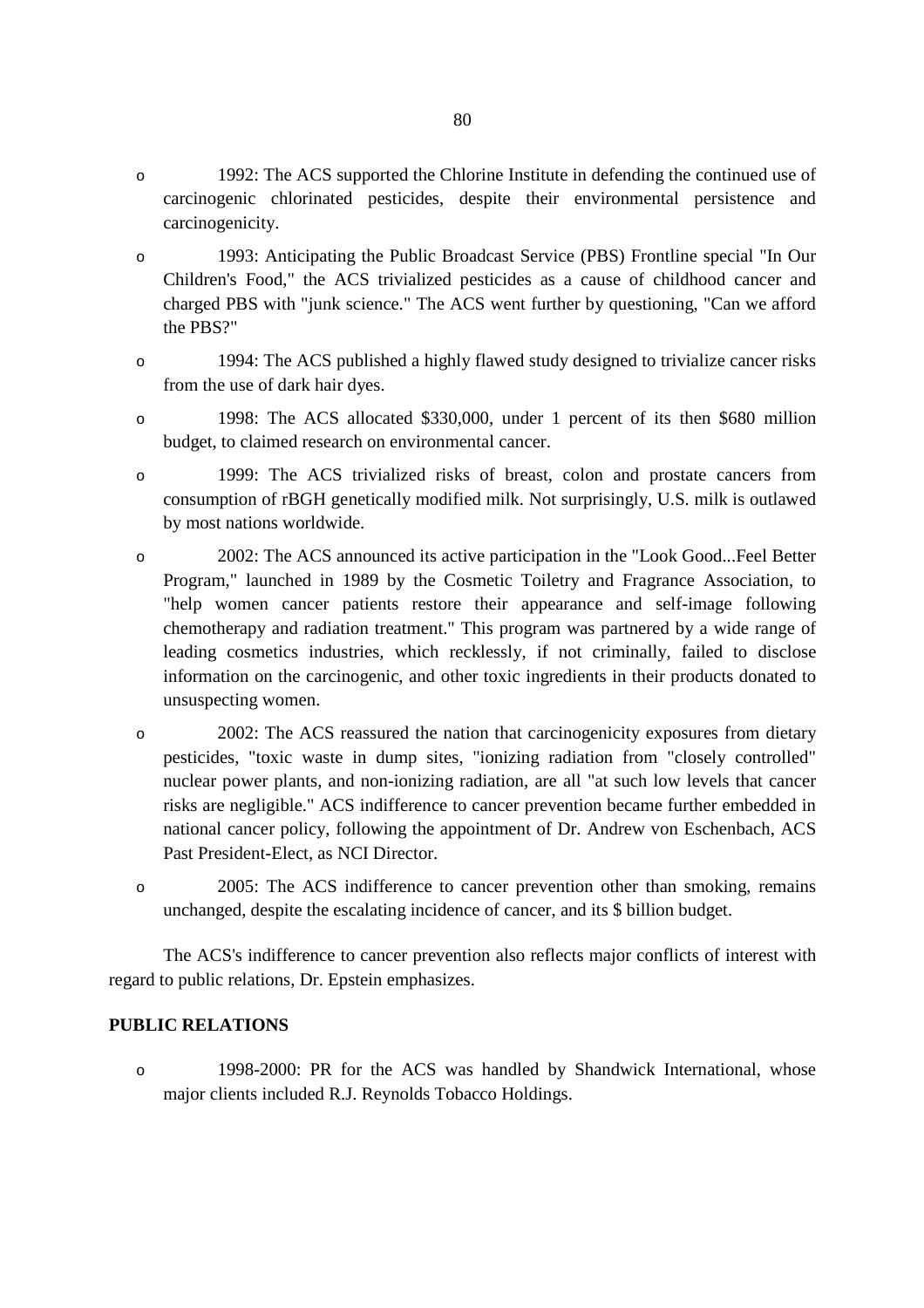- 1992: The ACS supported the Chlorine Institute in defending the continued use of carcinogenic chlorinated pesticides, despite their environmental persistence and carcinogenicity.

- 1993: Anticipating the Public Broadcast Service (PBS) Frontline special "In Our Children's Food," the ACS trivialized pesticides as a cause of childhood cancer and charged PBS with "junk science." The ACS went further by questioning, "Can we afford the PBS?"

- 1994: The ACS published a highly flawed study designed to trivialize cancer risks from the use of dark hair dyes.

- 1998: The ACS allocated $330,000, under 1 percent of its then $680 million budget, to claimed research on environmental cancer.

- 1999: The ACS trivialized risks of breast, colon and prostate cancers from consumption of rBGH genetically modified milk. Not surprisingly, U.S. milk is outlawed by most nations worldwide.

- 2002: The ACS announced its active participation in the "Look Good...Feel Better Program," launched in 1989 by the Cosmetic Toiletry and Fragrance Association, to "help women cancer patients restore their appearance and self-image following chemotherapy and radiation treatment." This program was partnered by a wide range of leading cosmetics industries, which recklessly, if not criminally, failed to disclose information on the carcinogenic, and other toxic ingredients in their products donated to unsuspecting women.

- 2002: The ACS reassured the nation that carcinogenicity exposures from dietary pesticides, "toxic waste in dump sites, "ionizing radiation from "closely controlled" nuclear power plants, and non-ionizing radiation, are all "at such low levels that cancer risks are negligible." ACS indifference to cancer prevention became further embedded in national cancer policy, following the appointment of Dr. Andrew von Eschenbach, ACS Past President-Elect, as NCI Director.

- 2005: The ACS indifference to cancer prevention other than smoking, remains unchanged, despite the escalating incidence of cancer, and its $ billion budget.

The ACS's indifference to cancer prevention also reflects major conflicts of interest with regard to public relations, Dr. Epstein emphasizes.

**PUBLIC RELATIONS**

- 1998-2000: PR for the ACS was handled by Shandwick International, whose major clients included R.J. Reynolds Tobacco Holdings.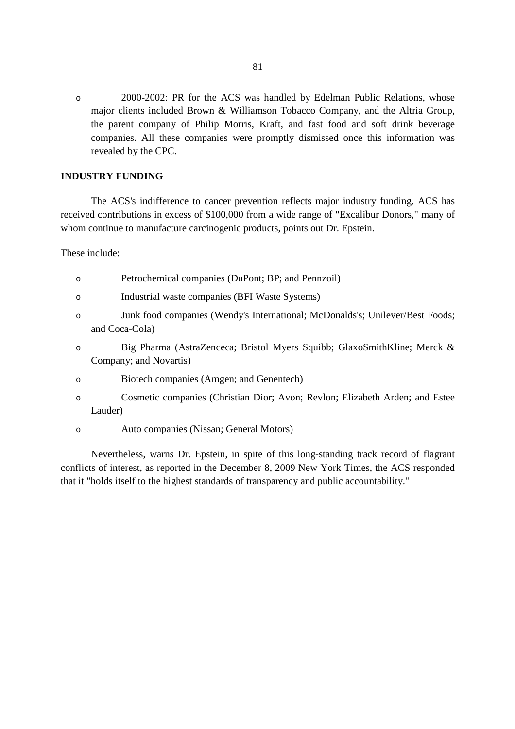- 2000-2002: PR for the ACS was handled by Edelman Public Relations, whose major clients included Brown & Williamson Tobacco Company, and the Altria Group, the parent company of Philip Morris, Kraft, and fast food and soft drink beverage companies. All these companies were promptly dismissed once this information was revealed by the CPC.

**INDUSTRY FUNDING**

The ACS's indifference to cancer prevention reflects major industry funding. ACS has received contributions in excess of $100,000 from a wide range of "Excalibur Donors," many of whom continue to manufacture carcinogenic products, points out Dr. Epstein.

These include:

- Petrochemical companies (DuPont; BP; and Pennzoil)
- Industrial waste companies (BFI Waste Systems)
- Junk food companies (Wendy's International; McDonalds's; Unilever/Best Foods; and Coca-Cola)
- Big Pharma (AstraZenceca; Bristol Myers Squibb; GlaxoSmithKline; Merck & Company; and Novartis)
- Biotech companies (Amgen; and Genentech)
- Cosmetic companies (Christian Dior; Avon; Revlon; Elizabeth Arden; and Estee Lauder)
- Auto companies (Nissan; General Motors)

Nevertheless, warns Dr. Epstein, in spite of this long-standing track record of flagrant conflicts of interest, as reported in the December 8, 2009 New York Times, the ACS responded that it "holds itself to the highest standards of transparency and public accountability."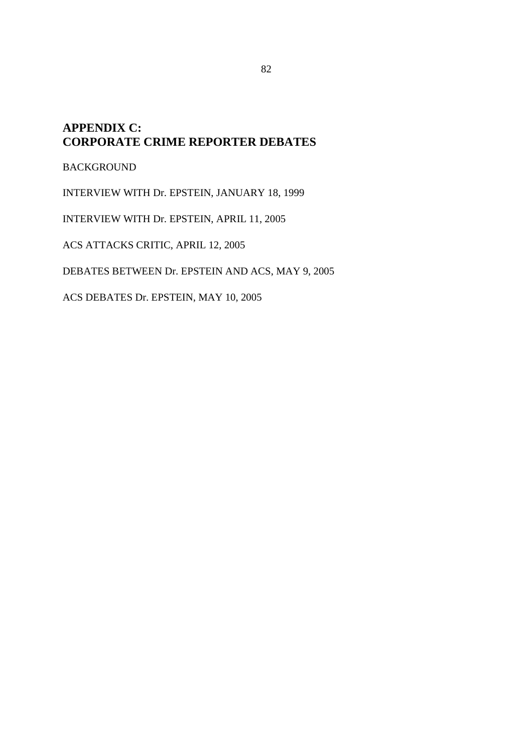## APPENDIX C: CORPORATE CRIME REPORTER DEBATES

BACKGROUND

INTERVIEW WITH Dr. EPSTEIN, JANUARY 18, 1999

INTERVIEW WITH Dr. EPSTEIN, APRIL 11, 2005

ACS ATTACKS CRITIC, APRIL 12, 2005

DEBATES BETWEEN Dr. EPSTEIN AND ACS, MAY 9, 2005

ACS DEBATES Dr. EPSTEIN, MAY 10, 2005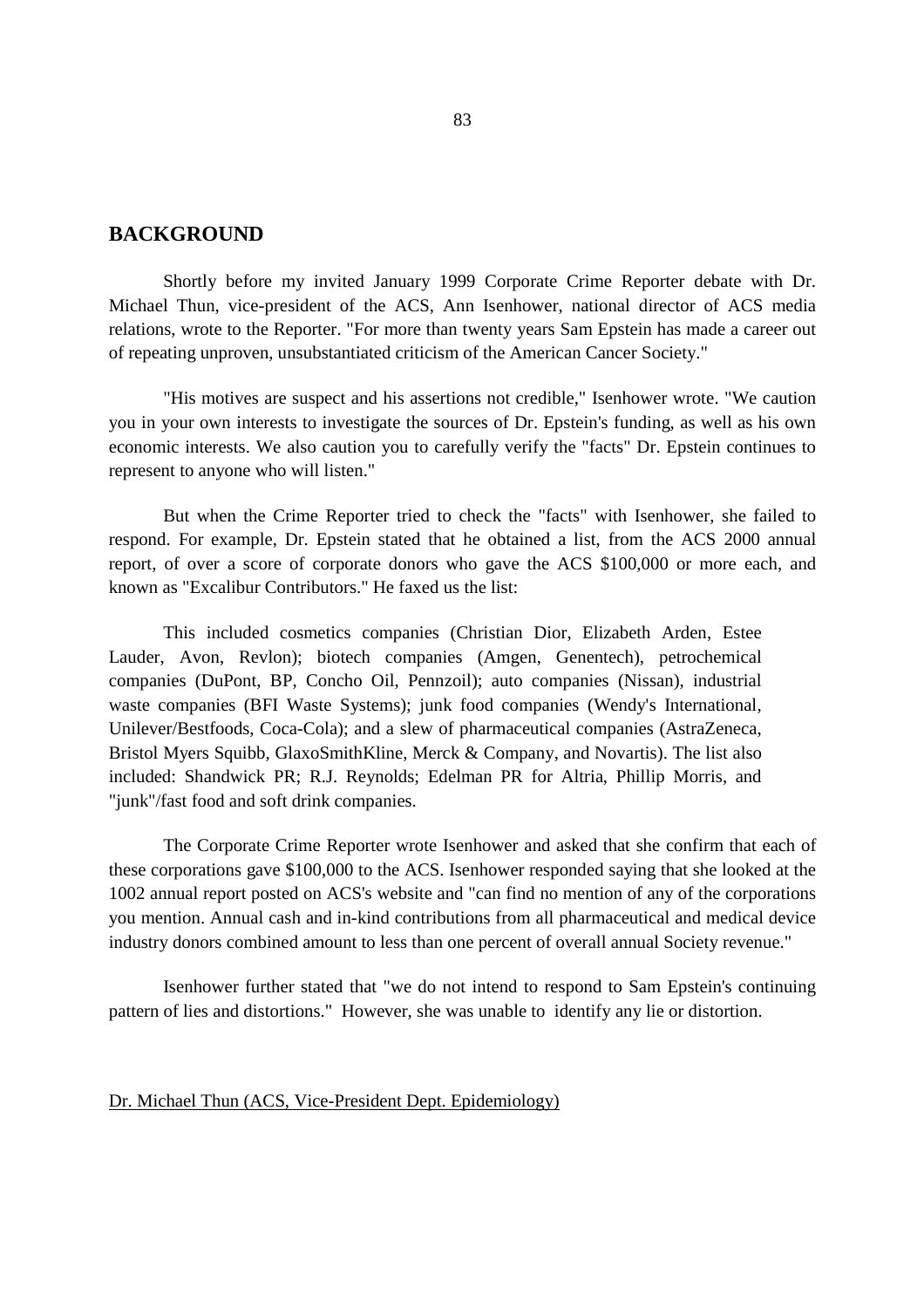## BACKGROUND

Shortly before my invited January 1999 Corporate Crime Reporter debate with Dr. Michael Thun, vice-president of the ACS, Ann Isenhower, national director of ACS media relations, wrote to the Reporter. "For more than twenty years Sam Epstein has made a career out of repeating unproven, unsubstantiated criticism of the American Cancer Society."

"His motives are suspect and his assertions not credible," Isenhower wrote. "We caution you in your own interests to investigate the sources of Dr. Epstein's funding, as well as his own economic interests. We also caution you to carefully verify the "facts" Dr. Epstein continues to represent to anyone who will listen."

But when the Crime Reporter tried to check the "facts" with Isenhower, she failed to respond. For example, Dr. Epstein stated that he obtained a list, from the ACS 2000 annual report, of over a score of corporate donors who gave the ACS $100,000 or more each, and known as "Excalibur Contributors." He faxed us the list:

> This included cosmetics companies (Christian Dior, Elizabeth Arden, Estee Lauder, Avon, Revlon); biotech companies (Amgen, Genentech), petrochemical companies (DuPont, BP, Concho Oil, Pennzoil); auto companies (Nissan), industrial waste companies (BFI Waste Systems); junk food companies (Wendy's International, Unilever/Bestfoods, Coca-Cola); and a slew of pharmaceutical companies (AstraZeneca, Bristol Myers Squibb, GlaxoSmithKline, Merck & Company, and Novartis). The list also included: Shandwick PR; R.J. Reynolds; Edelman PR for Altria, Phillip Morris, and "junk"/fast food and soft drink companies.

The Corporate Crime Reporter wrote Isenhower and asked that she confirm that each of these corporations gave $100,000 to the ACS. Isenhower responded saying that she looked at the 1002 annual report posted on ACS's website and "can find no mention of any of the corporations you mention. Annual cash and in-kind contributions from all pharmaceutical and medical device industry donors combined amount to less than one percent of overall annual Society revenue."

Isenhower further stated that "we do not intend to respond to Sam Epstein's continuing pattern of lies and distortions." However, she was unable to identify any lie or distortion.

<u>Dr. Michael Thun (ACS, Vice-President Dept. Epidemiology)</u>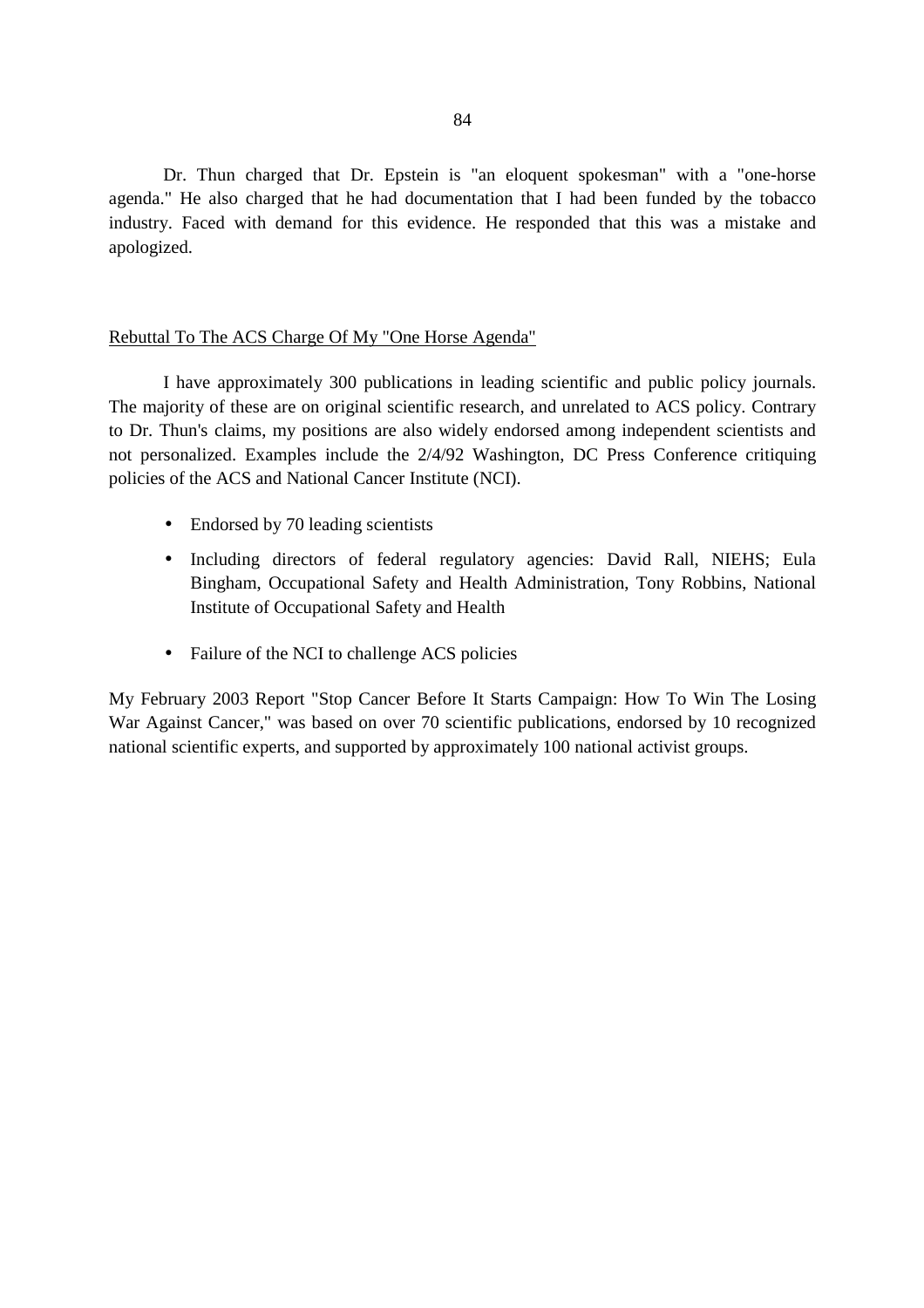Dr. Thun charged that Dr. Epstein is "an eloquent spokesman" with a "one-horse agenda." He also charged that he had documentation that I had been funded by the tobacco industry. Faced with demand for this evidence. He responded that this was a mistake and apologized.

<u>Rebuttal To The ACS Charge Of My "One Horse Agenda"</u>

I have approximately 300 publications in leading scientific and public policy journals. The majority of these are on original scientific research, and unrelated to ACS policy. Contrary to Dr. Thun's claims, my positions are also widely endorsed among independent scientists and not personalized. Examples include the 2/4/92 Washington, DC Press Conference critiquing policies of the ACS and National Cancer Institute (NCI).

- Endorsed by 70 leading scientists
- Including directors of federal regulatory agencies: David Rall, NIEHS; Eula Bingham, Occupational Safety and Health Administration, Tony Robbins, National Institute of Occupational Safety and Health
- Failure of the NCI to challenge ACS policies

My February 2003 Report "Stop Cancer Before It Starts Campaign: How To Win The Losing War Against Cancer," was based on over 70 scientific publications, endorsed by 10 recognized national scientific experts, and supported by approximately 100 national activist groups.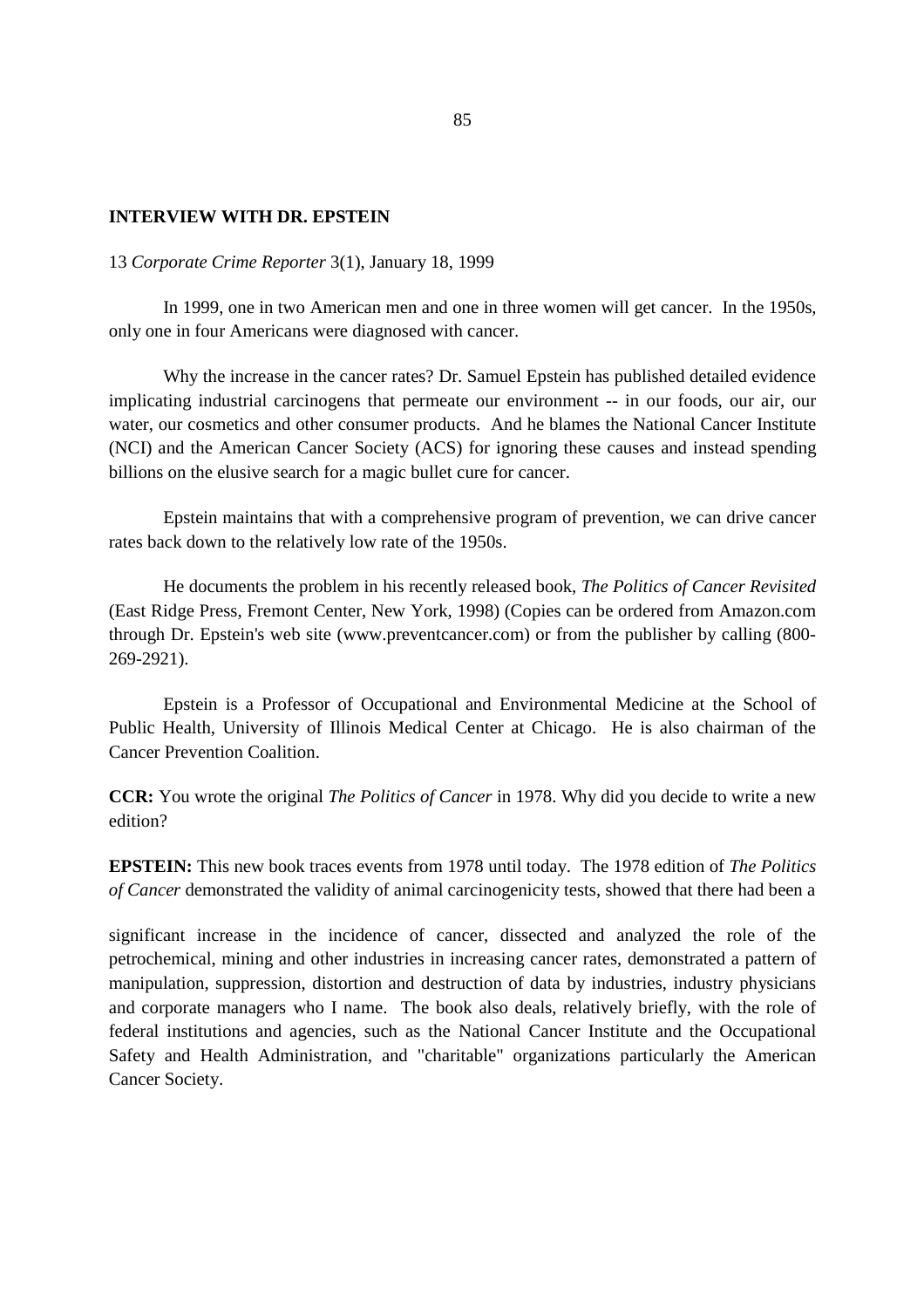**INTERVIEW WITH DR. EPSTEIN**

13 *Corporate Crime Reporter* 3(1), January 18, 1999

In 1999, one in two American men and one in three women will get cancer. In the 1950s, only one in four Americans were diagnosed with cancer.

Why the increase in the cancer rates? Dr. Samuel Epstein has published detailed evidence implicating industrial carcinogens that permeate our environment -- in our foods, our air, our water, our cosmetics and other consumer products. And he blames the National Cancer Institute (NCI) and the American Cancer Society (ACS) for ignoring these causes and instead spending billions on the elusive search for a magic bullet cure for cancer.

Epstein maintains that with a comprehensive program of prevention, we can drive cancer rates back down to the relatively low rate of the 1950s.

He documents the problem in his recently released book, *The Politics of Cancer Revisited* (East Ridge Press, Fremont Center, New York, 1998) (Copies can be ordered from Amazon.com through Dr. Epstein's web site (www.preventcancer.com) or from the publisher by calling (800-269-2921).

Epstein is a Professor of Occupational and Environmental Medicine at the School of Public Health, University of Illinois Medical Center at Chicago. He is also chairman of the Cancer Prevention Coalition.

**CCR:** You wrote the original *The Politics of Cancer* in 1978. Why did you decide to write a new edition?

**EPSTEIN:** This new book traces events from 1978 until today. The 1978 edition of *The Politics of Cancer* demonstrated the validity of animal carcinogenicity tests, showed that there had been a significant increase in the incidence of cancer, dissected and analyzed the role of the petrochemical, mining and other industries in increasing cancer rates, demonstrated a pattern of manipulation, suppression, distortion and destruction of data by industries, industry physicians and corporate managers who I name. The book also deals, relatively briefly, with the role of federal institutions and agencies, such as the National Cancer Institute and the Occupational Safety and Health Administration, and "charitable" organizations particularly the American Cancer Society.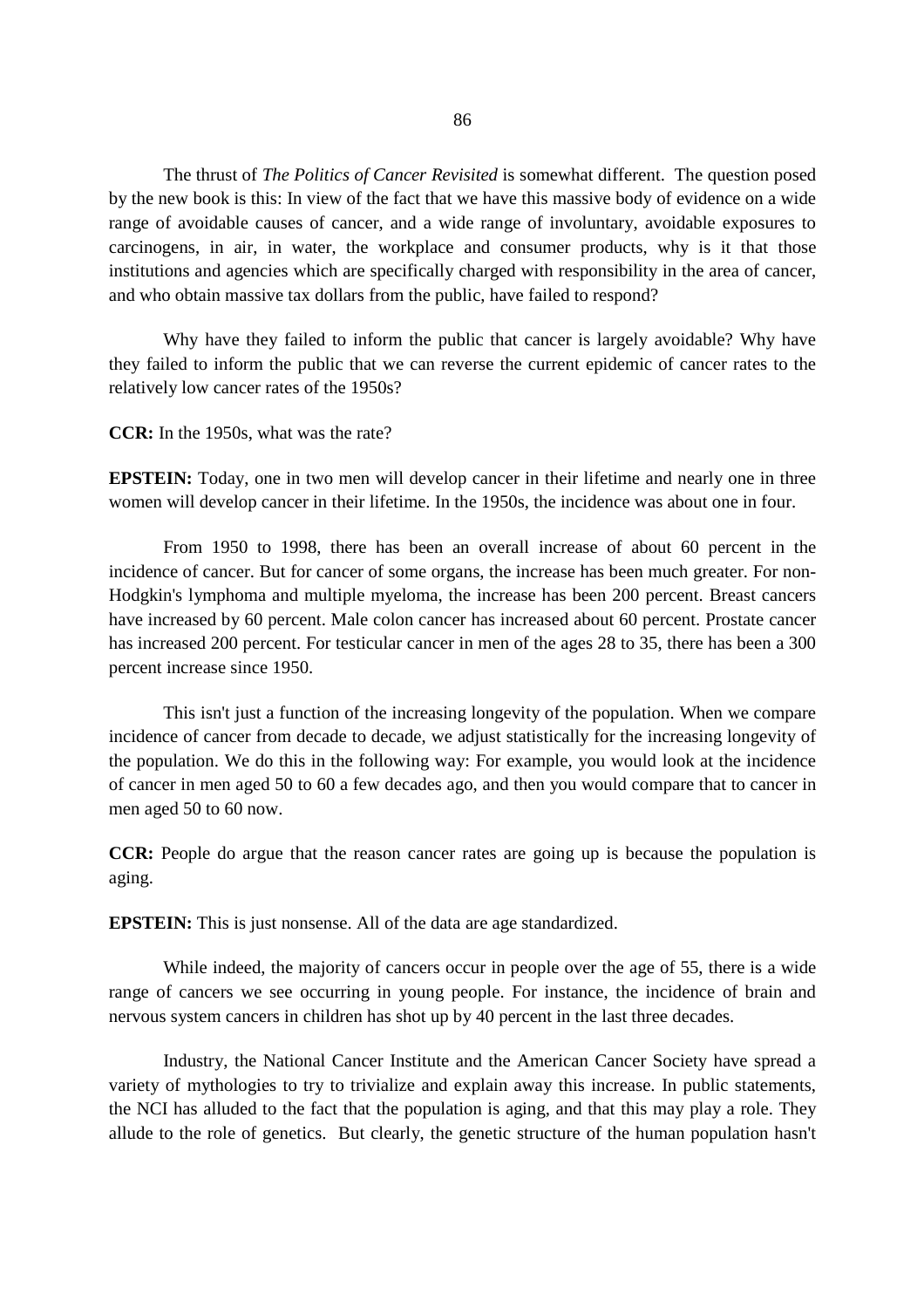The thrust of *The Politics of Cancer Revisited* is somewhat different. The question posed by the new book is this: In view of the fact that we have this massive body of evidence on a wide range of avoidable causes of cancer, and a wide range of involuntary, avoidable exposures to carcinogens, in air, in water, the workplace and consumer products, why is it that those institutions and agencies which are specifically charged with responsibility in the area of cancer, and who obtain massive tax dollars from the public, have failed to respond?

Why have they failed to inform the public that cancer is largely avoidable? Why have they failed to inform the public that we can reverse the current epidemic of cancer rates to the relatively low cancer rates of the 1950s?

**CCR:** In the 1950s, what was the rate?

**EPSTEIN:** Today, one in two men will develop cancer in their lifetime and nearly one in three women will develop cancer in their lifetime. In the 1950s, the incidence was about one in four.

From 1950 to 1998, there has been an overall increase of about 60 percent in the incidence of cancer. But for cancer of some organs, the increase has been much greater. For non-Hodgkin's lymphoma and multiple myeloma, the increase has been 200 percent. Breast cancers have increased by 60 percent. Male colon cancer has increased about 60 percent. Prostate cancer has increased 200 percent. For testicular cancer in men of the ages 28 to 35, there has been a 300 percent increase since 1950.

This isn't just a function of the increasing longevity of the population. When we compare incidence of cancer from decade to decade, we adjust statistically for the increasing longevity of the population. We do this in the following way: For example, you would look at the incidence of cancer in men aged 50 to 60 a few decades ago, and then you would compare that to cancer in men aged 50 to 60 now.

**CCR:** People do argue that the reason cancer rates are going up is because the population is aging.

**EPSTEIN:** This is just nonsense. All of the data are age standardized.

While indeed, the majority of cancers occur in people over the age of 55, there is a wide range of cancers we see occurring in young people. For instance, the incidence of brain and nervous system cancers in children has shot up by 40 percent in the last three decades.

Industry, the National Cancer Institute and the American Cancer Society have spread a variety of mythologies to try to trivialize and explain away this increase. In public statements, the NCI has alluded to the fact that the population is aging, and that this may play a role. They allude to the role of genetics. But clearly, the genetic structure of the human population hasn't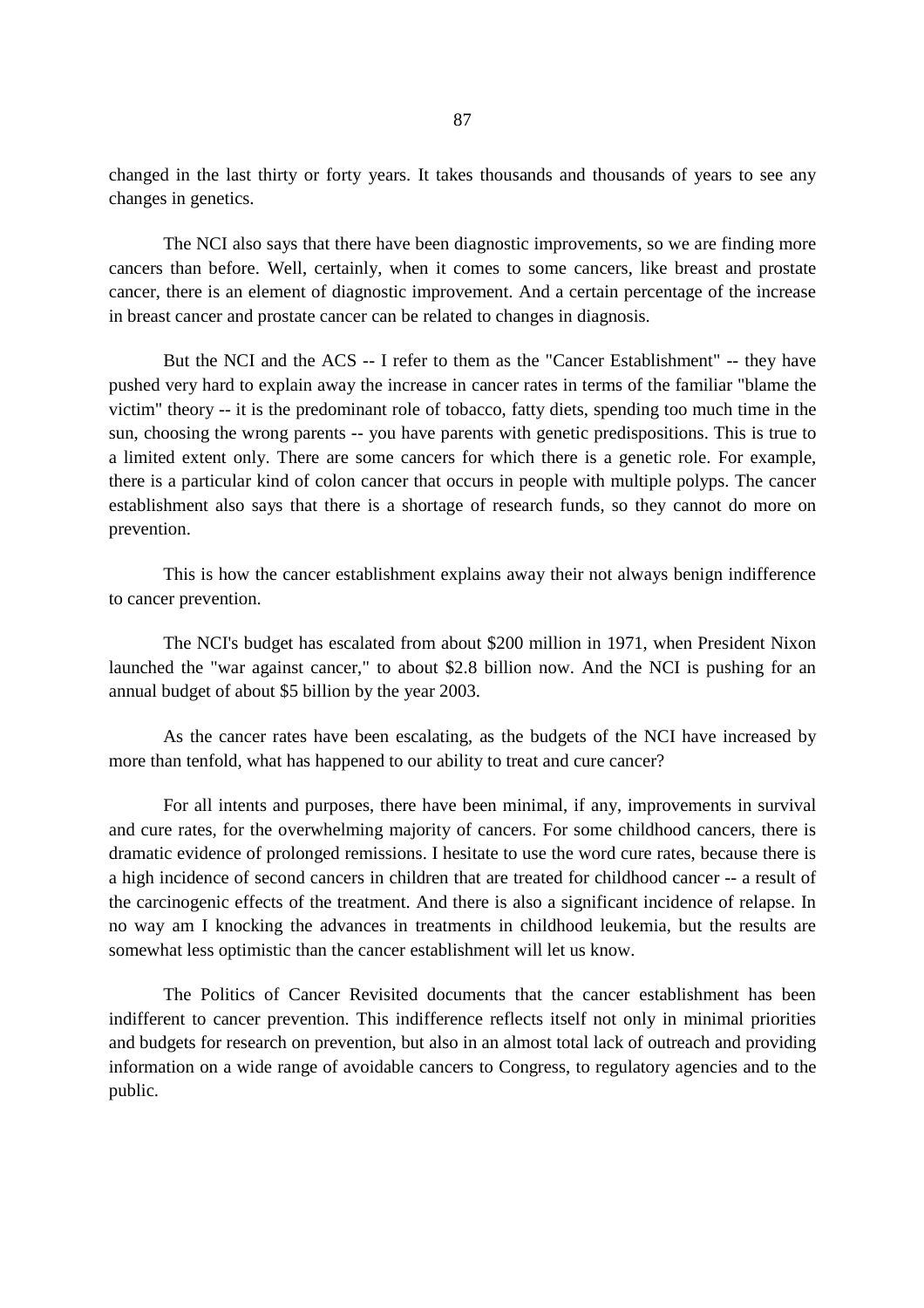changed in the last thirty or forty years. It takes thousands and thousands of years to see any changes in genetics.

The NCI also says that there have been diagnostic improvements, so we are finding more cancers than before. Well, certainly, when it comes to some cancers, like breast and prostate cancer, there is an element of diagnostic improvement. And a certain percentage of the increase in breast cancer and prostate cancer can be related to changes in diagnosis.

But the NCI and the ACS -- I refer to them as the "Cancer Establishment" -- they have pushed very hard to explain away the increase in cancer rates in terms of the familiar "blame the victim" theory -- it is the predominant role of tobacco, fatty diets, spending too much time in the sun, choosing the wrong parents -- you have parents with genetic predispositions. This is true to a limited extent only. There are some cancers for which there is a genetic role. For example, there is a particular kind of colon cancer that occurs in people with multiple polyps. The cancer establishment also says that there is a shortage of research funds, so they cannot do more on prevention.

This is how the cancer establishment explains away their not always benign indifference to cancer prevention.

The NCI's budget has escalated from about $200 million in 1971, when President Nixon launched the "war against cancer," to about $2.8 billion now. And the NCI is pushing for an annual budget of about $5 billion by the year 2003.

As the cancer rates have been escalating, as the budgets of the NCI have increased by more than tenfold, what has happened to our ability to treat and cure cancer?

For all intents and purposes, there have been minimal, if any, improvements in survival and cure rates, for the overwhelming majority of cancers. For some childhood cancers, there is dramatic evidence of prolonged remissions. I hesitate to use the word cure rates, because there is a high incidence of second cancers in children that are treated for childhood cancer -- a result of the carcinogenic effects of the treatment. And there is also a significant incidence of relapse. In no way am I knocking the advances in treatments in childhood leukemia, but the results are somewhat less optimistic than the cancer establishment will let us know.

The Politics of Cancer Revisited documents that the cancer establishment has been indifferent to cancer prevention. This indifference reflects itself not only in minimal priorities and budgets for research on prevention, but also in an almost total lack of outreach and providing information on a wide range of avoidable cancers to Congress, to regulatory agencies and to the public.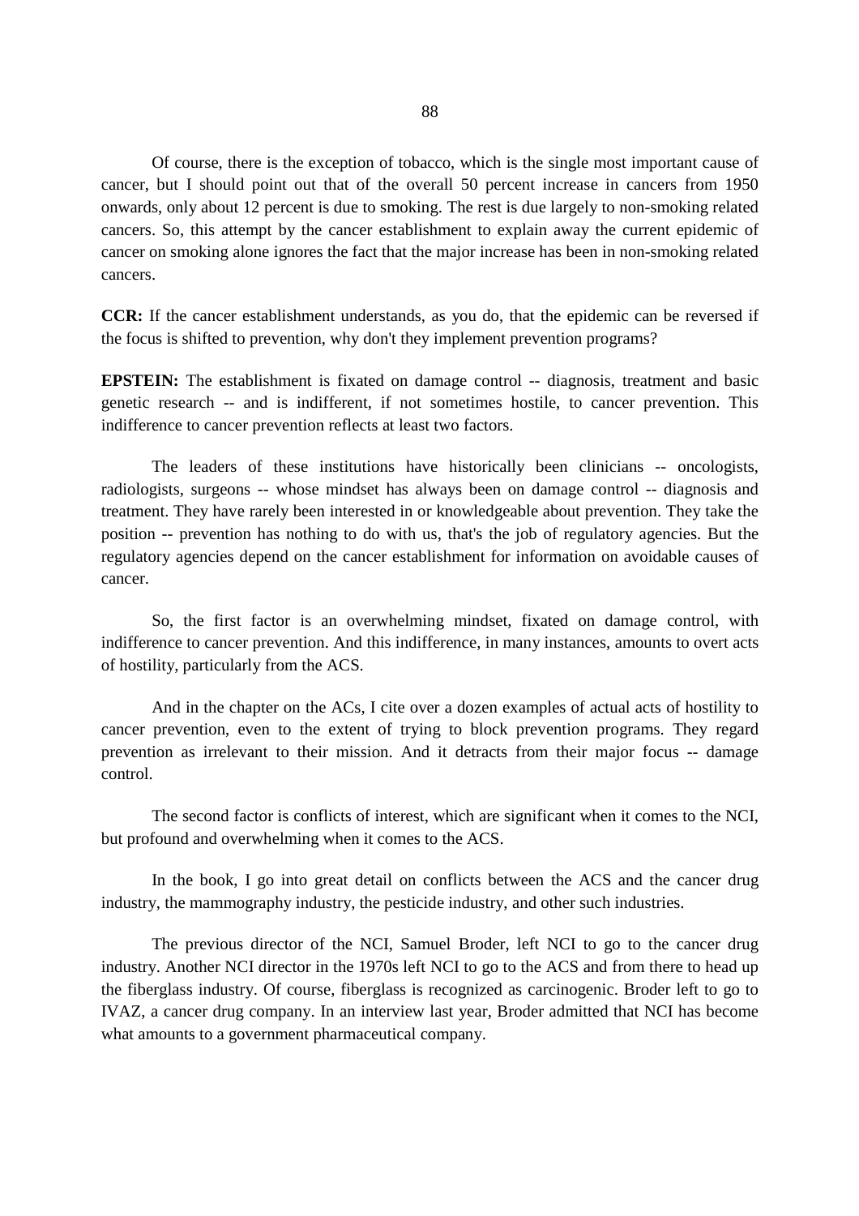Of course, there is the exception of tobacco, which is the single most important cause of cancer, but I should point out that of the overall 50 percent increase in cancers from 1950 onwards, only about 12 percent is due to smoking. The rest is due largely to non-smoking related cancers. So, this attempt by the cancer establishment to explain away the current epidemic of cancer on smoking alone ignores the fact that the major increase has been in non-smoking related cancers.

**CCR:** If the cancer establishment understands, as you do, that the epidemic can be reversed if the focus is shifted to prevention, why don't they implement prevention programs?

**EPSTEIN:** The establishment is fixated on damage control -- diagnosis, treatment and basic genetic research -- and is indifferent, if not sometimes hostile, to cancer prevention. This indifference to cancer prevention reflects at least two factors.

The leaders of these institutions have historically been clinicians -- oncologists, radiologists, surgeons -- whose mindset has always been on damage control -- diagnosis and treatment. They have rarely been interested in or knowledgeable about prevention. They take the position -- prevention has nothing to do with us, that's the job of regulatory agencies. But the regulatory agencies depend on the cancer establishment for information on avoidable causes of cancer.

So, the first factor is an overwhelming mindset, fixated on damage control, with indifference to cancer prevention. And this indifference, in many instances, amounts to overt acts of hostility, particularly from the ACS.

And in the chapter on the ACs, I cite over a dozen examples of actual acts of hostility to cancer prevention, even to the extent of trying to block prevention programs. They regard prevention as irrelevant to their mission. And it detracts from their major focus -- damage control.

The second factor is conflicts of interest, which are significant when it comes to the NCI, but profound and overwhelming when it comes to the ACS.

In the book, I go into great detail on conflicts between the ACS and the cancer drug industry, the mammography industry, the pesticide industry, and other such industries.

The previous director of the NCI, Samuel Broder, left NCI to go to the cancer drug industry. Another NCI director in the 1970s left NCI to go to the ACS and from there to head up the fiberglass industry. Of course, fiberglass is recognized as carcinogenic. Broder left to go to IVAZ, a cancer drug company. In an interview last year, Broder admitted that NCI has become what amounts to a government pharmaceutical company.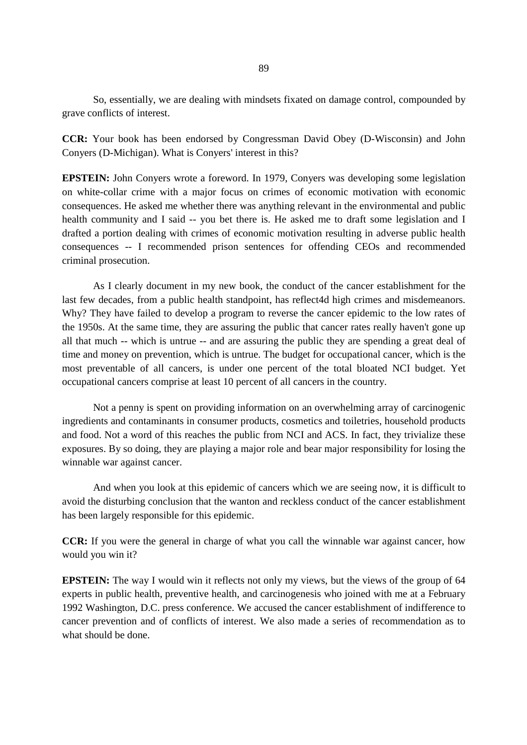So, essentially, we are dealing with mindsets fixated on damage control, compounded by grave conflicts of interest.

**CCR:** Your book has been endorsed by Congressman David Obey (D-Wisconsin) and John Conyers (D-Michigan). What is Conyers' interest in this?

**EPSTEIN:** John Conyers wrote a foreword. In 1979, Conyers was developing some legislation on white-collar crime with a major focus on crimes of economic motivation with economic consequences. He asked me whether there was anything relevant in the environmental and public health community and I said -- you bet there is. He asked me to draft some legislation and I drafted a portion dealing with crimes of economic motivation resulting in adverse public health consequences -- I recommended prison sentences for offending CEOs and recommended criminal prosecution.

As I clearly document in my new book, the conduct of the cancer establishment for the last few decades, from a public health standpoint, has reflect4d high crimes and misdemeanors. Why? They have failed to develop a program to reverse the cancer epidemic to the low rates of the 1950s. At the same time, they are assuring the public that cancer rates really haven't gone up all that much -- which is untrue -- and are assuring the public they are spending a great deal of time and money on prevention, which is untrue. The budget for occupational cancer, which is the most preventable of all cancers, is under one percent of the total bloated NCI budget. Yet occupational cancers comprise at least 10 percent of all cancers in the country.

Not a penny is spent on providing information on an overwhelming array of carcinogenic ingredients and contaminants in consumer products, cosmetics and toiletries, household products and food. Not a word of this reaches the public from NCI and ACS. In fact, they trivialize these exposures. By so doing, they are playing a major role and bear major responsibility for losing the winnable war against cancer.

And when you look at this epidemic of cancers which we are seeing now, it is difficult to avoid the disturbing conclusion that the wanton and reckless conduct of the cancer establishment has been largely responsible for this epidemic.

**CCR:** If you were the general in charge of what you call the winnable war against cancer, how would you win it?

**EPSTEIN:** The way I would win it reflects not only my views, but the views of the group of 64 experts in public health, preventive health, and carcinogenesis who joined with me at a February 1992 Washington, D.C. press conference. We accused the cancer establishment of indifference to cancer prevention and of conflicts of interest. We also made a series of recommendation as to what should be done.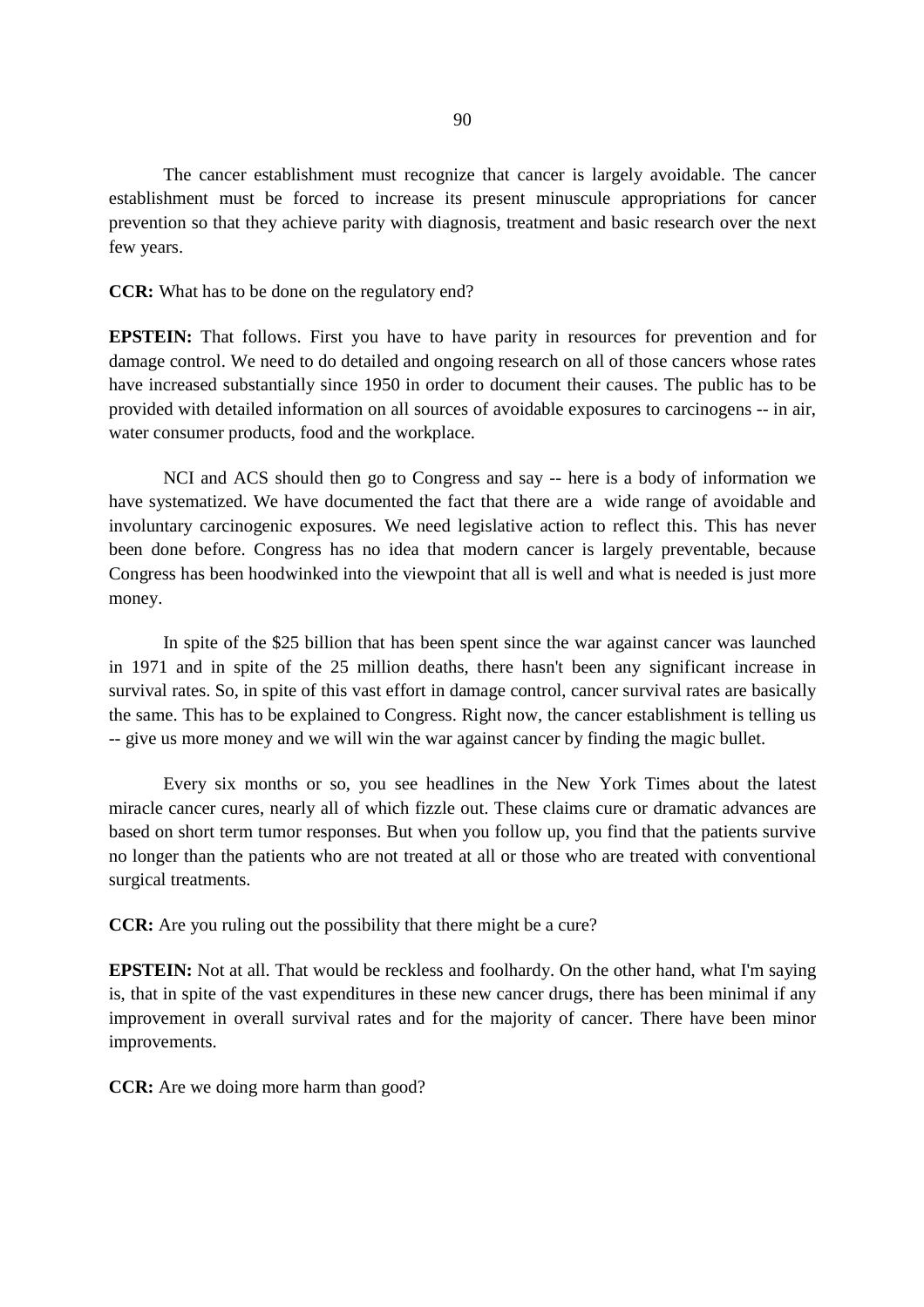The cancer establishment must recognize that cancer is largely avoidable. The cancer establishment must be forced to increase its present minuscule appropriations for cancer prevention so that they achieve parity with diagnosis, treatment and basic research over the next few years.

**CCR:** What has to be done on the regulatory end?

**EPSTEIN:** That follows. First you have to have parity in resources for prevention and for damage control. We need to do detailed and ongoing research on all of those cancers whose rates have increased substantially since 1950 in order to document their causes. The public has to be provided with detailed information on all sources of avoidable exposures to carcinogens -- in air, water consumer products, food and the workplace.

NCI and ACS should then go to Congress and say -- here is a body of information we have systematized. We have documented the fact that there are a wide range of avoidable and involuntary carcinogenic exposures. We need legislative action to reflect this. This has never been done before. Congress has no idea that modern cancer is largely preventable, because Congress has been hoodwinked into the viewpoint that all is well and what is needed is just more money.

In spite of the $25 billion that has been spent since the war against cancer was launched in 1971 and in spite of the 25 million deaths, there hasn't been any significant increase in survival rates. So, in spite of this vast effort in damage control, cancer survival rates are basically the same. This has to be explained to Congress. Right now, the cancer establishment is telling us -- give us more money and we will win the war against cancer by finding the magic bullet.

Every six months or so, you see headlines in the New York Times about the latest miracle cancer cures, nearly all of which fizzle out. These claims cure or dramatic advances are based on short term tumor responses. But when you follow up, you find that the patients survive no longer than the patients who are not treated at all or those who are treated with conventional surgical treatments.

**CCR:** Are you ruling out the possibility that there might be a cure?

**EPSTEIN:** Not at all. That would be reckless and foolhardy. On the other hand, what I'm saying is, that in spite of the vast expenditures in these new cancer drugs, there has been minimal if any improvement in overall survival rates and for the majority of cancer. There have been minor improvements.

**CCR:** Are we doing more harm than good?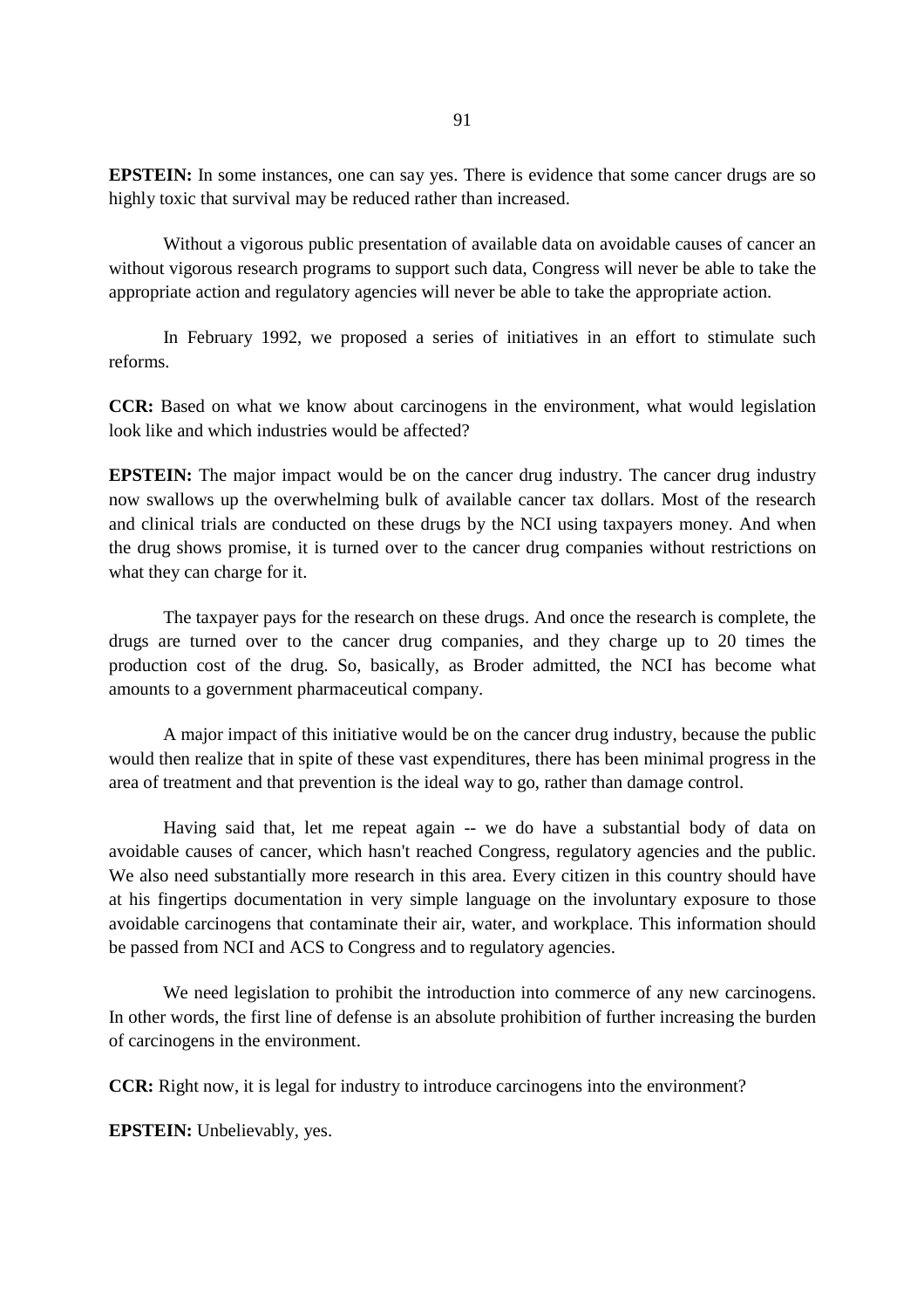**EPSTEIN:** In some instances, one can say yes. There is evidence that some cancer drugs are so highly toxic that survival may be reduced rather than increased.

Without a vigorous public presentation of available data on avoidable causes of cancer an without vigorous research programs to support such data, Congress will never be able to take the appropriate action and regulatory agencies will never be able to take the appropriate action.

In February 1992, we proposed a series of initiatives in an effort to stimulate such reforms.

**CCR:** Based on what we know about carcinogens in the environment, what would legislation look like and which industries would be affected?

**EPSTEIN:** The major impact would be on the cancer drug industry. The cancer drug industry now swallows up the overwhelming bulk of available cancer tax dollars. Most of the research and clinical trials are conducted on these drugs by the NCI using taxpayers money. And when the drug shows promise, it is turned over to the cancer drug companies without restrictions on what they can charge for it.

The taxpayer pays for the research on these drugs. And once the research is complete, the drugs are turned over to the cancer drug companies, and they charge up to 20 times the production cost of the drug. So, basically, as Broder admitted, the NCI has become what amounts to a government pharmaceutical company.

A major impact of this initiative would be on the cancer drug industry, because the public would then realize that in spite of these vast expenditures, there has been minimal progress in the area of treatment and that prevention is the ideal way to go, rather than damage control.

Having said that, let me repeat again -- we do have a substantial body of data on avoidable causes of cancer, which hasn't reached Congress, regulatory agencies and the public. We also need substantially more research in this area. Every citizen in this country should have at his fingertips documentation in very simple language on the involuntary exposure to those avoidable carcinogens that contaminate their air, water, and workplace. This information should be passed from NCI and ACS to Congress and to regulatory agencies.

We need legislation to prohibit the introduction into commerce of any new carcinogens. In other words, the first line of defense is an absolute prohibition of further increasing the burden of carcinogens in the environment.

**CCR:** Right now, it is legal for industry to introduce carcinogens into the environment?

**EPSTEIN:** Unbelievably, yes.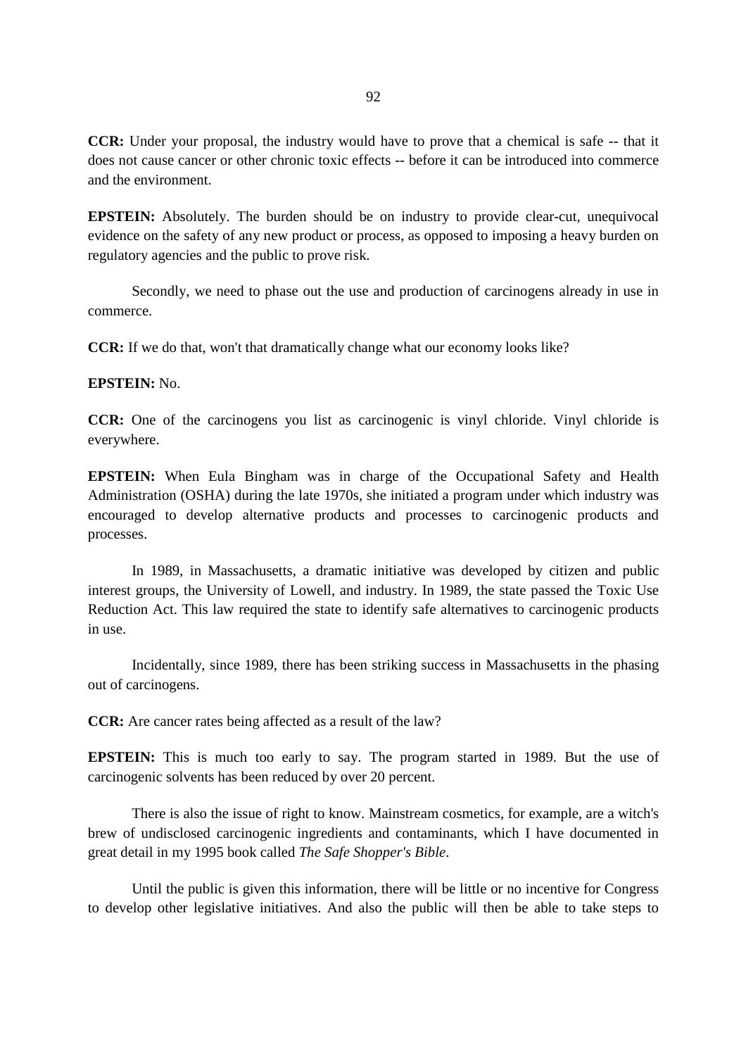**CCR:** Under your proposal, the industry would have to prove that a chemical is safe -- that it does not cause cancer or other chronic toxic effects -- before it can be introduced into commerce and the environment.

**EPSTEIN:** Absolutely. The burden should be on industry to provide clear-cut, unequivocal evidence on the safety of any new product or process, as opposed to imposing a heavy burden on regulatory agencies and the public to prove risk.

Secondly, we need to phase out the use and production of carcinogens already in use in commerce.

**CCR:** If we do that, won't that dramatically change what our economy looks like?

**EPSTEIN:** No.

**CCR:** One of the carcinogens you list as carcinogenic is vinyl chloride. Vinyl chloride is everywhere.

**EPSTEIN:** When Eula Bingham was in charge of the Occupational Safety and Health Administration (OSHA) during the late 1970s, she initiated a program under which industry was encouraged to develop alternative products and processes to carcinogenic products and processes.

In 1989, in Massachusetts, a dramatic initiative was developed by citizen and public interest groups, the University of Lowell, and industry. In 1989, the state passed the Toxic Use Reduction Act. This law required the state to identify safe alternatives to carcinogenic products in use.

Incidentally, since 1989, there has been striking success in Massachusetts in the phasing out of carcinogens.

**CCR:** Are cancer rates being affected as a result of the law?

**EPSTEIN:** This is much too early to say. The program started in 1989. But the use of carcinogenic solvents has been reduced by over 20 percent.

There is also the issue of right to know. Mainstream cosmetics, for example, are a witch's brew of undisclosed carcinogenic ingredients and contaminants, which I have documented in great detail in my 1995 book called *The Safe Shopper's Bible*.

Until the public is given this information, there will be little or no incentive for Congress to develop other legislative initiatives. And also the public will then be able to take steps to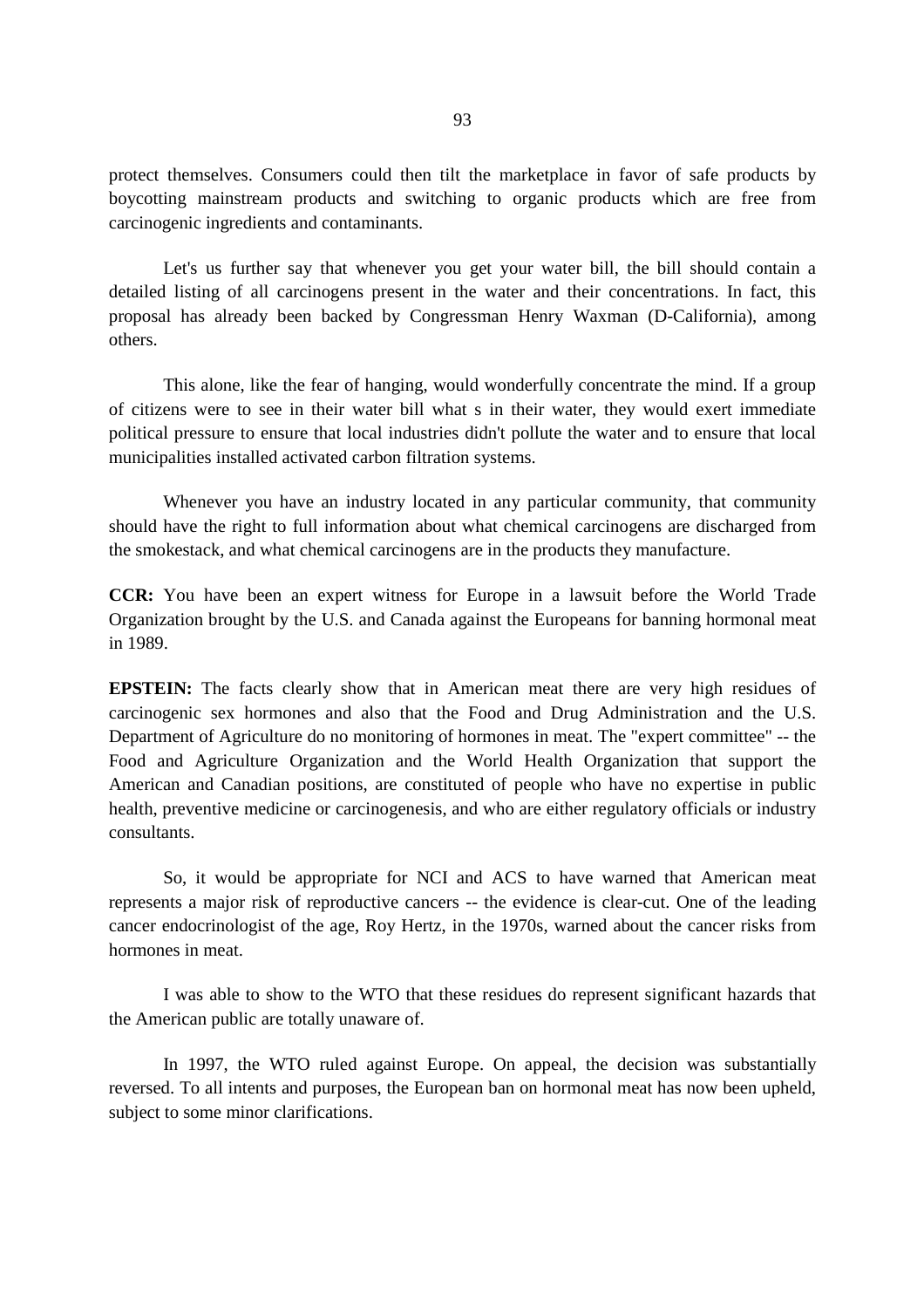protect themselves. Consumers could then tilt the marketplace in favor of safe products by boycotting mainstream products and switching to organic products which are free from carcinogenic ingredients and contaminants.

Let's us further say that whenever you get your water bill, the bill should contain a detailed listing of all carcinogens present in the water and their concentrations. In fact, this proposal has already been backed by Congressman Henry Waxman (D-California), among others.

This alone, like the fear of hanging, would wonderfully concentrate the mind. If a group of citizens were to see in their water bill what s in their water, they would exert immediate political pressure to ensure that local industries didn't pollute the water and to ensure that local municipalities installed activated carbon filtration systems.

Whenever you have an industry located in any particular community, that community should have the right to full information about what chemical carcinogens are discharged from the smokestack, and what chemical carcinogens are in the products they manufacture.

**CCR:** You have been an expert witness for Europe in a lawsuit before the World Trade Organization brought by the U.S. and Canada against the Europeans for banning hormonal meat in 1989.

**EPSTEIN:** The facts clearly show that in American meat there are very high residues of carcinogenic sex hormones and also that the Food and Drug Administration and the U.S. Department of Agriculture do no monitoring of hormones in meat. The "expert committee" -- the Food and Agriculture Organization and the World Health Organization that support the American and Canadian positions, are constituted of people who have no expertise in public health, preventive medicine or carcinogenesis, and who are either regulatory officials or industry consultants.

So, it would be appropriate for NCI and ACS to have warned that American meat represents a major risk of reproductive cancers -- the evidence is clear-cut. One of the leading cancer endocrinologist of the age, Roy Hertz, in the 1970s, warned about the cancer risks from hormones in meat.

I was able to show to the WTO that these residues do represent significant hazards that the American public are totally unaware of.

In 1997, the WTO ruled against Europe. On appeal, the decision was substantially reversed. To all intents and purposes, the European ban on hormonal meat has now been upheld, subject to some minor clarifications.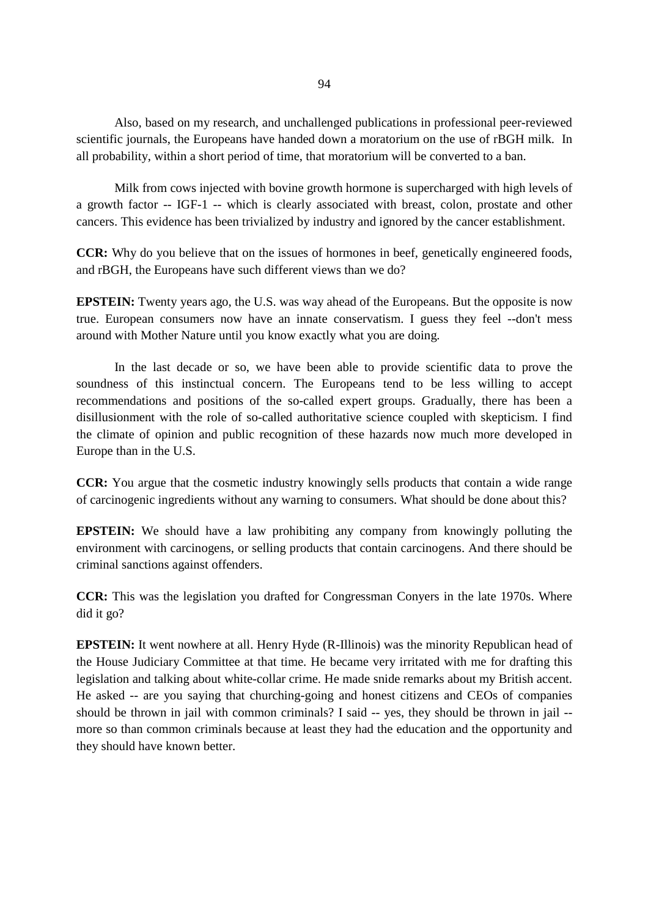Also, based on my research, and unchallenged publications in professional peer-reviewed scientific journals, the Europeans have handed down a moratorium on the use of rBGH milk. In all probability, within a short period of time, that moratorium will be converted to a ban.

Milk from cows injected with bovine growth hormone is supercharged with high levels of a growth factor -- IGF-1 -- which is clearly associated with breast, colon, prostate and other cancers. This evidence has been trivialized by industry and ignored by the cancer establishment.

**CCR:** Why do you believe that on the issues of hormones in beef, genetically engineered foods, and rBGH, the Europeans have such different views than we do?

**EPSTEIN:** Twenty years ago, the U.S. was way ahead of the Europeans. But the opposite is now true. European consumers now have an innate conservatism. I guess they feel --don't mess around with Mother Nature until you know exactly what you are doing.

In the last decade or so, we have been able to provide scientific data to prove the soundness of this instinctual concern. The Europeans tend to be less willing to accept recommendations and positions of the so-called expert groups. Gradually, there has been a disillusionment with the role of so-called authoritative science coupled with skepticism. I find the climate of opinion and public recognition of these hazards now much more developed in Europe than in the U.S.

**CCR:** You argue that the cosmetic industry knowingly sells products that contain a wide range of carcinogenic ingredients without any warning to consumers. What should be done about this?

**EPSTEIN:** We should have a law prohibiting any company from knowingly polluting the environment with carcinogens, or selling products that contain carcinogens. And there should be criminal sanctions against offenders.

**CCR:** This was the legislation you drafted for Congressman Conyers in the late 1970s. Where did it go?

**EPSTEIN:** It went nowhere at all. Henry Hyde (R-Illinois) was the minority Republican head of the House Judiciary Committee at that time. He became very irritated with me for drafting this legislation and talking about white-collar crime. He made snide remarks about my British accent. He asked -- are you saying that churching-going and honest citizens and CEOs of companies should be thrown in jail with common criminals? I said -- yes, they should be thrown in jail -- more so than common criminals because at least they had the education and the opportunity and they should have known better.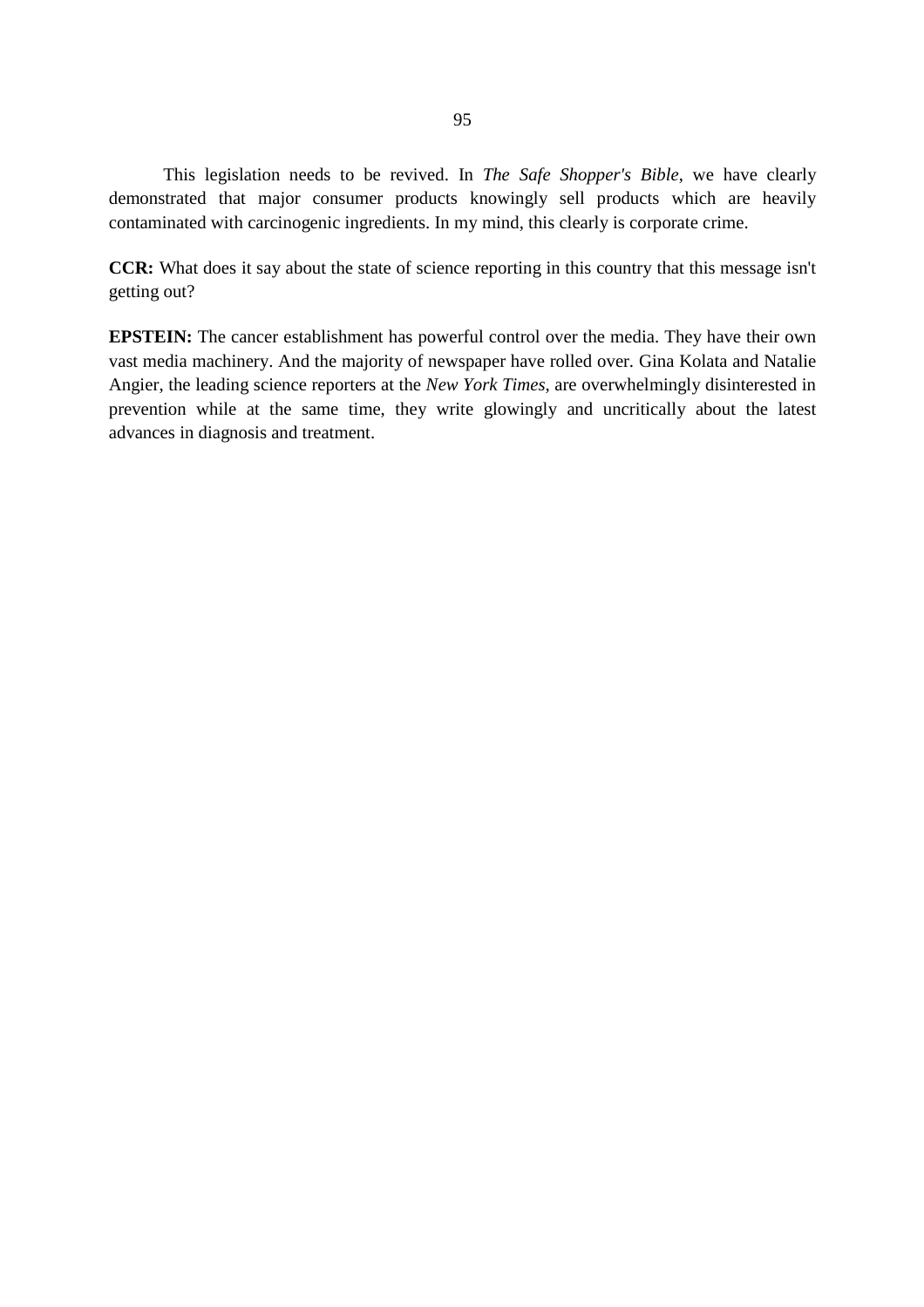This legislation needs to be revived. In *The Safe Shopper's Bible*, we have clearly demonstrated that major consumer products knowingly sell products which are heavily contaminated with carcinogenic ingredients. In my mind, this clearly is corporate crime.

**CCR:** What does it say about the state of science reporting in this country that this message isn't getting out?

**EPSTEIN:** The cancer establishment has powerful control over the media. They have their own vast media machinery. And the majority of newspaper have rolled over. Gina Kolata and Natalie Angier, the leading science reporters at the *New York Times*, are overwhelmingly disinterested in prevention while at the same time, they write glowingly and uncritically about the latest advances in diagnosis and treatment.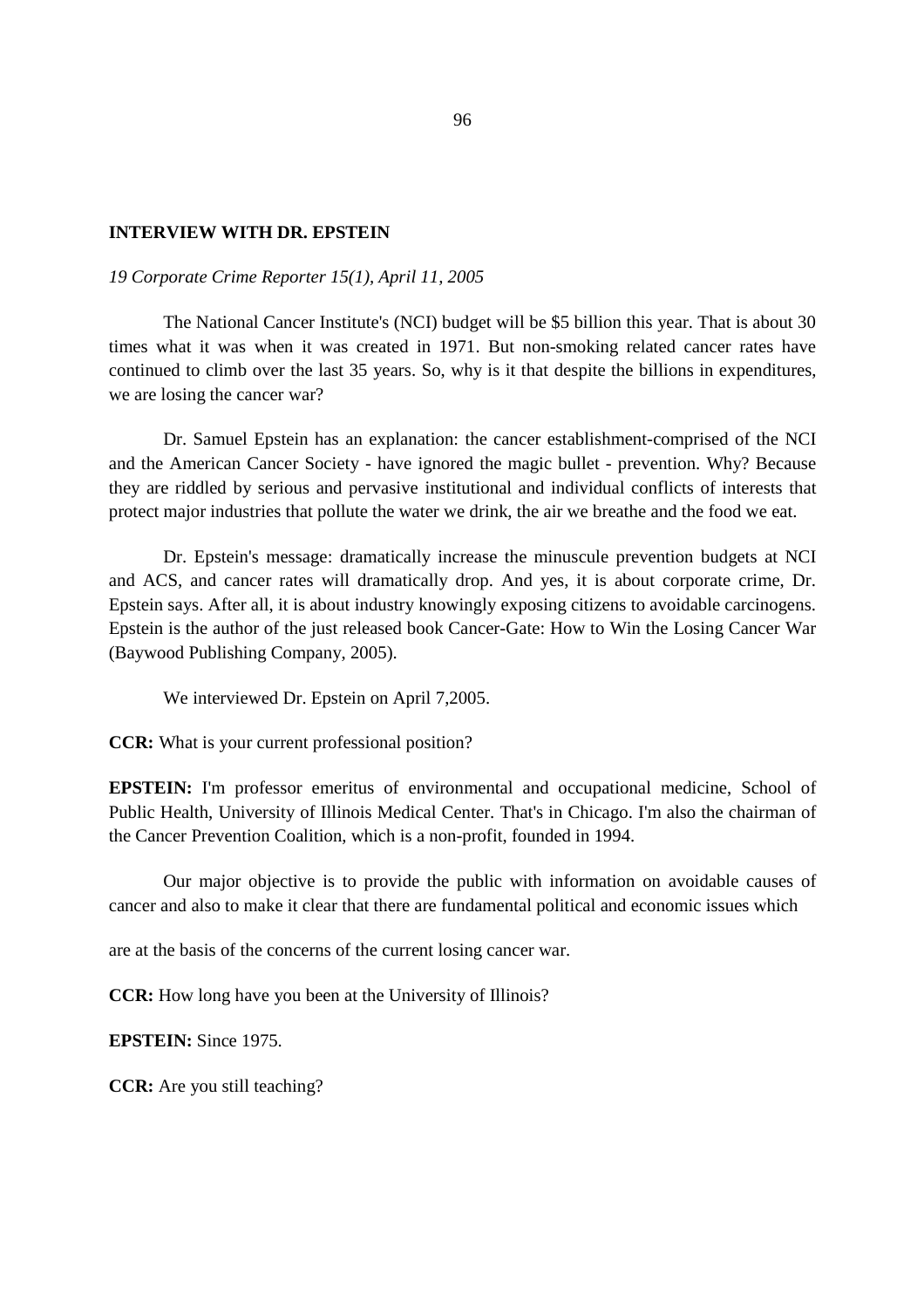**INTERVIEW WITH DR. EPSTEIN**

*19 Corporate Crime Reporter 15(1), April 11, 2005*

The National Cancer Institute's (NCI) budget will be $5 billion this year. That is about 30 times what it was when it was created in 1971. But non-smoking related cancer rates have continued to climb over the last 35 years. So, why is it that despite the billions in expenditures, we are losing the cancer war?

Dr. Samuel Epstein has an explanation: the cancer establishment-comprised of the NCI and the American Cancer Society - have ignored the magic bullet - prevention. Why? Because they are riddled by serious and pervasive institutional and individual conflicts of interests that protect major industries that pollute the water we drink, the air we breathe and the food we eat.

Dr. Epstein's message: dramatically increase the minuscule prevention budgets at NCI and ACS, and cancer rates will dramatically drop. And yes, it is about corporate crime, Dr. Epstein says. After all, it is about industry knowingly exposing citizens to avoidable carcinogens. Epstein is the author of the just released book Cancer-Gate: How to Win the Losing Cancer War (Baywood Publishing Company, 2005).

We interviewed Dr. Epstein on April 7,2005.

**CCR:** What is your current professional position?

**EPSTEIN:** I'm professor emeritus of environmental and occupational medicine, School of Public Health, University of Illinois Medical Center. That's in Chicago. I'm also the chairman of the Cancer Prevention Coalition, which is a non-profit, founded in 1994.

Our major objective is to provide the public with information on avoidable causes of cancer and also to make it clear that there are fundamental political and economic issues which are at the basis of the concerns of the current losing cancer war.

**CCR:** How long have you been at the University of Illinois?

**EPSTEIN:** Since 1975.

**CCR:** Are you still teaching?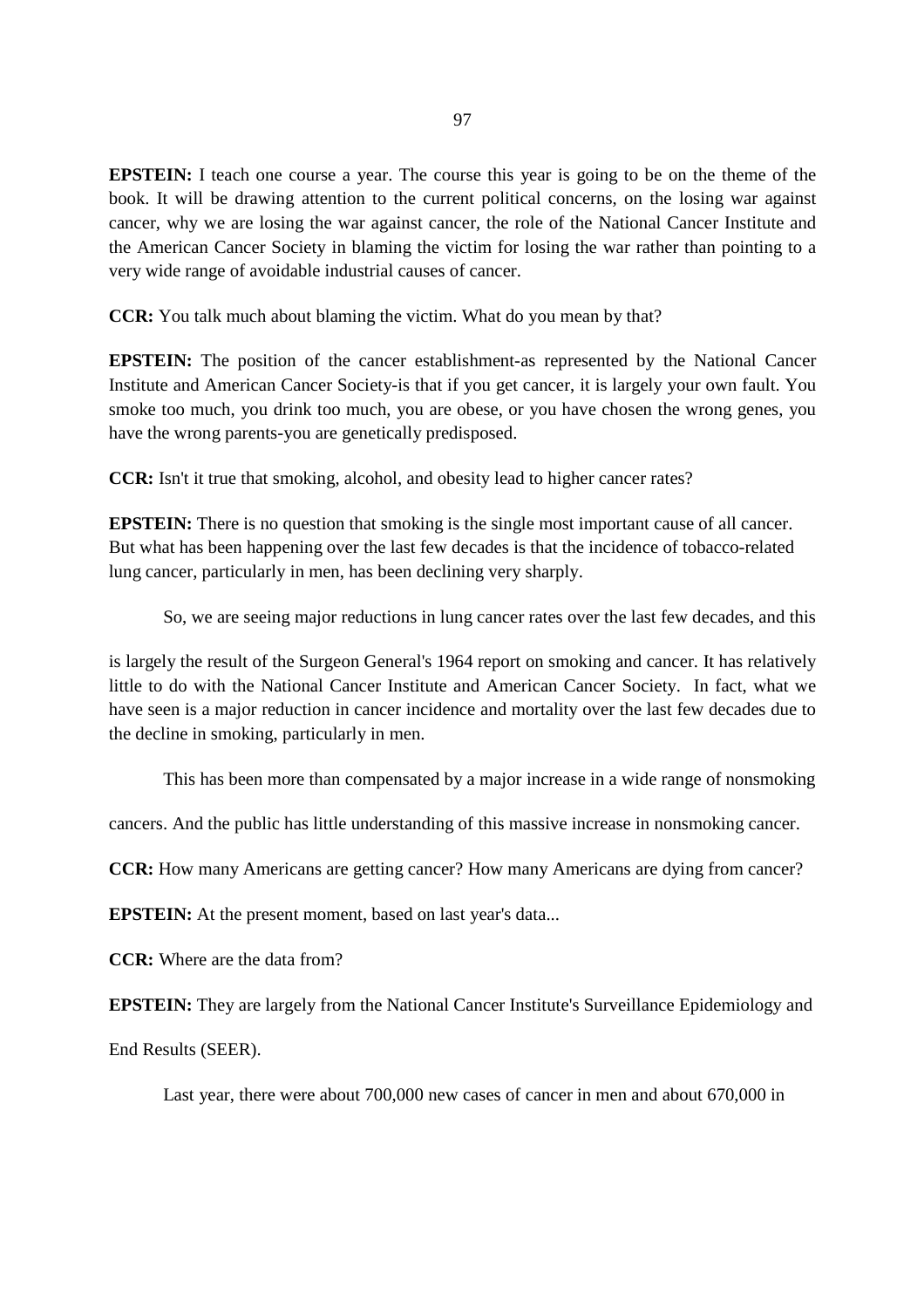**EPSTEIN:** I teach one course a year. The course this year is going to be on the theme of the book. It will be drawing attention to the current political concerns, on the losing war against cancer, why we are losing the war against cancer, the role of the National Cancer Institute and the American Cancer Society in blaming the victim for losing the war rather than pointing to a very wide range of avoidable industrial causes of cancer.

**CCR:** You talk much about blaming the victim. What do you mean by that?

**EPSTEIN:** The position of the cancer establishment-as represented by the National Cancer Institute and American Cancer Society-is that if you get cancer, it is largely your own fault. You smoke too much, you drink too much, you are obese, or you have chosen the wrong genes, you have the wrong parents-you are genetically predisposed.

**CCR:** Isn't it true that smoking, alcohol, and obesity lead to higher cancer rates?

**EPSTEIN:** There is no question that smoking is the single most important cause of all cancer. But what has been happening over the last few decades is that the incidence of tobacco-related lung cancer, particularly in men, has been declining very sharply.

So, we are seeing major reductions in lung cancer rates over the last few decades, and this is largely the result of the Surgeon General's 1964 report on smoking and cancer. It has relatively little to do with the National Cancer Institute and American Cancer Society. In fact, what we have seen is a major reduction in cancer incidence and mortality over the last few decades due to the decline in smoking, particularly in men.

This has been more than compensated by a major increase in a wide range of nonsmoking cancers. And the public has little understanding of this massive increase in nonsmoking cancer.

**CCR:** How many Americans are getting cancer? How many Americans are dying from cancer?

**EPSTEIN:** At the present moment, based on last year's data...

**CCR:** Where are the data from?

**EPSTEIN:** They are largely from the National Cancer Institute's Surveillance Epidemiology and End Results (SEER).

Last year, there were about 700,000 new cases of cancer in men and about 670,000 in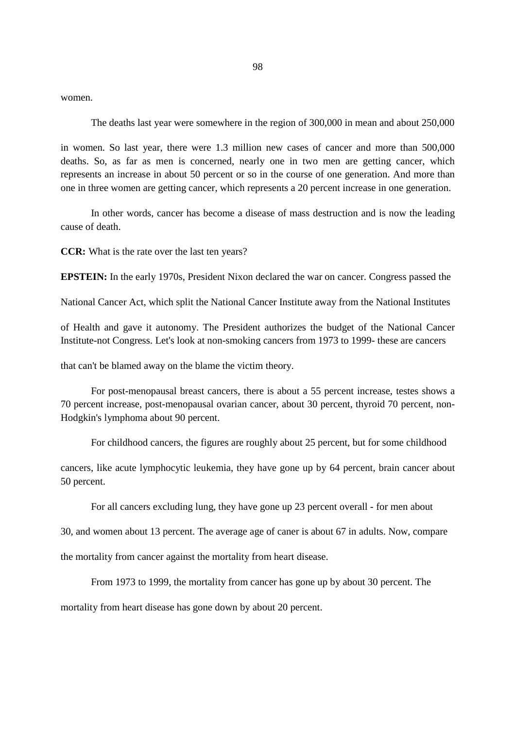women.

The deaths last year were somewhere in the region of 300,000 in mean and about 250,000 in women. So last year, there were 1.3 million new cases of cancer and more than 500,000 deaths. So, as far as men is concerned, nearly one in two men are getting cancer, which represents an increase in about 50 percent or so in the course of one generation. And more than one in three women are getting cancer, which represents a 20 percent increase in one generation.

In other words, cancer has become a disease of mass destruction and is now the leading cause of death.

**CCR:** What is the rate over the last ten years?

**EPSTEIN:** In the early 1970s, President Nixon declared the war on cancer. Congress passed the National Cancer Act, which split the National Cancer Institute away from the National Institutes of Health and gave it autonomy. The President authorizes the budget of the National Cancer Institute-not Congress. Let's look at non-smoking cancers from 1973 to 1999- these are cancers that can't be blamed away on the blame the victim theory.

For post-menopausal breast cancers, there is about a 55 percent increase, testes shows a 70 percent increase, post-menopausal ovarian cancer, about 30 percent, thyroid 70 percent, non-Hodgkin's lymphoma about 90 percent.

For childhood cancers, the figures are roughly about 25 percent, but for some childhood cancers, like acute lymphocytic leukemia, they have gone up by 64 percent, brain cancer about 50 percent.

For all cancers excluding lung, they have gone up 23 percent overall - for men about 30, and women about 13 percent. The average age of caner is about 67 in adults. Now, compare the mortality from cancer against the mortality from heart disease.

From 1973 to 1999, the mortality from cancer has gone up by about 30 percent. The mortality from heart disease has gone down by about 20 percent.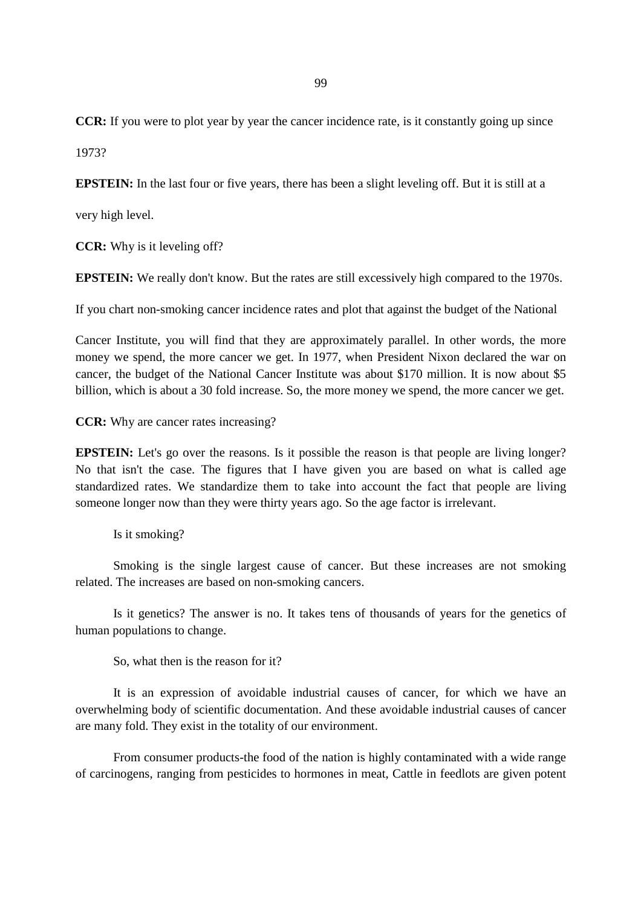**CCR:** If you were to plot year by year the cancer incidence rate, is it constantly going up since 1973?

**EPSTEIN:** In the last four or five years, there has been a slight leveling off. But it is still at a very high level.

**CCR:** Why is it leveling off?

**EPSTEIN:** We really don't know. But the rates are still excessively high compared to the 1970s. If you chart non-smoking cancer incidence rates and plot that against the budget of the National Cancer Institute, you will find that they are approximately parallel. In other words, the more money we spend, the more cancer we get. In 1977, when President Nixon declared the war on cancer, the budget of the National Cancer Institute was about $170 million. It is now about $5 billion, which is about a 30 fold increase. So, the more money we spend, the more cancer we get.

**CCR:** Why are cancer rates increasing?

**EPSTEIN:** Let's go over the reasons. Is it possible the reason is that people are living longer? No that isn't the case. The figures that I have given you are based on what is called age standardized rates. We standardize them to take into account the fact that people are living someone longer now than they were thirty years ago. So the age factor is irrelevant.

Is it smoking?

Smoking is the single largest cause of cancer. But these increases are not smoking related. The increases are based on non-smoking cancers.

Is it genetics? The answer is no. It takes tens of thousands of years for the genetics of human populations to change.

So, what then is the reason for it?

It is an expression of avoidable industrial causes of cancer, for which we have an overwhelming body of scientific documentation. And these avoidable industrial causes of cancer are many fold. They exist in the totality of our environment.

From consumer products-the food of the nation is highly contaminated with a wide range of carcinogens, ranging from pesticides to hormones in meat, Cattle in feedlots are given potent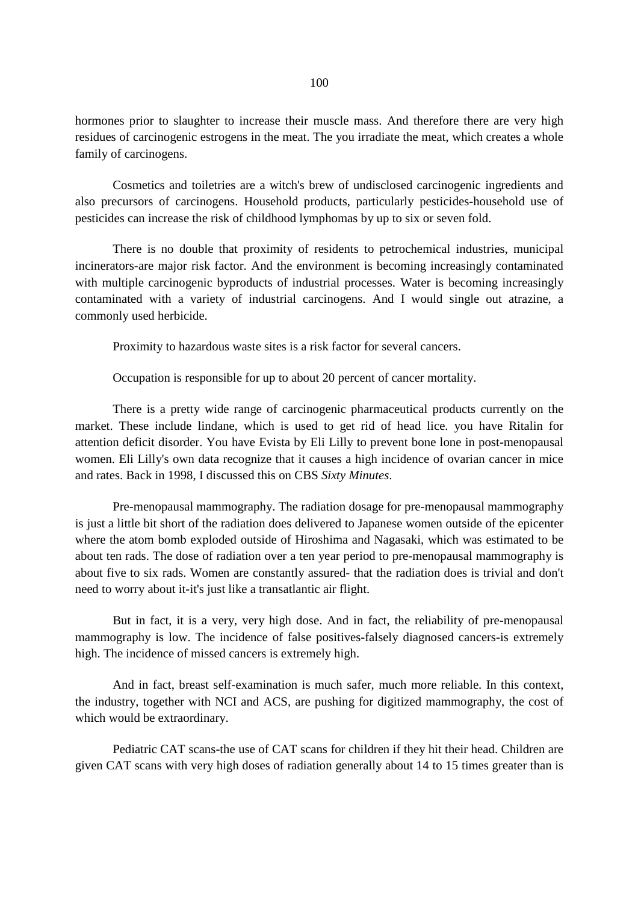hormones prior to slaughter to increase their muscle mass. And therefore there are very high residues of carcinogenic estrogens in the meat. The you irradiate the meat, which creates a whole family of carcinogens.

Cosmetics and toiletries are a witch's brew of undisclosed carcinogenic ingredients and also precursors of carcinogens. Household products, particularly pesticides-household use of pesticides can increase the risk of childhood lymphomas by up to six or seven fold.

There is no double that proximity of residents to petrochemical industries, municipal incinerators-are major risk factor. And the environment is becoming increasingly contaminated with multiple carcinogenic byproducts of industrial processes. Water is becoming increasingly contaminated with a variety of industrial carcinogens. And I would single out atrazine, a commonly used herbicide.

Proximity to hazardous waste sites is a risk factor for several cancers.

Occupation is responsible for up to about 20 percent of cancer mortality.

There is a pretty wide range of carcinogenic pharmaceutical products currently on the market. These include lindane, which is used to get rid of head lice. you have Ritalin for attention deficit disorder. You have Evista by Eli Lilly to prevent bone lone in post-menopausal women. Eli Lilly's own data recognize that it causes a high incidence of ovarian cancer in mice and rates. Back in 1998, I discussed this on CBS *Sixty Minutes*.

Pre-menopausal mammography. The radiation dosage for pre-menopausal mammography is just a little bit short of the radiation does delivered to Japanese women outside of the epicenter where the atom bomb exploded outside of Hiroshima and Nagasaki, which was estimated to be about ten rads. The dose of radiation over a ten year period to pre-menopausal mammography is about five to six rads. Women are constantly assured- that the radiation does is trivial and don't need to worry about it-it's just like a transatlantic air flight.

But in fact, it is a very, very high dose. And in fact, the reliability of pre-menopausal mammography is low. The incidence of false positives-falsely diagnosed cancers-is extremely high. The incidence of missed cancers is extremely high.

And in fact, breast self-examination is much safer, much more reliable. In this context, the industry, together with NCI and ACS, are pushing for digitized mammography, the cost of which would be extraordinary.

Pediatric CAT scans-the use of CAT scans for children if they hit their head. Children are given CAT scans with very high doses of radiation generally about 14 to 15 times greater than is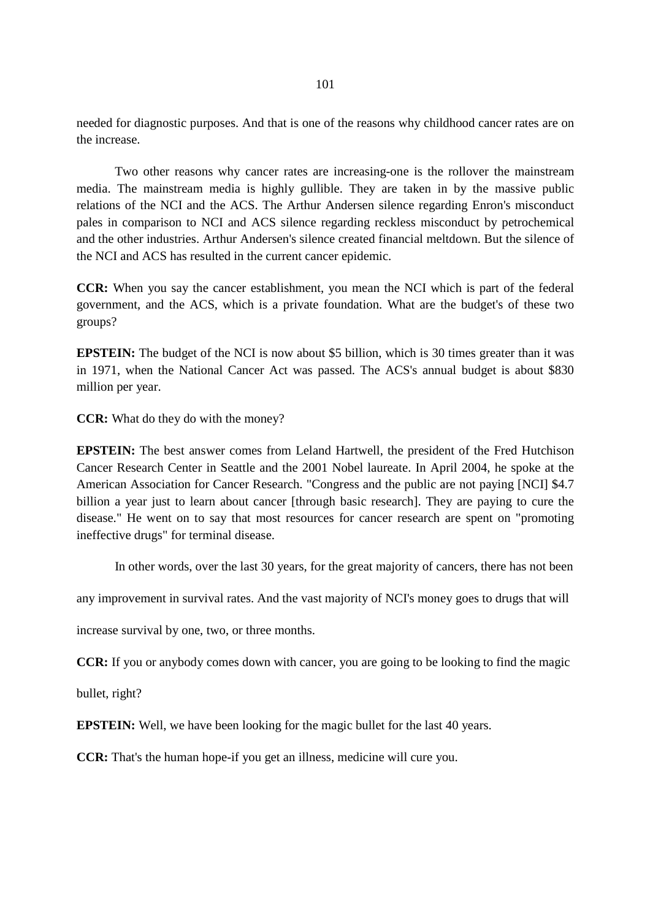needed for diagnostic purposes. And that is one of the reasons why childhood cancer rates are on the increase.

Two other reasons why cancer rates are increasing-one is the rollover the mainstream media. The mainstream media is highly gullible. They are taken in by the massive public relations of the NCI and the ACS. The Arthur Andersen silence regarding Enron's misconduct pales in comparison to NCI and ACS silence regarding reckless misconduct by petrochemical and the other industries. Arthur Andersen's silence created financial meltdown. But the silence of the NCI and ACS has resulted in the current cancer epidemic.

**CCR:** When you say the cancer establishment, you mean the NCI which is part of the federal government, and the ACS, which is a private foundation. What are the budget's of these two groups?

**EPSTEIN:** The budget of the NCI is now about $5 billion, which is 30 times greater than it was in 1971, when the National Cancer Act was passed. The ACS's annual budget is about $830 million per year.

**CCR:** What do they do with the money?

**EPSTEIN:** The best answer comes from Leland Hartwell, the president of the Fred Hutchison Cancer Research Center in Seattle and the 2001 Nobel laureate. In April 2004, he spoke at the American Association for Cancer Research. "Congress and the public are not paying [NCI] $4.7 billion a year just to learn about cancer [through basic research]. They are paying to cure the disease." He went on to say that most resources for cancer research are spent on "promoting ineffective drugs" for terminal disease.

In other words, over the last 30 years, for the great majority of cancers, there has not been any improvement in survival rates. And the vast majority of NCI's money goes to drugs that will increase survival by one, two, or three months.

**CCR:** If you or anybody comes down with cancer, you are going to be looking to find the magic bullet, right?

**EPSTEIN:** Well, we have been looking for the magic bullet for the last 40 years.

**CCR:** That's the human hope-if you get an illness, medicine will cure you.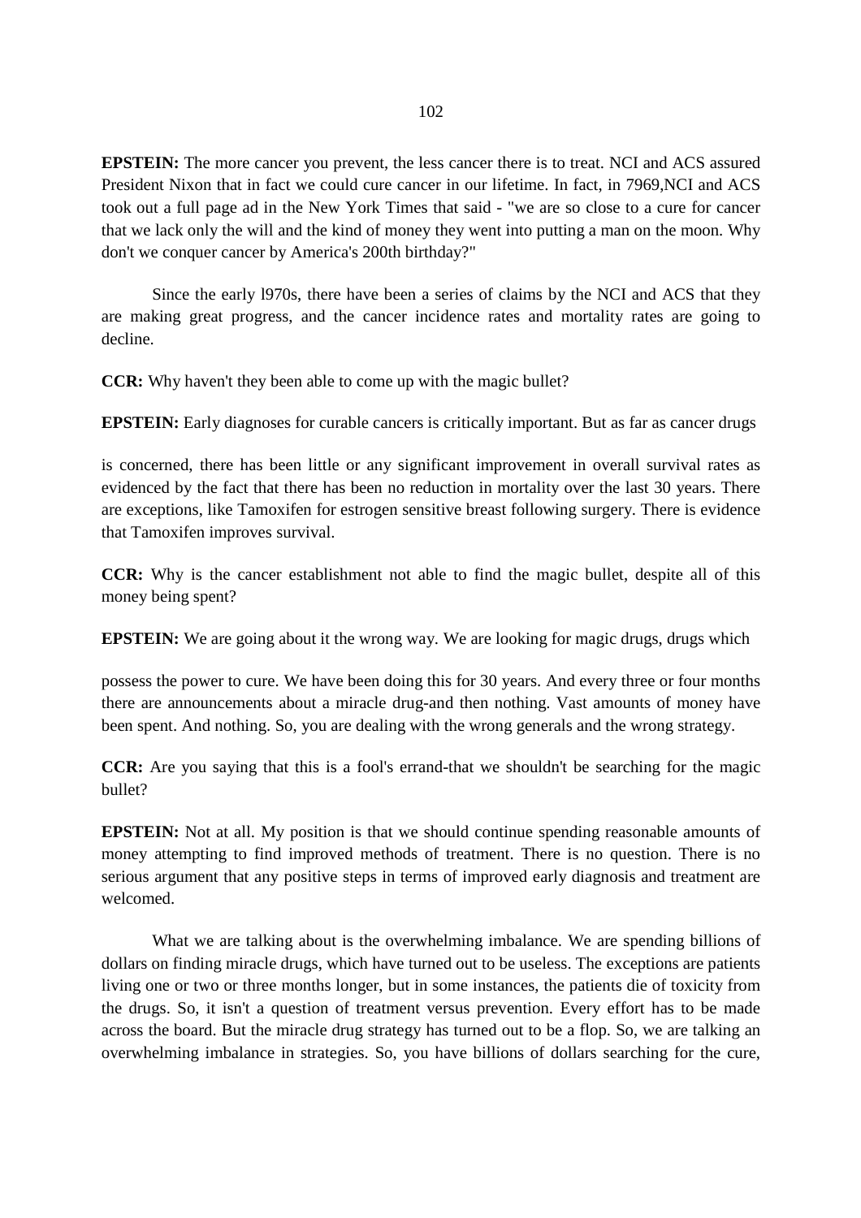**EPSTEIN:** The more cancer you prevent, the less cancer there is to treat. NCI and ACS assured President Nixon that in fact we could cure cancer in our lifetime. In fact, in 7969,NCI and ACS took out a full page ad in the New York Times that said - "we are so close to a cure for cancer that we lack only the will and the kind of money they went into putting a man on the moon. Why don't we conquer cancer by America's 200th birthday?"

Since the early l970s, there have been a series of claims by the NCI and ACS that they are making great progress, and the cancer incidence rates and mortality rates are going to decline.

**CCR:** Why haven't they been able to come up with the magic bullet?

**EPSTEIN:** Early diagnoses for curable cancers is critically important. But as far as cancer drugs

is concerned, there has been little or any significant improvement in overall survival rates as evidenced by the fact that there has been no reduction in mortality over the last 30 years. There are exceptions, like Tamoxifen for estrogen sensitive breast following surgery. There is evidence that Tamoxifen improves survival.

**CCR:** Why is the cancer establishment not able to find the magic bullet, despite all of this money being spent?

**EPSTEIN:** We are going about it the wrong way. We are looking for magic drugs, drugs which

possess the power to cure. We have been doing this for 30 years. And every three or four months there are announcements about a miracle drug-and then nothing. Vast amounts of money have been spent. And nothing. So, you are dealing with the wrong generals and the wrong strategy.

**CCR:** Are you saying that this is a fool's errand-that we shouldn't be searching for the magic bullet?

**EPSTEIN:** Not at all. My position is that we should continue spending reasonable amounts of money attempting to find improved methods of treatment. There is no question. There is no serious argument that any positive steps in terms of improved early diagnosis and treatment are welcomed.

What we are talking about is the overwhelming imbalance. We are spending billions of dollars on finding miracle drugs, which have turned out to be useless. The exceptions are patients living one or two or three months longer, but in some instances, the patients die of toxicity from the drugs. So, it isn't a question of treatment versus prevention. Every effort has to be made across the board. But the miracle drug strategy has turned out to be a flop. So, we are talking an overwhelming imbalance in strategies. So, you have billions of dollars searching for the cure,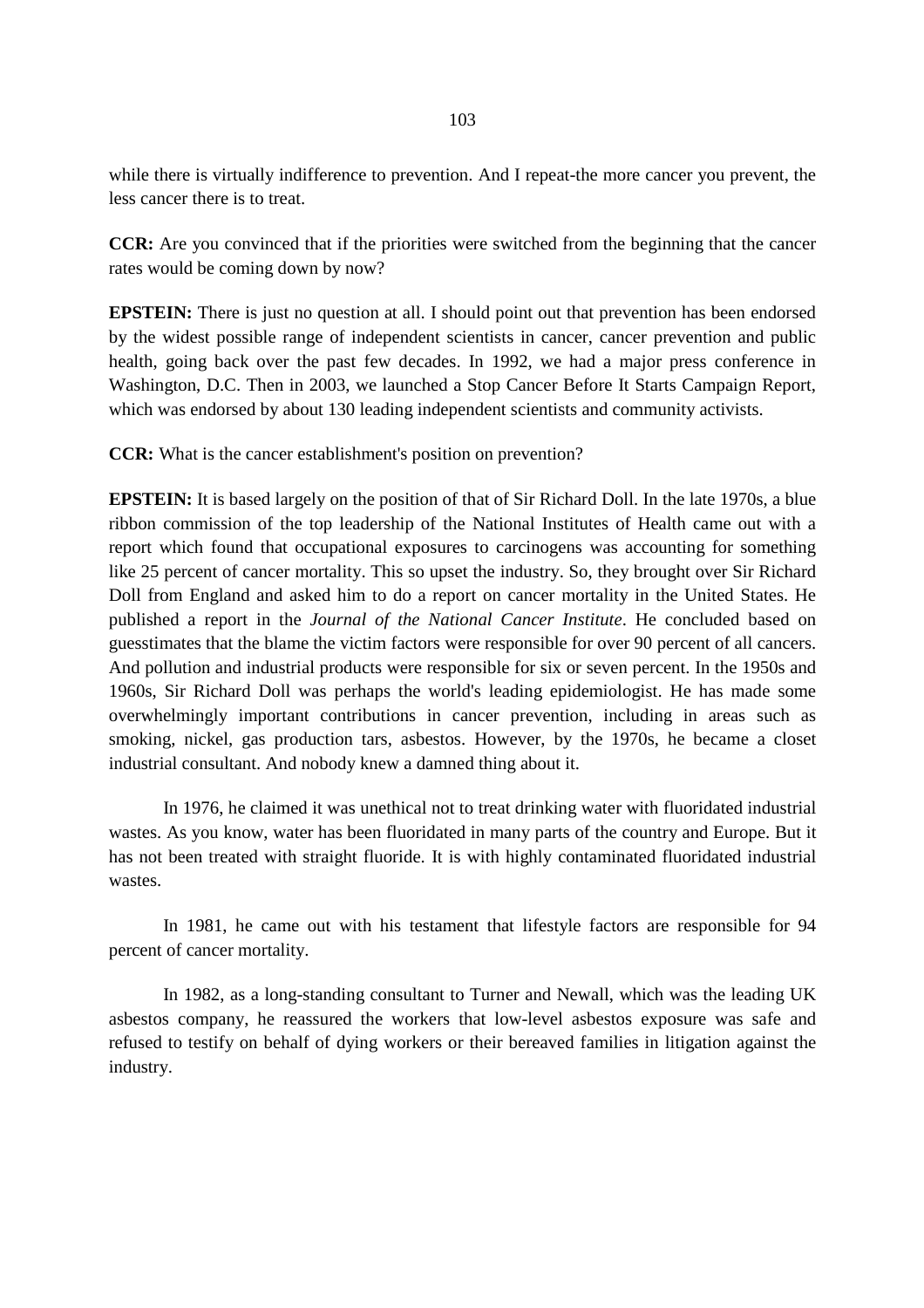while there is virtually indifference to prevention. And I repeat-the more cancer you prevent, the less cancer there is to treat.

**CCR:** Are you convinced that if the priorities were switched from the beginning that the cancer rates would be coming down by now?

**EPSTEIN:** There is just no question at all. I should point out that prevention has been endorsed by the widest possible range of independent scientists in cancer, cancer prevention and public health, going back over the past few decades. In 1992, we had a major press conference in Washington, D.C. Then in 2003, we launched a Stop Cancer Before It Starts Campaign Report, which was endorsed by about 130 leading independent scientists and community activists.

**CCR:** What is the cancer establishment's position on prevention?

**EPSTEIN:** It is based largely on the position of that of Sir Richard Doll. In the late 1970s, a blue ribbon commission of the top leadership of the National Institutes of Health came out with a report which found that occupational exposures to carcinogens was accounting for something like 25 percent of cancer mortality. This so upset the industry. So, they brought over Sir Richard Doll from England and asked him to do a report on cancer mortality in the United States. He published a report in the *Journal of the National Cancer Institute*. He concluded based on guesstimates that the blame the victim factors were responsible for over 90 percent of all cancers. And pollution and industrial products were responsible for six or seven percent. In the 1950s and 1960s, Sir Richard Doll was perhaps the world's leading epidemiologist. He has made some overwhelmingly important contributions in cancer prevention, including in areas such as smoking, nickel, gas production tars, asbestos. However, by the 1970s, he became a closet industrial consultant. And nobody knew a damned thing about it.

In 1976, he claimed it was unethical not to treat drinking water with fluoridated industrial wastes. As you know, water has been fluoridated in many parts of the country and Europe. But it has not been treated with straight fluoride. It is with highly contaminated fluoridated industrial wastes.

In 1981, he came out with his testament that lifestyle factors are responsible for 94 percent of cancer mortality.

In 1982, as a long-standing consultant to Turner and Newall, which was the leading UK asbestos company, he reassured the workers that low-level asbestos exposure was safe and refused to testify on behalf of dying workers or their bereaved families in litigation against the industry.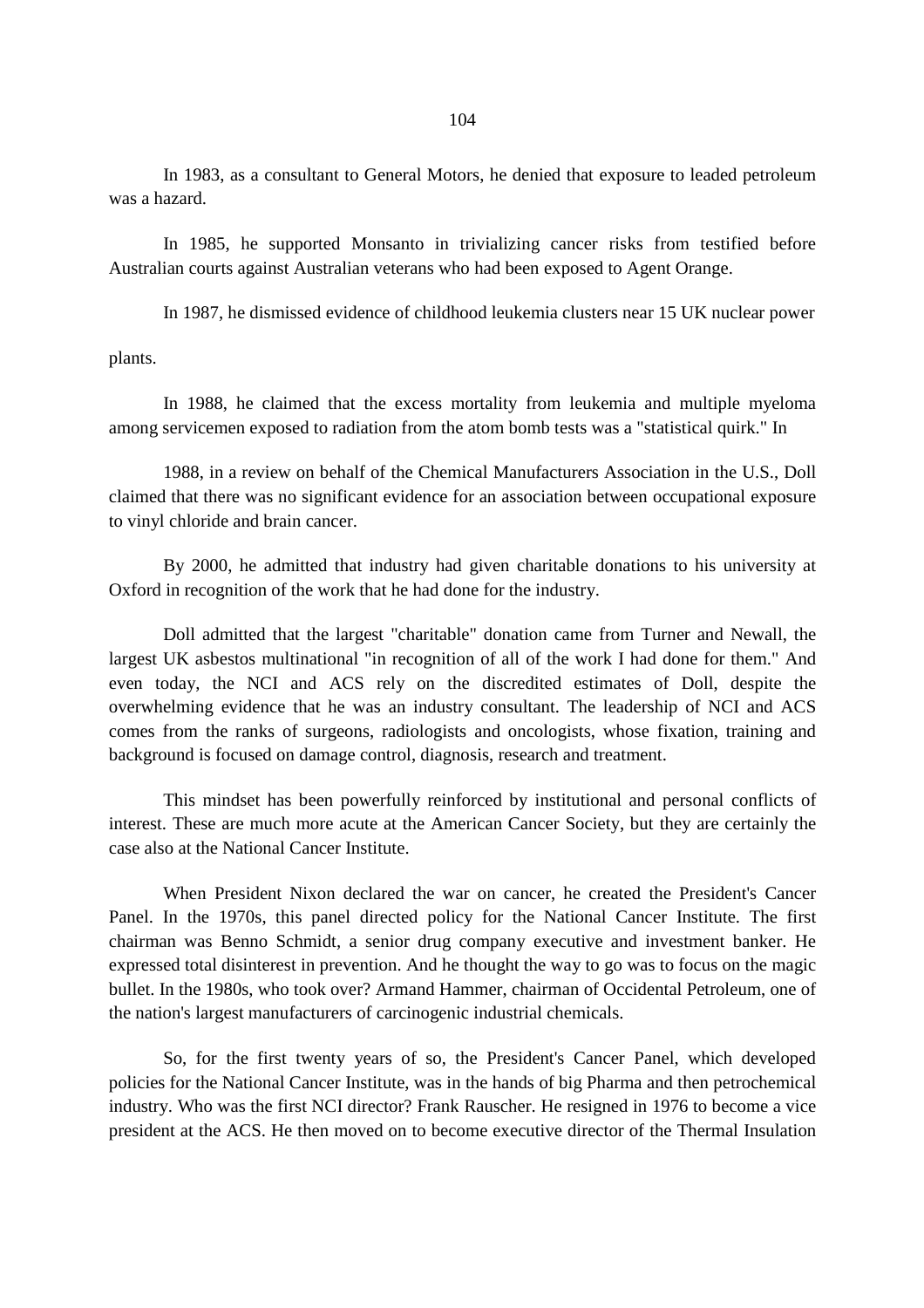In 1983, as a consultant to General Motors, he denied that exposure to leaded petroleum was a hazard.

In 1985, he supported Monsanto in trivializing cancer risks from testified before Australian courts against Australian veterans who had been exposed to Agent Orange.

In 1987, he dismissed evidence of childhood leukemia clusters near 15 UK nuclear power

plants.

In 1988, he claimed that the excess mortality from leukemia and multiple myeloma among servicemen exposed to radiation from the atom bomb tests was a "statistical quirk." In

1988, in a review on behalf of the Chemical Manufacturers Association in the U.S., Doll claimed that there was no significant evidence for an association between occupational exposure to vinyl chloride and brain cancer.

By 2000, he admitted that industry had given charitable donations to his university at Oxford in recognition of the work that he had done for the industry.

Doll admitted that the largest "charitable" donation came from Turner and Newall, the largest UK asbestos multinational "in recognition of all of the work I had done for them." And even today, the NCI and ACS rely on the discredited estimates of Doll, despite the overwhelming evidence that he was an industry consultant. The leadership of NCI and ACS comes from the ranks of surgeons, radiologists and oncologists, whose fixation, training and background is focused on damage control, diagnosis, research and treatment.

This mindset has been powerfully reinforced by institutional and personal conflicts of interest. These are much more acute at the American Cancer Society, but they are certainly the case also at the National Cancer Institute.

When President Nixon declared the war on cancer, he created the President's Cancer Panel. In the 1970s, this panel directed policy for the National Cancer Institute. The first chairman was Benno Schmidt, a senior drug company executive and investment banker. He expressed total disinterest in prevention. And he thought the way to go was to focus on the magic bullet. In the 1980s, who took over? Armand Hammer, chairman of Occidental Petroleum, one of the nation's largest manufacturers of carcinogenic industrial chemicals.

So, for the first twenty years of so, the President's Cancer Panel, which developed policies for the National Cancer Institute, was in the hands of big Pharma and then petrochemical industry. Who was the first NCI director? Frank Rauscher. He resigned in 1976 to become a vice president at the ACS. He then moved on to become executive director of the Thermal Insulation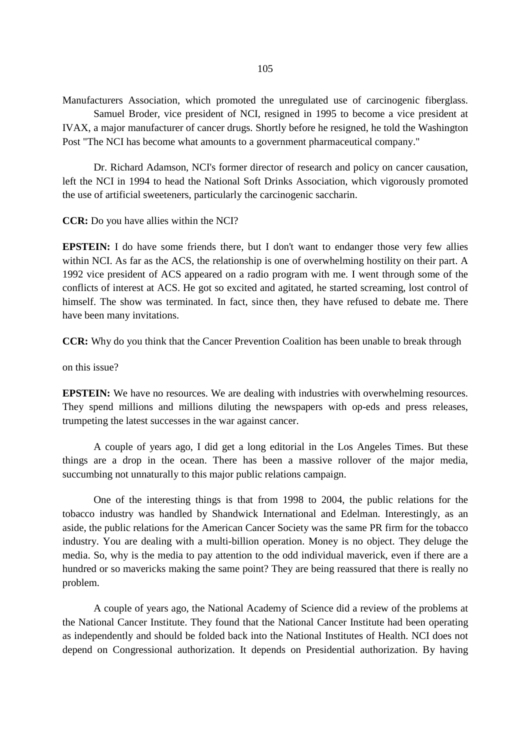Manufacturers Association, which promoted the unregulated use of carcinogenic fiberglass.

Samuel Broder, vice president of NCI, resigned in 1995 to become a vice president at IVAX, a major manufacturer of cancer drugs. Shortly before he resigned, he told the Washington Post "The NCI has become what amounts to a government pharmaceutical company."

Dr. Richard Adamson, NCI's former director of research and policy on cancer causation, left the NCI in 1994 to head the National Soft Drinks Association, which vigorously promoted the use of artificial sweeteners, particularly the carcinogenic saccharin.

**CCR:** Do you have allies within the NCI?

**EPSTEIN:** I do have some friends there, but I don't want to endanger those very few allies within NCI. As far as the ACS, the relationship is one of overwhelming hostility on their part. A 1992 vice president of ACS appeared on a radio program with me. I went through some of the conflicts of interest at ACS. He got so excited and agitated, he started screaming, lost control of himself. The show was terminated. In fact, since then, they have refused to debate me. There have been many invitations.

**CCR:** Why do you think that the Cancer Prevention Coalition has been unable to break through on this issue?

**EPSTEIN:** We have no resources. We are dealing with industries with overwhelming resources. They spend millions and millions diluting the newspapers with op-eds and press releases, trumpeting the latest successes in the war against cancer.

A couple of years ago, I did get a long editorial in the Los Angeles Times. But these things are a drop in the ocean. There has been a massive rollover of the major media, succumbing not unnaturally to this major public relations campaign.

One of the interesting things is that from 1998 to 2004, the public relations for the tobacco industry was handled by Shandwick International and Edelman. Interestingly, as an aside, the public relations for the American Cancer Society was the same PR firm for the tobacco industry. You are dealing with a multi-billion operation. Money is no object. They deluge the media. So, why is the media to pay attention to the odd individual maverick, even if there are a hundred or so mavericks making the same point? They are being reassured that there is really no problem.

A couple of years ago, the National Academy of Science did a review of the problems at the National Cancer Institute. They found that the National Cancer Institute had been operating as independently and should be folded back into the National Institutes of Health. NCI does not depend on Congressional authorization. It depends on Presidential authorization. By having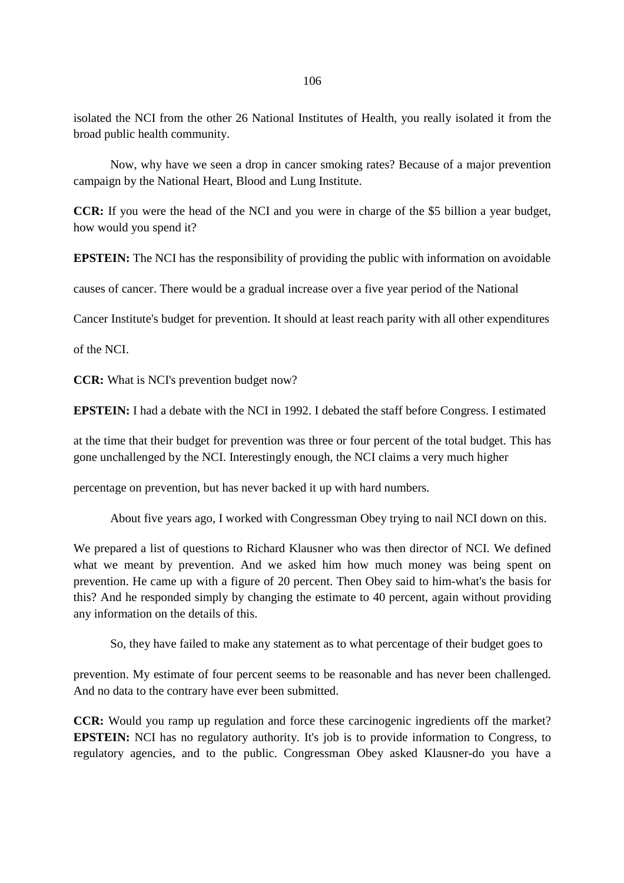isolated the NCI from the other 26 National Institutes of Health, you really isolated it from the broad public health community.

Now, why have we seen a drop in cancer smoking rates? Because of a major prevention campaign by the National Heart, Blood and Lung Institute.

**CCR:** If you were the head of the NCI and you were in charge of the $5 billion a year budget, how would you spend it?

**EPSTEIN:** The NCI has the responsibility of providing the public with information on avoidable causes of cancer. There would be a gradual increase over a five year period of the National Cancer Institute's budget for prevention. It should at least reach parity with all other expenditures of the NCI.

**CCR:** What is NCI's prevention budget now?

**EPSTEIN:** I had a debate with the NCI in 1992. I debated the staff before Congress. I estimated at the time that their budget for prevention was three or four percent of the total budget. This has gone unchallenged by the NCI. Interestingly enough, the NCI claims a very much higher percentage on prevention, but has never backed it up with hard numbers.

About five years ago, I worked with Congressman Obey trying to nail NCI down on this. We prepared a list of questions to Richard Klausner who was then director of NCI. We defined what we meant by prevention. And we asked him how much money was being spent on prevention. He came up with a figure of 20 percent. Then Obey said to him-what's the basis for this? And he responded simply by changing the estimate to 40 percent, again without providing any information on the details of this.

So, they have failed to make any statement as to what percentage of their budget goes to prevention. My estimate of four percent seems to be reasonable and has never been challenged. And no data to the contrary have ever been submitted.

**CCR:** Would you ramp up regulation and force these carcinogenic ingredients off the market?

**EPSTEIN:** NCI has no regulatory authority. It's job is to provide information to Congress, to regulatory agencies, and to the public. Congressman Obey asked Klausner-do you have a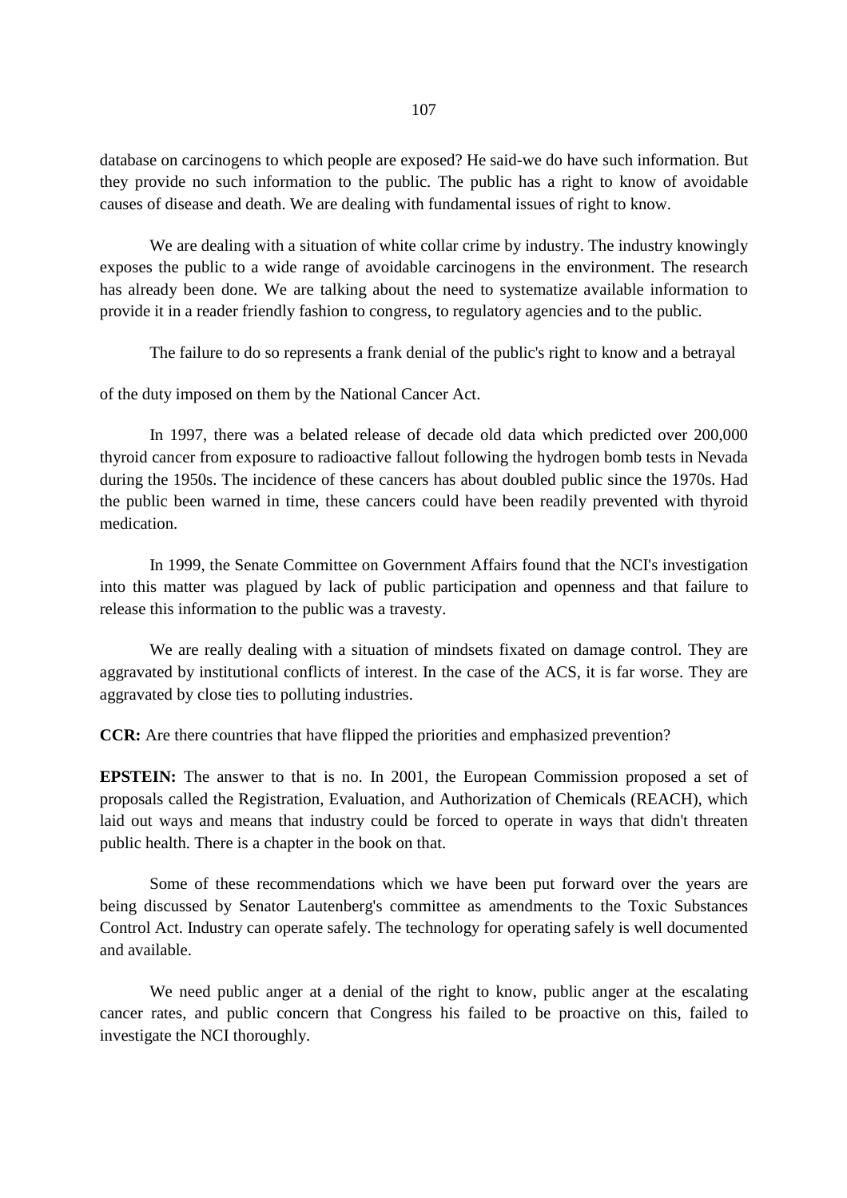database on carcinogens to which people are exposed? He said-we do have such information. But they provide no such information to the public. The public has a right to know of avoidable causes of disease and death. We are dealing with fundamental issues of right to know.

We are dealing with a situation of white collar crime by industry. The industry knowingly exposes the public to a wide range of avoidable carcinogens in the environment. The research has already been done. We are talking about the need to systematize available information to provide it in a reader friendly fashion to congress, to regulatory agencies and to the public.

The failure to do so represents a frank denial of the public's right to know and a betrayal of the duty imposed on them by the National Cancer Act.

In 1997, there was a belated release of decade old data which predicted over 200,000 thyroid cancer from exposure to radioactive fallout following the hydrogen bomb tests in Nevada during the 1950s. The incidence of these cancers has about doubled public since the 1970s. Had the public been warned in time, these cancers could have been readily prevented with thyroid medication.

In 1999, the Senate Committee on Government Affairs found that the NCI's investigation into this matter was plagued by lack of public participation and openness and that failure to release this information to the public was a travesty.

We are really dealing with a situation of mindsets fixated on damage control. They are aggravated by institutional conflicts of interest. In the case of the ACS, it is far worse. They are aggravated by close ties to polluting industries.

**CCR:** Are there countries that have flipped the priorities and emphasized prevention?

**EPSTEIN:** The answer to that is no. In 2001, the European Commission proposed a set of proposals called the Registration, Evaluation, and Authorization of Chemicals (REACH), which laid out ways and means that industry could be forced to operate in ways that didn't threaten public health. There is a chapter in the book on that.

Some of these recommendations which we have been put forward over the years are being discussed by Senator Lautenberg's committee as amendments to the Toxic Substances Control Act. Industry can operate safely. The technology for operating safely is well documented and available.

We need public anger at a denial of the right to know, public anger at the escalating cancer rates, and public concern that Congress his failed to be proactive on this, failed to investigate the NCI thoroughly.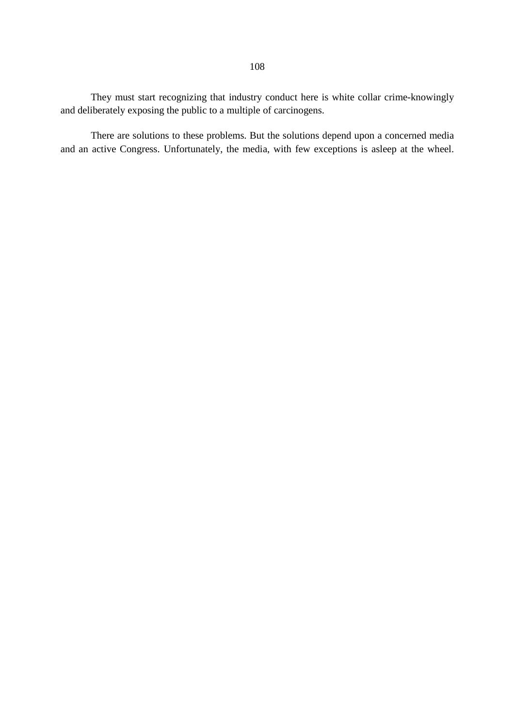They must start recognizing that industry conduct here is white collar crime-knowingly and deliberately exposing the public to a multiple of carcinogens.

There are solutions to these problems. But the solutions depend upon a concerned media and an active Congress. Unfortunately, the media, with few exceptions is asleep at the wheel.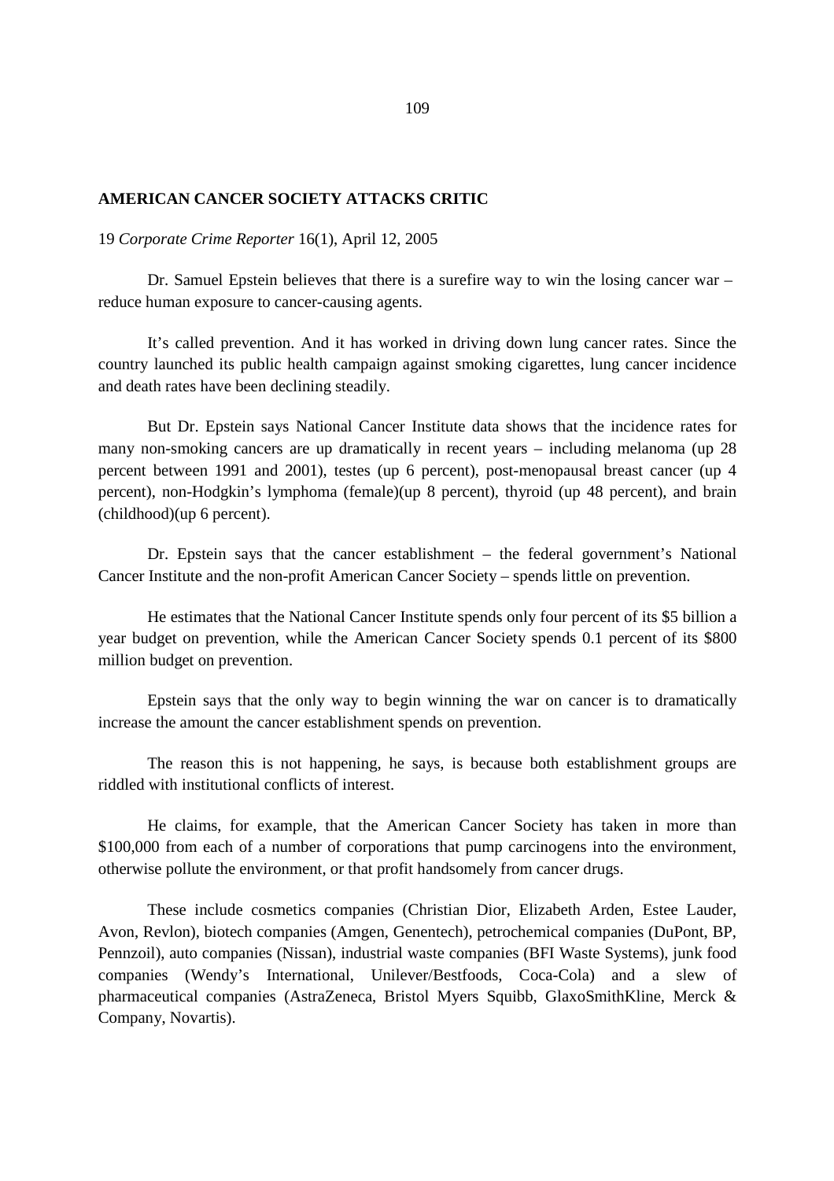## AMERICAN CANCER SOCIETY ATTACKS CRITIC

19 *Corporate Crime Reporter* 16(1), April 12, 2005

Dr. Samuel Epstein believes that there is a surefire way to win the losing cancer war – reduce human exposure to cancer-causing agents.

It's called prevention. And it has worked in driving down lung cancer rates. Since the country launched its public health campaign against smoking cigarettes, lung cancer incidence and death rates have been declining steadily.

But Dr. Epstein says National Cancer Institute data shows that the incidence rates for many non-smoking cancers are up dramatically in recent years – including melanoma (up 28 percent between 1991 and 2001), testes (up 6 percent), post-menopausal breast cancer (up 4 percent), non-Hodgkin's lymphoma (female)(up 8 percent), thyroid (up 48 percent), and brain (childhood)(up 6 percent).

Dr. Epstein says that the cancer establishment – the federal government's National Cancer Institute and the non-profit American Cancer Society – spends little on prevention.

He estimates that the National Cancer Institute spends only four percent of its $5 billion a year budget on prevention, while the American Cancer Society spends 0.1 percent of its $800 million budget on prevention.

Epstein says that the only way to begin winning the war on cancer is to dramatically increase the amount the cancer establishment spends on prevention.

The reason this is not happening, he says, is because both establishment groups are riddled with institutional conflicts of interest.

He claims, for example, that the American Cancer Society has taken in more than $100,000 from each of a number of corporations that pump carcinogens into the environment, otherwise pollute the environment, or that profit handsomely from cancer drugs.

These include cosmetics companies (Christian Dior, Elizabeth Arden, Estee Lauder, Avon, Revlon), biotech companies (Amgen, Genentech), petrochemical companies (DuPont, BP, Pennzoil), auto companies (Nissan), industrial waste companies (BFI Waste Systems), junk food companies (Wendy's International, Unilever/Bestfoods, Coca-Cola) and a slew of pharmaceutical companies (AstraZeneca, Bristol Myers Squibb, GlaxoSmithKline, Merck & Company, Novartis).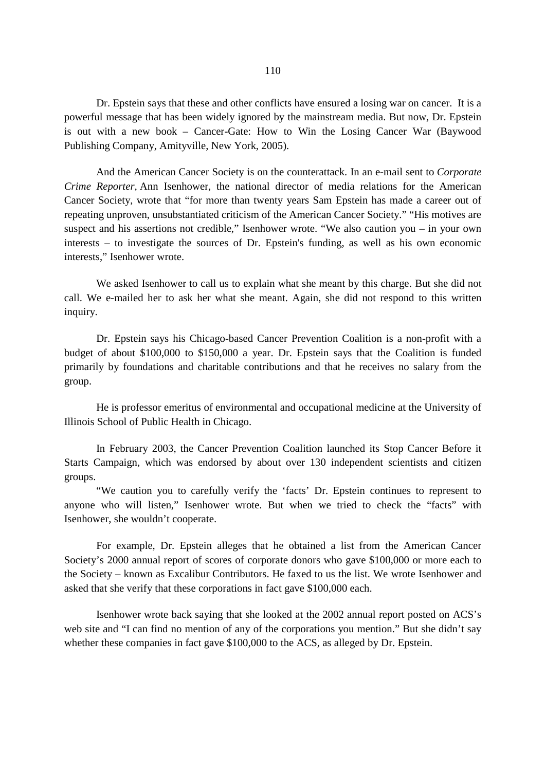Dr. Epstein says that these and other conflicts have ensured a losing war on cancer. It is a powerful message that has been widely ignored by the mainstream media. But now, Dr. Epstein is out with a new book – Cancer-Gate: How to Win the Losing Cancer War (Baywood Publishing Company, Amityville, New York, 2005).

And the American Cancer Society is on the counterattack. In an e-mail sent to *Corporate Crime Reporter*, Ann Isenhower, the national director of media relations for the American Cancer Society, wrote that "for more than twenty years Sam Epstein has made a career out of repeating unproven, unsubstantiated criticism of the American Cancer Society." "His motives are suspect and his assertions not credible," Isenhower wrote. "We also caution you – in your own interests – to investigate the sources of Dr. Epstein's funding, as well as his own economic interests," Isenhower wrote.

We asked Isenhower to call us to explain what she meant by this charge. But she did not call. We e-mailed her to ask her what she meant. Again, she did not respond to this written inquiry.

Dr. Epstein says his Chicago-based Cancer Prevention Coalition is a non-profit with a budget of about $100,000 to $150,000 a year. Dr. Epstein says that the Coalition is funded primarily by foundations and charitable contributions and that he receives no salary from the group.

He is professor emeritus of environmental and occupational medicine at the University of Illinois School of Public Health in Chicago.

In February 2003, the Cancer Prevention Coalition launched its Stop Cancer Before it Starts Campaign, which was endorsed by about over 130 independent scientists and citizen groups.

"We caution you to carefully verify the 'facts' Dr. Epstein continues to represent to anyone who will listen," Isenhower wrote. But when we tried to check the "facts" with Isenhower, she wouldn't cooperate.

For example, Dr. Epstein alleges that he obtained a list from the American Cancer Society's 2000 annual report of scores of corporate donors who gave $100,000 or more each to the Society – known as Excalibur Contributors. He faxed to us the list. We wrote Isenhower and asked that she verify that these corporations in fact gave $100,000 each.

Isenhower wrote back saying that she looked at the 2002 annual report posted on ACS's web site and "I can find no mention of any of the corporations you mention." But she didn't say whether these companies in fact gave $100,000 to the ACS, as alleged by Dr. Epstein.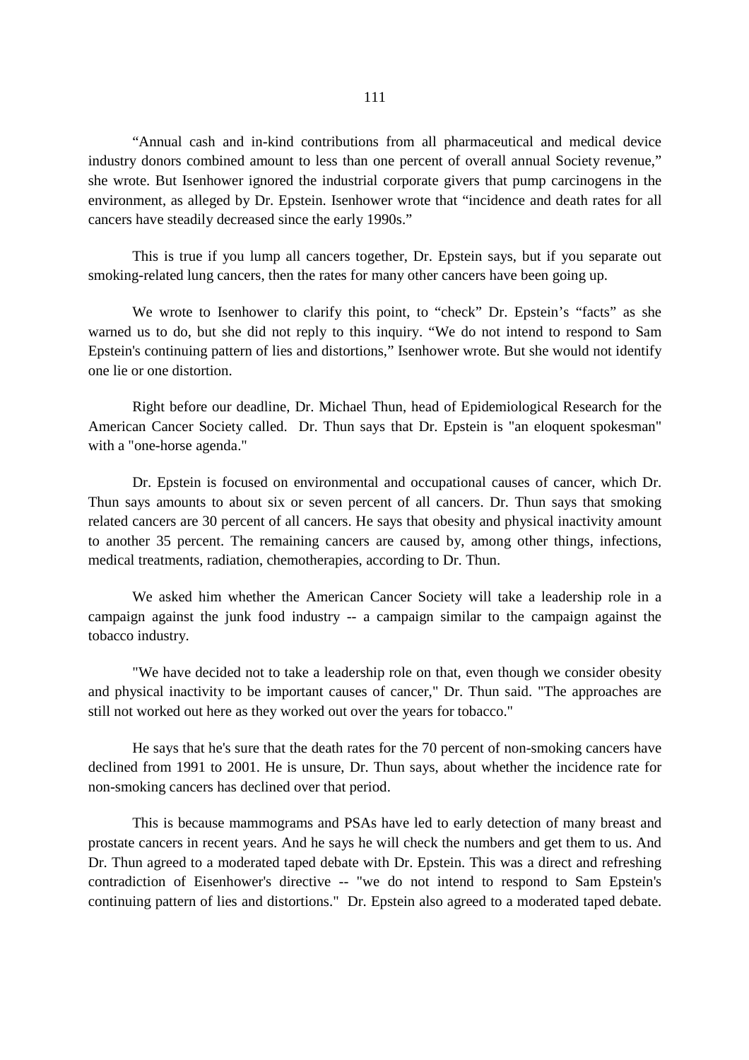"Annual cash and in-kind contributions from all pharmaceutical and medical device industry donors combined amount to less than one percent of overall annual Society revenue," she wrote. But Isenhower ignored the industrial corporate givers that pump carcinogens in the environment, as alleged by Dr. Epstein. Isenhower wrote that "incidence and death rates for all cancers have steadily decreased since the early 1990s."

This is true if you lump all cancers together, Dr. Epstein says, but if you separate out smoking-related lung cancers, then the rates for many other cancers have been going up.

We wrote to Isenhower to clarify this point, to "check" Dr. Epstein's "facts" as she warned us to do, but she did not reply to this inquiry. "We do not intend to respond to Sam Epstein's continuing pattern of lies and distortions," Isenhower wrote. But she would not identify one lie or one distortion.

Right before our deadline, Dr. Michael Thun, head of Epidemiological Research for the American Cancer Society called. Dr. Thun says that Dr. Epstein is "an eloquent spokesman" with a "one-horse agenda."

Dr. Epstein is focused on environmental and occupational causes of cancer, which Dr. Thun says amounts to about six or seven percent of all cancers. Dr. Thun says that smoking related cancers are 30 percent of all cancers. He says that obesity and physical inactivity amount to another 35 percent. The remaining cancers are caused by, among other things, infections, medical treatments, radiation, chemotherapies, according to Dr. Thun.

We asked him whether the American Cancer Society will take a leadership role in a campaign against the junk food industry -- a campaign similar to the campaign against the tobacco industry.

"We have decided not to take a leadership role on that, even though we consider obesity and physical inactivity to be important causes of cancer," Dr. Thun said. "The approaches are still not worked out here as they worked out over the years for tobacco."

He says that he's sure that the death rates for the 70 percent of non-smoking cancers have declined from 1991 to 2001. He is unsure, Dr. Thun says, about whether the incidence rate for non-smoking cancers has declined over that period.

This is because mammograms and PSAs have led to early detection of many breast and prostate cancers in recent years. And he says he will check the numbers and get them to us. And Dr. Thun agreed to a moderated taped debate with Dr. Epstein. This was a direct and refreshing contradiction of Eisenhower's directive -- "we do not intend to respond to Sam Epstein's continuing pattern of lies and distortions." Dr. Epstein also agreed to a moderated taped debate.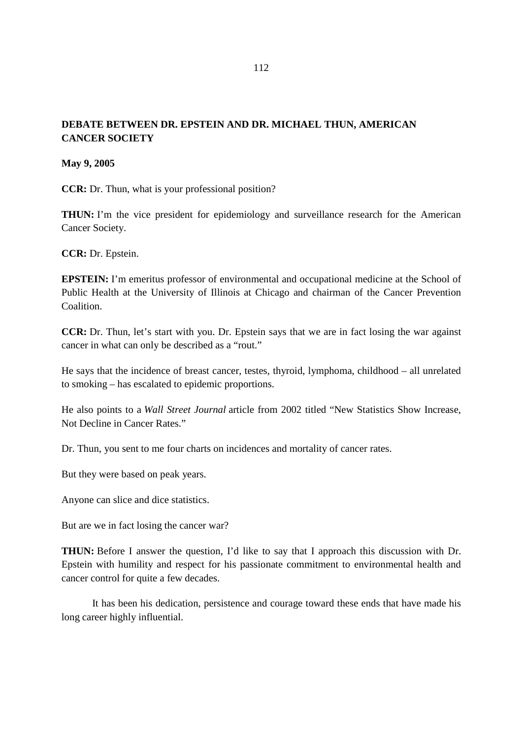## DEBATE BETWEEN DR. EPSTEIN AND DR. MICHAEL THUN, AMERICAN CANCER SOCIETY

**May 9, 2005**

**CCR:** Dr. Thun, what is your professional position?

**THUN:** I'm the vice president for epidemiology and surveillance research for the American Cancer Society.

**CCR:** Dr. Epstein.

**EPSTEIN:** I'm emeritus professor of environmental and occupational medicine at the School of Public Health at the University of Illinois at Chicago and chairman of the Cancer Prevention Coalition.

**CCR:** Dr. Thun, let's start with you. Dr. Epstein says that we are in fact losing the war against cancer in what can only be described as a "rout."

He says that the incidence of breast cancer, testes, thyroid, lymphoma, childhood – all unrelated to smoking – has escalated to epidemic proportions.

He also points to a *Wall Street Journal* article from 2002 titled "New Statistics Show Increase, Not Decline in Cancer Rates."

Dr. Thun, you sent to me four charts on incidences and mortality of cancer rates.

But they were based on peak years.

Anyone can slice and dice statistics.

But are we in fact losing the cancer war?

**THUN:** Before I answer the question, I'd like to say that I approach this discussion with Dr. Epstein with humility and respect for his passionate commitment to environmental health and cancer control for quite a few decades.

It has been his dedication, persistence and courage toward these ends that have made his long career highly influential.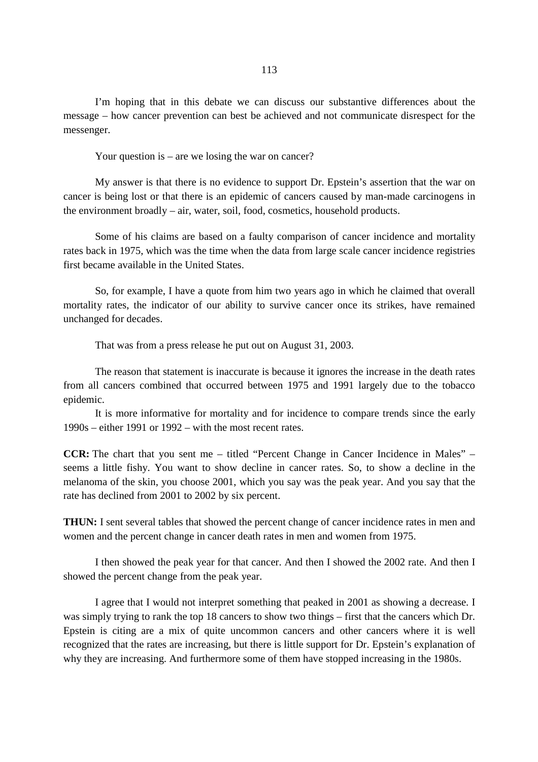I'm hoping that in this debate we can discuss our substantive differences about the message – how cancer prevention can best be achieved and not communicate disrespect for the messenger.

Your question is – are we losing the war on cancer?

My answer is that there is no evidence to support Dr. Epstein's assertion that the war on cancer is being lost or that there is an epidemic of cancers caused by man-made carcinogens in the environment broadly – air, water, soil, food, cosmetics, household products.

Some of his claims are based on a faulty comparison of cancer incidence and mortality rates back in 1975, which was the time when the data from large scale cancer incidence registries first became available in the United States.

So, for example, I have a quote from him two years ago in which he claimed that overall mortality rates, the indicator of our ability to survive cancer once its strikes, have remained unchanged for decades.

That was from a press release he put out on August 31, 2003.

The reason that statement is inaccurate is because it ignores the increase in the death rates from all cancers combined that occurred between 1975 and 1991 largely due to the tobacco epidemic.

It is more informative for mortality and for incidence to compare trends since the early 1990s – either 1991 or 1992 – with the most recent rates.

**CCR:** The chart that you sent me – titled "Percent Change in Cancer Incidence in Males" – seems a little fishy. You want to show decline in cancer rates. So, to show a decline in the melanoma of the skin, you choose 2001, which you say was the peak year. And you say that the rate has declined from 2001 to 2002 by six percent.

**THUN:** I sent several tables that showed the percent change of cancer incidence rates in men and women and the percent change in cancer death rates in men and women from 1975.

I then showed the peak year for that cancer. And then I showed the 2002 rate. And then I showed the percent change from the peak year.

I agree that I would not interpret something that peaked in 2001 as showing a decrease. I was simply trying to rank the top 18 cancers to show two things – first that the cancers which Dr. Epstein is citing are a mix of quite uncommon cancers and other cancers where it is well recognized that the rates are increasing, but there is little support for Dr. Epstein's explanation of why they are increasing. And furthermore some of them have stopped increasing in the 1980s.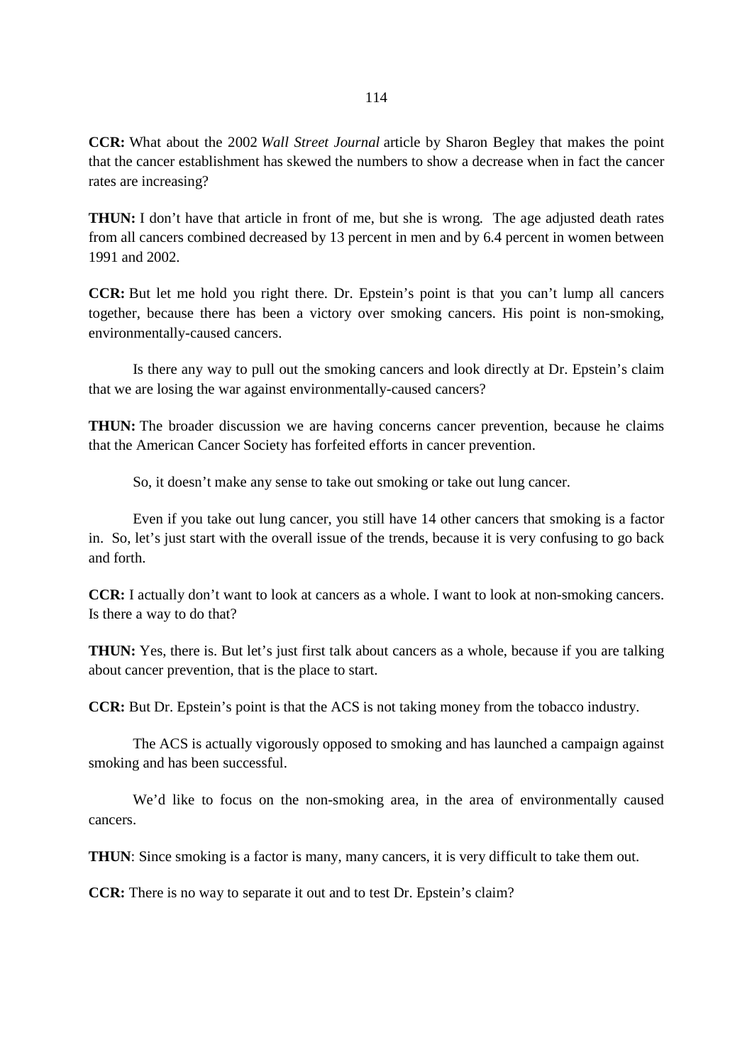**CCR:** What about the 2002 *Wall Street Journal* article by Sharon Begley that makes the point that the cancer establishment has skewed the numbers to show a decrease when in fact the cancer rates are increasing?

**THUN:** I don't have that article in front of me, but she is wrong. The age adjusted death rates from all cancers combined decreased by 13 percent in men and by 6.4 percent in women between 1991 and 2002.

**CCR:** But let me hold you right there. Dr. Epstein's point is that you can't lump all cancers together, because there has been a victory over smoking cancers. His point is non-smoking, environmentally-caused cancers.

Is there any way to pull out the smoking cancers and look directly at Dr. Epstein's claim that we are losing the war against environmentally-caused cancers?

**THUN:** The broader discussion we are having concerns cancer prevention, because he claims that the American Cancer Society has forfeited efforts in cancer prevention.

So, it doesn't make any sense to take out smoking or take out lung cancer.

Even if you take out lung cancer, you still have 14 other cancers that smoking is a factor in. So, let's just start with the overall issue of the trends, because it is very confusing to go back and forth.

**CCR:** I actually don't want to look at cancers as a whole. I want to look at non-smoking cancers. Is there a way to do that?

**THUN:** Yes, there is. But let's just first talk about cancers as a whole, because if you are talking about cancer prevention, that is the place to start.

**CCR:** But Dr. Epstein's point is that the ACS is not taking money from the tobacco industry.

The ACS is actually vigorously opposed to smoking and has launched a campaign against smoking and has been successful.

We'd like to focus on the non-smoking area, in the area of environmentally caused cancers.

**THUN**: Since smoking is a factor is many, many cancers, it is very difficult to take them out.

**CCR:** There is no way to separate it out and to test Dr. Epstein's claim?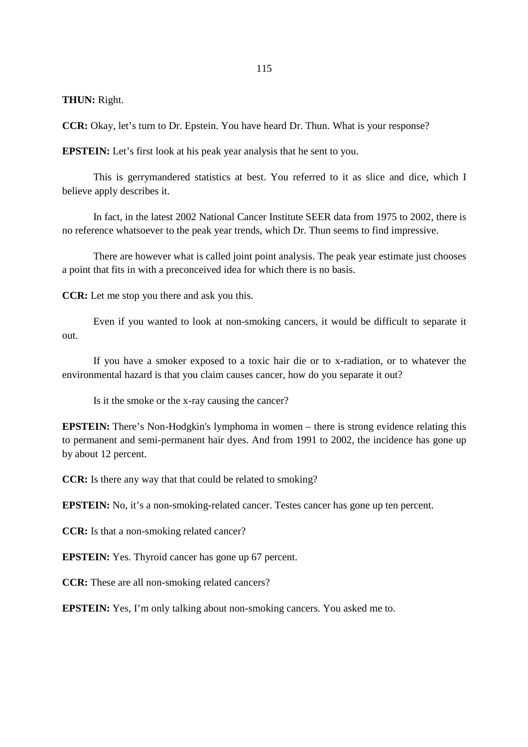**THUN:** Right.

**CCR:** Okay, let's turn to Dr. Epstein. You have heard Dr. Thun. What is your response?

**EPSTEIN:** Let's first look at his peak year analysis that he sent to you.

This is gerrymandered statistics at best. You referred to it as slice and dice, which I believe apply describes it.

In fact, in the latest 2002 National Cancer Institute SEER data from 1975 to 2002, there is no reference whatsoever to the peak year trends, which Dr. Thun seems to find impressive.

There are however what is called joint point analysis. The peak year estimate just chooses a point that fits in with a preconceived idea for which there is no basis.

**CCR:** Let me stop you there and ask you this.

Even if you wanted to look at non-smoking cancers, it would be difficult to separate it out.

If you have a smoker exposed to a toxic hair die or to x-radiation, or to whatever the environmental hazard is that you claim causes cancer, how do you separate it out?

Is it the smoke or the x-ray causing the cancer?

**EPSTEIN:** There's Non-Hodgkin's lymphoma in women – there is strong evidence relating this to permanent and semi-permanent hair dyes. And from 1991 to 2002, the incidence has gone up by about 12 percent.

**CCR:** Is there any way that that could be related to smoking?

**EPSTEIN:** No, it's a non-smoking-related cancer. Testes cancer has gone up ten percent.

**CCR:** Is that a non-smoking related cancer?

**EPSTEIN:** Yes. Thyroid cancer has gone up 67 percent.

**CCR:** These are all non-smoking related cancers?

**EPSTEIN:** Yes, I'm only talking about non-smoking cancers. You asked me to.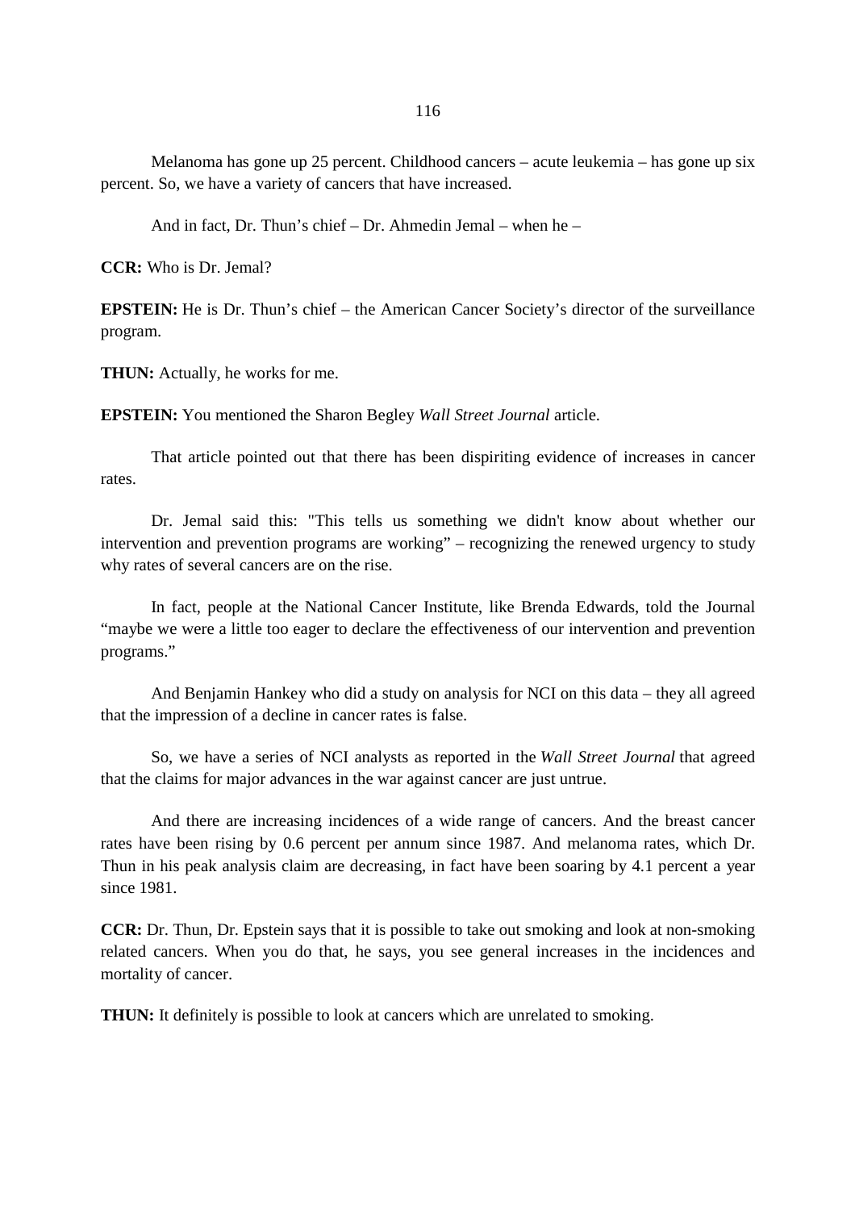Melanoma has gone up 25 percent. Childhood cancers – acute leukemia – has gone up six percent. So, we have a variety of cancers that have increased.

And in fact, Dr. Thun's chief – Dr. Ahmedin Jemal – when he –

**CCR:** Who is Dr. Jemal?

**EPSTEIN:** He is Dr. Thun's chief – the American Cancer Society's director of the surveillance program.

**THUN:** Actually, he works for me.

**EPSTEIN:** You mentioned the Sharon Begley *Wall Street Journal* article.

That article pointed out that there has been dispiriting evidence of increases in cancer rates.

Dr. Jemal said this: "This tells us something we didn't know about whether our intervention and prevention programs are working" – recognizing the renewed urgency to study why rates of several cancers are on the rise.

In fact, people at the National Cancer Institute, like Brenda Edwards, told the Journal "maybe we were a little too eager to declare the effectiveness of our intervention and prevention programs."

And Benjamin Hankey who did a study on analysis for NCI on this data – they all agreed that the impression of a decline in cancer rates is false.

So, we have a series of NCI analysts as reported in the *Wall Street Journal* that agreed that the claims for major advances in the war against cancer are just untrue.

And there are increasing incidences of a wide range of cancers. And the breast cancer rates have been rising by 0.6 percent per annum since 1987. And melanoma rates, which Dr. Thun in his peak analysis claim are decreasing, in fact have been soaring by 4.1 percent a year since 1981.

**CCR:** Dr. Thun, Dr. Epstein says that it is possible to take out smoking and look at non-smoking related cancers. When you do that, he says, you see general increases in the incidences and mortality of cancer.

**THUN:** It definitely is possible to look at cancers which are unrelated to smoking.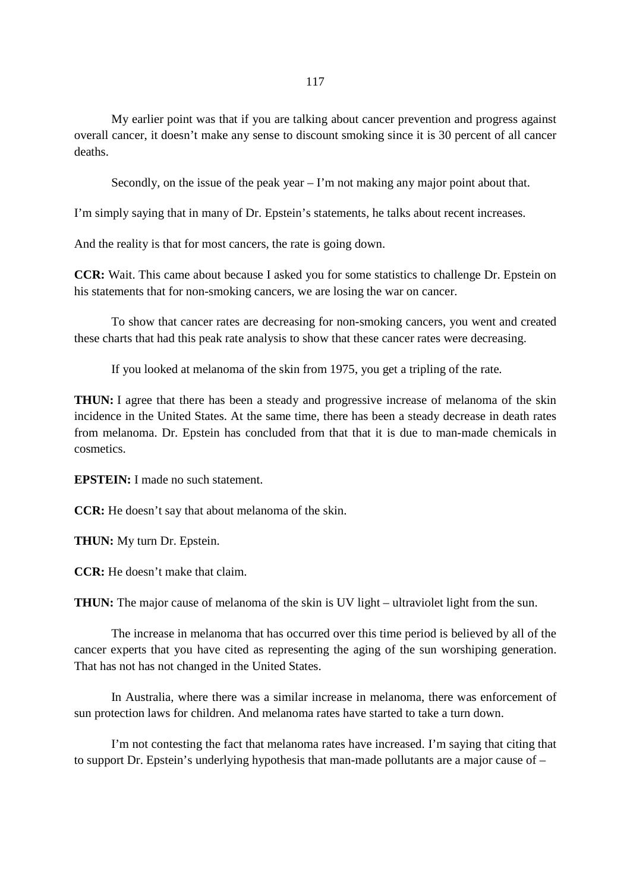My earlier point was that if you are talking about cancer prevention and progress against overall cancer, it doesn't make any sense to discount smoking since it is 30 percent of all cancer deaths.

Secondly, on the issue of the peak year – I'm not making any major point about that.

I'm simply saying that in many of Dr. Epstein's statements, he talks about recent increases.

And the reality is that for most cancers, the rate is going down.

**CCR:** Wait. This came about because I asked you for some statistics to challenge Dr. Epstein on his statements that for non-smoking cancers, we are losing the war on cancer.

To show that cancer rates are decreasing for non-smoking cancers, you went and created these charts that had this peak rate analysis to show that these cancer rates were decreasing.

If you looked at melanoma of the skin from 1975, you get a tripling of the rate.

**THUN:** I agree that there has been a steady and progressive increase of melanoma of the skin incidence in the United States. At the same time, there has been a steady decrease in death rates from melanoma. Dr. Epstein has concluded from that that it is due to man-made chemicals in cosmetics.

**EPSTEIN:** I made no such statement.

**CCR:** He doesn't say that about melanoma of the skin.

**THUN:** My turn Dr. Epstein.

**CCR:** He doesn't make that claim.

**THUN:** The major cause of melanoma of the skin is UV light – ultraviolet light from the sun.

The increase in melanoma that has occurred over this time period is believed by all of the cancer experts that you have cited as representing the aging of the sun worshiping generation. That has not has not changed in the United States.

In Australia, where there was a similar increase in melanoma, there was enforcement of sun protection laws for children. And melanoma rates have started to take a turn down.

I'm not contesting the fact that melanoma rates have increased. I'm saying that citing that to support Dr. Epstein's underlying hypothesis that man-made pollutants are a major cause of –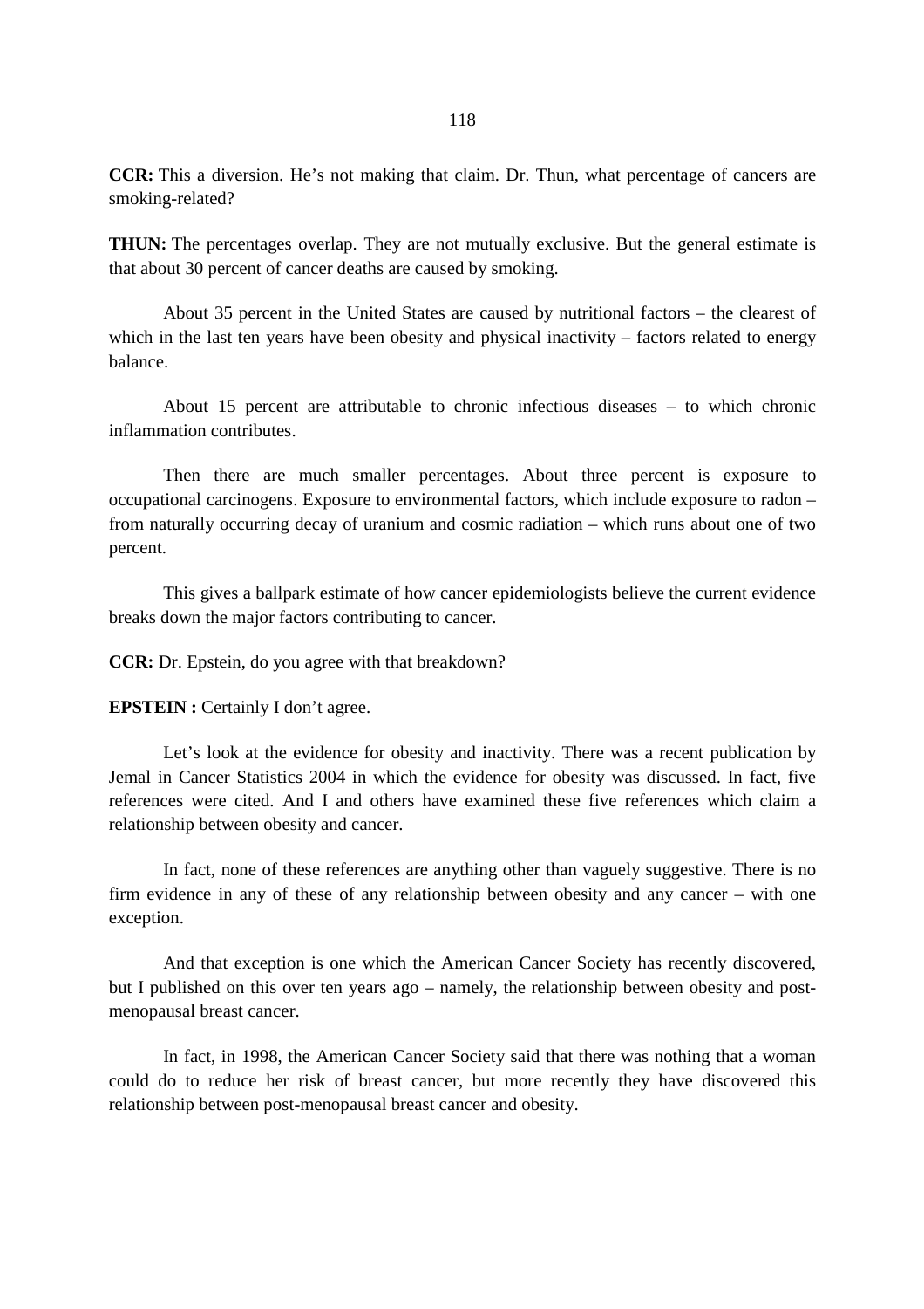**CCR:** This a diversion. He's not making that claim. Dr. Thun, what percentage of cancers are smoking-related?

**THUN:** The percentages overlap. They are not mutually exclusive. But the general estimate is that about 30 percent of cancer deaths are caused by smoking.

About 35 percent in the United States are caused by nutritional factors – the clearest of which in the last ten years have been obesity and physical inactivity – factors related to energy balance.

About 15 percent are attributable to chronic infectious diseases – to which chronic inflammation contributes.

Then there are much smaller percentages. About three percent is exposure to occupational carcinogens. Exposure to environmental factors, which include exposure to radon – from naturally occurring decay of uranium and cosmic radiation – which runs about one of two percent.

This gives a ballpark estimate of how cancer epidemiologists believe the current evidence breaks down the major factors contributing to cancer.

**CCR:** Dr. Epstein, do you agree with that breakdown?

**EPSTEIN :** Certainly I don't agree.

Let's look at the evidence for obesity and inactivity. There was a recent publication by Jemal in Cancer Statistics 2004 in which the evidence for obesity was discussed. In fact, five references were cited. And I and others have examined these five references which claim a relationship between obesity and cancer.

In fact, none of these references are anything other than vaguely suggestive. There is no firm evidence in any of these of any relationship between obesity and any cancer – with one exception.

And that exception is one which the American Cancer Society has recently discovered, but I published on this over ten years ago – namely, the relationship between obesity and post-menopausal breast cancer.

In fact, in 1998, the American Cancer Society said that there was nothing that a woman could do to reduce her risk of breast cancer, but more recently they have discovered this relationship between post-menopausal breast cancer and obesity.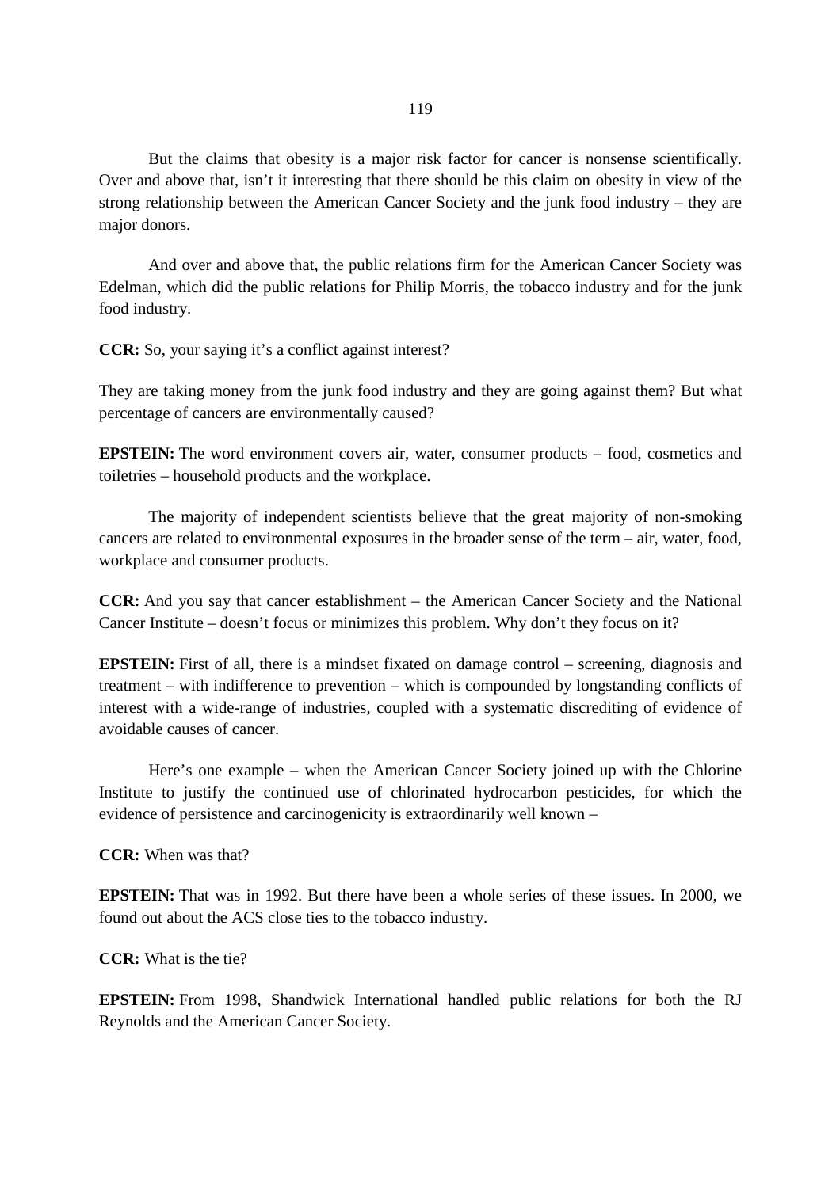But the claims that obesity is a major risk factor for cancer is nonsense scientifically. Over and above that, isn't it interesting that there should be this claim on obesity in view of the strong relationship between the American Cancer Society and the junk food industry – they are major donors.

And over and above that, the public relations firm for the American Cancer Society was Edelman, which did the public relations for Philip Morris, the tobacco industry and for the junk food industry.

**CCR:** So, your saying it's a conflict against interest?

They are taking money from the junk food industry and they are going against them? But what percentage of cancers are environmentally caused?

**EPSTEIN:** The word environment covers air, water, consumer products – food, cosmetics and toiletries – household products and the workplace.

The majority of independent scientists believe that the great majority of non-smoking cancers are related to environmental exposures in the broader sense of the term – air, water, food, workplace and consumer products.

**CCR:** And you say that cancer establishment – the American Cancer Society and the National Cancer Institute – doesn't focus or minimizes this problem. Why don't they focus on it?

**EPSTEIN:** First of all, there is a mindset fixated on damage control – screening, diagnosis and treatment – with indifference to prevention – which is compounded by longstanding conflicts of interest with a wide-range of industries, coupled with a systematic discrediting of evidence of avoidable causes of cancer.

Here's one example – when the American Cancer Society joined up with the Chlorine Institute to justify the continued use of chlorinated hydrocarbon pesticides, for which the evidence of persistence and carcinogenicity is extraordinarily well known –

**CCR:** When was that?

**EPSTEIN:** That was in 1992. But there have been a whole series of these issues. In 2000, we found out about the ACS close ties to the tobacco industry.

**CCR:** What is the tie?

**EPSTEIN:** From 1998, Shandwick International handled public relations for both the RJ Reynolds and the American Cancer Society.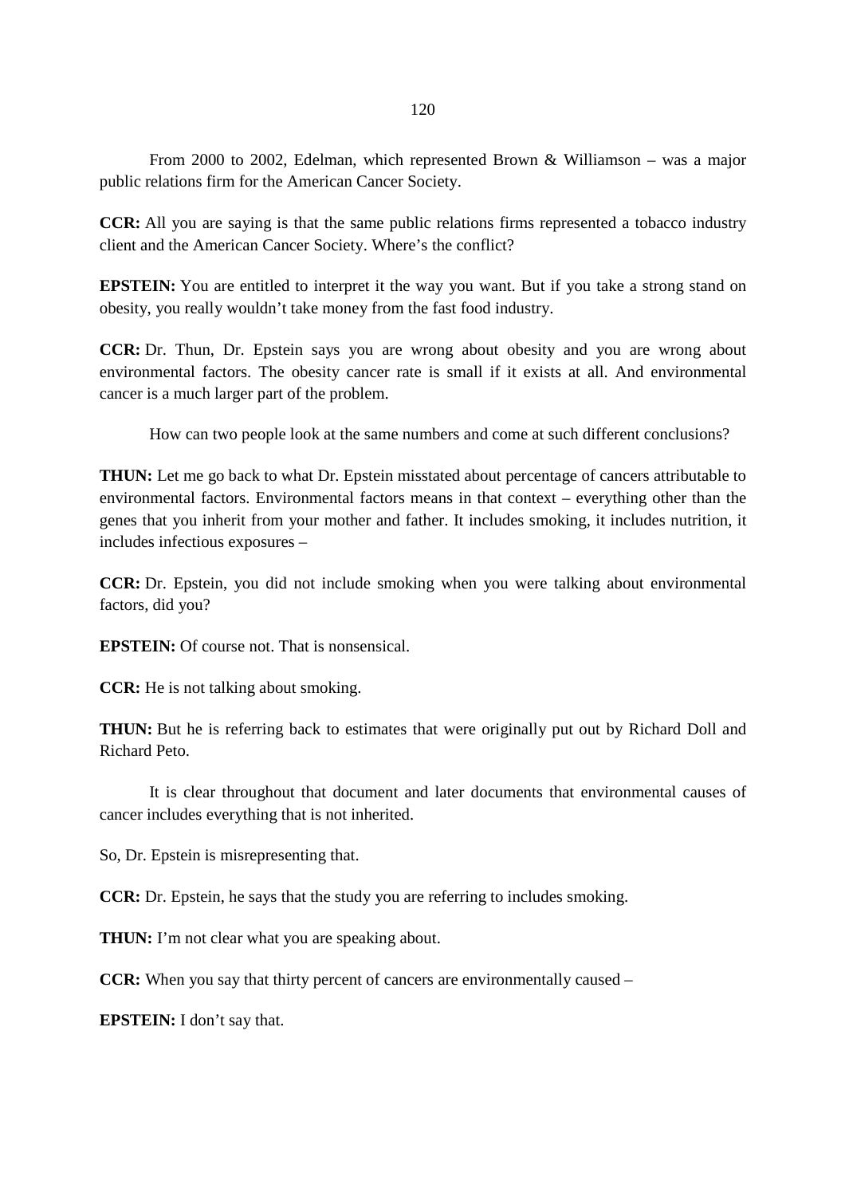From 2000 to 2002, Edelman, which represented Brown & Williamson – was a major public relations firm for the American Cancer Society.

**CCR:** All you are saying is that the same public relations firms represented a tobacco industry client and the American Cancer Society. Where's the conflict?

**EPSTEIN:** You are entitled to interpret it the way you want. But if you take a strong stand on obesity, you really wouldn't take money from the fast food industry.

**CCR:** Dr. Thun, Dr. Epstein says you are wrong about obesity and you are wrong about environmental factors. The obesity cancer rate is small if it exists at all. And environmental cancer is a much larger part of the problem.

How can two people look at the same numbers and come at such different conclusions?

**THUN:** Let me go back to what Dr. Epstein misstated about percentage of cancers attributable to environmental factors. Environmental factors means in that context – everything other than the genes that you inherit from your mother and father. It includes smoking, it includes nutrition, it includes infectious exposures –

**CCR:** Dr. Epstein, you did not include smoking when you were talking about environmental factors, did you?

**EPSTEIN:** Of course not. That is nonsensical.

**CCR:** He is not talking about smoking.

**THUN:** But he is referring back to estimates that were originally put out by Richard Doll and Richard Peto.

It is clear throughout that document and later documents that environmental causes of cancer includes everything that is not inherited.

So, Dr. Epstein is misrepresenting that.

**CCR:** Dr. Epstein, he says that the study you are referring to includes smoking.

**THUN:** I'm not clear what you are speaking about.

**CCR:** When you say that thirty percent of cancers are environmentally caused –

**EPSTEIN:** I don't say that.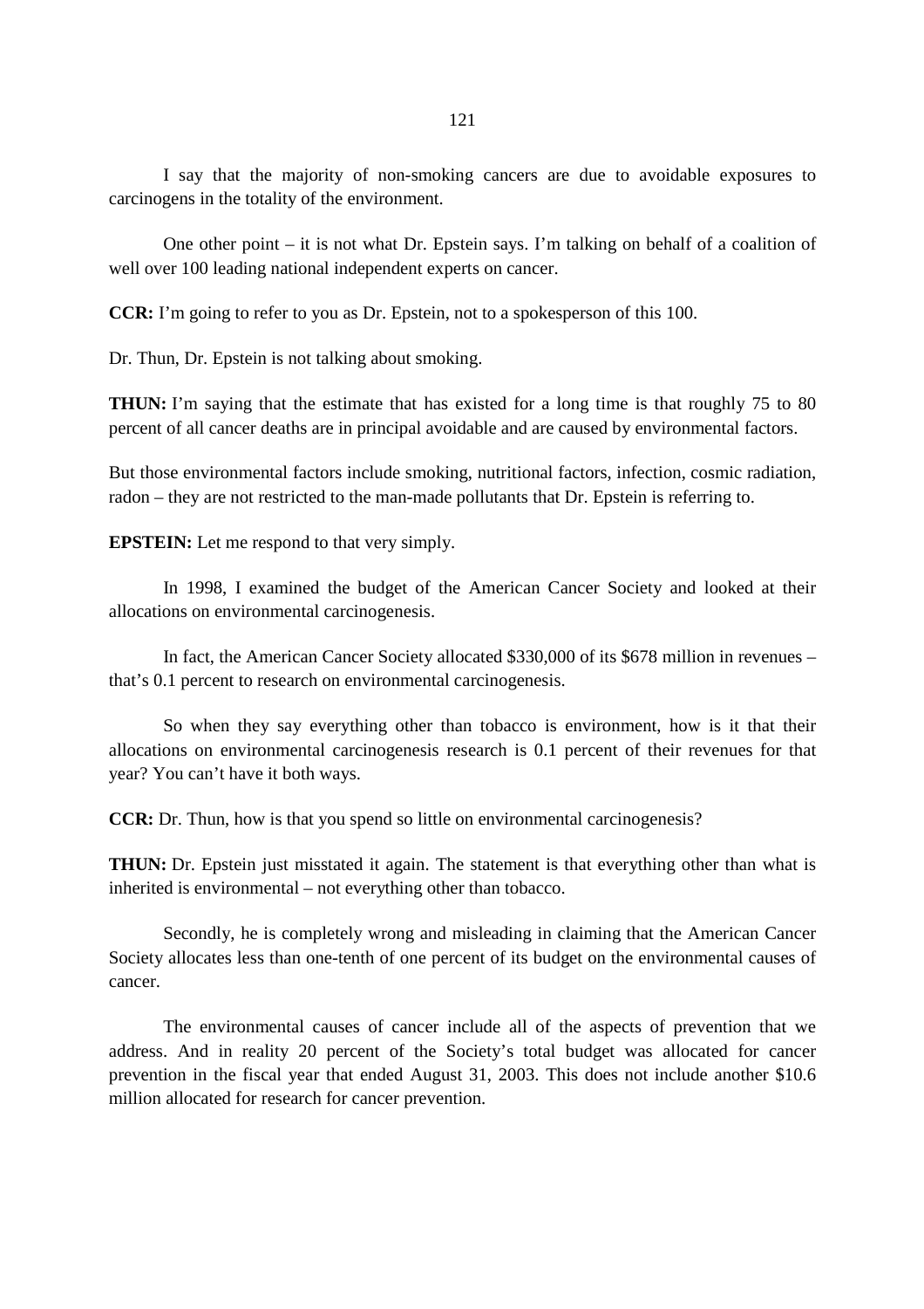I say that the majority of non-smoking cancers are due to avoidable exposures to carcinogens in the totality of the environment.

One other point – it is not what Dr. Epstein says. I'm talking on behalf of a coalition of well over 100 leading national independent experts on cancer.

**CCR:** I'm going to refer to you as Dr. Epstein, not to a spokesperson of this 100.

Dr. Thun, Dr. Epstein is not talking about smoking.

**THUN:** I'm saying that the estimate that has existed for a long time is that roughly 75 to 80 percent of all cancer deaths are in principal avoidable and are caused by environmental factors.

But those environmental factors include smoking, nutritional factors, infection, cosmic radiation, radon – they are not restricted to the man-made pollutants that Dr. Epstein is referring to.

**EPSTEIN:** Let me respond to that very simply.

In 1998, I examined the budget of the American Cancer Society and looked at their allocations on environmental carcinogenesis.

In fact, the American Cancer Society allocated $330,000 of its $678 million in revenues – that's 0.1 percent to research on environmental carcinogenesis.

So when they say everything other than tobacco is environment, how is it that their allocations on environmental carcinogenesis research is 0.1 percent of their revenues for that year? You can't have it both ways.

**CCR:** Dr. Thun, how is that you spend so little on environmental carcinogenesis?

**THUN:** Dr. Epstein just misstated it again. The statement is that everything other than what is inherited is environmental – not everything other than tobacco.

Secondly, he is completely wrong and misleading in claiming that the American Cancer Society allocates less than one-tenth of one percent of its budget on the environmental causes of cancer.

The environmental causes of cancer include all of the aspects of prevention that we address. And in reality 20 percent of the Society's total budget was allocated for cancer prevention in the fiscal year that ended August 31, 2003. This does not include another $10.6 million allocated for research for cancer prevention.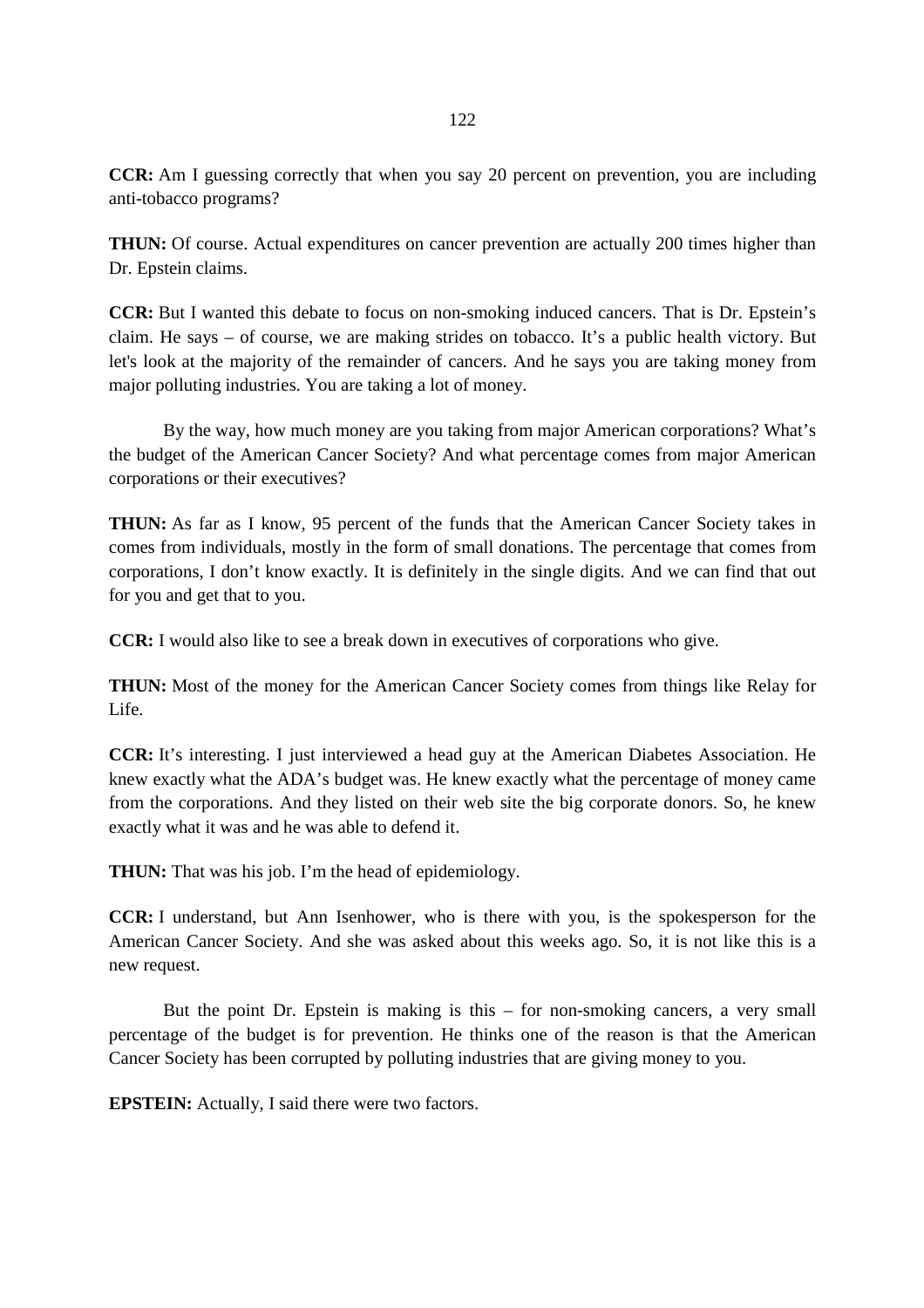**CCR:** Am I guessing correctly that when you say 20 percent on prevention, you are including anti-tobacco programs?

**THUN:** Of course. Actual expenditures on cancer prevention are actually 200 times higher than Dr. Epstein claims.

**CCR:** But I wanted this debate to focus on non-smoking induced cancers. That is Dr. Epstein's claim. He says – of course, we are making strides on tobacco. It's a public health victory. But let's look at the majority of the remainder of cancers. And he says you are taking money from major polluting industries. You are taking a lot of money.

By the way, how much money are you taking from major American corporations? What's the budget of the American Cancer Society? And what percentage comes from major American corporations or their executives?

**THUN:** As far as I know, 95 percent of the funds that the American Cancer Society takes in comes from individuals, mostly in the form of small donations. The percentage that comes from corporations, I don't know exactly. It is definitely in the single digits. And we can find that out for you and get that to you.

**CCR:** I would also like to see a break down in executives of corporations who give.

**THUN:** Most of the money for the American Cancer Society comes from things like Relay for Life.

**CCR:** It's interesting. I just interviewed a head guy at the American Diabetes Association. He knew exactly what the ADA's budget was. He knew exactly what the percentage of money came from the corporations. And they listed on their web site the big corporate donors. So, he knew exactly what it was and he was able to defend it.

**THUN:** That was his job. I'm the head of epidemiology.

**CCR:** I understand, but Ann Isenhower, who is there with you, is the spokesperson for the American Cancer Society. And she was asked about this weeks ago. So, it is not like this is a new request.

But the point Dr. Epstein is making is this – for non-smoking cancers, a very small percentage of the budget is for prevention. He thinks one of the reason is that the American Cancer Society has been corrupted by polluting industries that are giving money to you.

**EPSTEIN:** Actually, I said there were two factors.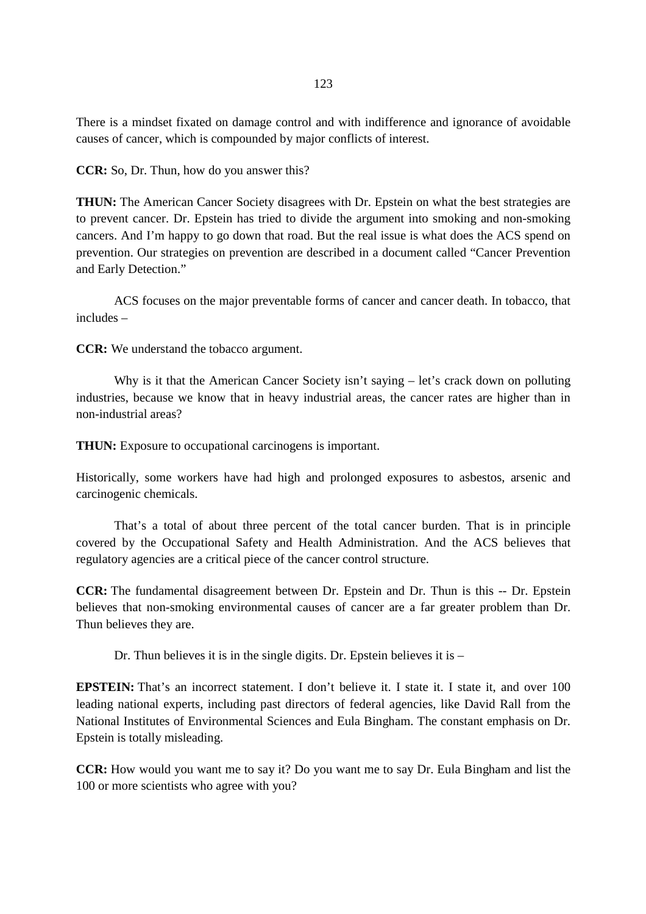There is a mindset fixated on damage control and with indifference and ignorance of avoidable causes of cancer, which is compounded by major conflicts of interest.

**CCR:** So, Dr. Thun, how do you answer this?

**THUN:** The American Cancer Society disagrees with Dr. Epstein on what the best strategies are to prevent cancer. Dr. Epstein has tried to divide the argument into smoking and non-smoking cancers. And I'm happy to go down that road. But the real issue is what does the ACS spend on prevention. Our strategies on prevention are described in a document called "Cancer Prevention and Early Detection."

ACS focuses on the major preventable forms of cancer and cancer death. In tobacco, that includes –

**CCR:** We understand the tobacco argument.

Why is it that the American Cancer Society isn't saying – let's crack down on polluting industries, because we know that in heavy industrial areas, the cancer rates are higher than in non-industrial areas?

**THUN:** Exposure to occupational carcinogens is important.

Historically, some workers have had high and prolonged exposures to asbestos, arsenic and carcinogenic chemicals.

That's a total of about three percent of the total cancer burden. That is in principle covered by the Occupational Safety and Health Administration. And the ACS believes that regulatory agencies are a critical piece of the cancer control structure.

**CCR:** The fundamental disagreement between Dr. Epstein and Dr. Thun is this -- Dr. Epstein believes that non-smoking environmental causes of cancer are a far greater problem than Dr. Thun believes they are.

Dr. Thun believes it is in the single digits. Dr. Epstein believes it is –

**EPSTEIN:** That's an incorrect statement. I don't believe it. I state it. I state it, and over 100 leading national experts, including past directors of federal agencies, like David Rall from the National Institutes of Environmental Sciences and Eula Bingham. The constant emphasis on Dr. Epstein is totally misleading.

**CCR:** How would you want me to say it? Do you want me to say Dr. Eula Bingham and list the 100 or more scientists who agree with you?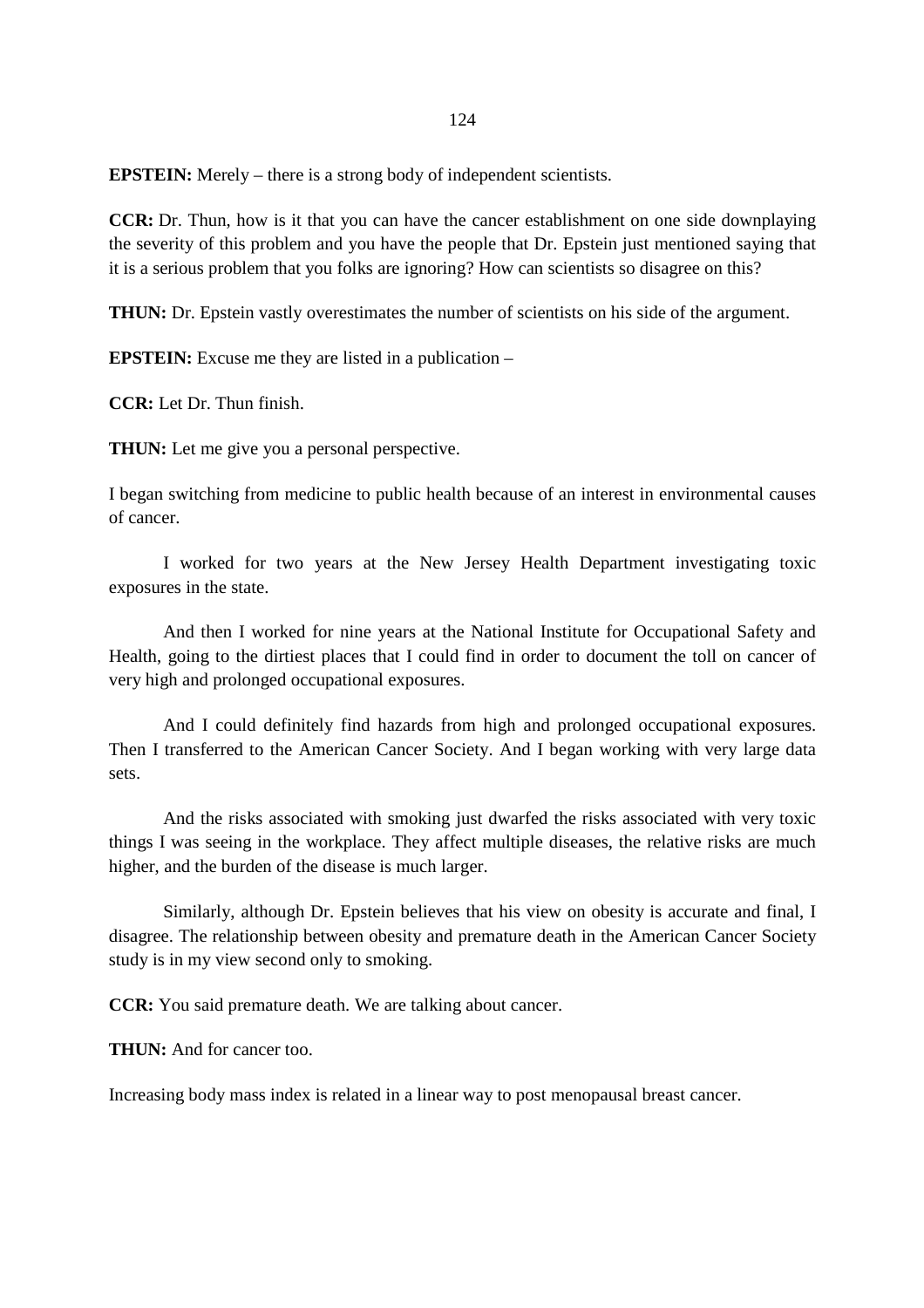**EPSTEIN:** Merely – there is a strong body of independent scientists.

**CCR:** Dr. Thun, how is it that you can have the cancer establishment on one side downplaying the severity of this problem and you have the people that Dr. Epstein just mentioned saying that it is a serious problem that you folks are ignoring? How can scientists so disagree on this?

**THUN:** Dr. Epstein vastly overestimates the number of scientists on his side of the argument.

**EPSTEIN:** Excuse me they are listed in a publication –

**CCR:** Let Dr. Thun finish.

**THUN:** Let me give you a personal perspective.

I began switching from medicine to public health because of an interest in environmental causes of cancer.

I worked for two years at the New Jersey Health Department investigating toxic exposures in the state.

And then I worked for nine years at the National Institute for Occupational Safety and Health, going to the dirtiest places that I could find in order to document the toll on cancer of very high and prolonged occupational exposures.

And I could definitely find hazards from high and prolonged occupational exposures. Then I transferred to the American Cancer Society. And I began working with very large data sets.

And the risks associated with smoking just dwarfed the risks associated with very toxic things I was seeing in the workplace. They affect multiple diseases, the relative risks are much higher, and the burden of the disease is much larger.

Similarly, although Dr. Epstein believes that his view on obesity is accurate and final, I disagree. The relationship between obesity and premature death in the American Cancer Society study is in my view second only to smoking.

**CCR:** You said premature death. We are talking about cancer.

**THUN:** And for cancer too.

Increasing body mass index is related in a linear way to post menopausal breast cancer.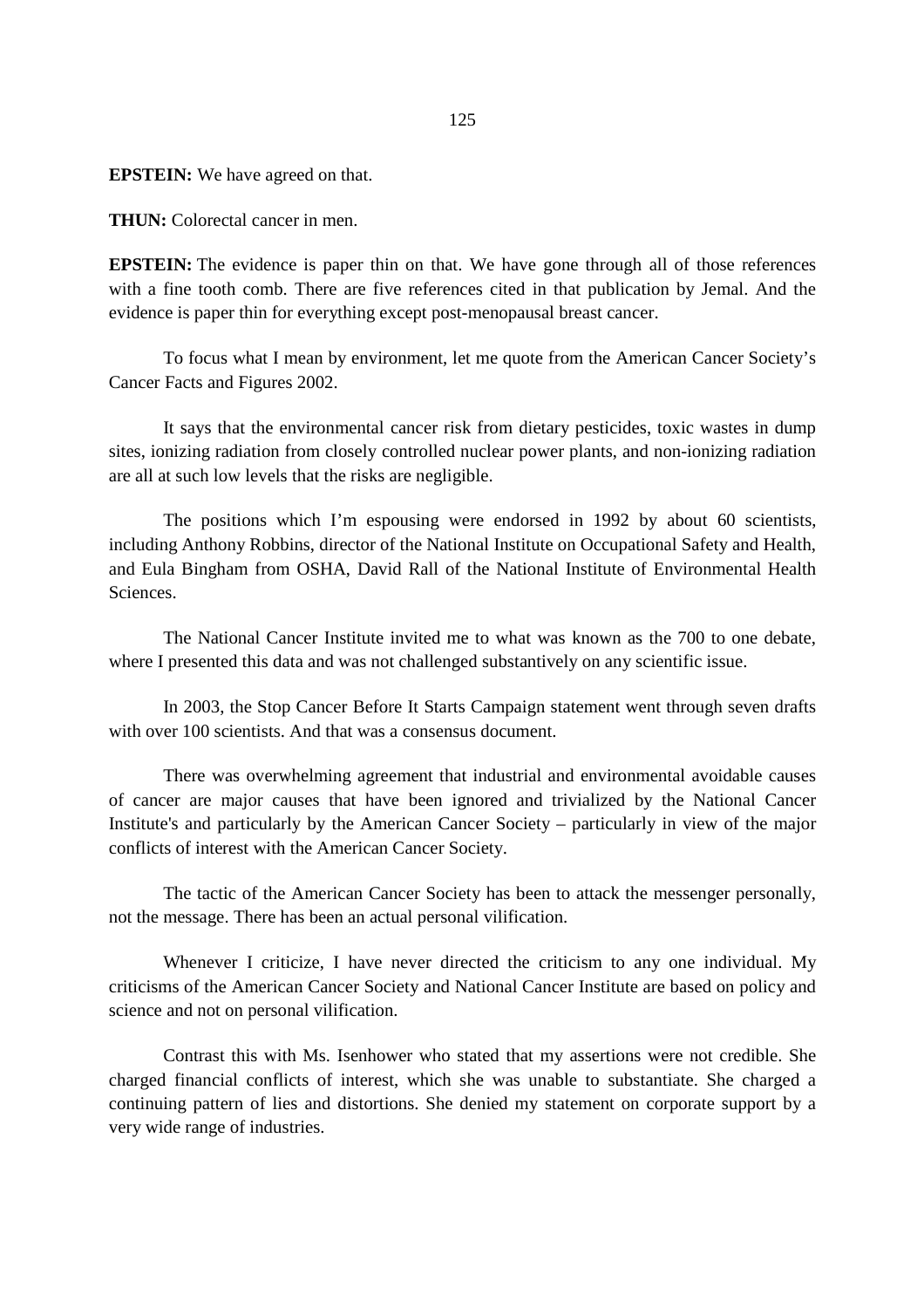**EPSTEIN:** We have agreed on that.

**THUN:** Colorectal cancer in men.

**EPSTEIN:** The evidence is paper thin on that. We have gone through all of those references with a fine tooth comb. There are five references cited in that publication by Jemal. And the evidence is paper thin for everything except post-menopausal breast cancer.

To focus what I mean by environment, let me quote from the American Cancer Society's Cancer Facts and Figures 2002.

It says that the environmental cancer risk from dietary pesticides, toxic wastes in dump sites, ionizing radiation from closely controlled nuclear power plants, and non-ionizing radiation are all at such low levels that the risks are negligible.

The positions which I'm espousing were endorsed in 1992 by about 60 scientists, including Anthony Robbins, director of the National Institute on Occupational Safety and Health, and Eula Bingham from OSHA, David Rall of the National Institute of Environmental Health Sciences.

The National Cancer Institute invited me to what was known as the 700 to one debate, where I presented this data and was not challenged substantively on any scientific issue.

In 2003, the Stop Cancer Before It Starts Campaign statement went through seven drafts with over 100 scientists. And that was a consensus document.

There was overwhelming agreement that industrial and environmental avoidable causes of cancer are major causes that have been ignored and trivialized by the National Cancer Institute's and particularly by the American Cancer Society – particularly in view of the major conflicts of interest with the American Cancer Society.

The tactic of the American Cancer Society has been to attack the messenger personally, not the message. There has been an actual personal vilification.

Whenever I criticize, I have never directed the criticism to any one individual. My criticisms of the American Cancer Society and National Cancer Institute are based on policy and science and not on personal vilification.

Contrast this with Ms. Isenhower who stated that my assertions were not credible. She charged financial conflicts of interest, which she was unable to substantiate. She charged a continuing pattern of lies and distortions. She denied my statement on corporate support by a very wide range of industries.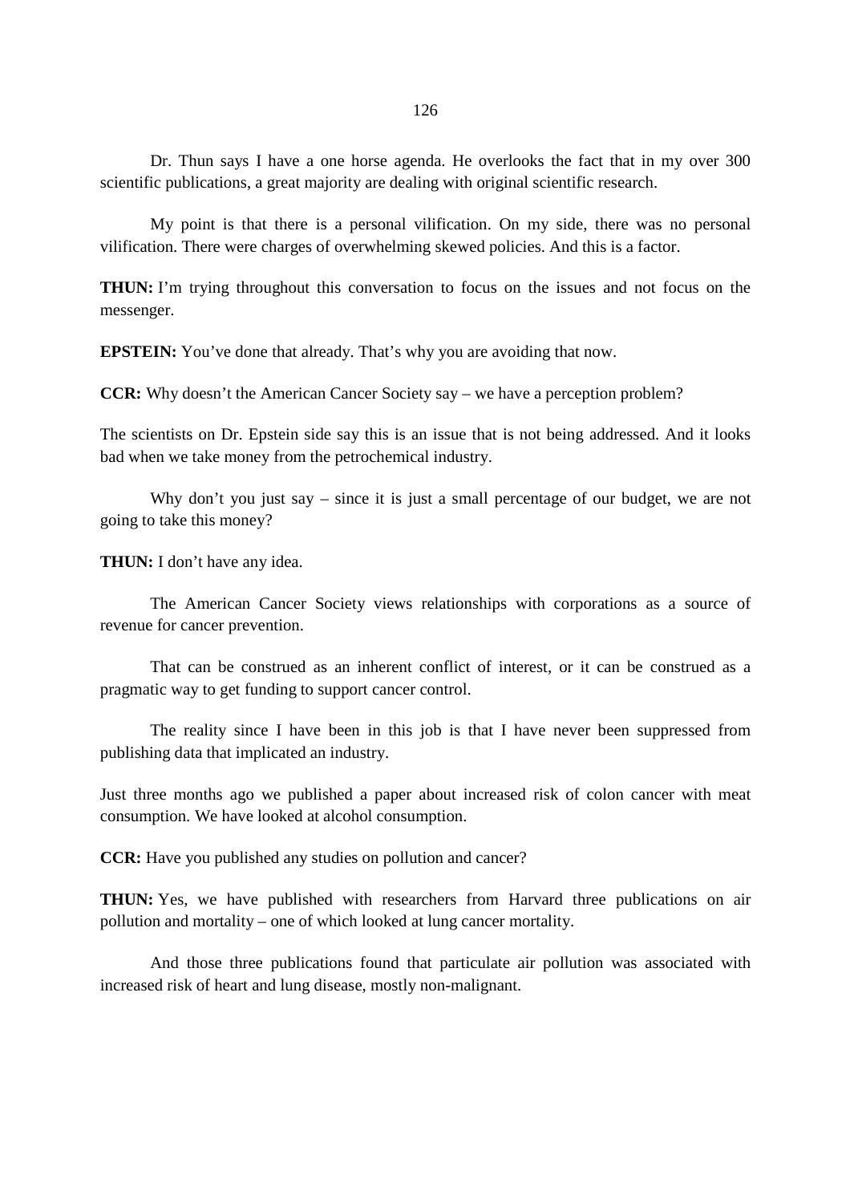Dr. Thun says I have a one horse agenda. He overlooks the fact that in my over 300 scientific publications, a great majority are dealing with original scientific research.

My point is that there is a personal vilification. On my side, there was no personal vilification. There were charges of overwhelming skewed policies. And this is a factor.

**THUN:** I'm trying throughout this conversation to focus on the issues and not focus on the messenger.

**EPSTEIN:** You've done that already. That's why you are avoiding that now.

**CCR:** Why doesn't the American Cancer Society say – we have a perception problem?

The scientists on Dr. Epstein side say this is an issue that is not being addressed. And it looks bad when we take money from the petrochemical industry.

Why don't you just say – since it is just a small percentage of our budget, we are not going to take this money?

**THUN:** I don't have any idea.

The American Cancer Society views relationships with corporations as a source of revenue for cancer prevention.

That can be construed as an inherent conflict of interest, or it can be construed as a pragmatic way to get funding to support cancer control.

The reality since I have been in this job is that I have never been suppressed from publishing data that implicated an industry.

Just three months ago we published a paper about increased risk of colon cancer with meat consumption. We have looked at alcohol consumption.

**CCR:** Have you published any studies on pollution and cancer?

**THUN:** Yes, we have published with researchers from Harvard three publications on air pollution and mortality – one of which looked at lung cancer mortality.

And those three publications found that particulate air pollution was associated with increased risk of heart and lung disease, mostly non-malignant.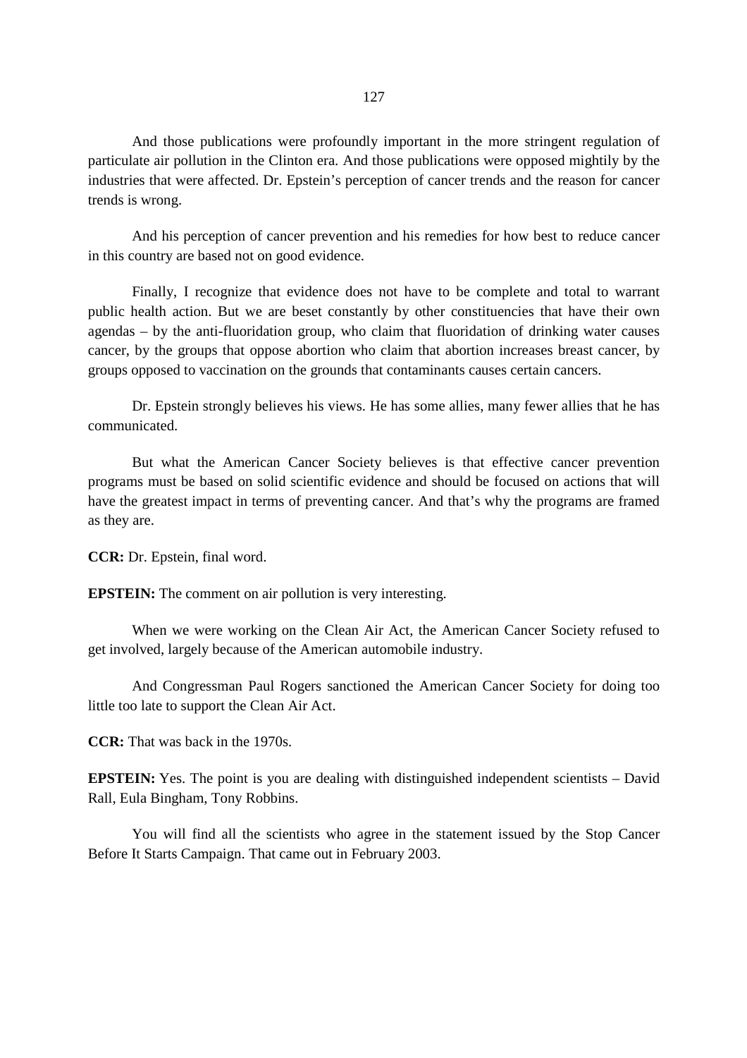And those publications were profoundly important in the more stringent regulation of particulate air pollution in the Clinton era. And those publications were opposed mightily by the industries that were affected. Dr. Epstein's perception of cancer trends and the reason for cancer trends is wrong.

And his perception of cancer prevention and his remedies for how best to reduce cancer in this country are based not on good evidence.

Finally, I recognize that evidence does not have to be complete and total to warrant public health action. But we are beset constantly by other constituencies that have their own agendas – by the anti-fluoridation group, who claim that fluoridation of drinking water causes cancer, by the groups that oppose abortion who claim that abortion increases breast cancer, by groups opposed to vaccination on the grounds that contaminants causes certain cancers.

Dr. Epstein strongly believes his views. He has some allies, many fewer allies that he has communicated.

But what the American Cancer Society believes is that effective cancer prevention programs must be based on solid scientific evidence and should be focused on actions that will have the greatest impact in terms of preventing cancer. And that's why the programs are framed as they are.

**CCR:** Dr. Epstein, final word.

**EPSTEIN:** The comment on air pollution is very interesting.

When we were working on the Clean Air Act, the American Cancer Society refused to get involved, largely because of the American automobile industry.

And Congressman Paul Rogers sanctioned the American Cancer Society for doing too little too late to support the Clean Air Act.

**CCR:** That was back in the 1970s.

**EPSTEIN:** Yes. The point is you are dealing with distinguished independent scientists – David Rall, Eula Bingham, Tony Robbins.

You will find all the scientists who agree in the statement issued by the Stop Cancer Before It Starts Campaign. That came out in February 2003.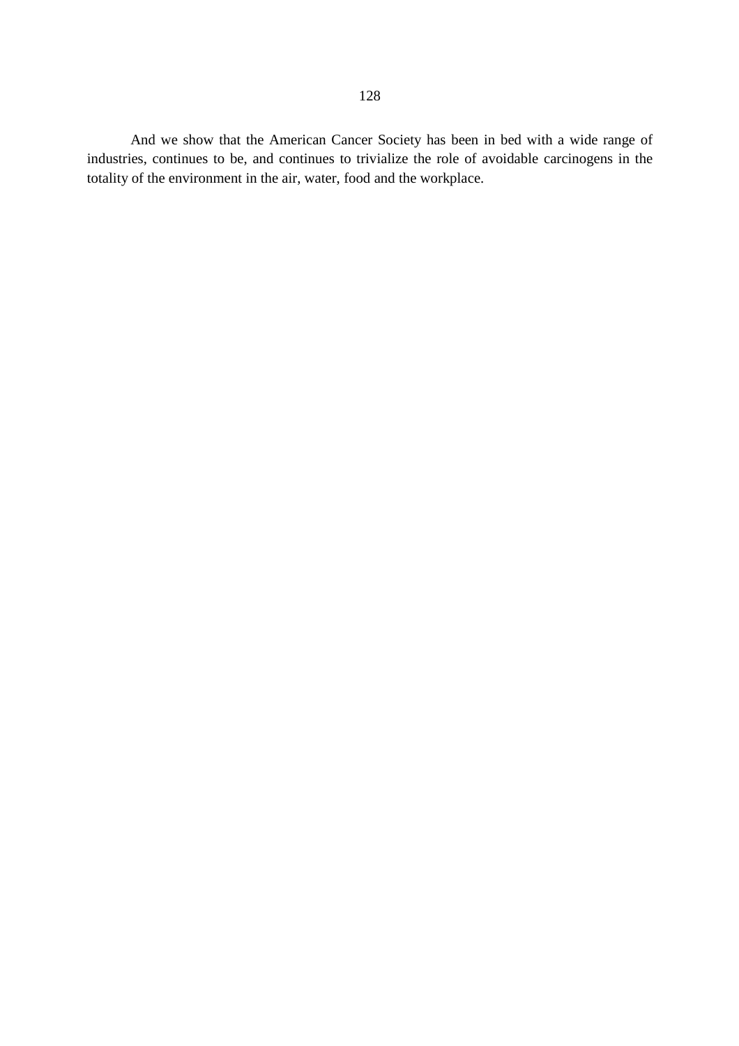And we show that the American Cancer Society has been in bed with a wide range of industries, continues to be, and continues to trivialize the role of avoidable carcinogens in the totality of the environment in the air, water, food and the workplace.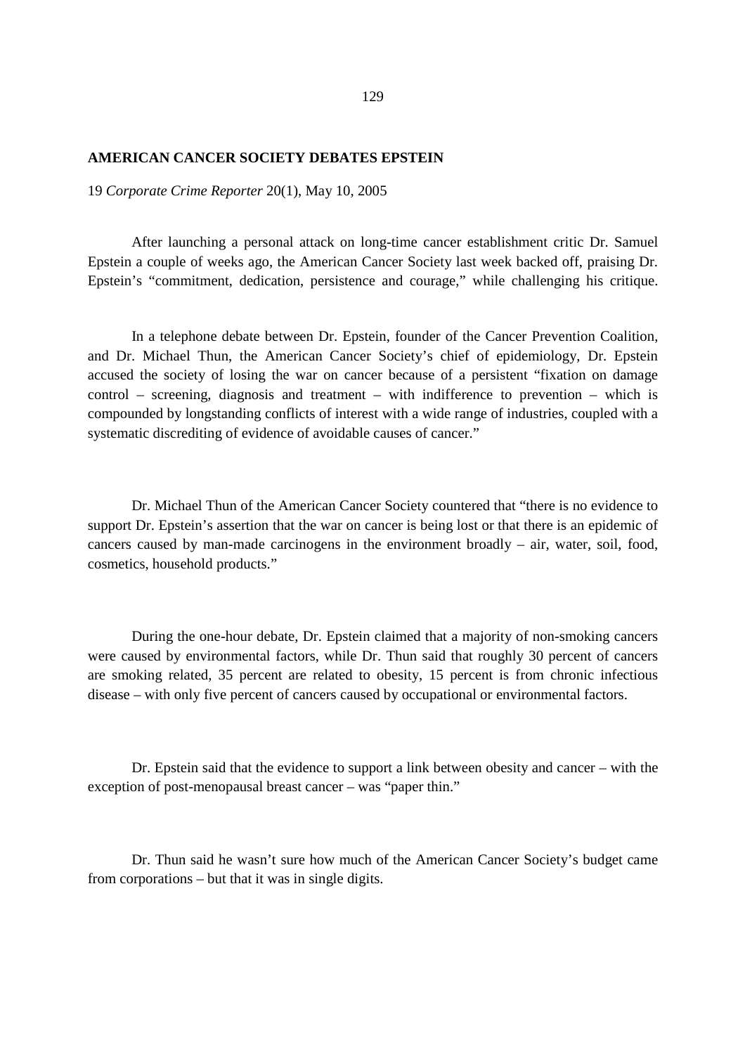**AMERICAN CANCER SOCIETY DEBATES EPSTEIN**

19 *Corporate Crime Reporter* 20(1), May 10, 2005

After launching a personal attack on long-time cancer establishment critic Dr. Samuel Epstein a couple of weeks ago, the American Cancer Society last week backed off, praising Dr. Epstein's "commitment, dedication, persistence and courage," while challenging his critique.

In a telephone debate between Dr. Epstein, founder of the Cancer Prevention Coalition, and Dr. Michael Thun, the American Cancer Society's chief of epidemiology, Dr. Epstein accused the society of losing the war on cancer because of a persistent "fixation on damage control – screening, diagnosis and treatment – with indifference to prevention – which is compounded by longstanding conflicts of interest with a wide range of industries, coupled with a systematic discrediting of evidence of avoidable causes of cancer."

Dr. Michael Thun of the American Cancer Society countered that "there is no evidence to support Dr. Epstein's assertion that the war on cancer is being lost or that there is an epidemic of cancers caused by man-made carcinogens in the environment broadly – air, water, soil, food, cosmetics, household products."

During the one-hour debate, Dr. Epstein claimed that a majority of non-smoking cancers were caused by environmental factors, while Dr. Thun said that roughly 30 percent of cancers are smoking related, 35 percent are related to obesity, 15 percent is from chronic infectious disease – with only five percent of cancers caused by occupational or environmental factors.

Dr. Epstein said that the evidence to support a link between obesity and cancer – with the exception of post-menopausal breast cancer – was "paper thin."

Dr. Thun said he wasn't sure how much of the American Cancer Society's budget came from corporations – but that it was in single digits.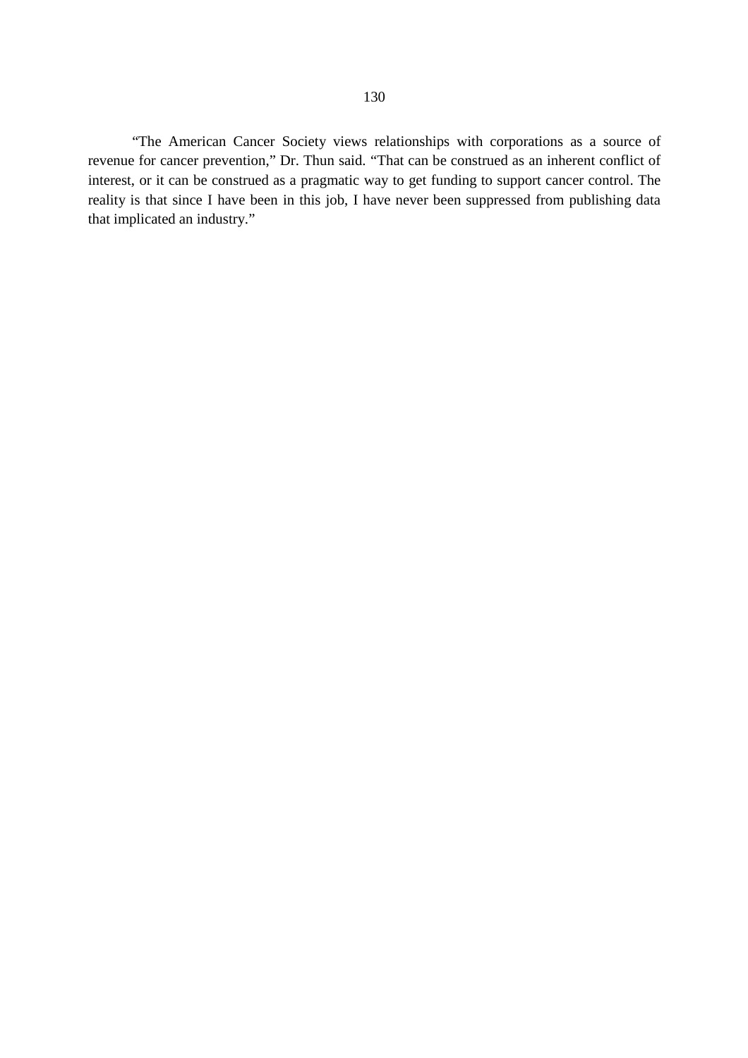"The American Cancer Society views relationships with corporations as a source of revenue for cancer prevention," Dr. Thun said. "That can be construed as an inherent conflict of interest, or it can be construed as a pragmatic way to get funding to support cancer control. The reality is that since I have been in this job, I have never been suppressed from publishing data that implicated an industry."